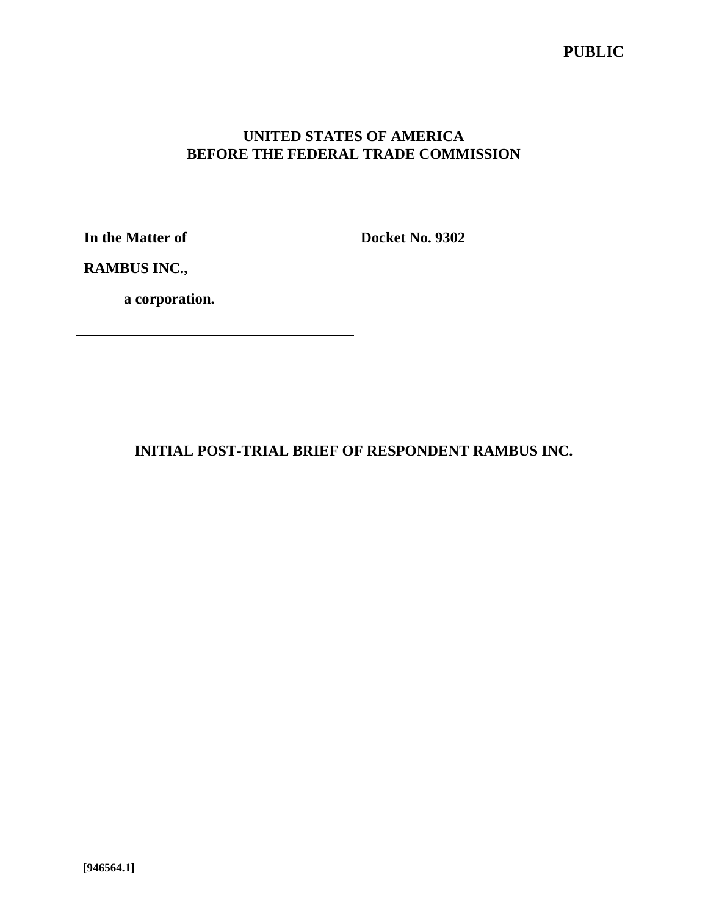**PUBLIC**

**UNITED STATES OF AMERICA**
**BEFORE THE FEDERAL TRADE COMMISSION**

**In the Matter of** **Docket No. 9302**

**RAMBUS INC.,**

**a corporation.**

---

# INITIAL POST-TRIAL BRIEF OF RESPONDENT RAMBUS INC.

**[946564.1]**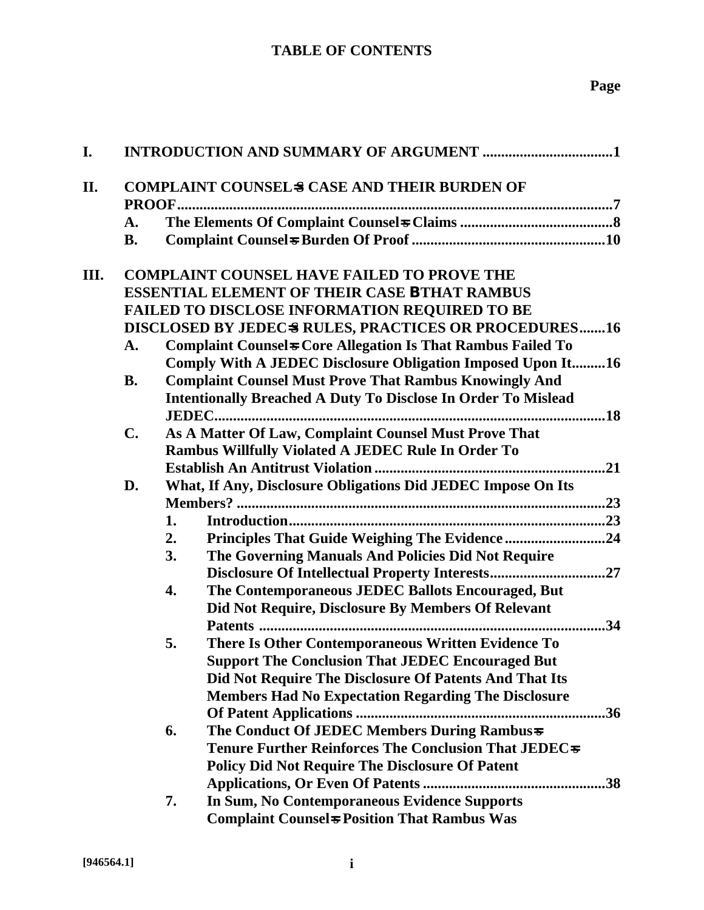**TABLE OF CONTENTS**

**Page**

**I. INTRODUCTION AND SUMMARY OF ARGUMENT ....................................1**

**II. COMPLAINT COUNSEL=S CASE AND THEIR BURDEN OF PROOF........................................................................................................7**

- **A. The Elements Of Complaint Counsel=s Claims ..........................................8**
- **B. Complaint Counsel=s Burden Of Proof ....................................................10**

**III. COMPLAINT COUNSEL HAVE FAILED TO PROVE THE ESSENTIAL ELEMENT OF THEIR CASE BTHAT RAMBUS FAILED TO DISCLOSE INFORMATION REQUIRED TO BE DISCLOSED BY JEDEC=S RULES, PRACTICES OR PROCEDURES.......16**

- **A. Complaint Counsel=s Core Allegation Is That Rambus Failed To Comply With A JEDEC Disclosure Obligation Imposed Upon It.........16**
- **B. Complaint Counsel Must Prove That Rambus Knowingly And Intentionally Breached A Duty To Disclose In Order To Mislead JEDEC..........................................................................................................18**
- **C. As A Matter Of Law, Complaint Counsel Must Prove That Rambus Willfully Violated A JEDEC Rule In Order To Establish An Antitrust Violation ..............................................................21**
- **D. What, If Any, Disclosure Obligations Did JEDEC Impose On Its Members? .....................................................................................................23**
  - **1. Introduction.....................................................................................23**
  - **2. Principles That Guide Weighing The Evidence...........................24**
  - **3. The Governing Manuals And Policies Did Not Require Disclosure Of Intellectual Property Interests...............................27**
  - **4. The Contemporaneous JEDEC Ballots Encouraged, But Did Not Require, Disclosure By Members Of Relevant Patents .............................................................................................34**
  - **5. There Is Other Contemporaneous Written Evidence To Support The Conclusion That JEDEC Encouraged But Did Not Require The Disclosure Of Patents And That Its Members Had No Expectation Regarding The Disclosure Of Patent Applications ...................................................................36**
  - **6. The Conduct Of JEDEC Members During Rambus=s Tenure Further Reinforces The Conclusion That JEDEC=s Policy Did Not Require The Disclosure Of Patent Applications, Or Even Of Patents .................................................38**
  - **7. In Sum, No Contemporaneous Evidence Supports Complaint Counsel=s Position That Rambus Was**

[946564.1]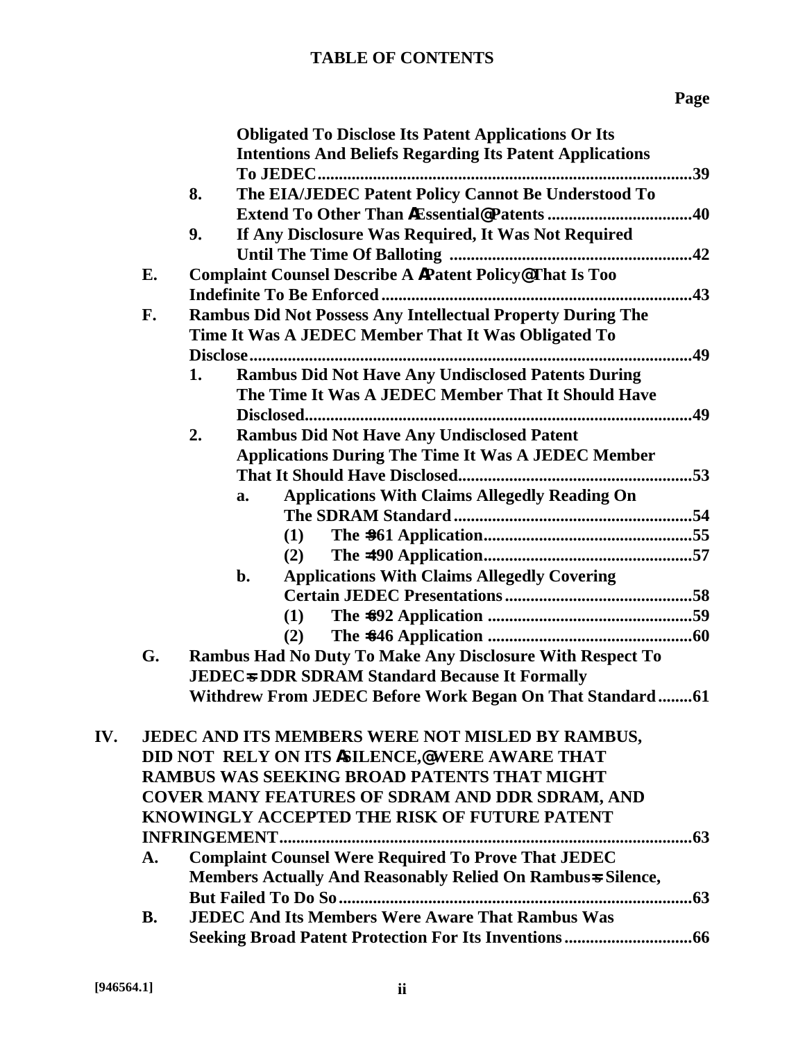**TABLE OF CONTENTS**

**Page**

**Obligated To Disclose Its Patent Applications Or Its Intentions And Beliefs Regarding Its Patent Applications To JEDEC** .......... 39

8. **The EIA/JEDEC Patent Policy Cannot Be Understood To Extend To Other Than ΑEssential@ Patents** .......... 40
9. **If Any Disclosure Was Required, It Was Not Required Until The Time Of Balloting** .......... 42

E. **Complaint Counsel Describe A ΑPatent Policy@ That Is Too Indefinite To Be Enforced** .......... 43

F. **Rambus Did Not Possess Any Intellectual Property During The Time It Was A JEDEC Member That It Was Obligated To Disclose** .......... 49

1. **Rambus Did Not Have Any Undisclosed Patents During The Time It Was A JEDEC Member That It Should Have Disclosed** .......... 49
2. **Rambus Did Not Have Any Undisclosed Patent Applications During The Time It Was A JEDEC Member That It Should Have Disclosed** .......... 53
   a. **Applications With Claims Allegedly Reading On The SDRAM Standard** .......... 54
      (1) **The =961 Application** .......... 55
      (2) **The =490 Application** .......... 57
   b. **Applications With Claims Allegedly Covering Certain JEDEC Presentations** .......... 58
      (1) **The =692 Application** .......... 59
      (2) **The =646 Application** .......... 60

G. **Rambus Had No Duty To Make Any Disclosure With Respect To JEDEC=s DDR SDRAM Standard Because It Formally Withdrew From JEDEC Before Work Began On That Standard** .......... 61

IV. **JEDEC AND ITS MEMBERS WERE NOT MISLED BY RAMBUS, DID NOT RELY ON ITS ΑSILENCE,@ WERE AWARE THAT RAMBUS WAS SEEKING BROAD PATENTS THAT MIGHT COVER MANY FEATURES OF SDRAM AND DDR SDRAM, AND KNOWINGLY ACCEPTED THE RISK OF FUTURE PATENT INFRINGEMENT** .......... 63

A. **Complaint Counsel Were Required To Prove That JEDEC Members Actually And Reasonably Relied On Rambus=s Silence, But Failed To Do So** .......... 63

B. **JEDEC And Its Members Were Aware That Rambus Was Seeking Broad Patent Protection For Its Inventions** .......... 66

[946564.1]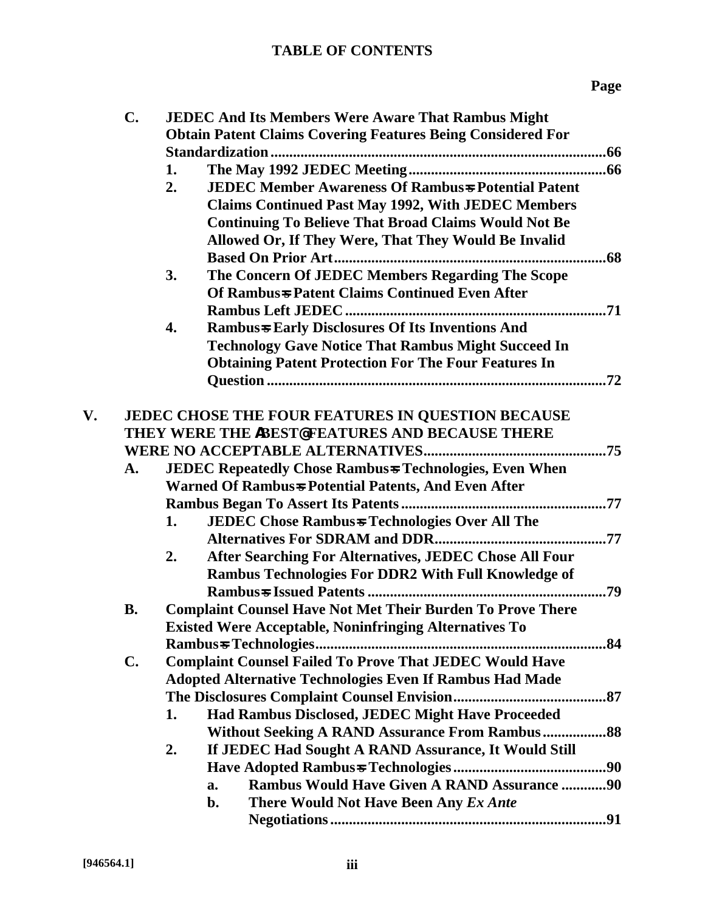**TABLE OF CONTENTS**

**Page**

- **C. JEDEC And Its Members Were Aware That Rambus Might Obtain Patent Claims Covering Features Being Considered For Standardization ........ 66**
  - **1. The May 1992 JEDEC Meeting ........ 66**
  - **2. JEDEC Member Awareness Of Rambus=s Potential Patent Claims Continued Past May 1992, With JEDEC Members Continuing To Believe That Broad Claims Would Not Be Allowed Or, If They Were, That They Would Be Invalid Based On Prior Art ........ 68**
  - **3. The Concern Of JEDEC Members Regarding The Scope Of Rambus=s Patent Claims Continued Even After Rambus Left JEDEC ........ 71**
  - **4. Rambus=s Early Disclosures Of Its Inventions And Technology Gave Notice That Rambus Might Succeed In Obtaining Patent Protection For The Four Features In Question ........ 72**

**V. JEDEC CHOSE THE FOUR FEATURES IN QUESTION BECAUSE THEY WERE THE ABEST@ FEATURES AND BECAUSE THERE WERE NO ACCEPTABLE ALTERNATIVES ........ 75**

- **A. JEDEC Repeatedly Chose Rambus=s Technologies, Even When Warned Of Rambus=s Potential Patents, And Even After Rambus Began To Assert Its Patents ........ 77**
  - **1. JEDEC Chose Rambus=s Technologies Over All The Alternatives For SDRAM and DDR ........ 77**
  - **2. After Searching For Alternatives, JEDEC Chose All Four Rambus Technologies For DDR2 With Full Knowledge of Rambus=s Issued Patents ........ 79**
- **B. Complaint Counsel Have Not Met Their Burden To Prove There Existed Were Acceptable, Noninfringing Alternatives To Rambus=s Technologies ........ 84**
- **C. Complaint Counsel Failed To Prove That JEDEC Would Have Adopted Alternative Technologies Even If Rambus Had Made The Disclosures Complaint Counsel Envision ........ 87**
  - **1. Had Rambus Disclosed, JEDEC Might Have Proceeded Without Seeking A RAND Assurance From Rambus ........ 88**
  - **2. If JEDEC Had Sought A RAND Assurance, It Would Still Have Adopted Rambus=s Technologies ........ 90**
    - **a. Rambus Would Have Given A RAND Assurance ........ 90**
    - **b. There Would Not Have Been Any *Ex Ante* Negotiations ........ 91**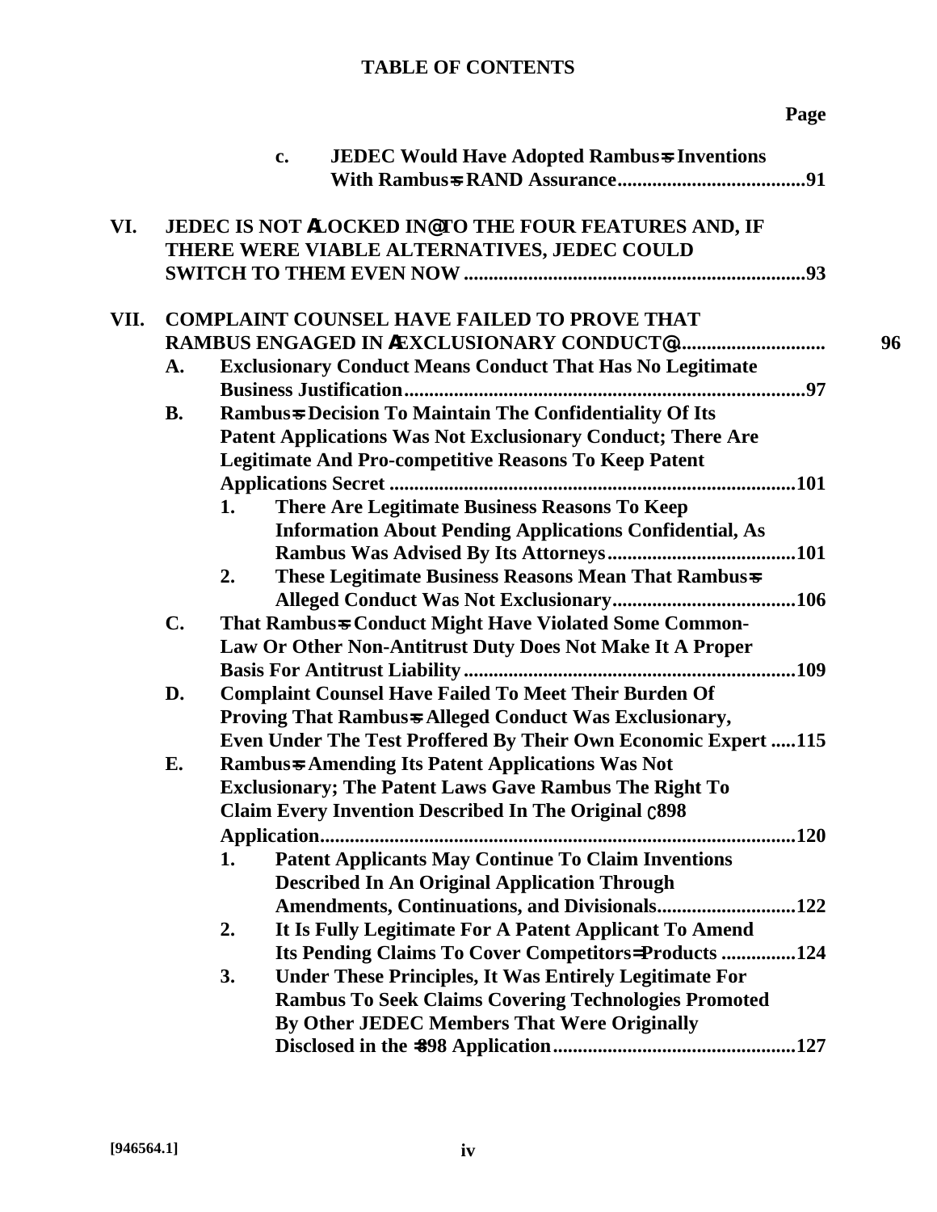**TABLE OF CONTENTS**

**Page**

c. **JEDEC Would Have Adopted Rambus=s Inventions With Rambus=s RAND Assurance......................................91**

**VI. JEDEC IS NOT ALOCKED IN@ TO THE FOUR FEATURES AND, IF THERE WERE VIABLE ALTERNATIVES, JEDEC COULD SWITCH TO THEM EVEN NOW ....................................................................93**

**VII. COMPLAINT COUNSEL HAVE FAILED TO PROVE THAT RAMBUS ENGAGED IN AEXCLUSIONARY CONDUCT@............................ 96**

**A. Exclusionary Conduct Means Conduct That Has No Legitimate Business Justification.................................................................................97**

**B. Rambus=s Decision To Maintain The Confidentiality Of Its Patent Applications Was Not Exclusionary Conduct; There Are Legitimate And Pro-competitive Reasons To Keep Patent Applications Secret .................................................................................101**

**1. There Are Legitimate Business Reasons To Keep Information About Pending Applications Confidential, As Rambus Was Advised By Its Attorneys......................................101**

**2. These Legitimate Business Reasons Mean That Rambus=s Alleged Conduct Was Not Exclusionary....................................106**

**C. That Rambus=s Conduct Might Have Violated Some Common-Law Or Other Non-Antitrust Duty Does Not Make It A Proper Basis For Antitrust Liability..................................................................109**

**D. Complaint Counsel Have Failed To Meet Their Burden Of Proving That Rambus=s Alleged Conduct Was Exclusionary, Even Under The Test Proffered By Their Own Economic Expert .....115**

**E. Rambus=s Amending Its Patent Applications Was Not Exclusionary; The Patent Laws Gave Rambus The Right To Claim Every Invention Described In The Original ‘898 Application...............................................................................................120**

**1. Patent Applicants May Continue To Claim Inventions Described In An Original Application Through Amendments, Continuations, and Divisionals...........................122**

**2. It Is Fully Legitimate For A Patent Applicant To Amend Its Pending Claims To Cover Competitors= Products ...............124**

**3. Under These Principles, It Was Entirely Legitimate For Rambus To Seek Claims Covering Technologies Promoted By Other JEDEC Members That Were Originally Disclosed in the =898 Application.................................................127**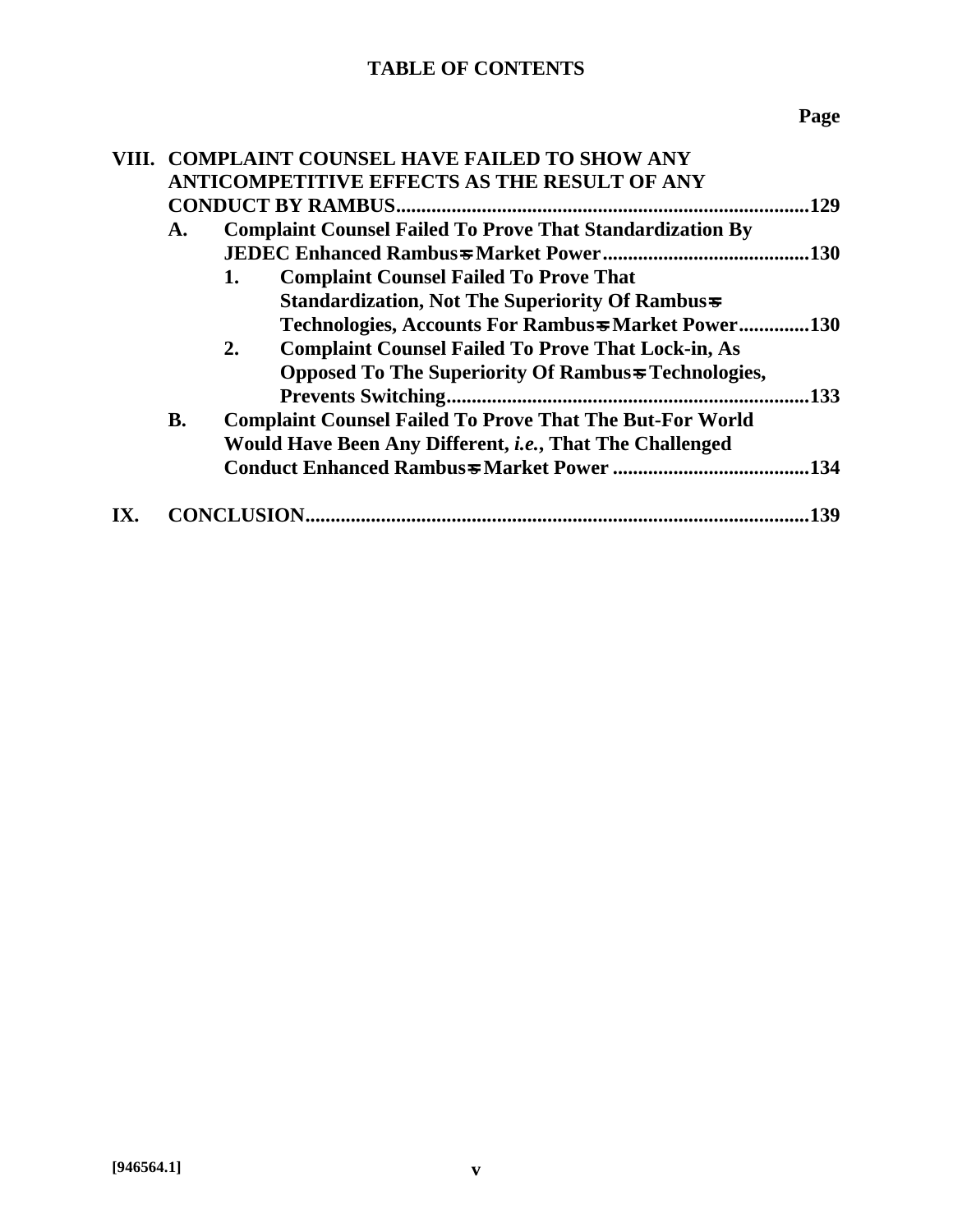**TABLE OF CONTENTS**

**Page**

**VIII. COMPLAINT COUNSEL HAVE FAILED TO SHOW ANY ANTICOMPETITIVE EFFECTS AS THE RESULT OF ANY CONDUCT BY RAMBUS.................................................................................129**

- **A. Complaint Counsel Failed To Prove That Standardization By JEDEC Enhanced Rambus=s Market Power.........................................130**
  - **1. Complaint Counsel Failed To Prove That Standardization, Not The Superiority Of Rambus=s Technologies, Accounts For Rambus=s Market Power.............130**
  - **2. Complaint Counsel Failed To Prove That Lock-in, As Opposed To The Superiority Of Rambus=s Technologies, Prevents Switching.......................................................................133**
- **B. Complaint Counsel Failed To Prove That The But-For World Would Have Been Any Different, *i.e.*, That The Challenged Conduct Enhanced Rambus=s Market Power .......................................134**

**IX. CONCLUSION...................................................................................................139**

[946564.1]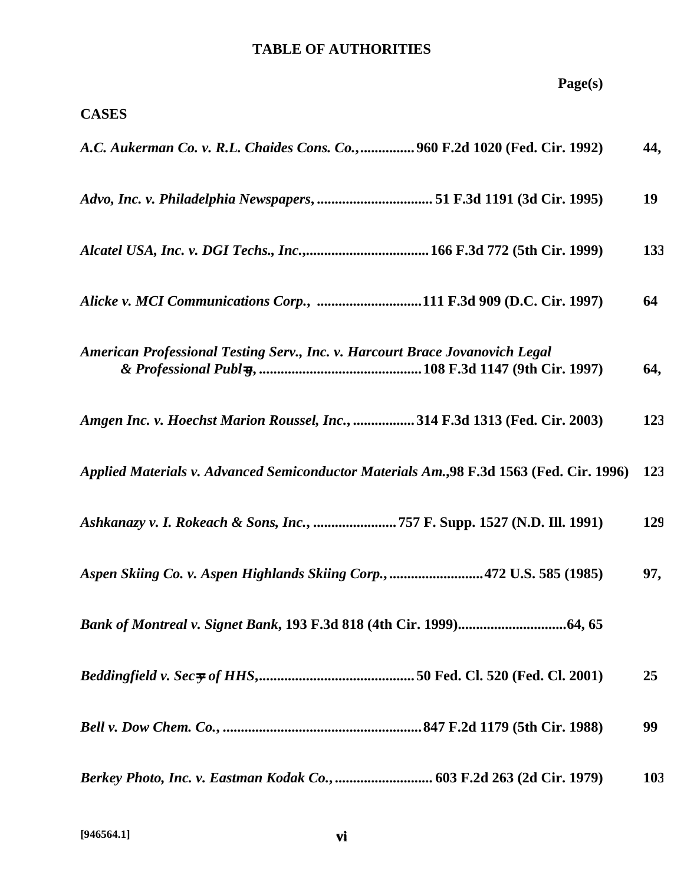# TABLE OF AUTHORITIES

**Page(s)**

**CASES**

***A.C. Aukerman Co. v. R.L. Chaides Cons. Co.,*** **............... 960 F.2d 1020 (Fed. Cir. 1992)** **44,**

***Advo, Inc. v. Philadelphia Newspapers,*** **................................ 51 F.3d 1191 (3d Cir. 1995)** **19**

***Alcatel USA, Inc. v. DGI Techs., Inc.,*** **.................................. 166 F.3d 772 (5th Cir. 1999)** **133**

***Alicke v. MCI Communications Corp.,*** **............................. 111 F.3d 909 (D.C. Cir. 1997)** **64**

***American Professional Testing Serv., Inc. v. Harcourt Brace Jovanovich Legal & Professional Publ'g,*** **............................................ 108 F.3d 1147 (9th Cir. 1997)** **64,**

***Amgen Inc. v. Hoechst Marion Roussel, Inc.,*** **................. 314 F.3d 1313 (Fed. Cir. 2003)** **123**

***Applied Materials v. Advanced Semiconductor Materials Am.,*** **98 F.3d 1563 (Fed. Cir. 1996)** **123**

***Ashkanazy v. I. Rokeach & Sons, Inc.,*** **....................... 757 F. Supp. 1527 (N.D. Ill. 1991)** **129**

***Aspen Skiing Co. v. Aspen Highlands Skiing Corp.,*** **.......................... 472 U.S. 585 (1985)** **97,**

***Bank of Montreal v. Signet Bank,*** **193 F.3d 818 (4th Cir. 1999)............................. 64, 65**

***Beddingfield v. Sec'y of HHS,*** **.......................................... 50 Fed. Cl. 520 (Fed. Cl. 2001)** **25**

***Bell v. Dow Chem. Co.,*** **...................................................... 847 F.2d 1179 (5th Cir. 1988)** **99**

***Berkey Photo, Inc. v. Eastman Kodak Co.,*** **........................... 603 F.2d 263 (2d Cir. 1979)** **103**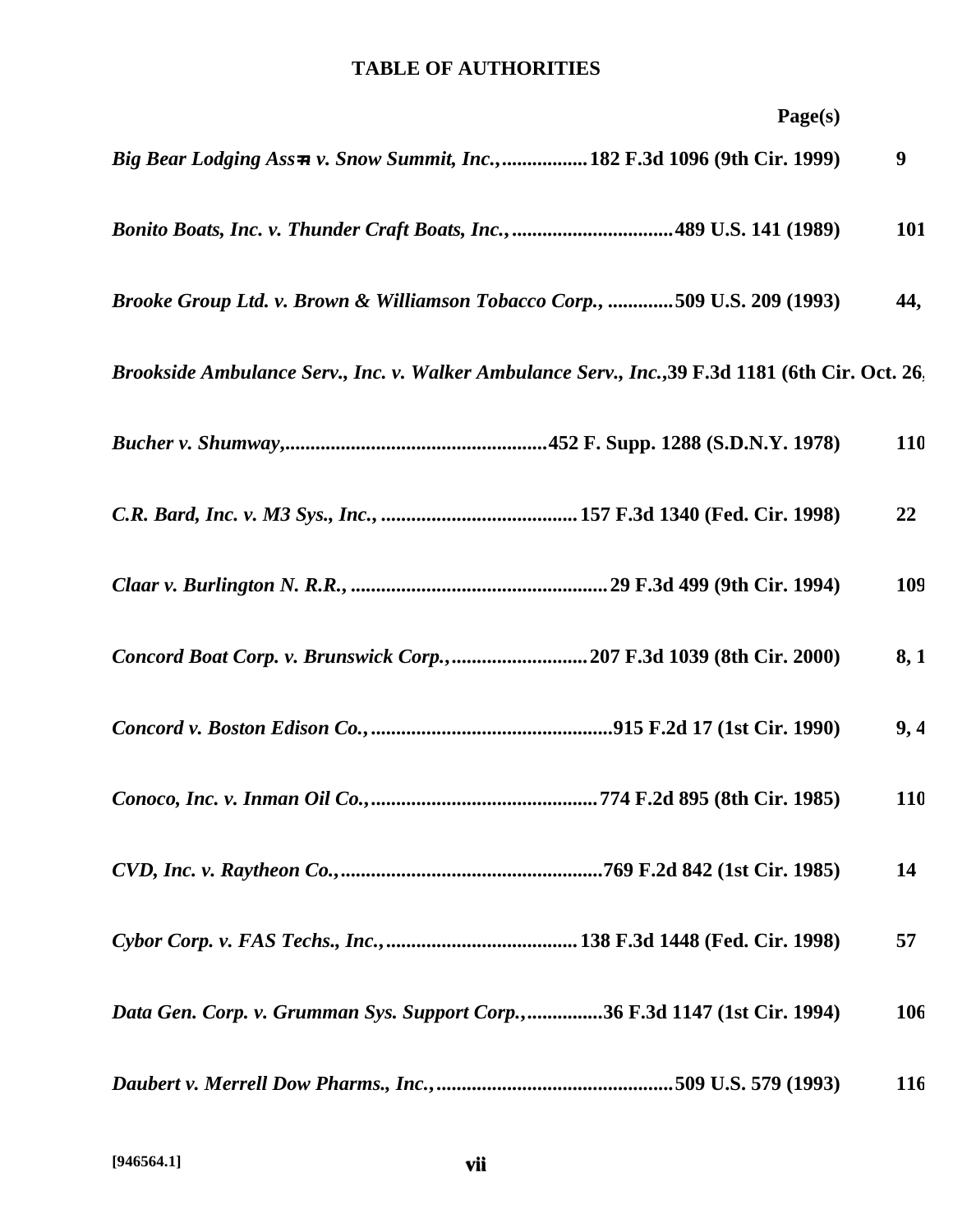# TABLE OF AUTHORITIES

**Page(s)**

***Big Bear Lodging Ass=n v. Snow Summit, Inc.*, .................182 F.3d 1096 (9th Cir. 1999)** **9**

***Bonito Boats, Inc. v. Thunder Craft Boats, Inc.*, ................................489 U.S. 141 (1989)** **101**

***Brooke Group Ltd. v. Brown & Williamson Tobacco Corp.*, .............509 U.S. 209 (1993)** **44,**

***Brookside Ambulance Serv., Inc. v. Walker Ambulance Serv., Inc.*,39 F.3d 1181 (6th Cir. Oct. 26,**

***Bucher v. Shumway*,.....................................................452 F. Supp. 1288 (S.D.N.Y. 1978)** **110**

***C.R. Bard, Inc. v. M3 Sys., Inc.*, .......................................157 F.3d 1340 (Fed. Cir. 1998)** **22**

***Claar v. Burlington N. R.R.*, ...................................................29 F.3d 499 (9th Cir. 1994)** **109**

***Concord Boat Corp. v. Brunswick Corp.*, ...........................207 F.3d 1039 (8th Cir. 2000)** **8, 1**

***Concord v. Boston Edison Co.*, ................................................915 F.2d 17 (1st Cir. 1990)** **9, 4**

***Conoco, Inc. v. Inman Oil Co.*, .............................................774 F.2d 895 (8th Cir. 1985)** **110**

***CVD, Inc. v. Raytheon Co.*, ....................................................769 F.2d 842 (1st Cir. 1985)** **14**

***Cybor Corp. v. FAS Techs., Inc.*, ......................................138 F.3d 1448 (Fed. Cir. 1998)** **57**

***Data Gen. Corp. v. Grumman Sys. Support Corp.*, ...............36 F.3d 1147 (1st Cir. 1994)** **106**

***Daubert v. Merrell Dow Pharms., Inc.*, ...............................................509 U.S. 579 (1993)** **116**

[946564.1]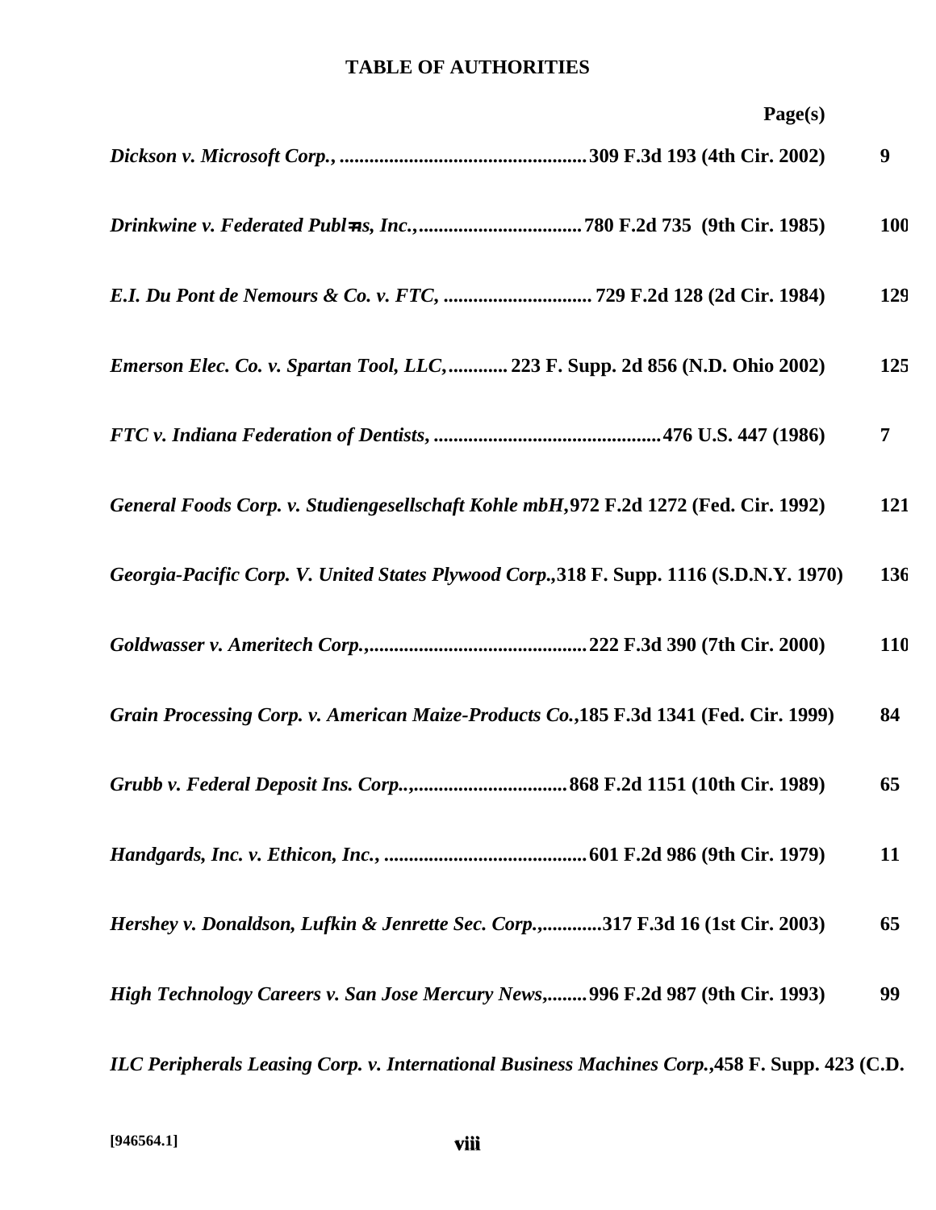# TABLE OF AUTHORITIES

| | Page(s) |
|---|---|
| ***Dickson v. Microsoft Corp.*, ...................................................309 F.3d 193 (4th Cir. 2002)** | **9** |
| ***Drinkwine v. Federated Publ=ns, Inc.*,..................................780 F.2d 735 (9th Cir. 1985)** | **100** |
| ***E.I. Du Pont de Nemours & Co. v. FTC*, .............................. 729 F.2d 128 (2d Cir. 1984)** | **129** |
| ***Emerson Elec. Co. v. Spartan Tool, LLC*,............ 223 F. Supp. 2d 856 (N.D. Ohio 2002)** | **125** |
| ***FTC v. Indiana Federation of Dentists*, ..............................................476 U.S. 447 (1986)** | **7** |
| ***General Foods Corp. v. Studiengesellschaft Kohle mbH*,972 F.2d 1272 (Fed. Cir. 1992)** | **121** |
| ***Georgia-Pacific Corp. V. United States Plywood Corp.*,318 F. Supp. 1116 (S.D.N.Y. 1970)** | **136** |
| ***Goldwasser v. Ameritech Corp.*,............................................222 F.3d 390 (7th Cir. 2000)** | **110** |
| ***Grain Processing Corp. v. American Maize-Products Co.*,185 F.3d 1341 (Fed. Cir. 1999)** | **84** |
| ***Grubb v. Federal Deposit Ins. Corp.*.,................................868 F.2d 1151 (10th Cir. 1989)** | **65** |
| ***Handgards, Inc. v. Ethicon, Inc.*, .........................................601 F.2d 986 (9th Cir. 1979)** | **11** |
| ***Hershey v. Donaldson, Lufkin & Jenrette Sec. Corp.*,............317 F.3d 16 (1st Cir. 2003)** | **65** |
| ***High Technology Careers v. San Jose Mercury News*,........996 F.2d 987 (9th Cir. 1993)** | **99** |
| ***ILC Peripherals Leasing Corp. v. International Business Machines Corp.*,458 F. Supp. 423 (C.D.** | |

[946564.1]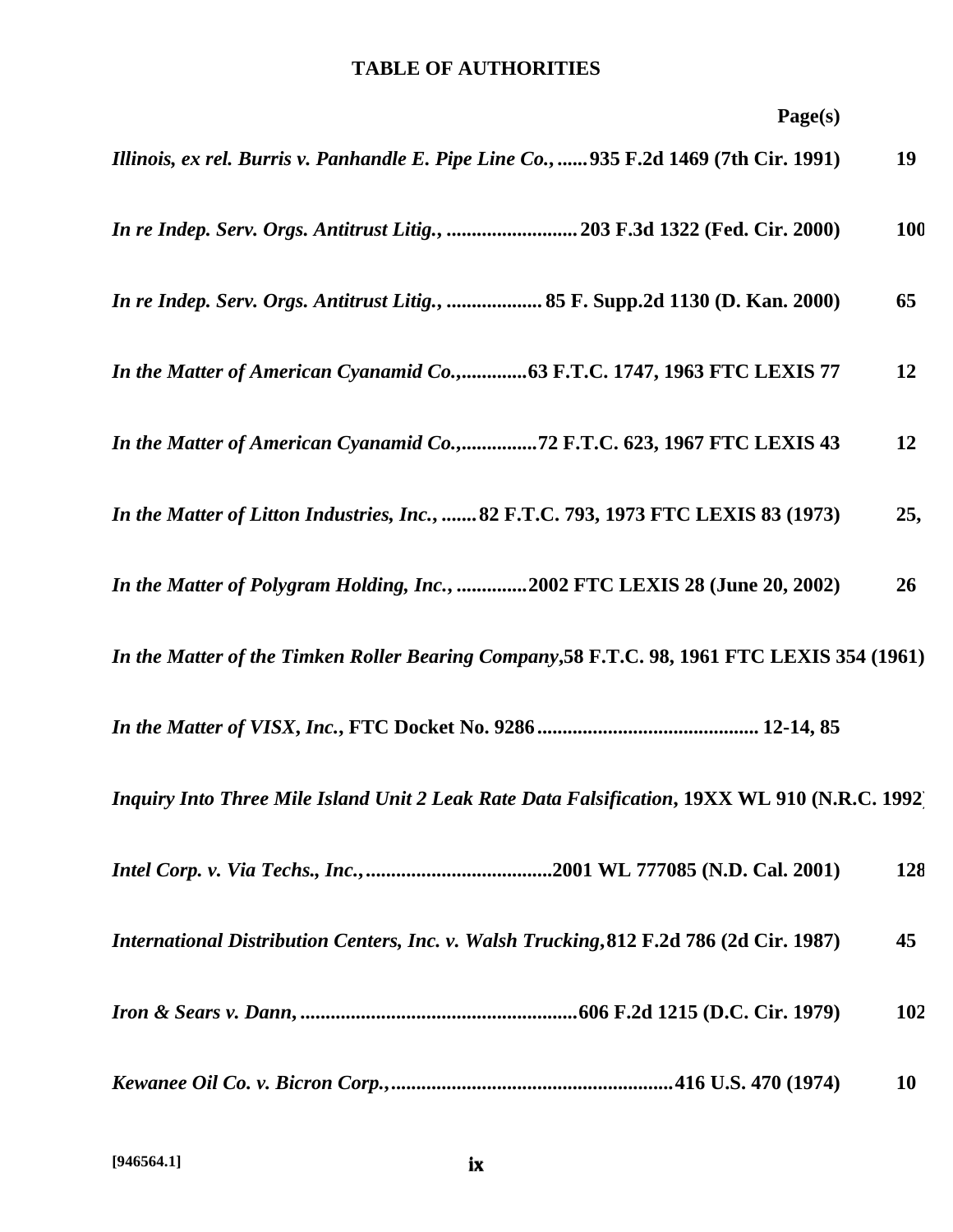# TABLE OF AUTHORITIES

| | Page(s) |
|---|---|
| *Illinois, ex rel. Burris v. Panhandle E. Pipe Line Co.,* ...... 935 F.2d 1469 (7th Cir. 1991) | 19 |
| *In re Indep. Serv. Orgs. Antitrust Litig.,* .......................... 203 F.3d 1322 (Fed. Cir. 2000) | 100 |
| *In re Indep. Serv. Orgs. Antitrust Litig.,* ................... 85 F. Supp.2d 1130 (D. Kan. 2000) | 65 |
| *In the Matter of American Cyanamid Co.,*.............63 F.T.C. 1747, 1963 FTC LEXIS 77 | 12 |
| *In the Matter of American Cyanamid Co.,*...............72 F.T.C. 623, 1967 FTC LEXIS 43 | 12 |
| *In the Matter of Litton Industries, Inc.,* ....... 82 F.T.C. 793, 1973 FTC LEXIS 83 (1973) | 25, |
| *In the Matter of Polygram Holding, Inc.,* ..............2002 FTC LEXIS 28 (June 20, 2002) | 26 |
| *In the Matter of the Timken Roller Bearing Company,*58 F.T.C. 98, 1961 FTC LEXIS 354 (1961) | |
| *In the Matter of VISX, Inc.,* FTC Docket No. 9286 ........................................... 12-14, 85 | |
| *Inquiry Into Three Mile Island Unit 2 Leak Rate Data Falsification*, 19XX WL 910 (N.R.C. 1992) | |
| *Intel Corp. v. Via Techs., Inc.,*.....................................2001 WL 777085 (N.D. Cal. 2001) | 128 |
| *International Distribution Centers, Inc. v. Walsh Trucking,*812 F.2d 786 (2d Cir. 1987) | 45 |
| *Iron & Sears v. Dann,* ......................................................606 F.2d 1215 (D.C. Cir. 1979) | 102 |
| *Kewanee Oil Co. v. Bicron Corp.,*........................................................416 U.S. 470 (1974) | 10 |

[946564.1]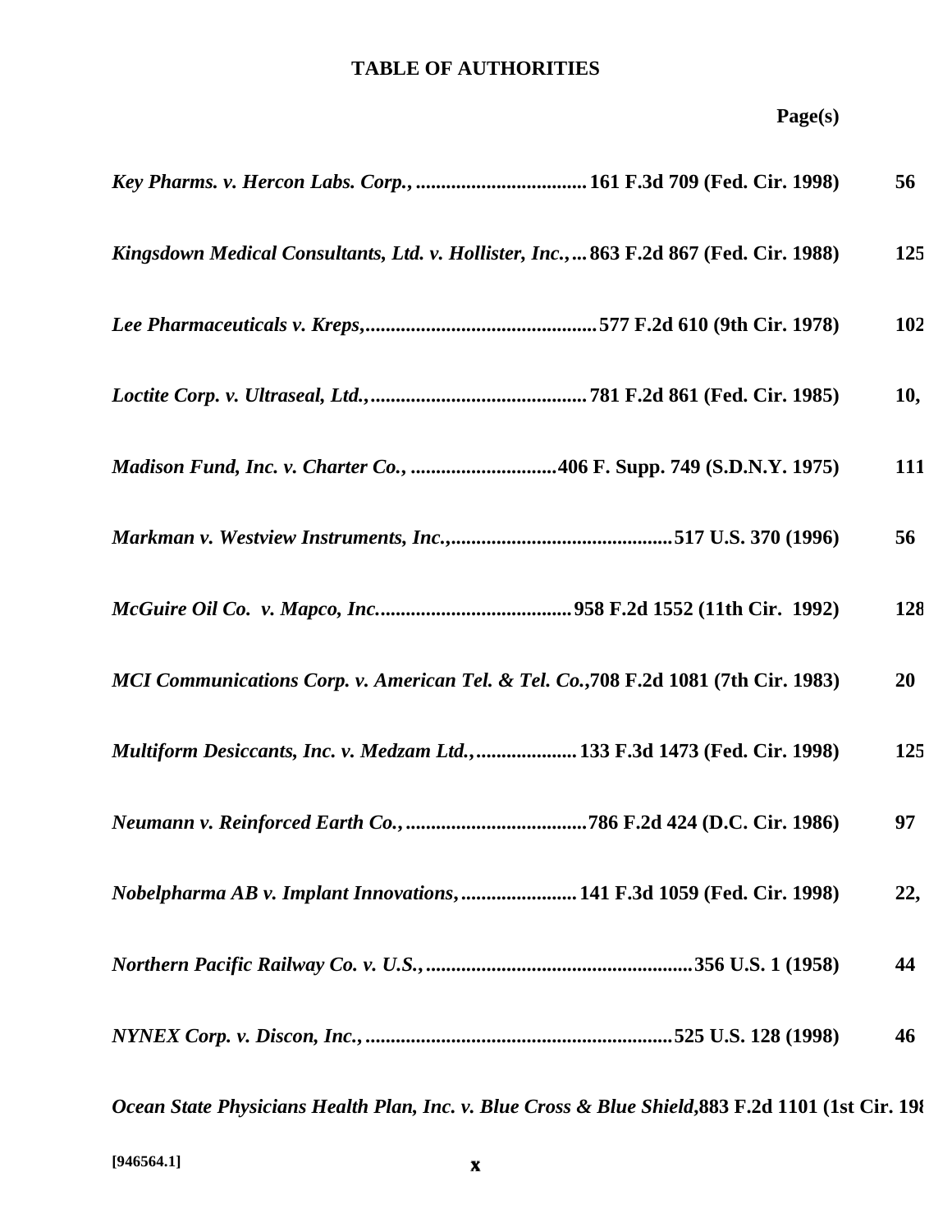**TABLE OF AUTHORITIES**

**Page(s)**

***Key Pharms. v. Hercon Labs. Corp.,*** **.................................161 F.3d 709 (Fed. Cir. 1998)** **56**

***Kingsdown Medical Consultants, Ltd. v. Hollister, Inc.,*** **...863 F.2d 867 (Fed. Cir. 1988)** **125**

***Lee Pharmaceuticals v. Kreps,*** **.............................................577 F.2d 610 (9th Cir. 1978)** **102**

***Loctite Corp. v. Ultraseal, Ltd.,*** **..........................................781 F.2d 861 (Fed. Cir. 1985)** **10,**

***Madison Fund, Inc. v. Charter Co.,*** **............................406 F. Supp. 749 (S.D.N.Y. 1975)** **111**

***Markman v. Westview Instruments, Inc.,*** **..........................................517 U.S. 370 (1996)** **56**

***McGuire Oil Co. v. Mapco, Inc.*** **.....................................958 F.2d 1552 (11th Cir. 1992)** **128**

***MCI Communications Corp. v. American Tel. & Tel. Co.,*** **708 F.2d 1081 (7th Cir. 1983)** **20**

***Multiform Desiccants, Inc. v. Medzam Ltd.,*** **....................133 F.3d 1473 (Fed. Cir. 1998)** **125**

***Neumann v. Reinforced Earth Co.,*** **....................................786 F.2d 424 (D.C. Cir. 1986)** **97**

***Nobelpharma AB v. Implant Innovations,*** **......................141 F.3d 1059 (Fed. Cir. 1998)** **22,**

***Northern Pacific Railway Co. v. U.S.,*** **....................................................356 U.S. 1 (1958)** **44**

***NYNEX Corp. v. Discon, Inc.,*** **............................................................525 U.S. 128 (1998)** **46**

***Ocean State Physicians Health Plan, Inc. v. Blue Cross & Blue Shield,*** **883 F.2d 1101 (1st Cir. 198**

**[946564.1]**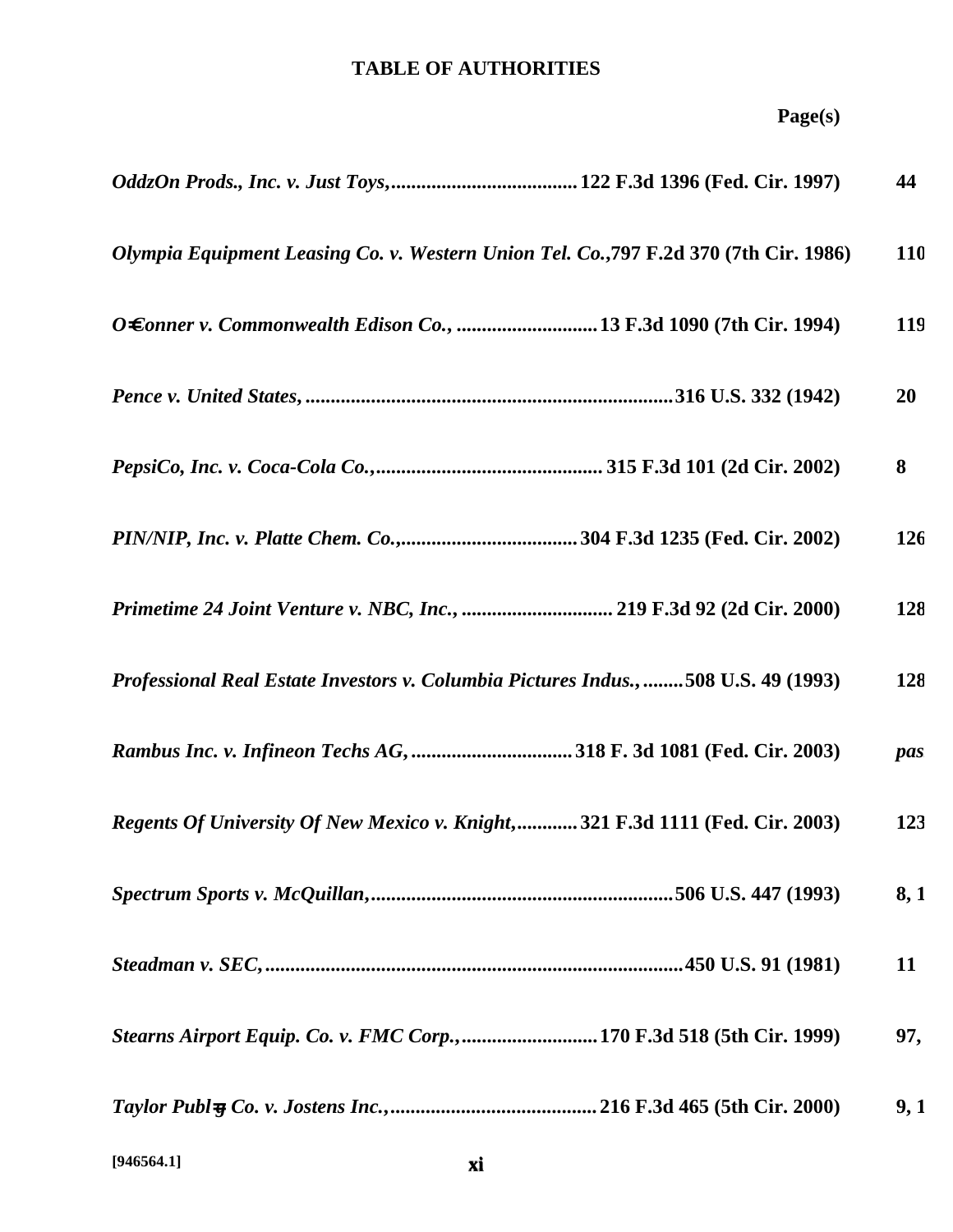# TABLE OF AUTHORITIES

**Page(s)**

***OddzOn Prods., Inc. v. Just Toys,*** **122 F.3d 1396 (Fed. Cir. 1997)** ........ **44**

***Olympia Equipment Leasing Co. v. Western Union Tel. Co.,*** **797 F.2d 370 (7th Cir. 1986)** ........ **110**

***O=Conner v. Commonwealth Edison Co.,*** **13 F.3d 1090 (7th Cir. 1994)** ........ **119**

***Pence v. United States,*** **316 U.S. 332 (1942)** ........ **20**

***PepsiCo, Inc. v. Coca-Cola Co.,*** **315 F.3d 101 (2d Cir. 2002)** ........ **8**

***PIN/NIP, Inc. v. Platte Chem. Co.,*** **304 F.3d 1235 (Fed. Cir. 2002)** ........ **126**

***Primetime 24 Joint Venture v. NBC, Inc.,*** **219 F.3d 92 (2d Cir. 2000)** ........ **128**

***Professional Real Estate Investors v. Columbia Pictures Indus.,*** **508 U.S. 49 (1993)** ........ **128**

***Rambus Inc. v. Infineon Techs AG,*** **318 F. 3d 1081 (Fed. Cir. 2003)** ........ ***pas***

***Regents Of University Of New Mexico v. Knight,*** **321 F.3d 1111 (Fed. Cir. 2003)** ........ **123**

***Spectrum Sports v. McQuillan,*** **506 U.S. 447 (1993)** ........ **8, 1**

***Steadman v. SEC,*** **450 U.S. 91 (1981)** ........ **11**

***Stearns Airport Equip. Co. v. FMC Corp.,*** **170 F.3d 518 (5th Cir. 1999)** ........ **97,**

***Taylor Publ=g Co. v. Jostens Inc.,*** **216 F.3d 465 (5th Cir. 2000)** ........ **9, 1**

[946564.1]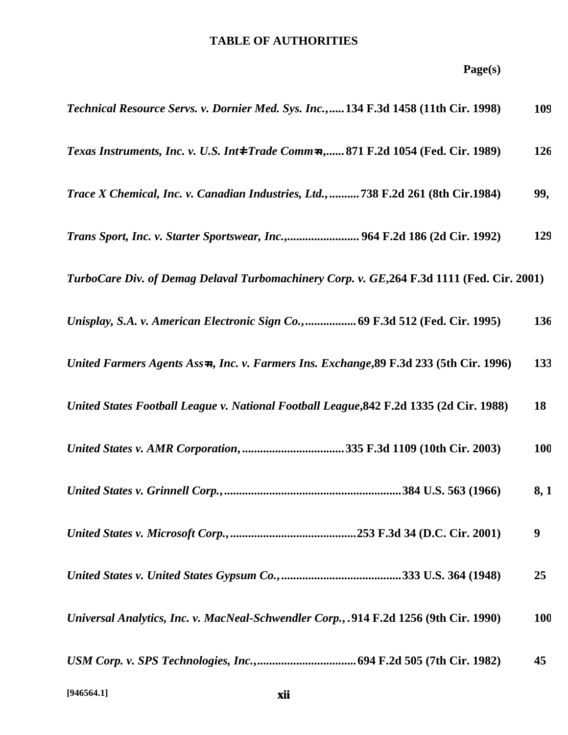## TABLE OF AUTHORITIES

| | Page(s) |
|---|---|
| *Technical Resource Servs. v. Dornier Med. Sys. Inc.*, 134 F.3d 1458 (11th Cir. 1998) | 109 |
| *Texas Instruments, Inc. v. U.S. Int'l Trade Comm'n*, 871 F.2d 1054 (Fed. Cir. 1989) | 126 |
| *Trace X Chemical, Inc. v. Canadian Industries, Ltd.*, 738 F.2d 261 (8th Cir.1984) | 99, |
| *Trans Sport, Inc. v. Starter Sportswear, Inc.*, 964 F.2d 186 (2d Cir. 1992) | 129 |
| *TurboCare Div. of Demag Delaval Turbomachinery Corp. v. GE*, 264 F.3d 1111 (Fed. Cir. 2001) | |
| *Unisplay, S.A. v. American Electronic Sign Co.*, 69 F.3d 512 (Fed. Cir. 1995) | 136 |
| *United Farmers Agents Ass'n, Inc. v. Farmers Ins. Exchange*, 89 F.3d 233 (5th Cir. 1996) | 133 |
| *United States Football League v. National Football League*, 842 F.2d 1335 (2d Cir. 1988) | 18 |
| *United States v. AMR Corporation*, 335 F.3d 1109 (10th Cir. 2003) | 100 |
| *United States v. Grinnell Corp.*, 384 U.S. 563 (1966) | 8, 1 |
| *United States v. Microsoft Corp.*, 253 F.3d 34 (D.C. Cir. 2001) | 9 |
| *United States v. United States Gypsum Co.*, 333 U.S. 364 (1948) | 25 |
| *Universal Analytics, Inc. v. MacNeal-Schwendler Corp.*, 914 F.2d 1256 (9th Cir. 1990) | 100 |
| *USM Corp. v. SPS Technologies, Inc.*, 694 F.2d 505 (7th Cir. 1982) | 45 |

[946564.1]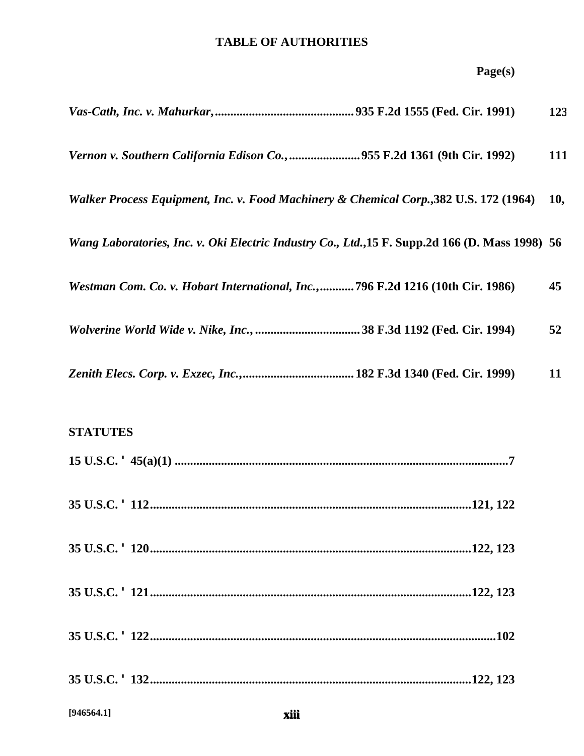## TABLE OF AUTHORITIES

**Page(s)**

***Vas-Cath, Inc. v. Mahurkar,*** **.............................................935 F.2d 1555 (Fed. Cir. 1991) 123**

***Vernon v. Southern California Edison Co.,*** **.......................955 F.2d 1361 (9th Cir. 1992) 111**

***Walker Process Equipment, Inc. v. Food Machinery & Chemical Corp.,*** **382 U.S. 172 (1964) 10,**

***Wang Laboratories, Inc. v. Oki Electric Industry Co., Ltd.,*** **15 F. Supp.2d 166 (D. Mass 1998) 56**

***Westman Com. Co. v. Hobart International, Inc.,*** **...........796 F.2d 1216 (10th Cir. 1986) 45**

***Wolverine World Wide v. Nike, Inc.,*** **..................................38 F.3d 1192 (Fed. Cir. 1994) 52**

***Zenith Elecs. Corp. v. Exzec, Inc.,*** **....................................182 F.3d 1340 (Fed. Cir. 1999) 11**

### STATUTES

**15 U.S.C. ' 45(a)(1) .............................................................................................................7**

**35 U.S.C. ' 112.......................................................................................................121, 122**

**35 U.S.C. ' 120.......................................................................................................122, 123**

**35 U.S.C. ' 121.......................................................................................................122, 123**

**35 U.S.C. ' 122................................................................................................................102**

**35 U.S.C. ' 132.......................................................................................................122, 123**

**[946564.1]**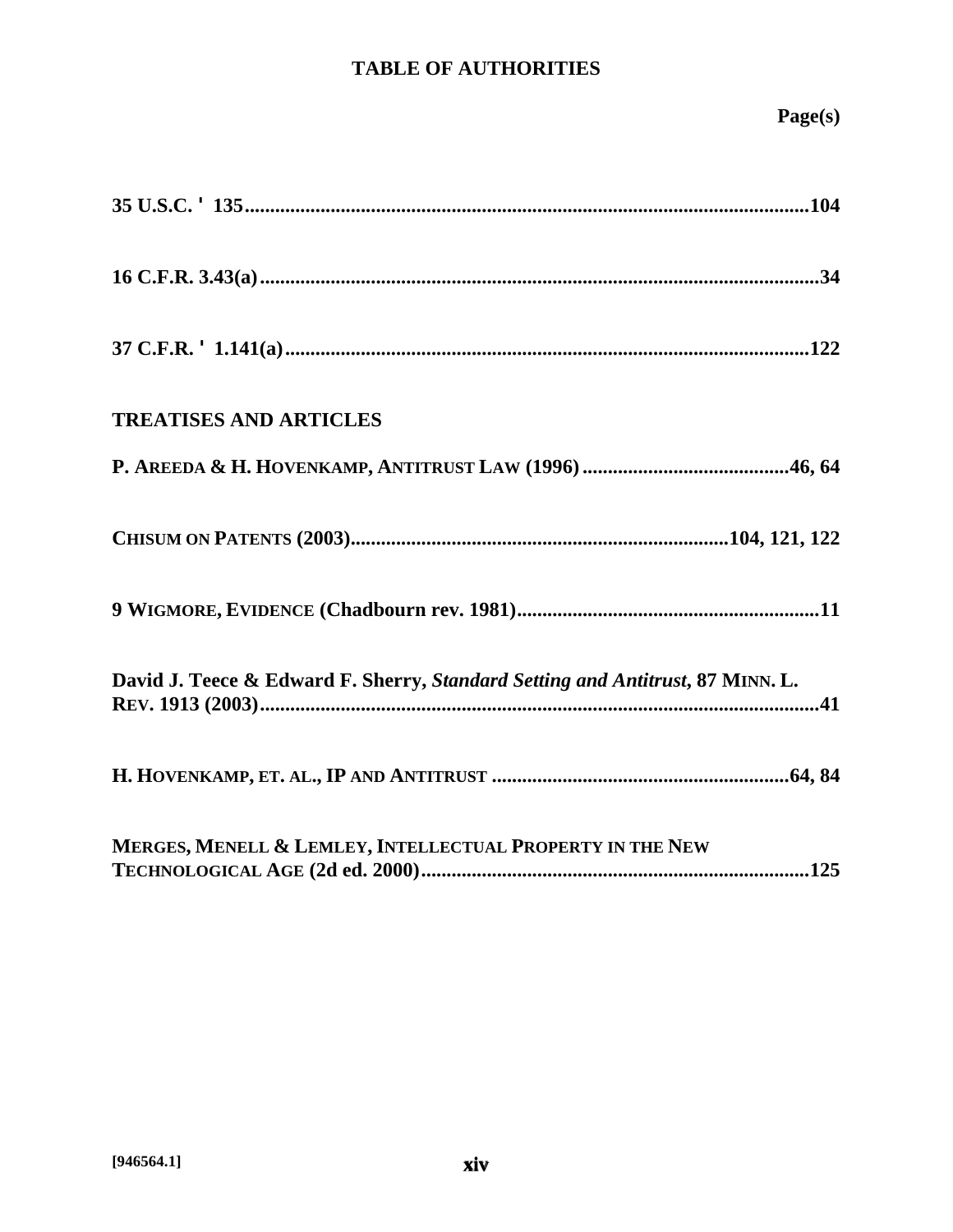## TABLE OF AUTHORITIES

**Page(s)**

**35 U.S.C. ' 135..........................................................................................................104**

**16 C.F.R. 3.43(a)..........................................................................................................34**

**37 C.F.R. ' 1.141(a)....................................................................................................122**

**TREATISES AND ARTICLES**

**P. AREEDA & H. HOVENKAMP, ANTITRUST LAW (1996)........................................46, 64**

**CHISUM ON PATENTS (2003)........................................................................104, 121, 122**

**9 WIGMORE, EVIDENCE (Chadbourn rev. 1981)..........................................................11**

**David J. Teece & Edward F. Sherry, *Standard Setting and Antitrust*, 87 MINN. L. REV. 1913 (2003).............................................................................................................41**

**H. HOVENKAMP, ET. AL., IP AND ANTITRUST .........................................................64, 84**

**MERGES, MENELL & LEMLEY, INTELLECTUAL PROPERTY IN THE NEW TECHNOLOGICAL AGE (2d ed. 2000)............................................................................125**

[946564.1]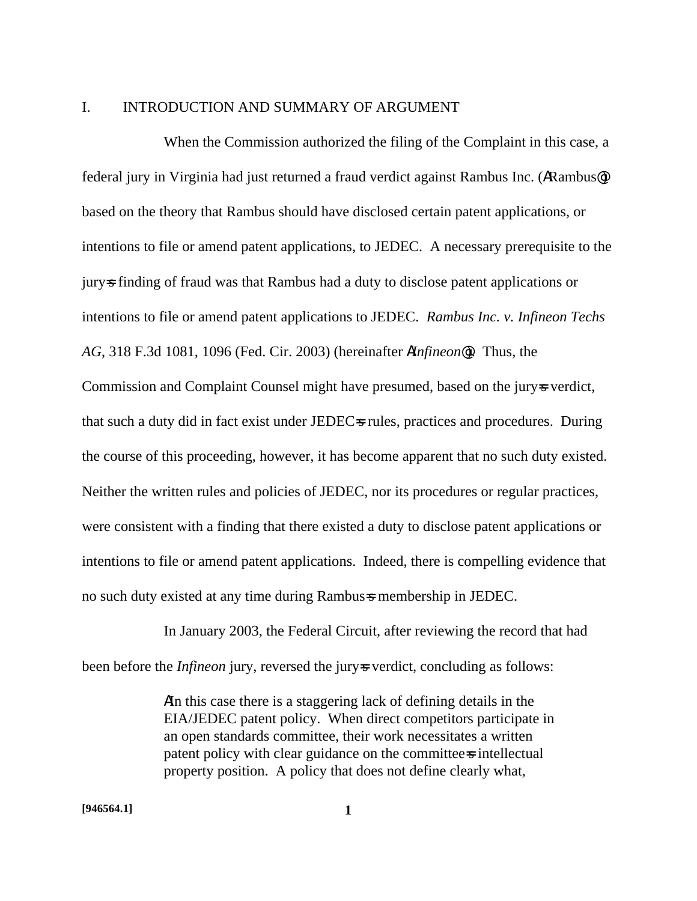## I. INTRODUCTION AND SUMMARY OF ARGUMENT

When the Commission authorized the filing of the Complaint in this case, a federal jury in Virginia had just returned a fraud verdict against Rambus Inc. (“Rambus”) based on the theory that Rambus should have disclosed certain patent applications, or intentions to file or amend patent applications, to JEDEC. A necessary prerequisite to the jury's finding of fraud was that Rambus had a duty to disclose patent applications or intentions to file or amend patent applications to JEDEC. *Rambus Inc. v. Infineon Techs AG*, 318 F.3d 1081, 1096 (Fed. Cir. 2003) (hereinafter “*Infineon*”). Thus, the Commission and Complaint Counsel might have presumed, based on the jury's verdict, that such a duty did in fact exist under JEDEC's rules, practices and procedures. During the course of this proceeding, however, it has become apparent that no such duty existed. Neither the written rules and policies of JEDEC, nor its procedures or regular practices, were consistent with a finding that there existed a duty to disclose patent applications or intentions to file or amend patent applications. Indeed, there is compelling evidence that no such duty existed at any time during Rambus's membership in JEDEC.

In January 2003, the Federal Circuit, after reviewing the record that had been before the *Infineon* jury, reversed the jury's verdict, concluding as follows:

> “In this case there is a staggering lack of defining details in the EIA/JEDEC patent policy. When direct competitors participate in an open standards committee, their work necessitates a written patent policy with clear guidance on the committee's intellectual property position. A policy that does not define clearly what,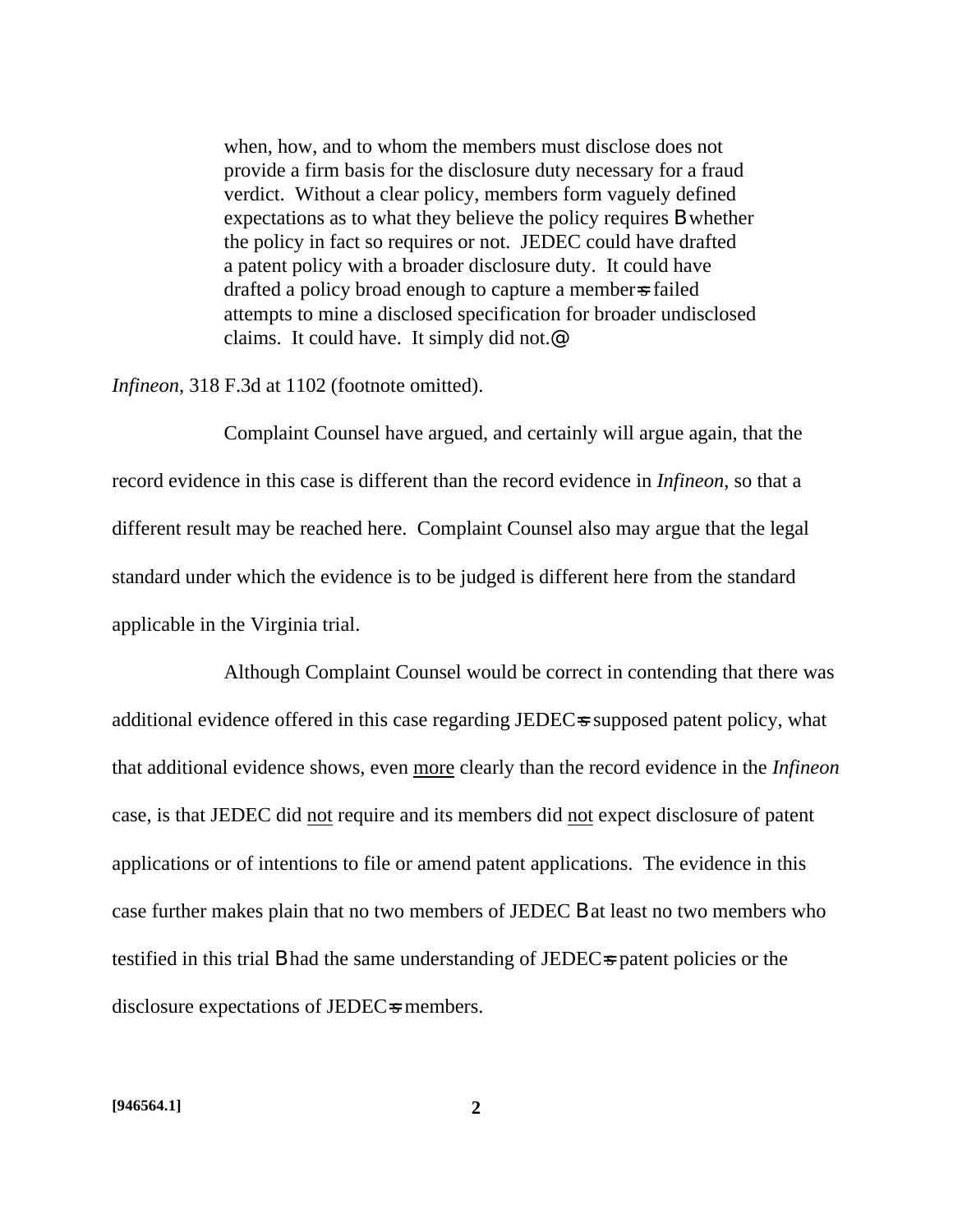> when, how, and to whom the members must disclose does not provide a firm basis for the disclosure duty necessary for a fraud verdict. Without a clear policy, members form vaguely defined expectations as to what they believe the policy requires — whether the policy in fact so requires or not. JEDEC could have drafted a patent policy with a broader disclosure duty. It could have drafted a policy broad enough to capture a member's failed attempts to mine a disclosed specification for broader undisclosed claims. It could have. It simply did not."

*Infineon*, 318 F.3d at 1102 (footnote omitted).

Complaint Counsel have argued, and certainly will argue again, that the record evidence in this case is different than the record evidence in *Infineon*, so that a different result may be reached here. Complaint Counsel also may argue that the legal standard under which the evidence is to be judged is different here from the standard applicable in the Virginia trial.

Although Complaint Counsel would be correct in contending that there was additional evidence offered in this case regarding JEDEC's supposed patent policy, what that additional evidence shows, even <u>more</u> clearly than the record evidence in the *Infineon* case, is that JEDEC did <u>not</u> require and its members did <u>not</u> expect disclosure of patent applications or of intentions to file or amend patent applications. The evidence in this case further makes plain that no two members of JEDEC — at least no two members who testified in this trial — had the same understanding of JEDEC's patent policies or the disclosure expectations of JEDEC's members.

**[946564.1]**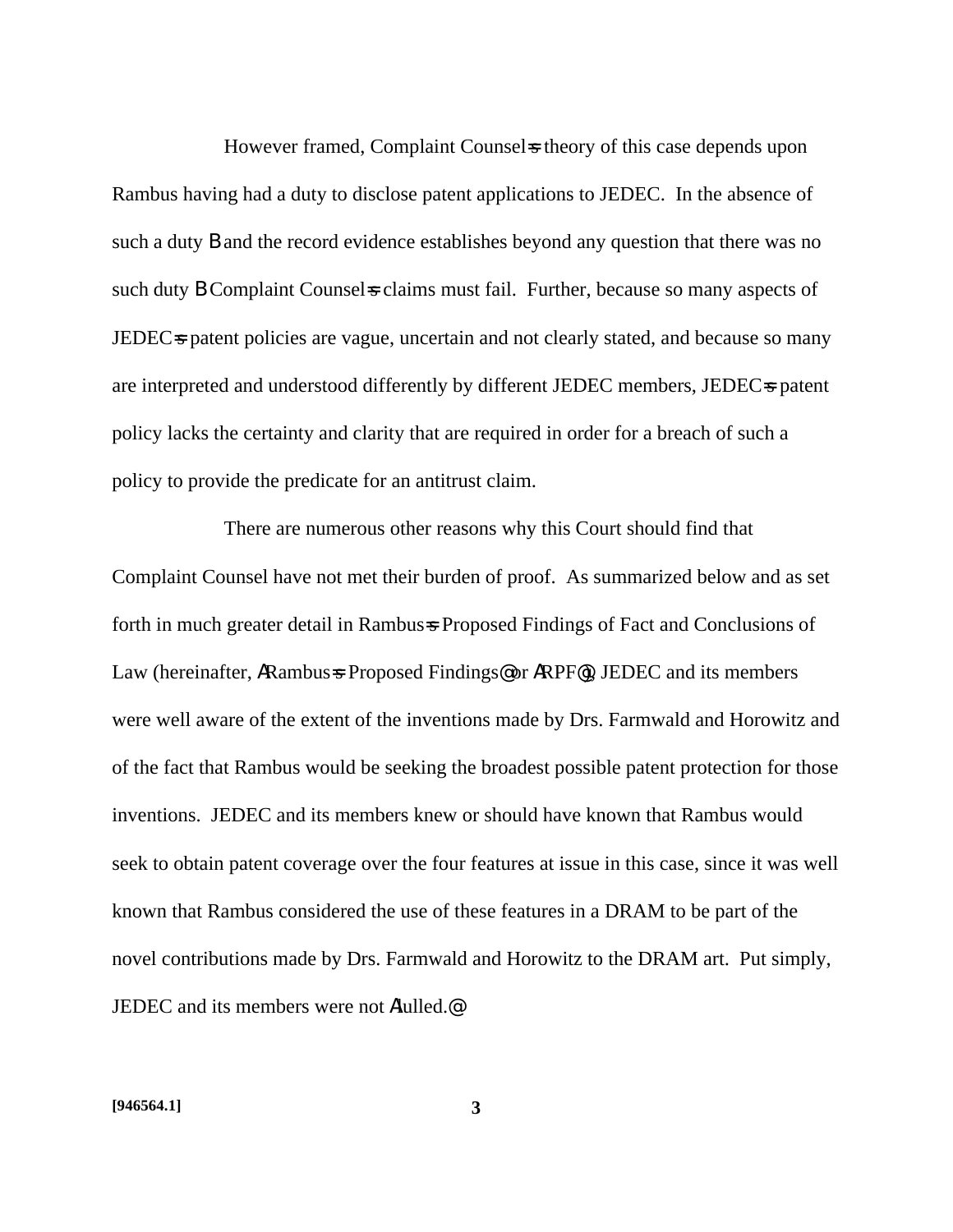However framed, Complaint Counsel=s theory of this case depends upon Rambus having had a duty to disclose patent applications to JEDEC. In the absence of such a duty B and the record evidence establishes beyond any question that there was no such duty B Complaint Counsel=s claims must fail. Further, because so many aspects of JEDEC=s patent policies are vague, uncertain and not clearly stated, and because so many are interpreted and understood differently by different JEDEC members, JEDEC=s patent policy lacks the certainty and clarity that are required in order for a breach of such a policy to provide the predicate for an antitrust claim.

There are numerous other reasons why this Court should find that Complaint Counsel have not met their burden of proof. As summarized below and as set forth in much greater detail in Rambus=s Proposed Findings of Fact and Conclusions of Law (hereinafter, ARambus=s Proposed Findings@ or ARPF@), JEDEC and its members were well aware of the extent of the inventions made by Drs. Farmwald and Horowitz and of the fact that Rambus would be seeking the broadest possible patent protection for those inventions. JEDEC and its members knew or should have known that Rambus would seek to obtain patent coverage over the four features at issue in this case, since it was well known that Rambus considered the use of these features in a DRAM to be part of the novel contributions made by Drs. Farmwald and Horowitz to the DRAM art. Put simply, JEDEC and its members were not Alulled.@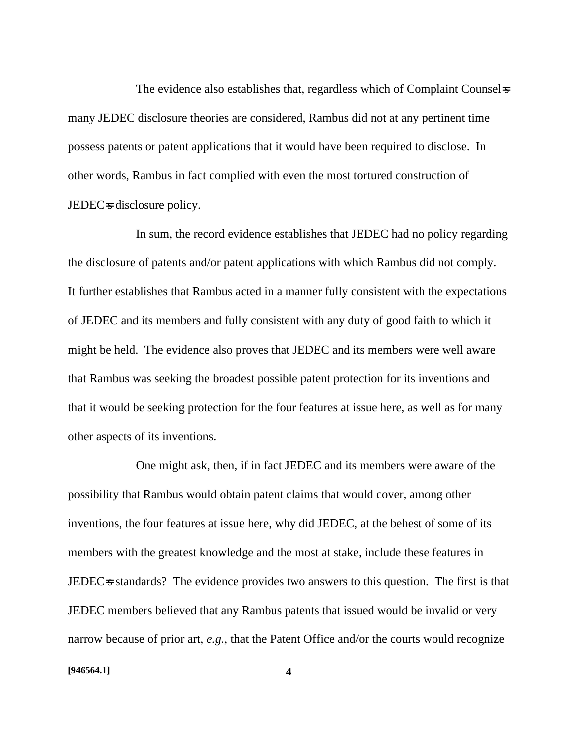The evidence also establishes that, regardless which of Complaint Counsel's many JEDEC disclosure theories are considered, Rambus did not at any pertinent time possess patents or patent applications that it would have been required to disclose. In other words, Rambus in fact complied with even the most tortured construction of JEDEC's disclosure policy.

In sum, the record evidence establishes that JEDEC had no policy regarding the disclosure of patents and/or patent applications with which Rambus did not comply. It further establishes that Rambus acted in a manner fully consistent with the expectations of JEDEC and its members and fully consistent with any duty of good faith to which it might be held. The evidence also proves that JEDEC and its members were well aware that Rambus was seeking the broadest possible patent protection for its inventions and that it would be seeking protection for the four features at issue here, as well as for many other aspects of its inventions.

One might ask, then, if in fact JEDEC and its members were aware of the possibility that Rambus would obtain patent claims that would cover, among other inventions, the four features at issue here, why did JEDEC, at the behest of some of its members with the greatest knowledge and the most at stake, include these features in JEDEC's standards? The evidence provides two answers to this question. The first is that JEDEC members believed that any Rambus patents that issued would be invalid or very narrow because of prior art, *e.g.*, that the Patent Office and/or the courts would recognize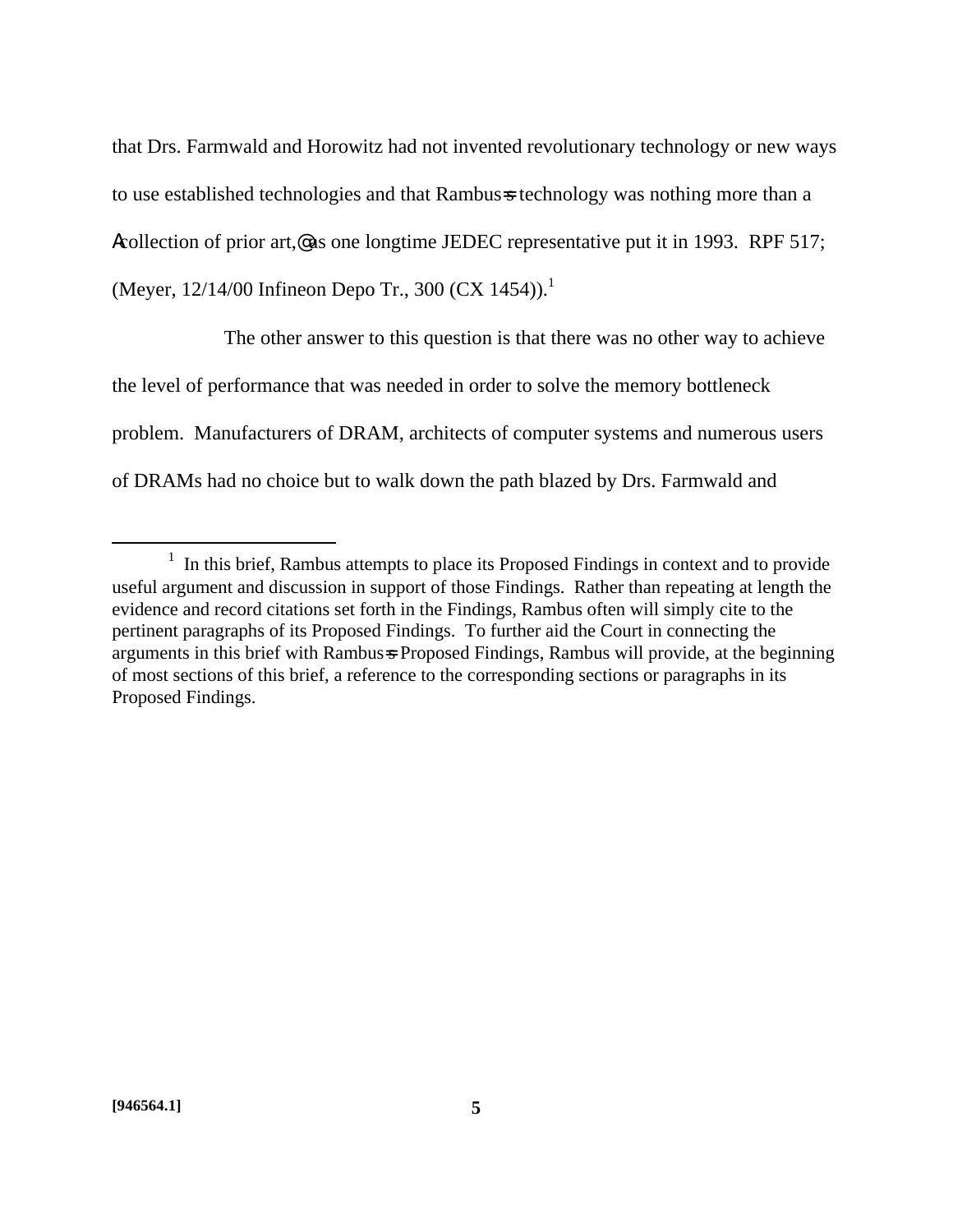that Drs. Farmwald and Horowitz had not invented revolutionary technology or new ways to use established technologies and that Rambus=s technology was nothing more than a Acollection of prior art,@ as one longtime JEDEC representative put it in 1993. RPF 517; (Meyer, 12/14/00 Infineon Depo Tr., 300 (CX 1454)).[1]

The other answer to this question is that there was no other way to achieve the level of performance that was needed in order to solve the memory bottleneck problem. Manufacturers of DRAM, architects of computer systems and numerous users of DRAMs had no choice but to walk down the path blazed by Drs. Farmwald and

---

[1] In this brief, Rambus attempts to place its Proposed Findings in context and to provide useful argument and discussion in support of those Findings. Rather than repeating at length the evidence and record citations set forth in the Findings, Rambus often will simply cite to the pertinent paragraphs of its Proposed Findings. To further aid the Court in connecting the arguments in this brief with Rambus=s Proposed Findings, Rambus will provide, at the beginning of most sections of this brief, a reference to the corresponding sections or paragraphs in its Proposed Findings.

**[946564.1]**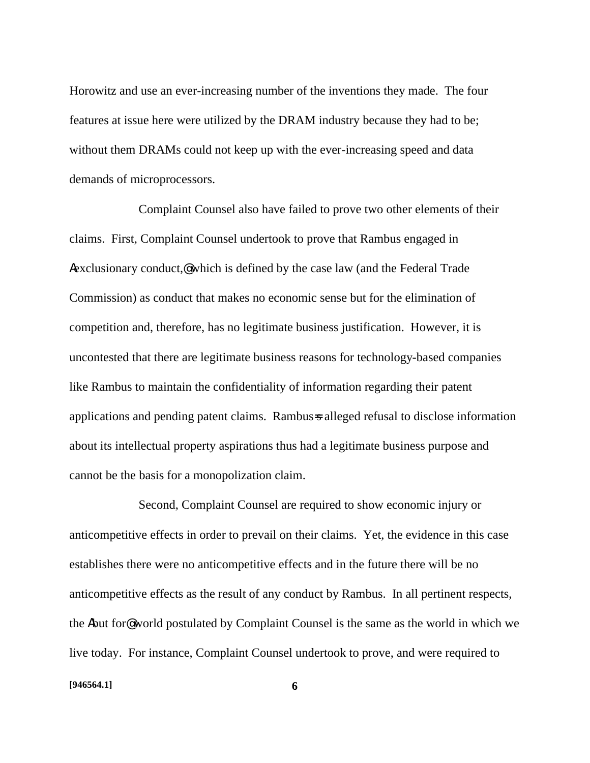Horowitz and use an ever-increasing number of the inventions they made. The four features at issue here were utilized by the DRAM industry because they had to be; without them DRAMs could not keep up with the ever-increasing speed and data demands of microprocessors.

Complaint Counsel also have failed to prove two other elements of their claims. First, Complaint Counsel undertook to prove that Rambus engaged in Aexclusionary conduct,@ which is defined by the case law (and the Federal Trade Commission) as conduct that makes no economic sense but for the elimination of competition and, therefore, has no legitimate business justification. However, it is uncontested that there are legitimate business reasons for technology-based companies like Rambus to maintain the confidentiality of information regarding their patent applications and pending patent claims. Rambus=s alleged refusal to disclose information about its intellectual property aspirations thus had a legitimate business purpose and cannot be the basis for a monopolization claim.

Second, Complaint Counsel are required to show economic injury or anticompetitive effects in order to prevail on their claims. Yet, the evidence in this case establishes there were no anticompetitive effects and in the future there will be no anticompetitive effects as the result of any conduct by Rambus. In all pertinent respects, the Abut for@ world postulated by Complaint Counsel is the same as the world in which we live today. For instance, Complaint Counsel undertook to prove, and were required to

[946564.1]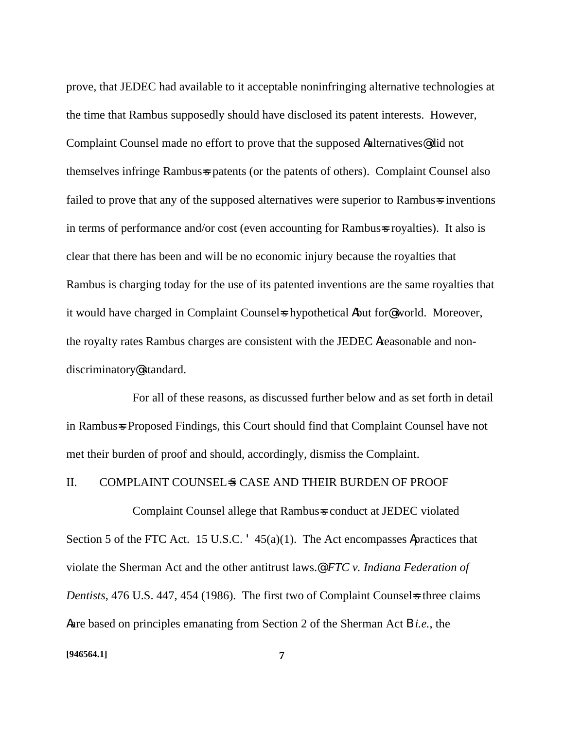prove, that JEDEC had available to it acceptable noninfringing alternative technologies at the time that Rambus supposedly should have disclosed its patent interests. However, Complaint Counsel made no effort to prove that the supposed Aalternatives@ did not themselves infringe Rambus=s patents (or the patents of others). Complaint Counsel also failed to prove that any of the supposed alternatives were superior to Rambus=s inventions in terms of performance and/or cost (even accounting for Rambus=s royalties). It also is clear that there has been and will be no economic injury because the royalties that Rambus is charging today for the use of its patented inventions are the same royalties that it would have charged in Complaint Counsel=s hypothetical Abut for@ world. Moreover, the royalty rates Rambus charges are consistent with the JEDEC Areasonable and non-discriminatory@ standard.

For all of these reasons, as discussed further below and as set forth in detail in Rambus=s Proposed Findings, this Court should find that Complaint Counsel have not met their burden of proof and should, accordingly, dismiss the Complaint.

## II. COMPLAINT COUNSEL=S CASE AND THEIR BURDEN OF PROOF

Complaint Counsel allege that Rambus=s conduct at JEDEC violated Section 5 of the FTC Act. 15 U.S.C. ' 45(a)(1). The Act encompasses Apractices that violate the Sherman Act and the other antitrust laws.@ *FTC v. Indiana Federation of Dentists*, 476 U.S. 447, 454 (1986). The first two of Complaint Counsel=s three claims Aare based on principles emanating from Section 2 of the Sherman Act B *i.e.*, the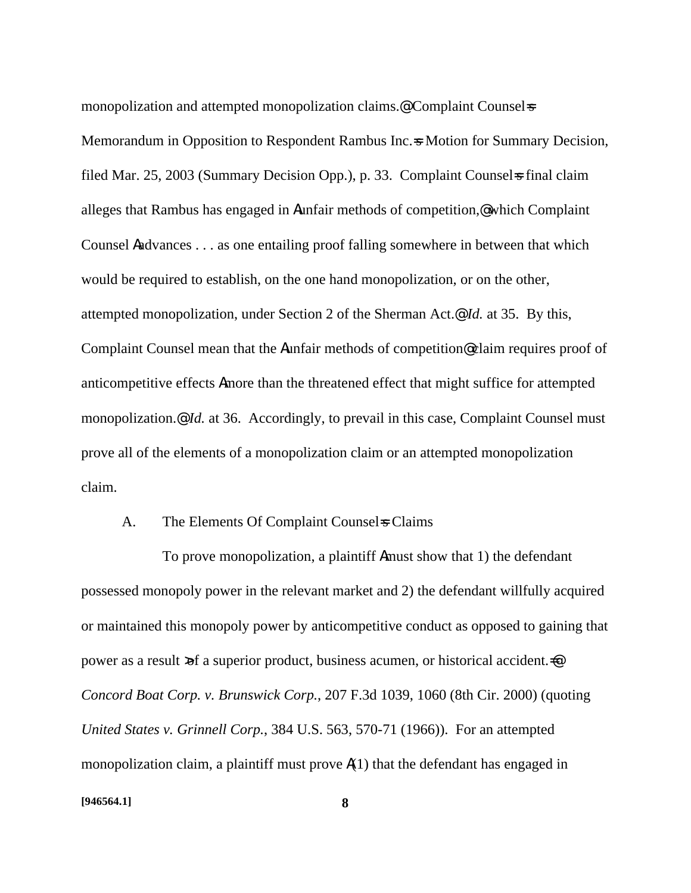monopolization and attempted monopolization claims.@ Complaint Counsel=s Memorandum in Opposition to Respondent Rambus Inc.=s Motion for Summary Decision, filed Mar. 25, 2003 (Summary Decision Opp.), p. 33. Complaint Counsel=s final claim alleges that Rambus has engaged in Aunfair methods of competition,@ which Complaint Counsel Aadvances . . . as one entailing proof falling somewhere in between that which would be required to establish, on the one hand monopolization, or on the other, attempted monopolization, under Section 2 of the Sherman Act.@ *Id.* at 35. By this, Complaint Counsel mean that the Aunfair methods of competition@ claim requires proof of anticompetitive effects Amore than the threatened effect that might suffice for attempted monopolization.@ *Id.* at 36. Accordingly, to prevail in this case, Complaint Counsel must prove all of the elements of a monopolization claim or an attempted monopolization claim.

A. The Elements Of Complaint Counsel=s Claims

To prove monopolization, a plaintiff Amust show that 1) the defendant possessed monopoly power in the relevant market and 2) the defendant willfully acquired or maintained this monopoly power by anticompetitive conduct as opposed to gaining that power as a result >of a superior product, business acumen, or historical accident.=@ *Concord Boat Corp. v. Brunswick Corp.*, 207 F.3d 1039, 1060 (8th Cir. 2000) (quoting *United States v. Grinnell Corp.*, 384 U.S. 563, 570-71 (1966)). For an attempted monopolization claim, a plaintiff must prove A(1) that the defendant has engaged in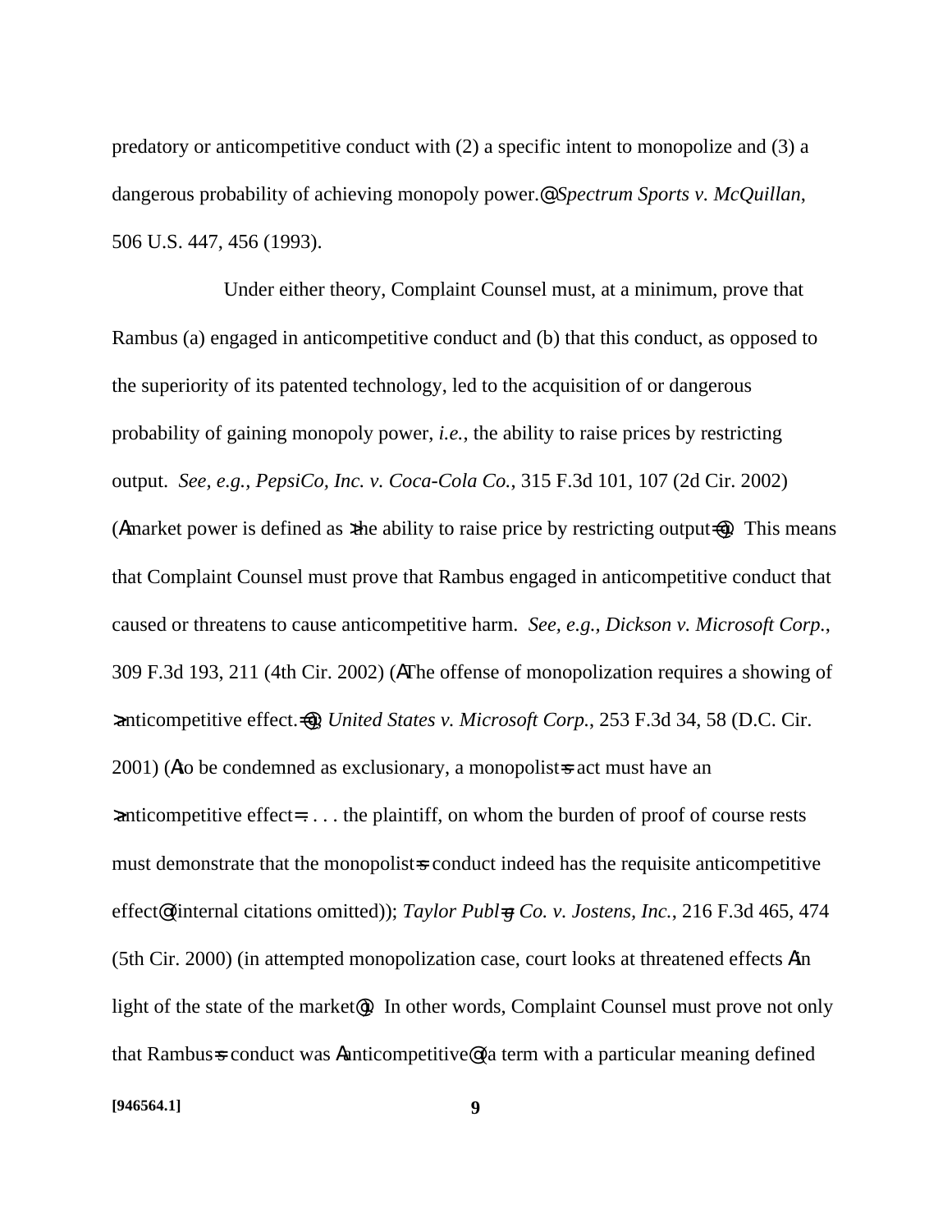predatory or anticompetitive conduct with (2) a specific intent to monopolize and (3) a dangerous probability of achieving monopoly power.@ *Spectrum Sports v. McQuillan*, 506 U.S. 447, 456 (1993).

Under either theory, Complaint Counsel must, at a minimum, prove that Rambus (a) engaged in anticompetitive conduct and (b) that this conduct, as opposed to the superiority of its patented technology, led to the acquisition of or dangerous probability of gaining monopoly power, *i.e.*, the ability to raise prices by restricting output. *See, e.g., PepsiCo, Inc. v. Coca-Cola Co.*, 315 F.3d 101, 107 (2d Cir. 2002) (Amarket power is defined as >the ability to raise price by restricting output=@). This means that Complaint Counsel must prove that Rambus engaged in anticompetitive conduct that caused or threatens to cause anticompetitive harm. *See, e.g., Dickson v. Microsoft Corp.*, 309 F.3d 193, 211 (4th Cir. 2002) (AThe offense of monopolization requires a showing of >anticompetitive effect.=@); *United States v. Microsoft Corp.*, 253 F.3d 34, 58 (D.C. Cir. 2001) (Ato be condemned as exclusionary, a monopolist=s act must have an >anticompetitive effect=. . . . the plaintiff, on whom the burden of proof of course rests must demonstrate that the monopolist=s conduct indeed has the requisite anticompetitive effect@ (internal citations omitted)); *Taylor Publ=g Co. v. Jostens, Inc.*, 216 F.3d 465, 474 (5th Cir. 2000) (in attempted monopolization case, court looks at threatened effects Ain light of the state of the market@). In other words, Complaint Counsel must prove not only that Rambus=s conduct was Aanticompetitive@ (a term with a particular meaning defined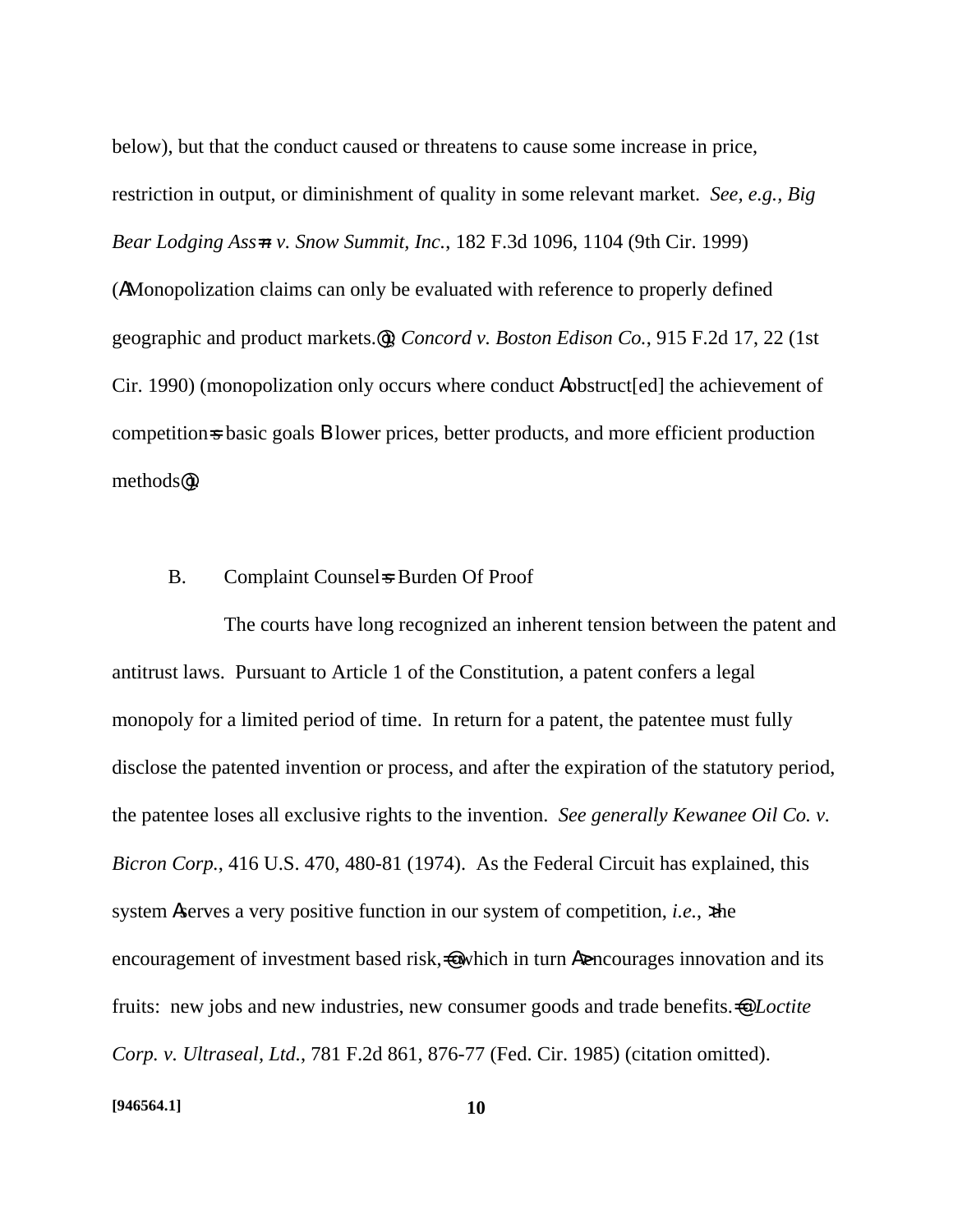below), but that the conduct caused or threatens to cause some increase in price, restriction in output, or diminishment of quality in some relevant market. *See, e.g., Big Bear Lodging Ass=n v. Snow Summit, Inc.*, 182 F.3d 1096, 1104 (9th Cir. 1999) (AMonopolization claims can only be evaluated with reference to properly defined geographic and product markets.@); *Concord v. Boston Edison Co.*, 915 F.2d 17, 22 (1st Cir. 1990) (monopolization only occurs where conduct Aobstruct[ed] the achievement of competition=s basic goals B lower prices, better products, and more efficient production methods@).

B. Complaint Counsel=s Burden Of Proof

The courts have long recognized an inherent tension between the patent and antitrust laws. Pursuant to Article 1 of the Constitution, a patent confers a legal monopoly for a limited period of time. In return for a patent, the patentee must fully disclose the patented invention or process, and after the expiration of the statutory period, the patentee loses all exclusive rights to the invention. *See generally Kewanee Oil Co. v. Bicron Corp.*, 416 U.S. 470, 480-81 (1974). As the Federal Circuit has explained, this system Aserves a very positive function in our system of competition, *i.e.*, >the encouragement of investment based risk,=@ which in turn A>encourages innovation and its fruits: new jobs and new industries, new consumer goods and trade benefits.=@ *Loctite Corp. v. Ultraseal, Ltd.*, 781 F.2d 861, 876-77 (Fed. Cir. 1985) (citation omitted).

[946564.1]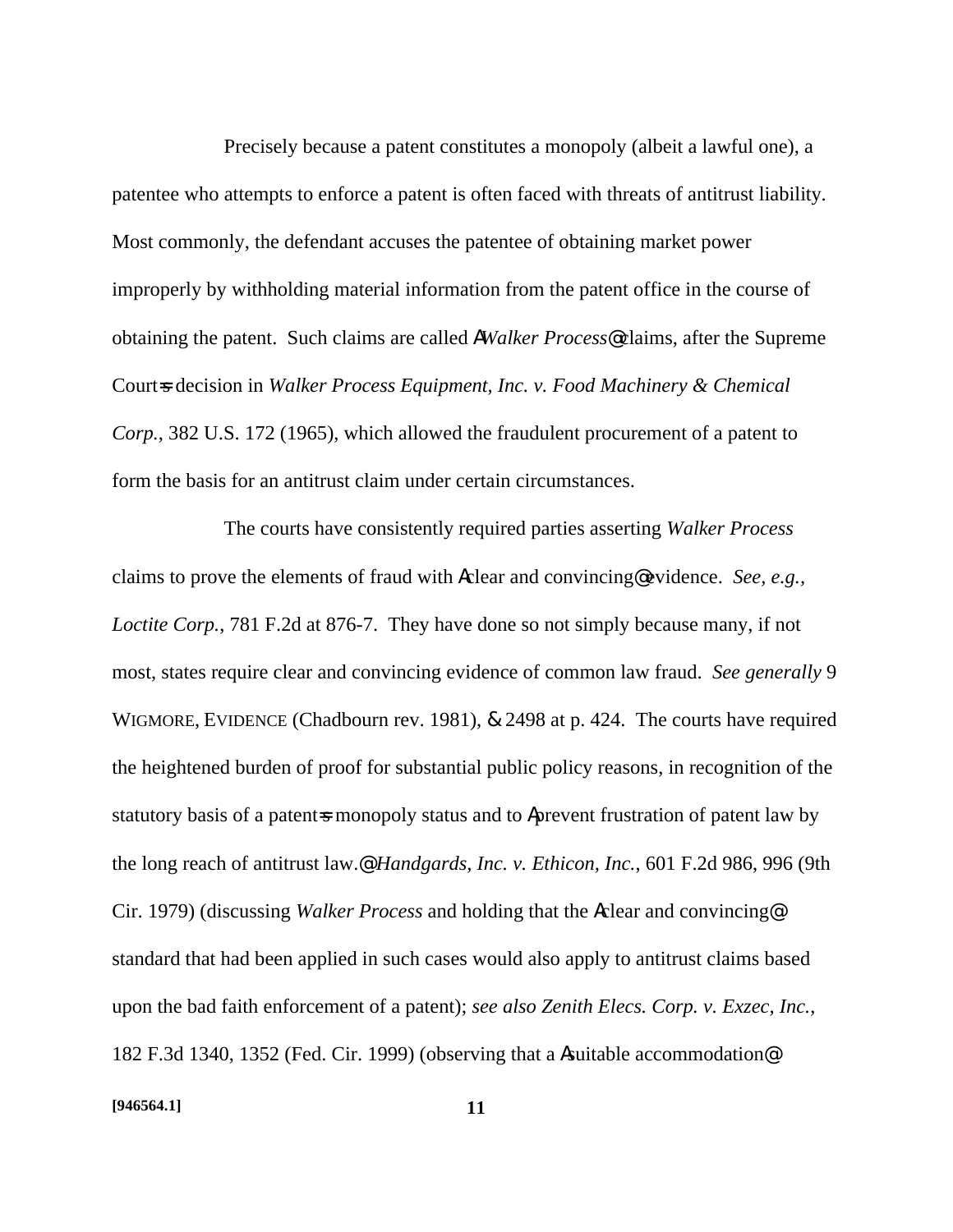Precisely because a patent constitutes a monopoly (albeit a lawful one), a patentee who attempts to enforce a patent is often faced with threats of antitrust liability. Most commonly, the defendant accuses the patentee of obtaining market power improperly by withholding material information from the patent office in the course of obtaining the patent. Such claims are called A*Walker Process*@ claims, after the Supreme Court=s decision in *Walker Process Equipment, Inc. v. Food Machinery & Chemical Corp.*, 382 U.S. 172 (1965), which allowed the fraudulent procurement of a patent to form the basis for an antitrust claim under certain circumstances.

The courts have consistently required parties asserting *Walker Process* claims to prove the elements of fraud with Aclear and convincing@ evidence. *See, e.g., Loctite Corp.*, 781 F.2d at 876-7. They have done so not simply because many, if not most, states require clear and convincing evidence of common law fraud. *See generally* 9 WIGMORE, EVIDENCE (Chadbourn rev. 1981), & 2498 at p. 424. The courts have required the heightened burden of proof for substantial public policy reasons, in recognition of the statutory basis of a patent=s monopoly status and to Aprevent frustration of patent law by the long reach of antitrust law.@ *Handgards, Inc. v. Ethicon, Inc.*, 601 F.2d 986, 996 (9th Cir. 1979) (discussing *Walker Process* and holding that the Aclear and convincing@ standard that had been applied in such cases would also apply to antitrust claims based upon the bad faith enforcement of a patent); *see also Zenith Elecs. Corp. v. Exzec, Inc.*, 182 F.3d 1340, 1352 (Fed. Cir. 1999) (observing that a Asuitable accommodation@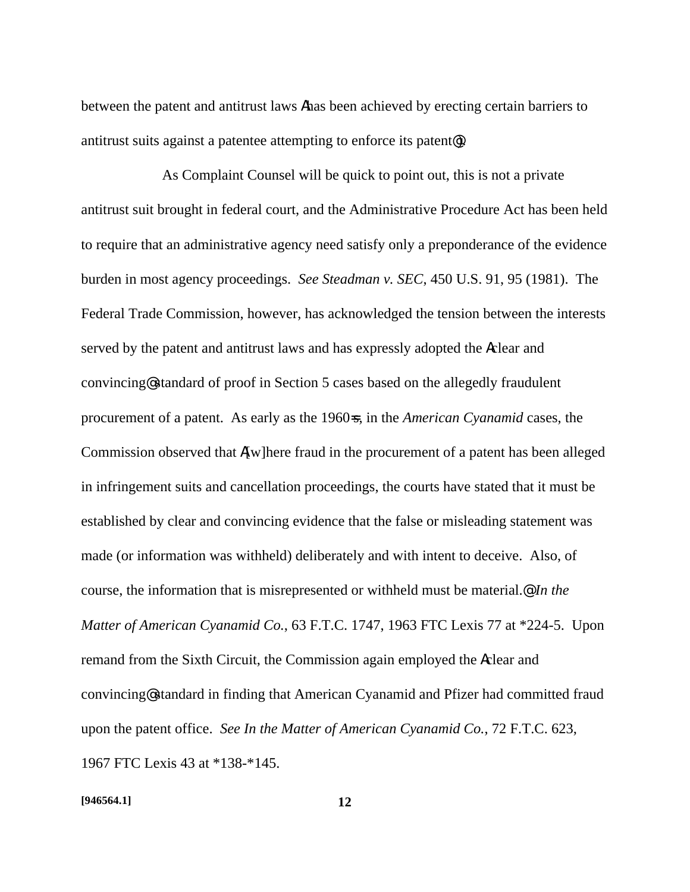between the patent and antitrust laws Ahas been achieved by erecting certain barriers to antitrust suits against a patentee attempting to enforce its patent@.

As Complaint Counsel will be quick to point out, this is not a private antitrust suit brought in federal court, and the Administrative Procedure Act has been held to require that an administrative agency need satisfy only a preponderance of the evidence burden in most agency proceedings. *See Steadman v. SEC*, 450 U.S. 91, 95 (1981). The Federal Trade Commission, however, has acknowledged the tension between the interests served by the patent and antitrust laws and has expressly adopted the Aclear and convincing@ standard of proof in Section 5 cases based on the allegedly fraudulent procurement of a patent. As early as the 1960=s, in the *American Cyanamid* cases, the Commission observed that A[w]here fraud in the procurement of a patent has been alleged in infringement suits and cancellation proceedings, the courts have stated that it must be established by clear and convincing evidence that the false or misleading statement was made (or information was withheld) deliberately and with intent to deceive. Also, of course, the information that is misrepresented or withheld must be material.@ *In the Matter of American Cyanamid Co.*, 63 F.T.C. 1747, 1963 FTC Lexis 77 at *224-5. Upon remand from the Sixth Circuit, the Commission again employed the Aclear and convincing@ standard in finding that American Cyanamid and Pfizer had committed fraud upon the patent office. *See In the Matter of American Cyanamid Co.*, 72 F.T.C. 623, 1967 FTC Lexis 43 at *138-*145.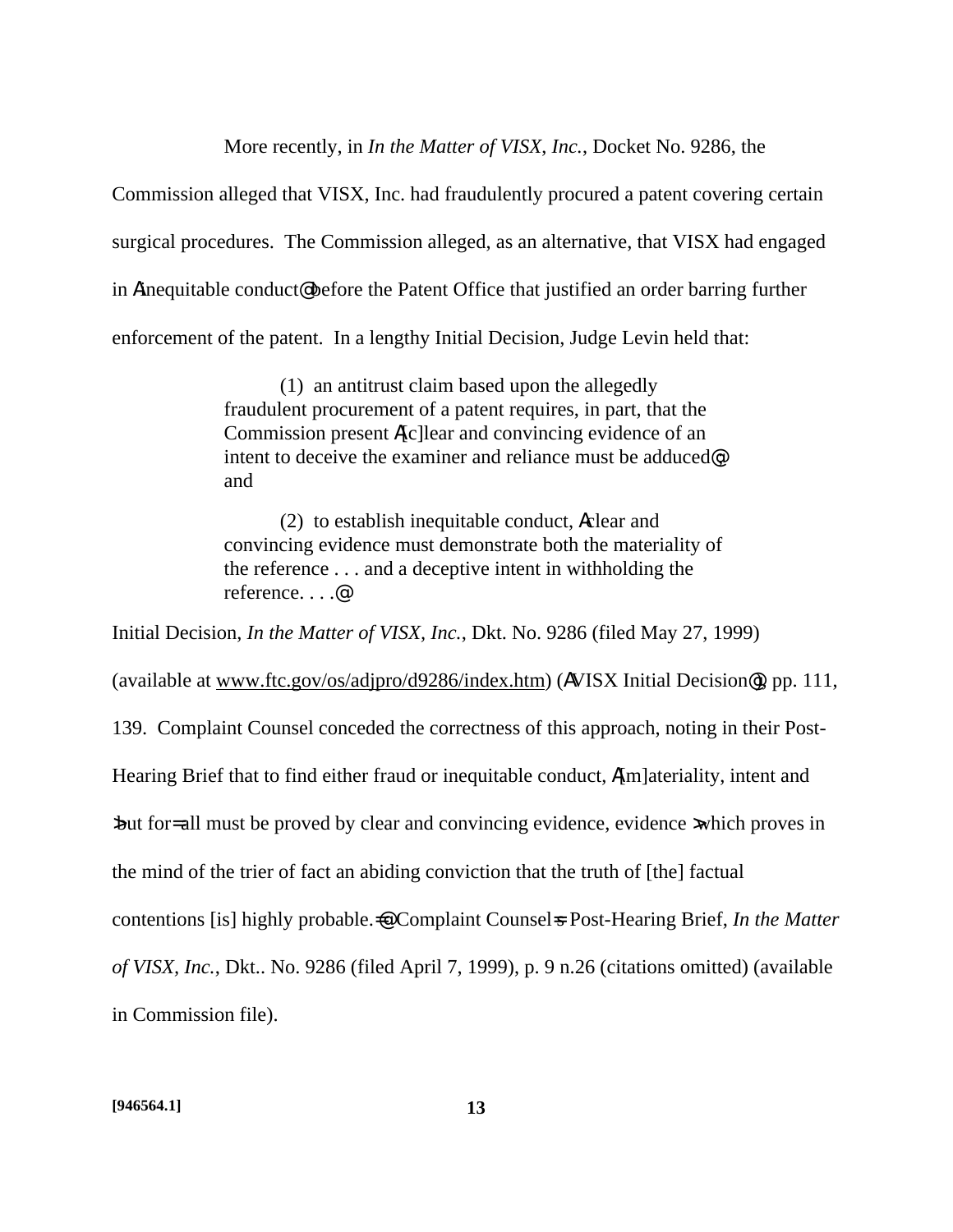More recently, in *In the Matter of VISX, Inc.*, Docket No. 9286, the Commission alleged that VISX, Inc. had fraudulently procured a patent covering certain surgical procedures. The Commission alleged, as an alternative, that VISX had engaged in Ainequitable conduct@ before the Patent Office that justified an order barring further enforcement of the patent. In a lengthy Initial Decision, Judge Levin held that:

> (1) an antitrust claim based upon the allegedly fraudulent procurement of a patent requires, in part, that the Commission present A[c]lear and convincing evidence of an intent to deceive the examiner and reliance must be adduced@; and
>
> (2) to establish inequitable conduct, Aclear and convincing evidence must demonstrate both the materiality of the reference . . . and a deceptive intent in withholding the reference. . . .@

Initial Decision, *In the Matter of VISX, Inc.*, Dkt. No. 9286 (filed May 27, 1999) (available at www.ftc.gov/os/adjpro/d9286/index.htm) (AVISX Initial Decision@), pp. 111, 139. Complaint Counsel conceded the correctness of this approach, noting in their Post-Hearing Brief that to find either fraud or inequitable conduct, A[m]ateriality, intent and >but for= all must be proved by clear and convincing evidence, evidence >which proves in the mind of the trier of fact an abiding conviction that the truth of [the] factual contentions [is] highly probable.=@ Complaint Counsel=s Post-Hearing Brief, *In the Matter of VISX, Inc.*, Dkt.. No. 9286 (filed April 7, 1999), p. 9 n.26 (citations omitted) (available in Commission file).

[946564.1]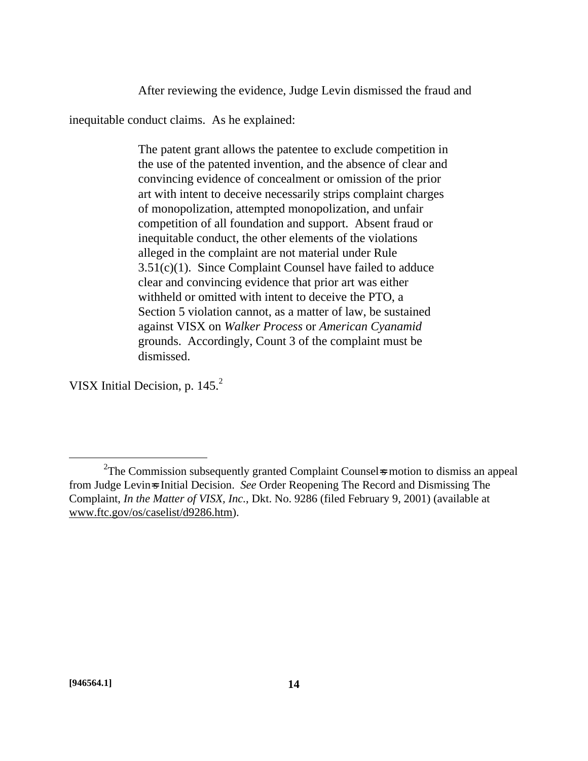After reviewing the evidence, Judge Levin dismissed the fraud and inequitable conduct claims. As he explained:

> The patent grant allows the patentee to exclude competition in the use of the patented invention, and the absence of clear and convincing evidence of concealment or omission of the prior art with intent to deceive necessarily strips complaint charges of monopolization, attempted monopolization, and unfair competition of all foundation and support. Absent fraud or inequitable conduct, the other elements of the violations alleged in the complaint are not material under Rule 3.51(c)(1). Since Complaint Counsel have failed to adduce clear and convincing evidence that prior art was either withheld or omitted with intent to deceive the PTO, a Section 5 violation cannot, as a matter of law, be sustained against VISX on *Walker Process* or *American Cyanamid* grounds. Accordingly, Count 3 of the complaint must be dismissed.

VISX Initial Decision, p. 145.[2]

---

[2] The Commission subsequently granted Complaint Counsel=s motion to dismiss an appeal from Judge Levin=s Initial Decision. *See* Order Reopening The Record and Dismissing The Complaint, *In the Matter of VISX, Inc.*, Dkt. No. 9286 (filed February 9, 2001) (available at www.ftc.gov/os/caselist/d9286.htm).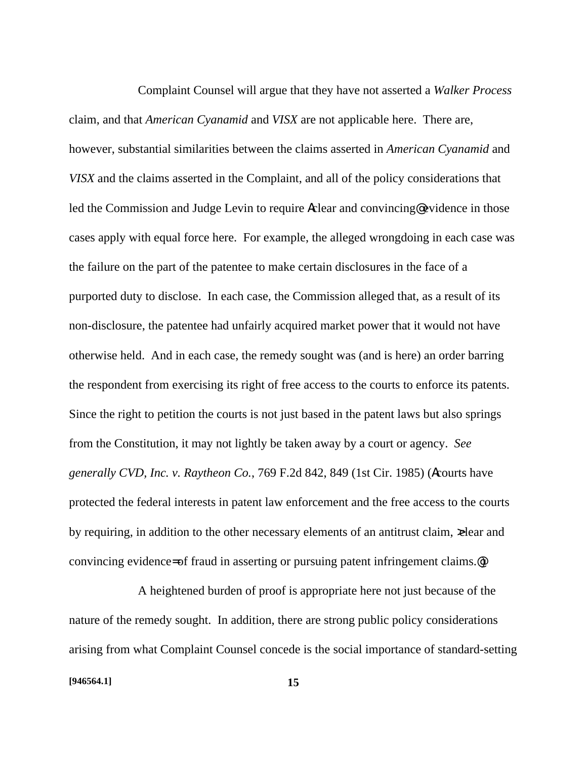Complaint Counsel will argue that they have not asserted a *Walker Process* claim, and that *American Cyanamid* and *VISX* are not applicable here. There are, however, substantial similarities between the claims asserted in *American Cyanamid* and *VISX* and the claims asserted in the Complaint, and all of the policy considerations that led the Commission and Judge Levin to require Aclear and convincing@ evidence in those cases apply with equal force here. For example, the alleged wrongdoing in each case was the failure on the part of the patentee to make certain disclosures in the face of a purported duty to disclose. In each case, the Commission alleged that, as a result of its non-disclosure, the patentee had unfairly acquired market power that it would not have otherwise held. And in each case, the remedy sought was (and is here) an order barring the respondent from exercising its right of free access to the courts to enforce its patents. Since the right to petition the courts is not just based in the patent laws but also springs from the Constitution, it may not lightly be taken away by a court or agency. *See generally CVD, Inc. v. Raytheon Co.*, 769 F.2d 842, 849 (1st Cir. 1985) (Acourts have protected the federal interests in patent law enforcement and the free access to the courts by requiring, in addition to the other necessary elements of an antitrust claim, >clear and convincing evidence= of fraud in asserting or pursuing patent infringement claims.@).

A heightened burden of proof is appropriate here not just because of the nature of the remedy sought. In addition, there are strong public policy considerations arising from what Complaint Counsel concede is the social importance of standard-setting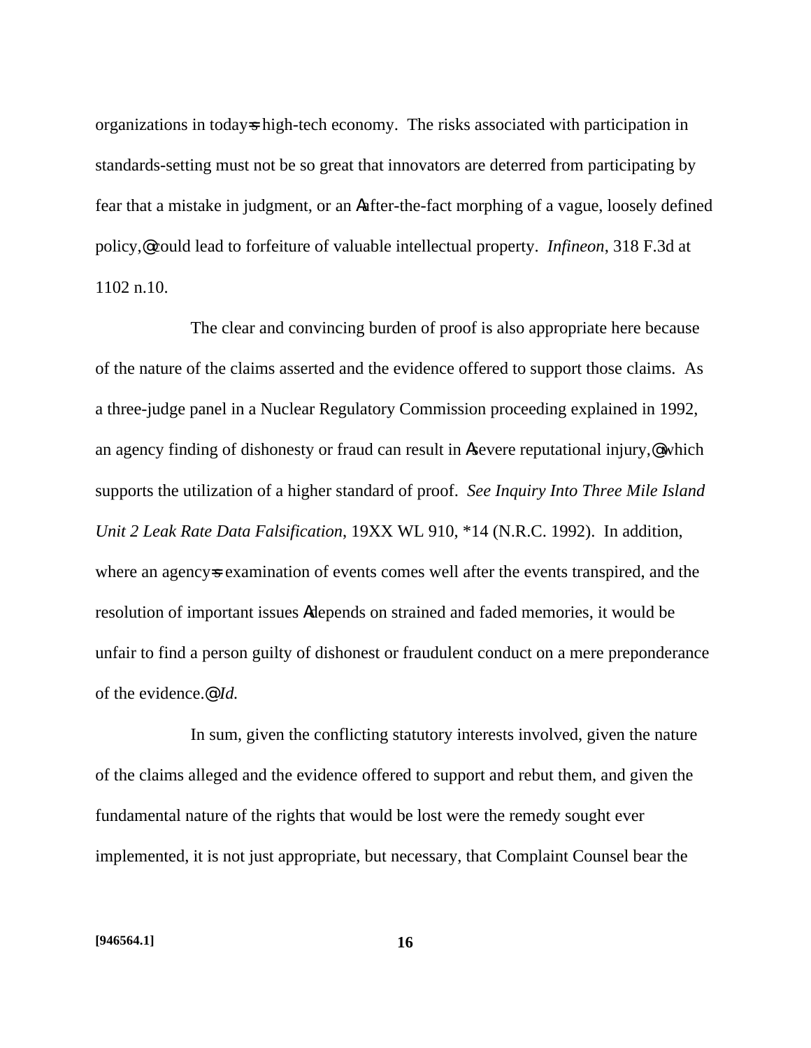organizations in today=s high-tech economy. The risks associated with participation in standards-setting must not be so great that innovators are deterred from participating by fear that a mistake in judgment, or an Aafter-the-fact morphing of a vague, loosely defined policy,@ could lead to forfeiture of valuable intellectual property. *Infineon*, 318 F.3d at 1102 n.10.

The clear and convincing burden of proof is also appropriate here because of the nature of the claims asserted and the evidence offered to support those claims. As a three-judge panel in a Nuclear Regulatory Commission proceeding explained in 1992, an agency finding of dishonesty or fraud can result in Asevere reputational injury,@ which supports the utilization of a higher standard of proof. *See Inquiry Into Three Mile Island Unit 2 Leak Rate Data Falsification*, 19XX WL 910, *14 (N.R.C. 1992). In addition, where an agency=s examination of events comes well after the events transpired, and the resolution of important issues Adepends on strained and faded memories, it would be unfair to find a person guilty of dishonest or fraudulent conduct on a mere preponderance of the evidence.@ *Id.*

In sum, given the conflicting statutory interests involved, given the nature of the claims alleged and the evidence offered to support and rebut them, and given the fundamental nature of the rights that would be lost were the remedy sought ever implemented, it is not just appropriate, but necessary, that Complaint Counsel bear the

[946564.1]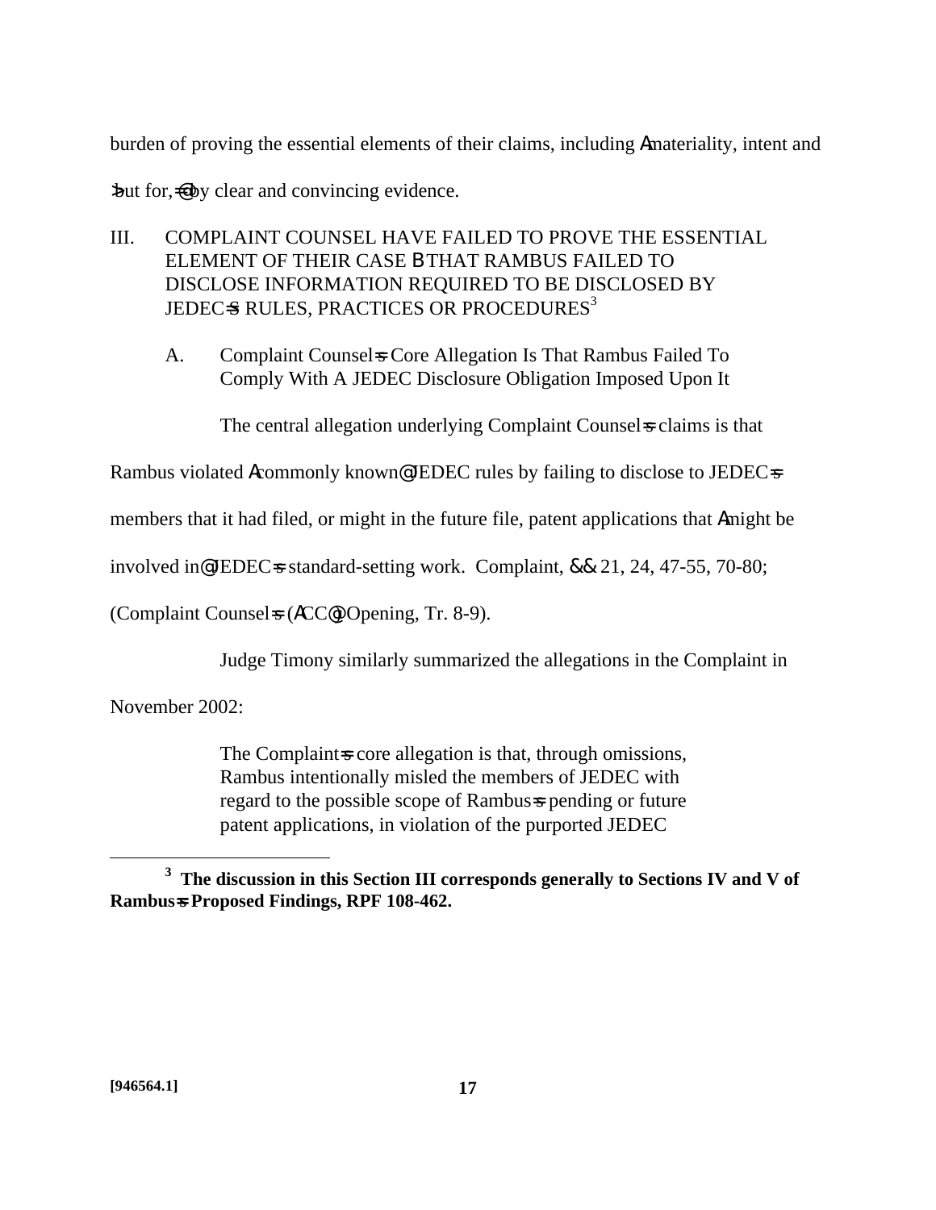burden of proving the essential elements of their claims, including Amateriality, intent and

>but for,=@ by clear and convincing evidence.

III. COMPLAINT COUNSEL HAVE FAILED TO PROVE THE ESSENTIAL ELEMENT OF THEIR CASE B THAT RAMBUS FAILED TO DISCLOSE INFORMATION REQUIRED TO BE DISCLOSED BY JEDEC=S RULES, PRACTICES OR PROCEDURES[3]

A. Complaint Counsel=s Core Allegation Is That Rambus Failed To Comply With A JEDEC Disclosure Obligation Imposed Upon It

The central allegation underlying Complaint Counsel=s claims is that Rambus violated Acommonly known@ JEDEC rules by failing to disclose to JEDEC=s members that it had filed, or might in the future file, patent applications that Amight be involved in@ JEDEC=s standard-setting work. Complaint, && 21, 24, 47-55, 70-80; (Complaint Counsel=s (ACC@) Opening, Tr. 8-9).

Judge Timony similarly summarized the allegations in the Complaint in November 2002:

> The Complaint=s core allegation is that, through omissions, Rambus intentionally misled the members of JEDEC with regard to the possible scope of Rambus=s pending or future patent applications, in violation of the purported JEDEC

---

[3] **The discussion in this Section III corresponds generally to Sections IV and V of Rambus=s Proposed Findings, RPF 108-462.**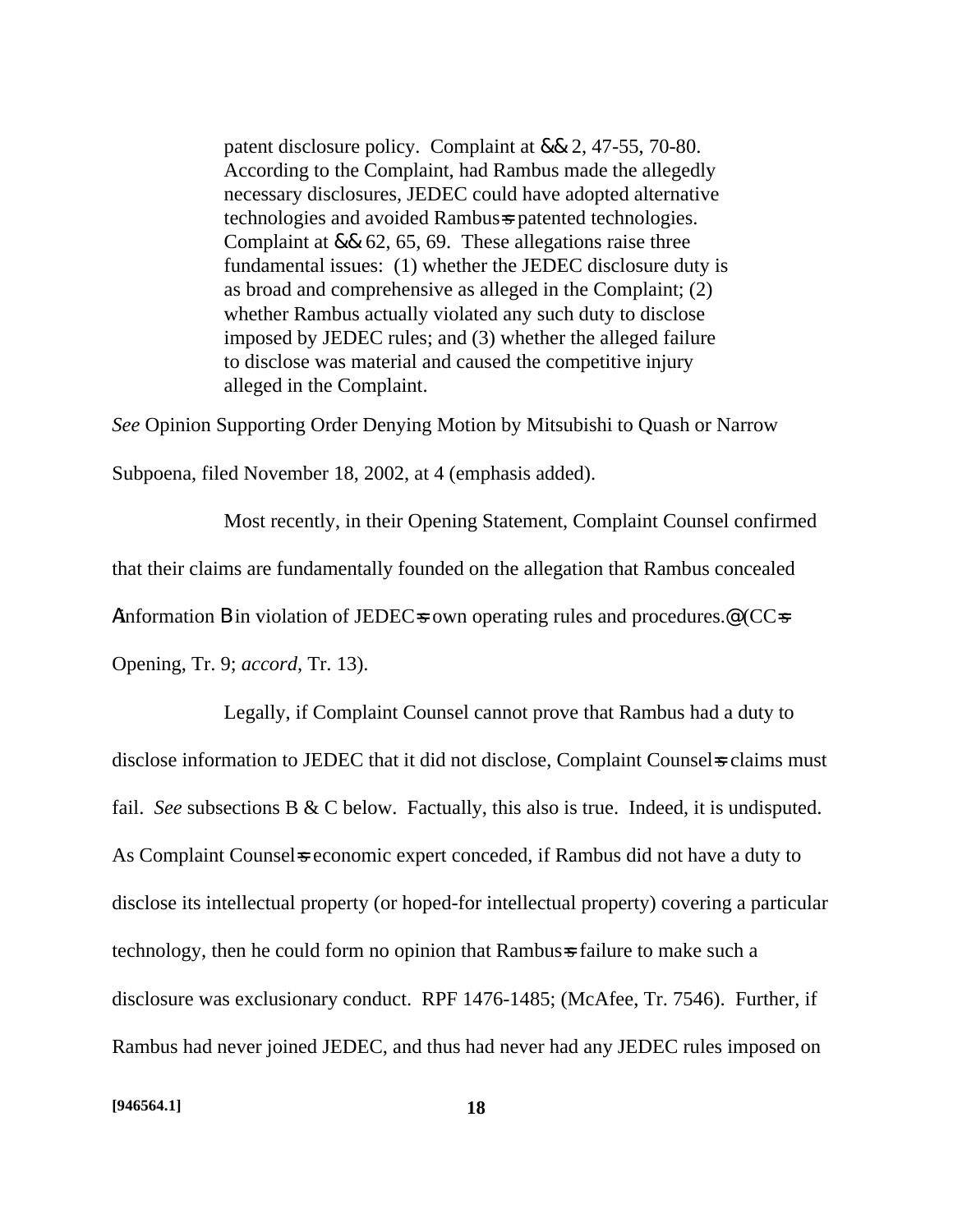> patent disclosure policy. Complaint at && 2, 47-55, 70-80. According to the Complaint, had Rambus made the allegedly necessary disclosures, JEDEC could have adopted alternative technologies and avoided Rambus=s patented technologies. Complaint at && 62, 65, 69. These allegations raise three fundamental issues: (1) whether the JEDEC disclosure duty is as broad and comprehensive as alleged in the Complaint; (2) whether Rambus actually violated any such duty to disclose imposed by JEDEC rules; and (3) whether the alleged failure to disclose was material and caused the competitive injury alleged in the Complaint.

*See* Opinion Supporting Order Denying Motion by Mitsubishi to Quash or Narrow Subpoena, filed November 18, 2002, at 4 (emphasis added).

Most recently, in their Opening Statement, Complaint Counsel confirmed that their claims are fundamentally founded on the allegation that Rambus concealed AInformation B in violation of JEDEC=s own operating rules and procedures.@ (CC=s Opening, Tr. 9; *accord*, Tr. 13).

Legally, if Complaint Counsel cannot prove that Rambus had a duty to disclose information to JEDEC that it did not disclose, Complaint Counsel=s claims must fail. *See* subsections B & C below. Factually, this also is true. Indeed, it is undisputed. As Complaint Counsel=s economic expert conceded, if Rambus did not have a duty to disclose its intellectual property (or hoped-for intellectual property) covering a particular technology, then he could form no opinion that Rambus=s failure to make such a disclosure was exclusionary conduct. RPF 1476-1485; (McAfee, Tr. 7546). Further, if Rambus had never joined JEDEC, and thus had never had any JEDEC rules imposed on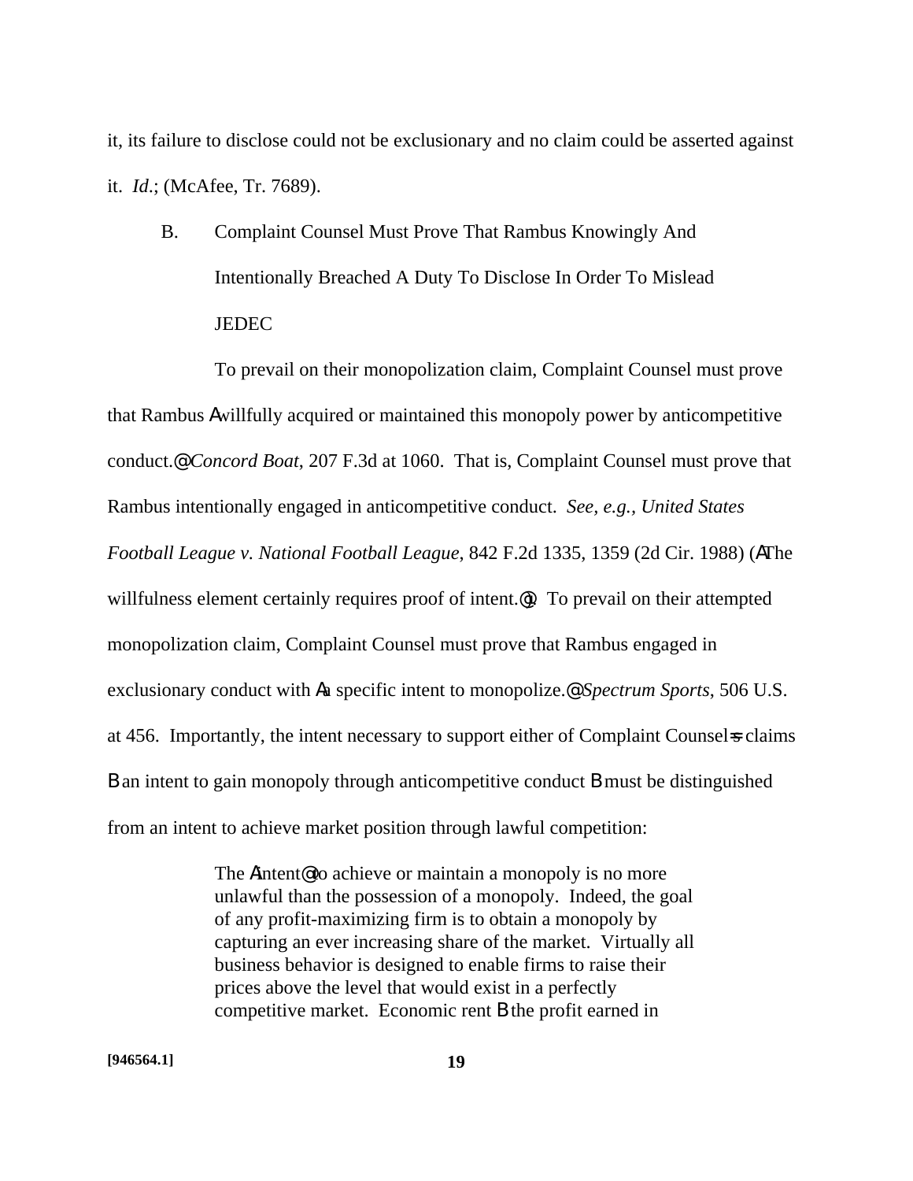it, its failure to disclose could not be exclusionary and no claim could be asserted against it. *Id*.; (McAfee, Tr. 7689).

B. Complaint Counsel Must Prove That Rambus Knowingly And Intentionally Breached A Duty To Disclose In Order To Mislead JEDEC

To prevail on their monopolization claim, Complaint Counsel must prove that Rambus Awillfully acquired or maintained this monopoly power by anticompetitive conduct.@ *Concord Boat*, 207 F.3d at 1060. That is, Complaint Counsel must prove that Rambus intentionally engaged in anticompetitive conduct. *See, e.g., United States Football League v. National Football League*, 842 F.2d 1335, 1359 (2d Cir. 1988) (AThe willfulness element certainly requires proof of intent.@). To prevail on their attempted monopolization claim, Complaint Counsel must prove that Rambus engaged in exclusionary conduct with Aa specific intent to monopolize.@ *Spectrum Sports*, 506 U.S. at 456. Importantly, the intent necessary to support either of Complaint Counsel=s claims B an intent to gain monopoly through anticompetitive conduct B must be distinguished from an intent to achieve market position through lawful competition:

> The Aintent@ to achieve or maintain a monopoly is no more unlawful than the possession of a monopoly. Indeed, the goal of any profit-maximizing firm is to obtain a monopoly by capturing an ever increasing share of the market. Virtually all business behavior is designed to enable firms to raise their prices above the level that would exist in a perfectly competitive market. Economic rent B the profit earned in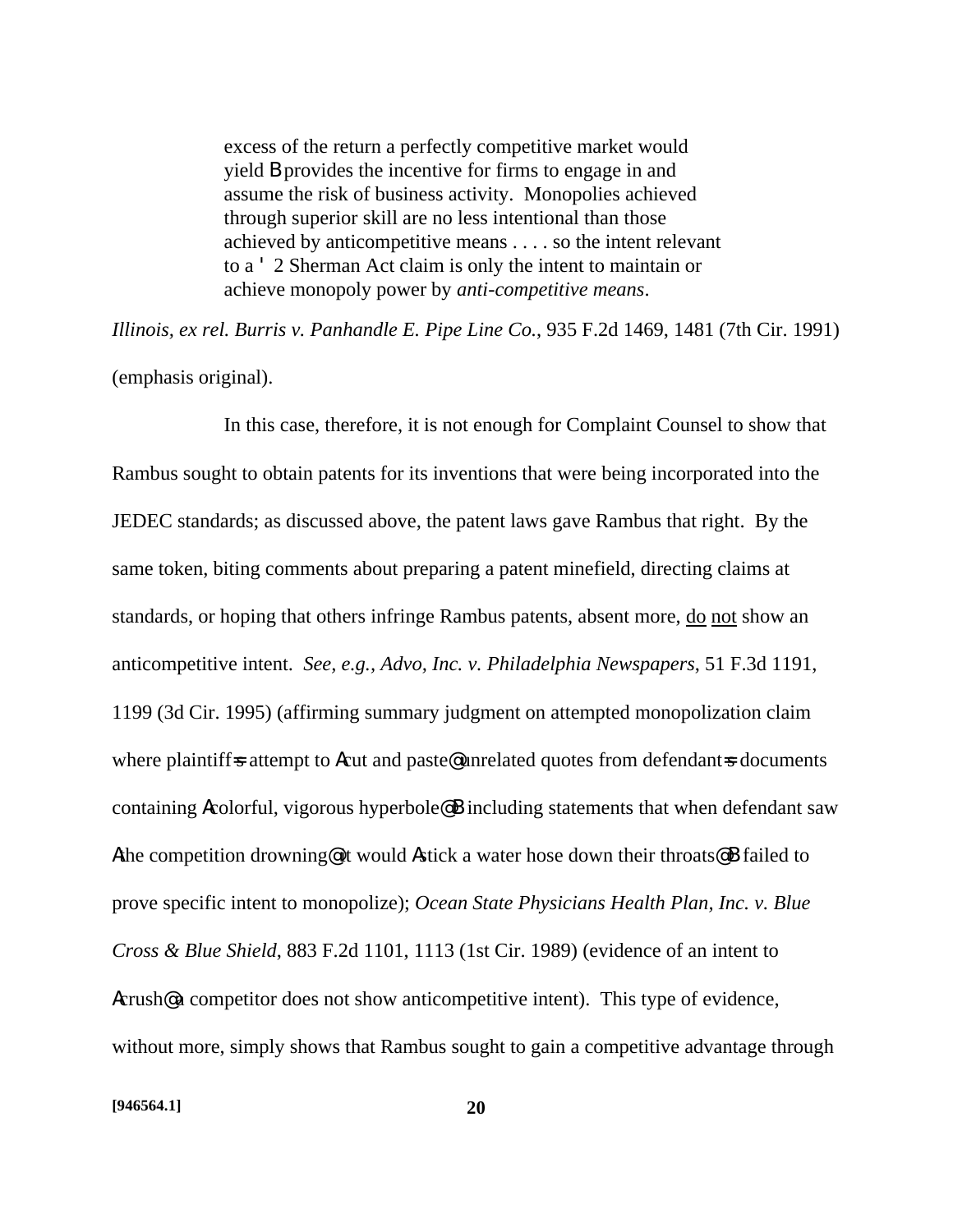> excess of the return a perfectly competitive market would yield B provides the incentive for firms to engage in and assume the risk of business activity. Monopolies achieved through superior skill are no less intentional than those achieved by anticompetitive means . . . . so the intent relevant to a ' 2 Sherman Act claim is only the intent to maintain or achieve monopoly power by *anti-competitive means*.

*Illinois, ex rel. Burris v. Panhandle E. Pipe Line Co.*, 935 F.2d 1469, 1481 (7th Cir. 1991) (emphasis original).

In this case, therefore, it is not enough for Complaint Counsel to show that Rambus sought to obtain patents for its inventions that were being incorporated into the JEDEC standards; as discussed above, the patent laws gave Rambus that right. By the same token, biting comments about preparing a patent minefield, directing claims at standards, or hoping that others infringe Rambus patents, absent more, do not show an anticompetitive intent. *See, e.g., Advo, Inc. v. Philadelphia Newspapers*, 51 F.3d 1191, 1199 (3d Cir. 1995) (affirming summary judgment on attempted monopolization claim where plaintiff=s attempt to Acut and paste@ unrelated quotes from defendant=s documents containing Acolorful, vigorous hyperbole@ B including statements that when defendant saw Athe competition drowning@ it would Astick a water hose down their throats@ B failed to prove specific intent to monopolize); *Ocean State Physicians Health Plan, Inc. v. Blue Cross & Blue Shield*, 883 F.2d 1101, 1113 (1st Cir. 1989) (evidence of an intent to Acrush@ a competitor does not show anticompetitive intent). This type of evidence, without more, simply shows that Rambus sought to gain a competitive advantage through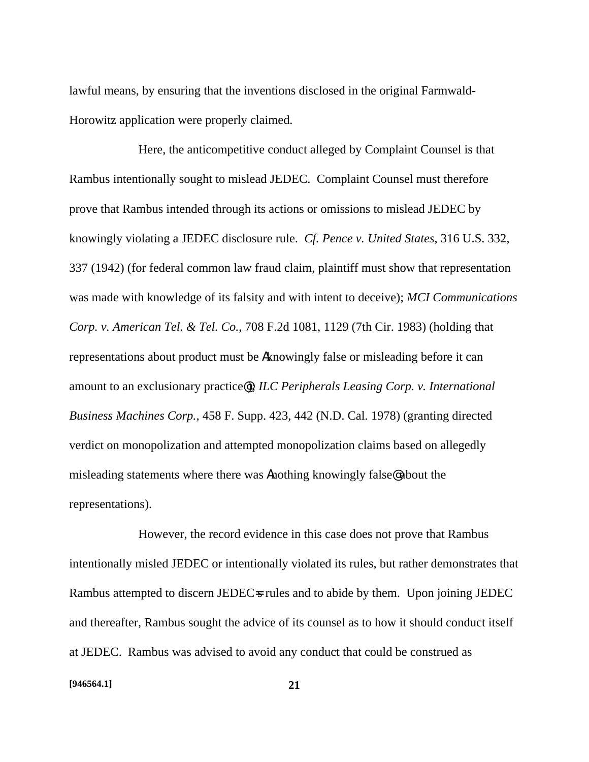lawful means, by ensuring that the inventions disclosed in the original Farmwald-Horowitz application were properly claimed.

Here, the anticompetitive conduct alleged by Complaint Counsel is that Rambus intentionally sought to mislead JEDEC. Complaint Counsel must therefore prove that Rambus intended through its actions or omissions to mislead JEDEC by knowingly violating a JEDEC disclosure rule. *Cf. Pence v. United States*, 316 U.S. 332, 337 (1942) (for federal common law fraud claim, plaintiff must show that representation was made with knowledge of its falsity and with intent to deceive); *MCI Communications Corp. v. American Tel. & Tel. Co.*, 708 F.2d 1081, 1129 (7th Cir. 1983) (holding that representations about product must be Αknowingly false or misleading before it can amount to an exclusionary practice@); *ILC Peripherals Leasing Corp. v. International Business Machines Corp.*, 458 F. Supp. 423, 442 (N.D. Cal. 1978) (granting directed verdict on monopolization and attempted monopolization claims based on allegedly misleading statements where there was Αnothing knowingly false@ about the representations).

However, the record evidence in this case does not prove that Rambus intentionally misled JEDEC or intentionally violated its rules, but rather demonstrates that Rambus attempted to discern JEDEC=s rules and to abide by them. Upon joining JEDEC and thereafter, Rambus sought the advice of its counsel as to how it should conduct itself at JEDEC. Rambus was advised to avoid any conduct that could be construed as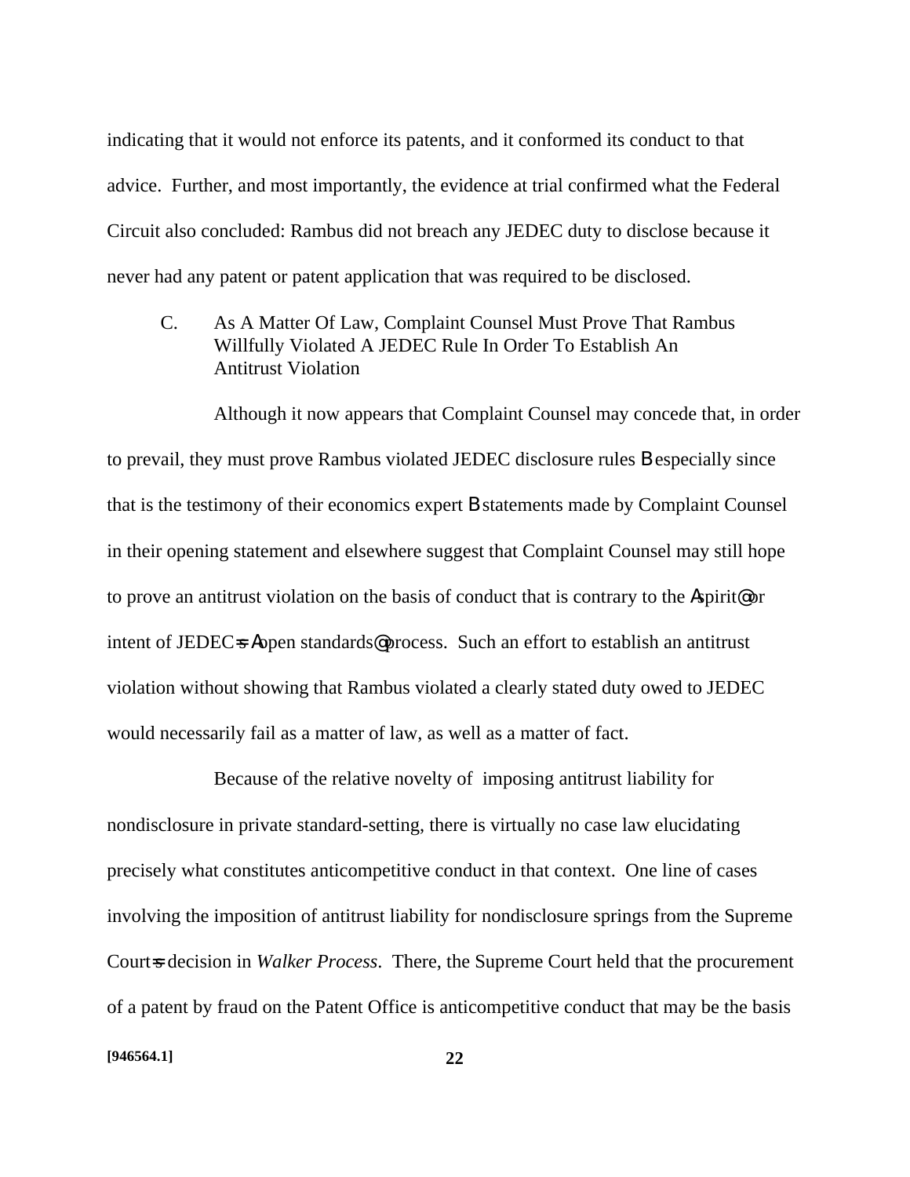indicating that it would not enforce its patents, and it conformed its conduct to that advice. Further, and most importantly, the evidence at trial confirmed what the Federal Circuit also concluded: Rambus did not breach any JEDEC duty to disclose because it never had any patent or patent application that was required to be disclosed.

### C. As A Matter Of Law, Complaint Counsel Must Prove That Rambus Willfully Violated A JEDEC Rule In Order To Establish An Antitrust Violation

Although it now appears that Complaint Counsel may concede that, in order to prevail, they must prove Rambus violated JEDEC disclosure rules B especially since that is the testimony of their economics expert B statements made by Complaint Counsel in their opening statement and elsewhere suggest that Complaint Counsel may still hope to prove an antitrust violation on the basis of conduct that is contrary to the Aspirit@ or intent of JEDEC=s Aopen standards@ process. Such an effort to establish an antitrust violation without showing that Rambus violated a clearly stated duty owed to JEDEC would necessarily fail as a matter of law, as well as a matter of fact.

Because of the relative novelty of imposing antitrust liability for nondisclosure in private standard-setting, there is virtually no case law elucidating precisely what constitutes anticompetitive conduct in that context. One line of cases involving the imposition of antitrust liability for nondisclosure springs from the Supreme Court=s decision in *Walker Process*. There, the Supreme Court held that the procurement of a patent by fraud on the Patent Office is anticompetitive conduct that may be the basis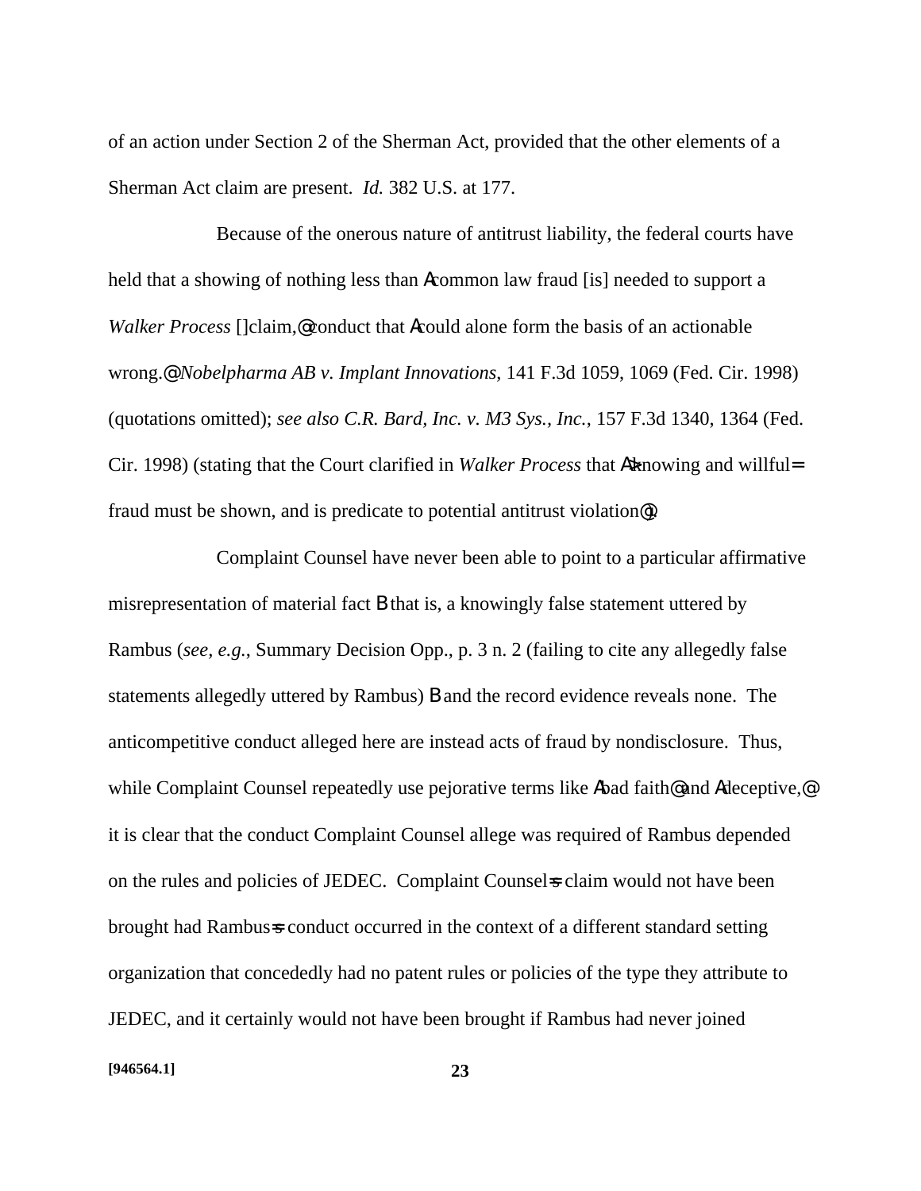of an action under Section 2 of the Sherman Act, provided that the other elements of a Sherman Act claim are present. *Id.* 382 U.S. at 177.

Because of the onerous nature of antitrust liability, the federal courts have held that a showing of nothing less than Acommon law fraud [is] needed to support a *Walker Process* []claim,@ conduct that Acould alone form the basis of an actionable wrong.@ *Nobelpharma AB v. Implant Innovations*, 141 F.3d 1059, 1069 (Fed. Cir. 1998) (quotations omitted); *see also C.R. Bard, Inc. v. M3 Sys., Inc.*, 157 F.3d 1340, 1364 (Fed. Cir. 1998) (stating that the Court clarified in *Walker Process* that A>knowing and willful= fraud must be shown, and is predicate to potential antitrust violation@).

Complaint Counsel have never been able to point to a particular affirmative misrepresentation of material fact B that is, a knowingly false statement uttered by Rambus (*see, e.g.*, Summary Decision Opp., p. 3 n. 2 (failing to cite any allegedly false statements allegedly uttered by Rambus) B and the record evidence reveals none. The anticompetitive conduct alleged here are instead acts of fraud by nondisclosure. Thus, while Complaint Counsel repeatedly use pejorative terms like Abad faith@ and Adeceptive,@ it is clear that the conduct Complaint Counsel allege was required of Rambus depended on the rules and policies of JEDEC. Complaint Counsel=s claim would not have been brought had Rambus=s conduct occurred in the context of a different standard setting organization that concededly had no patent rules or policies of the type they attribute to JEDEC, and it certainly would not have been brought if Rambus had never joined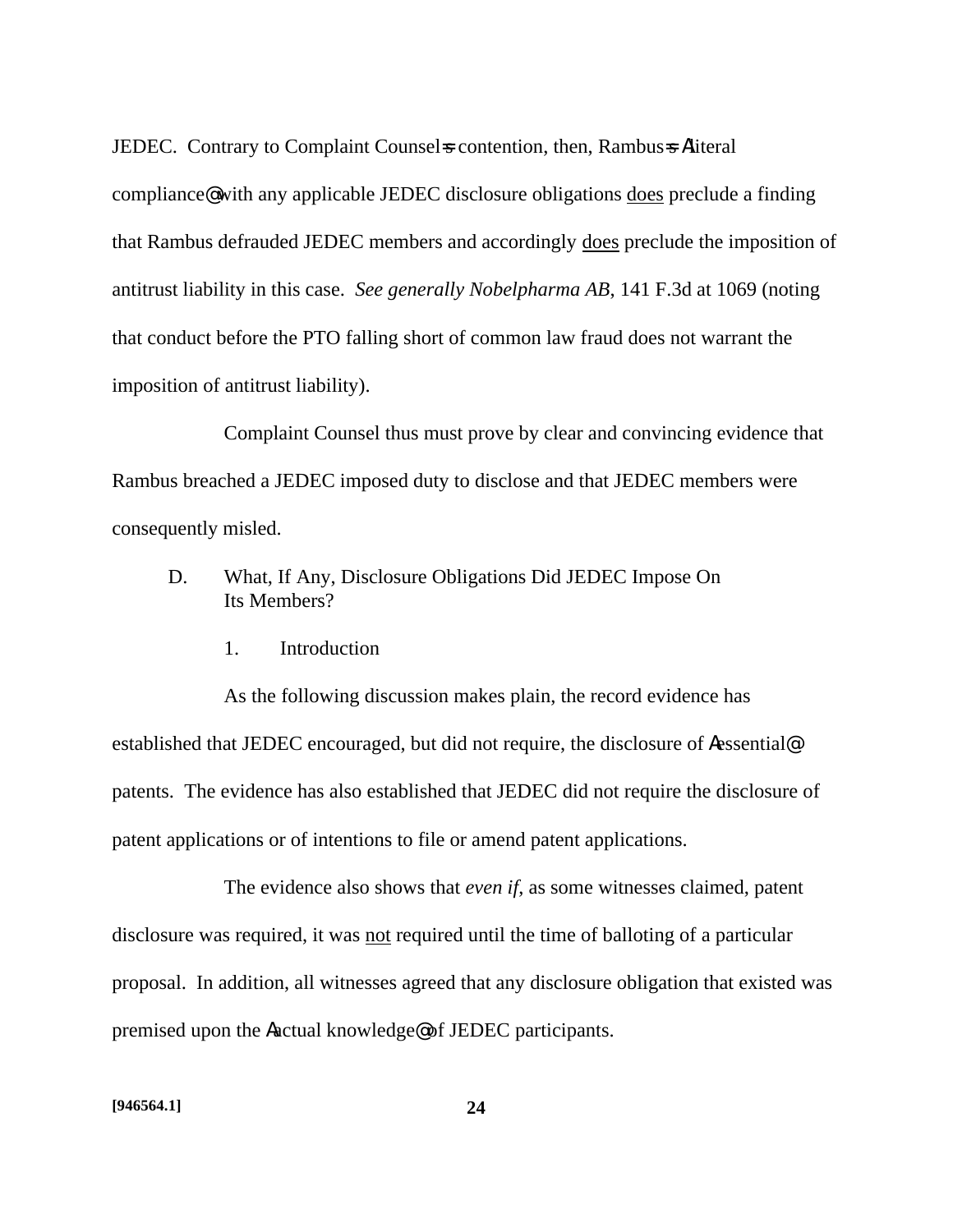JEDEC. Contrary to Complaint Counsel's contention, then, Rambus's "literal compliance" with any applicable JEDEC disclosure obligations does preclude a finding that Rambus defrauded JEDEC members and accordingly does preclude the imposition of antitrust liability in this case. *See generally Nobelpharma AB*, 141 F.3d at 1069 (noting that conduct before the PTO falling short of common law fraud does not warrant the imposition of antitrust liability).

Complaint Counsel thus must prove by clear and convincing evidence that Rambus breached a JEDEC imposed duty to disclose and that JEDEC members were consequently misled.

### D. What, If Any, Disclosure Obligations Did JEDEC Impose On Its Members?

#### 1. Introduction

As the following discussion makes plain, the record evidence has established that JEDEC encouraged, but did not require, the disclosure of "essential" patents. The evidence has also established that JEDEC did not require the disclosure of patent applications or of intentions to file or amend patent applications.

The evidence also shows that *even if*, as some witnesses claimed, patent disclosure was required, it was not required until the time of balloting of a particular proposal. In addition, all witnesses agreed that any disclosure obligation that existed was premised upon the "actual knowledge" of JEDEC participants.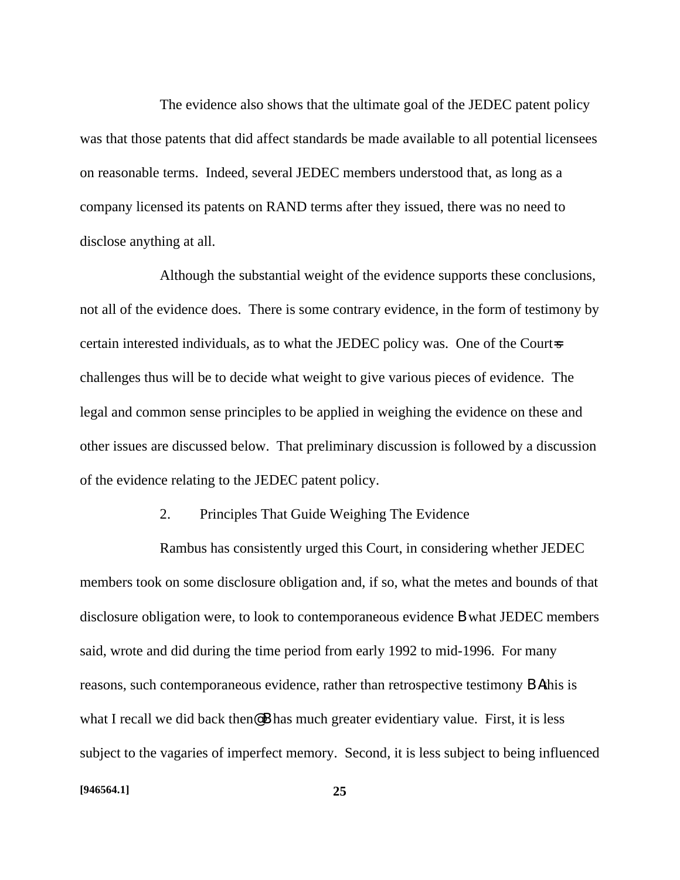The evidence also shows that the ultimate goal of the JEDEC patent policy was that those patents that did affect standards be made available to all potential licensees on reasonable terms. Indeed, several JEDEC members understood that, as long as a company licensed its patents on RAND terms after they issued, there was no need to disclose anything at all.

Although the substantial weight of the evidence supports these conclusions, not all of the evidence does. There is some contrary evidence, in the form of testimony by certain interested individuals, as to what the JEDEC policy was. One of the Court=s challenges thus will be to decide what weight to give various pieces of evidence. The legal and common sense principles to be applied in weighing the evidence on these and other issues are discussed below. That preliminary discussion is followed by a discussion of the evidence relating to the JEDEC patent policy.

2. Principles That Guide Weighing The Evidence

Rambus has consistently urged this Court, in considering whether JEDEC members took on some disclosure obligation and, if so, what the metes and bounds of that disclosure obligation were, to look to contemporaneous evidence B what JEDEC members said, wrote and did during the time period from early 1992 to mid-1996. For many reasons, such contemporaneous evidence, rather than retrospective testimony BAthis is what I recall we did back then@B has much greater evidentiary value. First, it is less subject to the vagaries of imperfect memory. Second, it is less subject to being influenced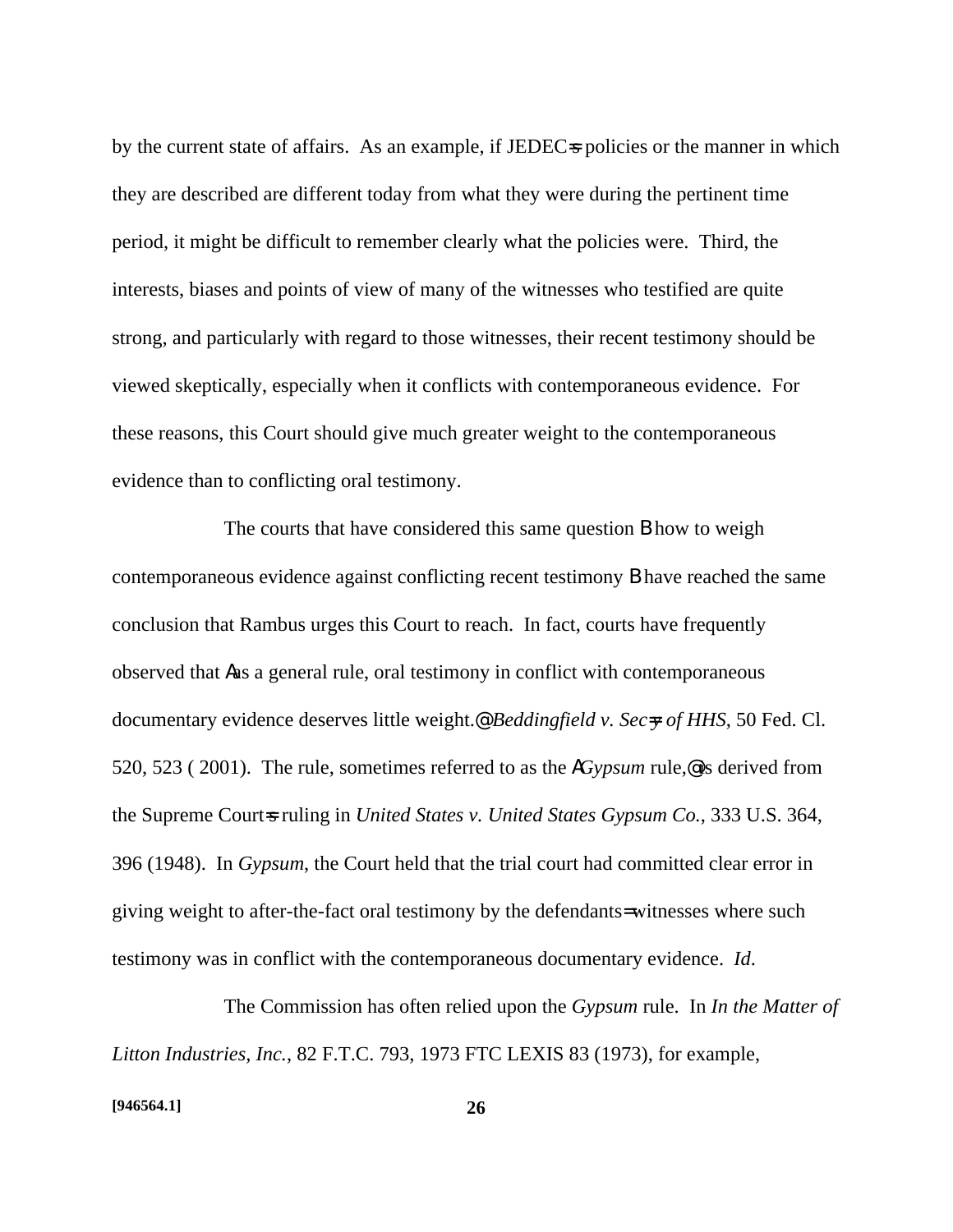by the current state of affairs. As an example, if JEDEC=s policies or the manner in which they are described are different today from what they were during the pertinent time period, it might be difficult to remember clearly what the policies were. Third, the interests, biases and points of view of many of the witnesses who testified are quite strong, and particularly with regard to those witnesses, their recent testimony should be viewed skeptically, especially when it conflicts with contemporaneous evidence. For these reasons, this Court should give much greater weight to the contemporaneous evidence than to conflicting oral testimony.

The courts that have considered this same question B how to weigh contemporaneous evidence against conflicting recent testimony B have reached the same conclusion that Rambus urges this Court to reach. In fact, courts have frequently observed that Aas a general rule, oral testimony in conflict with contemporaneous documentary evidence deserves little weight.@ *Beddingfield v. Sec=y of HHS*, 50 Fed. Cl. 520, 523 ( 2001). The rule, sometimes referred to as the A*Gypsum* rule,@ is derived from the Supreme Court=s ruling in *United States v. United States Gypsum Co.*, 333 U.S. 364, 396 (1948). In *Gypsum*, the Court held that the trial court had committed clear error in giving weight to after-the-fact oral testimony by the defendants= witnesses where such testimony was in conflict with the contemporaneous documentary evidence. *Id*.

The Commission has often relied upon the *Gypsum* rule. In *In the Matter of Litton Industries, Inc.*, 82 F.T.C. 793, 1973 FTC LEXIS 83 (1973), for example,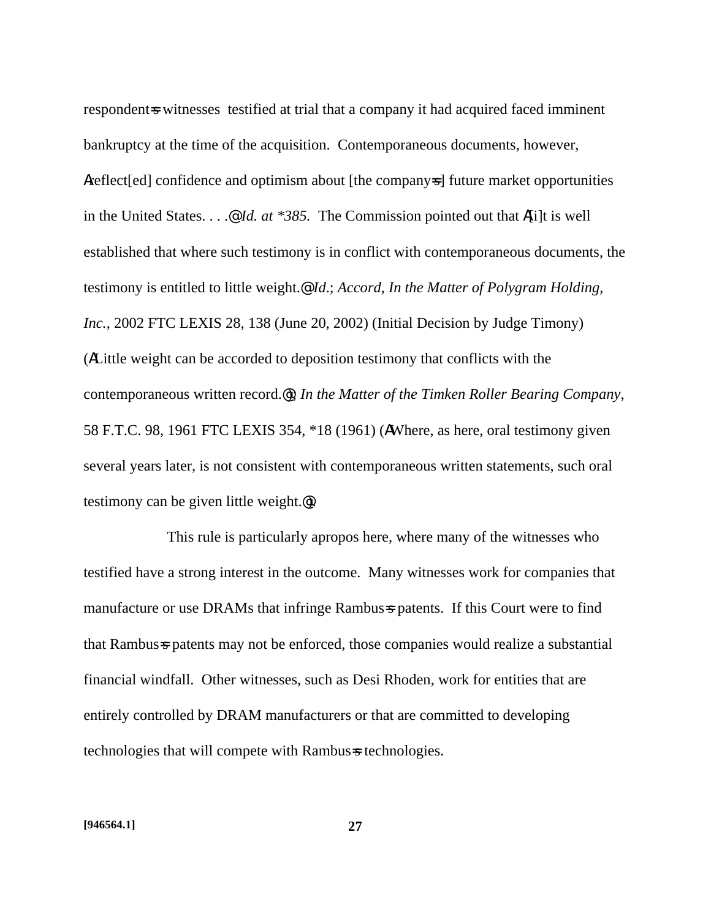respondent=s witnesses testified at trial that a company it had acquired faced imminent bankruptcy at the time of the acquisition. Contemporaneous documents, however, Areflect[ed] confidence and optimism about [the company=s] future market opportunities in the United States. . . .@ *Id. at \*385.* The Commission pointed out that A[i]t is well established that where such testimony is in conflict with contemporaneous documents, the testimony is entitled to little weight.@ *Id*.; *Accord*, *In the Matter of Polygram Holding, Inc.*, 2002 FTC LEXIS 28, 138 (June 20, 2002) (Initial Decision by Judge Timony) (ALittle weight can be accorded to deposition testimony that conflicts with the contemporaneous written record.@); *In the Matter of the Timken Roller Bearing Company*, 58 F.T.C. 98, 1961 FTC LEXIS 354, \*18 (1961) (AWhere, as here, oral testimony given several years later, is not consistent with contemporaneous written statements, such oral testimony can be given little weight.@).

This rule is particularly apropos here, where many of the witnesses who testified have a strong interest in the outcome. Many witnesses work for companies that manufacture or use DRAMs that infringe Rambus=s patents. If this Court were to find that Rambus=s patents may not be enforced, those companies would realize a substantial financial windfall. Other witnesses, such as Desi Rhoden, work for entities that are entirely controlled by DRAM manufacturers or that are committed to developing technologies that will compete with Rambus=s technologies.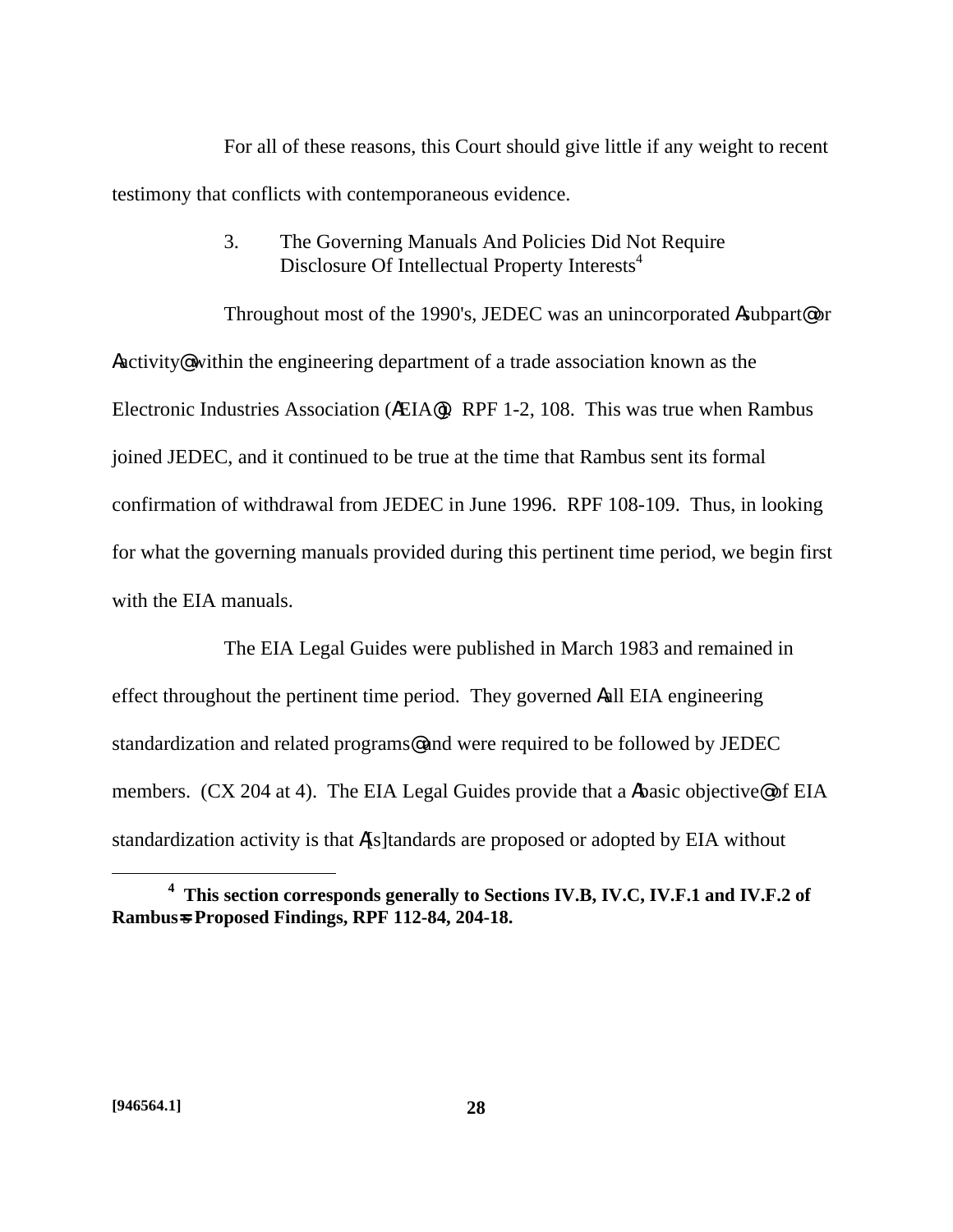For all of these reasons, this Court should give little if any weight to recent testimony that conflicts with contemporaneous evidence.

### 3. The Governing Manuals And Policies Did Not Require Disclosure Of Intellectual Property Interests[4]

Throughout most of the 1990's, JEDEC was an unincorporated Αsubpart@ or Αactivity@ within the engineering department of a trade association known as the Electronic Industries Association (ΑEIA@). RPF 1-2, 108. This was true when Rambus joined JEDEC, and it continued to be true at the time that Rambus sent its formal confirmation of withdrawal from JEDEC in June 1996. RPF 108-109. Thus, in looking for what the governing manuals provided during this pertinent time period, we begin first with the EIA manuals.

The EIA Legal Guides were published in March 1983 and remained in effect throughout the pertinent time period. They governed Αall EIA engineering standardization and related programs@ and were required to be followed by JEDEC members. (CX 204 at 4). The EIA Legal Guides provide that a Αbasic objective@ of EIA standardization activity is that Α[s]tandards are proposed or adopted by EIA without

---

[4] **This section corresponds generally to Sections IV.B, IV.C, IV.F.1 and IV.F.2 of Rambus=s Proposed Findings, RPF 112-84, 204-18.**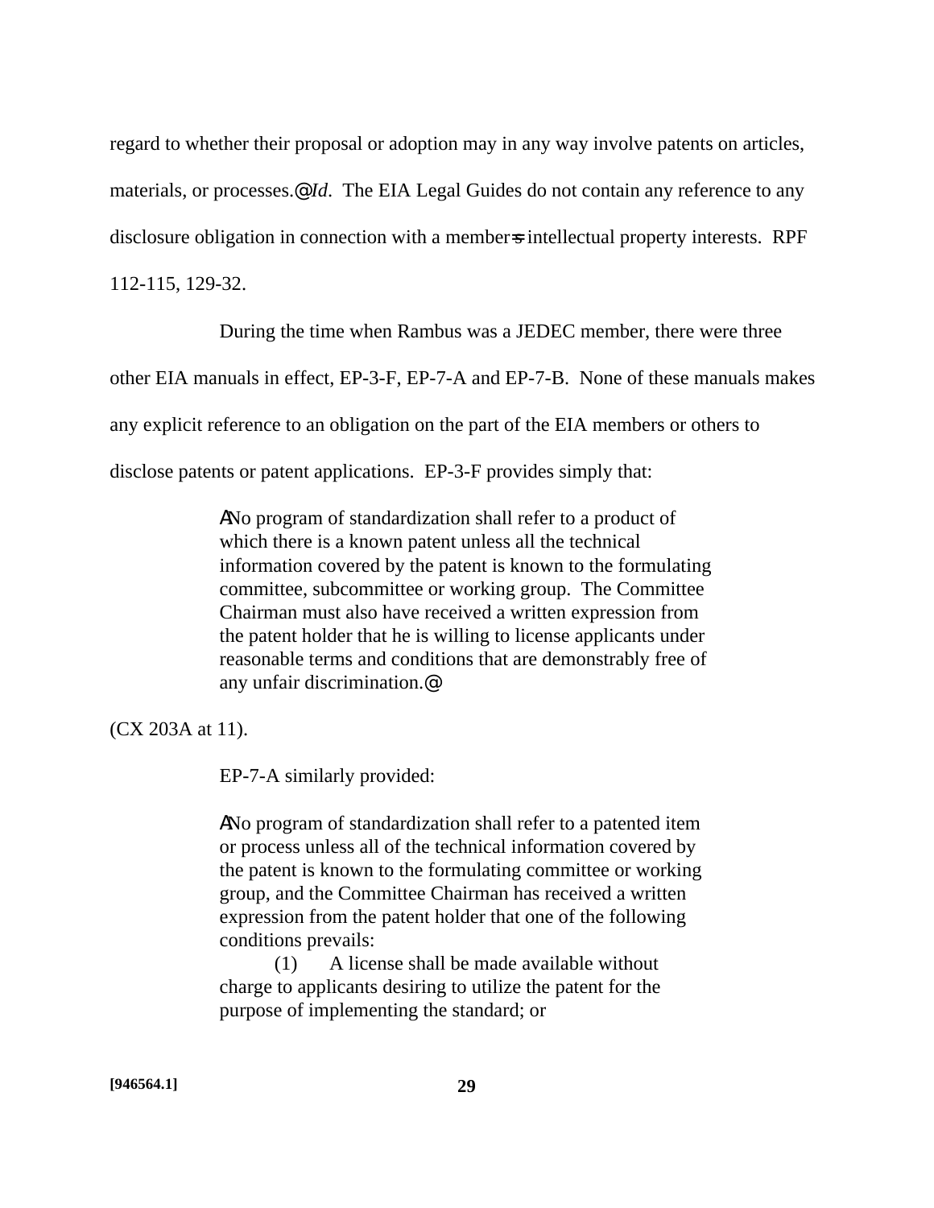regard to whether their proposal or adoption may in any way involve patents on articles, materials, or processes.@ *Id*. The EIA Legal Guides do not contain any reference to any disclosure obligation in connection with a member=s intellectual property interests. RPF 112-115, 129-32.

During the time when Rambus was a JEDEC member, there were three other EIA manuals in effect, EP-3-F, EP-7-A and EP-7-B. None of these manuals makes any explicit reference to an obligation on the part of the EIA members or others to disclose patents or patent applications. EP-3-F provides simply that:

> ANo program of standardization shall refer to a product of which there is a known patent unless all the technical information covered by the patent is known to the formulating committee, subcommittee or working group. The Committee Chairman must also have received a written expression from the patent holder that he is willing to license applicants under reasonable terms and conditions that are demonstrably free of any unfair discrimination.@

(CX 203A at 11).

EP-7-A similarly provided:

> ANo program of standardization shall refer to a patented item or process unless all of the technical information covered by the patent is known to the formulating committee or working group, and the Committee Chairman has received a written expression from the patent holder that one of the following conditions prevails:
>
> (1) A license shall be made available without charge to applicants desiring to utilize the patent for the purpose of implementing the standard; or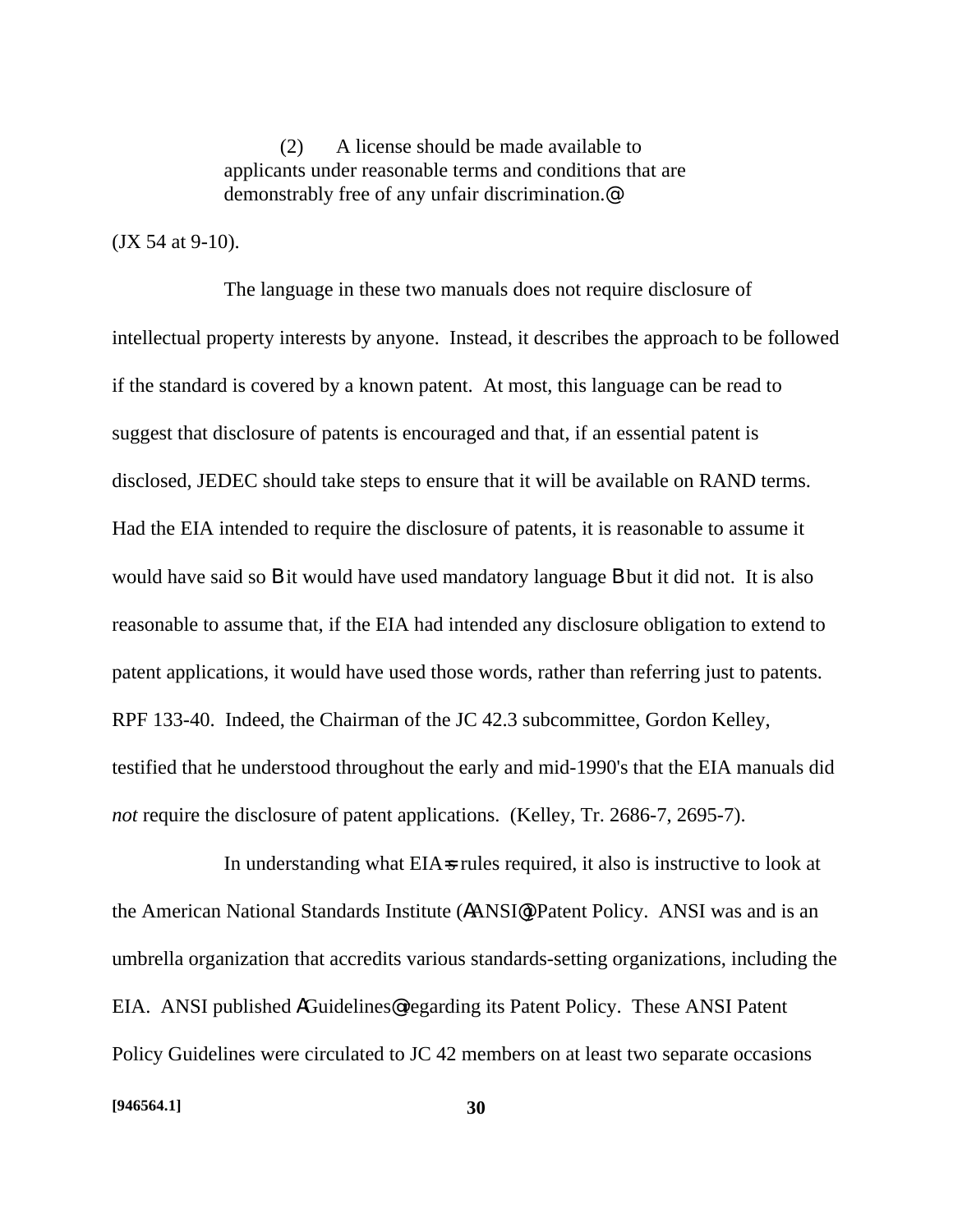> (2) A license should be made available to applicants under reasonable terms and conditions that are demonstrably free of any unfair discrimination.@

(JX 54 at 9-10).

The language in these two manuals does not require disclosure of intellectual property interests by anyone. Instead, it describes the approach to be followed if the standard is covered by a known patent. At most, this language can be read to suggest that disclosure of patents is encouraged and that, if an essential patent is disclosed, JEDEC should take steps to ensure that it will be available on RAND terms. Had the EIA intended to require the disclosure of patents, it is reasonable to assume it would have said so B it would have used mandatory language B but it did not. It is also reasonable to assume that, if the EIA had intended any disclosure obligation to extend to patent applications, it would have used those words, rather than referring just to patents. RPF 133-40. Indeed, the Chairman of the JC 42.3 subcommittee, Gordon Kelley, testified that he understood throughout the early and mid-1990's that the EIA manuals did *not* require the disclosure of patent applications. (Kelley, Tr. 2686-7, 2695-7).

In understanding what EIA=s rules required, it also is instructive to look at the American National Standards Institute (AANSI@) Patent Policy. ANSI was and is an umbrella organization that accredits various standards-setting organizations, including the EIA. ANSI published AGuidelines@ regarding its Patent Policy. These ANSI Patent Policy Guidelines were circulated to JC 42 members on at least two separate occasions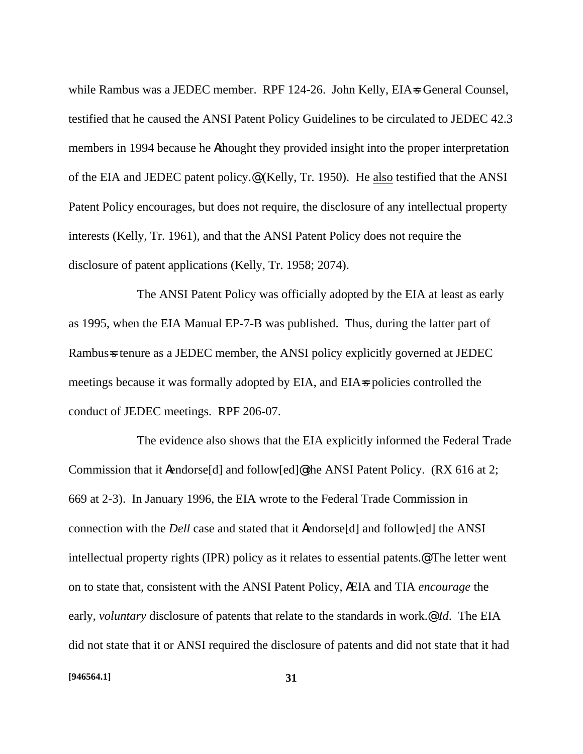while Rambus was a JEDEC member. RPF 124-26. John Kelly, EIA=s General Counsel, testified that he caused the ANSI Patent Policy Guidelines to be circulated to JEDEC 42.3 members in 1994 because he Athought they provided insight into the proper interpretation of the EIA and JEDEC patent policy.@ (Kelly, Tr. 1950). He also testified that the ANSI Patent Policy encourages, but does not require, the disclosure of any intellectual property interests (Kelly, Tr. 1961), and that the ANSI Patent Policy does not require the disclosure of patent applications (Kelly, Tr. 1958; 2074).

The ANSI Patent Policy was officially adopted by the EIA at least as early as 1995, when the EIA Manual EP-7-B was published. Thus, during the latter part of Rambus=s tenure as a JEDEC member, the ANSI policy explicitly governed at JEDEC meetings because it was formally adopted by EIA, and EIA=s policies controlled the conduct of JEDEC meetings. RPF 206-07.

The evidence also shows that the EIA explicitly informed the Federal Trade Commission that it Aendorse[d] and follow[ed]@ the ANSI Patent Policy. (RX 616 at 2; 669 at 2-3). In January 1996, the EIA wrote to the Federal Trade Commission in connection with the *Dell* case and stated that it Aendorse[d] and follow[ed] the ANSI intellectual property rights (IPR) policy as it relates to essential patents.@ The letter went on to state that, consistent with the ANSI Patent Policy, ÆEIA and TIA *encourage* the early, *voluntary* disclosure of patents that relate to the standards in work.@ *Id*. The EIA did not state that it or ANSI required the disclosure of patents and did not state that it had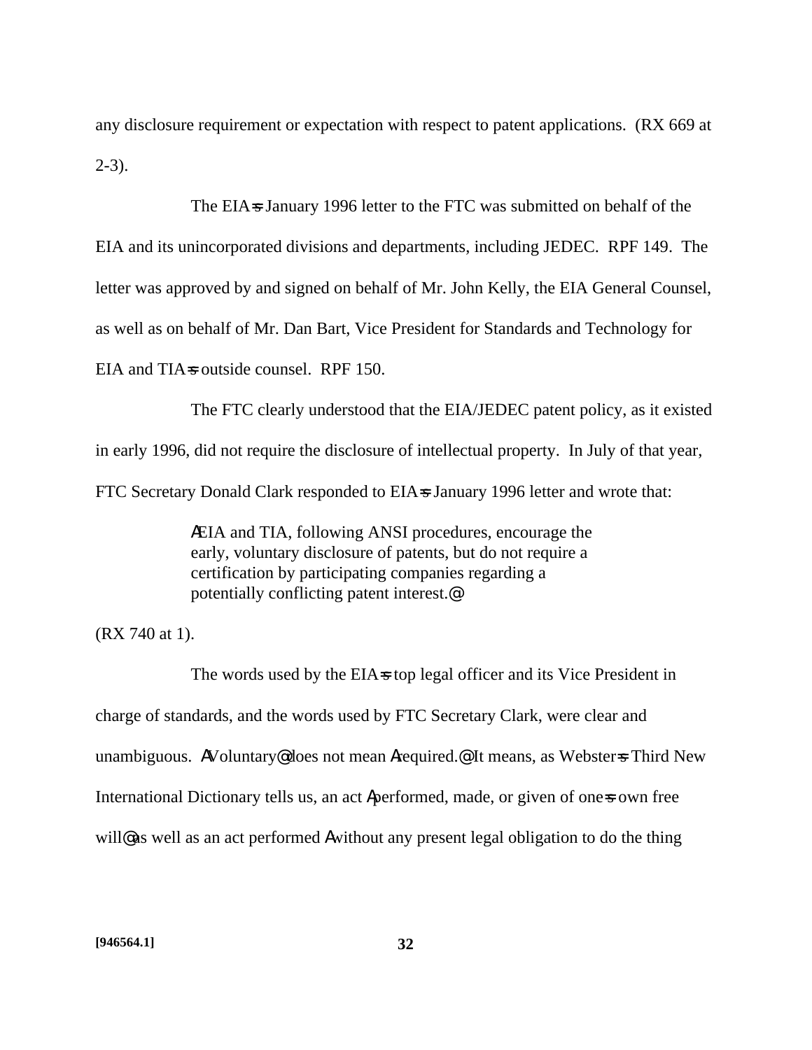any disclosure requirement or expectation with respect to patent applications. (RX 669 at 2-3).

The EIA=s January 1996 letter to the FTC was submitted on behalf of the EIA and its unincorporated divisions and departments, including JEDEC. RPF 149. The letter was approved by and signed on behalf of Mr. John Kelly, the EIA General Counsel, as well as on behalf of Mr. Dan Bart, Vice President for Standards and Technology for EIA and TIA=s outside counsel. RPF 150.

The FTC clearly understood that the EIA/JEDEC patent policy, as it existed in early 1996, did not require the disclosure of intellectual property. In July of that year, FTC Secretary Donald Clark responded to EIA=s January 1996 letter and wrote that:

> AEIA and TIA, following ANSI procedures, encourage the early, voluntary disclosure of patents, but do not require a certification by participating companies regarding a potentially conflicting patent interest.@

(RX 740 at 1).

The words used by the EIA=s top legal officer and its Vice President in charge of standards, and the words used by FTC Secretary Clark, were clear and unambiguous. AVoluntary@ does not mean Arequired.@ It means, as Webster=s Third New International Dictionary tells us, an act Aperformed, made, or given of one=s own free will@ as well as an act performed Awithout any present legal obligation to do the thing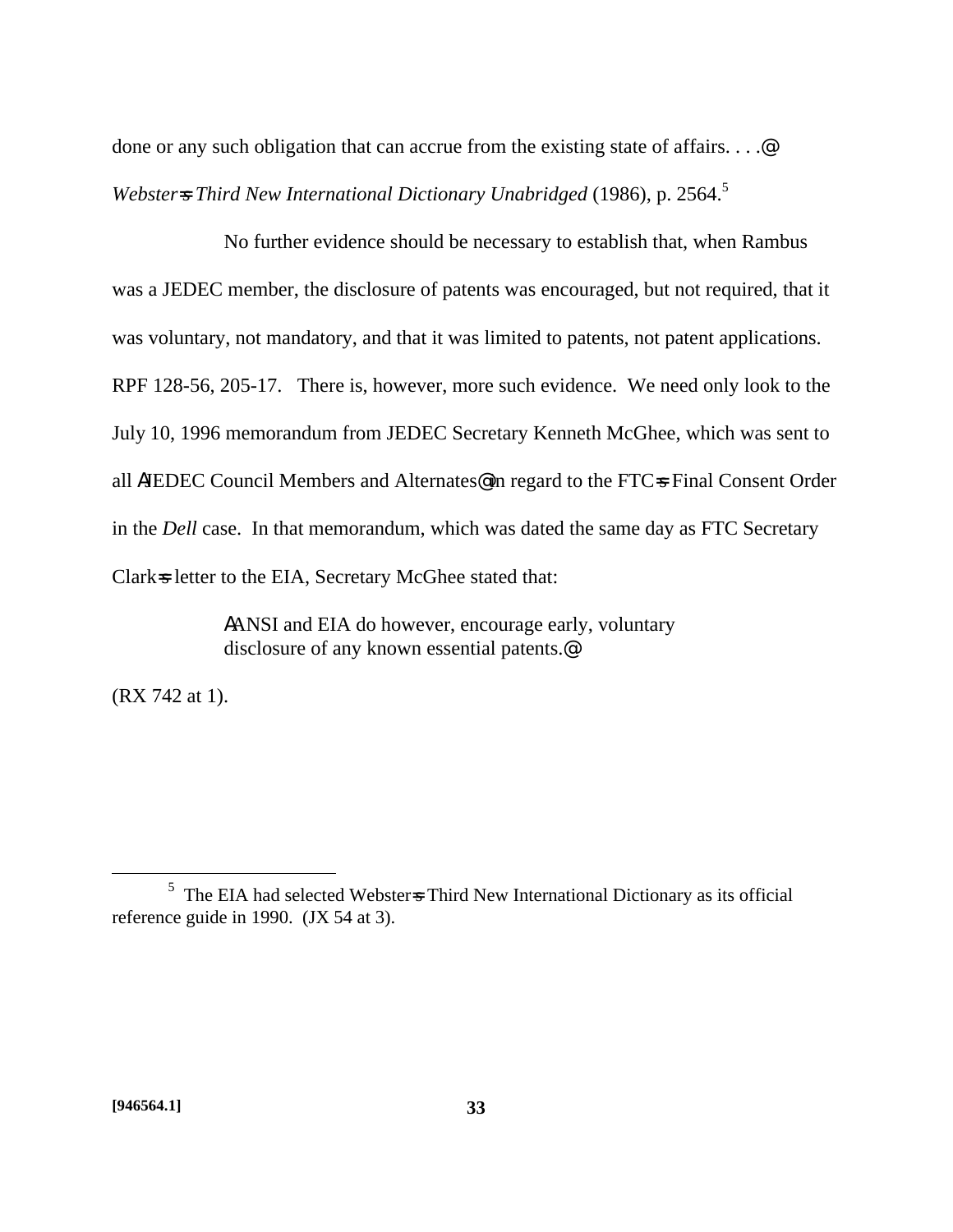done or any such obligation that can accrue from the existing state of affairs. . . .@ *Webster=s Third New International Dictionary Unabridged* (1986), p. 2564.[5]

No further evidence should be necessary to establish that, when Rambus was a JEDEC member, the disclosure of patents was encouraged, but not required, that it was voluntary, not mandatory, and that it was limited to patents, not patent applications. RPF 128-56, 205-17. There is, however, more such evidence. We need only look to the July 10, 1996 memorandum from JEDEC Secretary Kenneth McGhee, which was sent to all AJEDEC Council Members and Alternates@ in regard to the FTC=s Final Consent Order in the *Dell* case. In that memorandum, which was dated the same day as FTC Secretary Clark=s letter to the EIA, Secretary McGhee stated that:

> AANSI and EIA do however, encourage early, voluntary disclosure of any known essential patents.@

(RX 742 at 1).

---

[5] The EIA had selected Webster=s Third New International Dictionary as its official reference guide in 1990. (JX 54 at 3).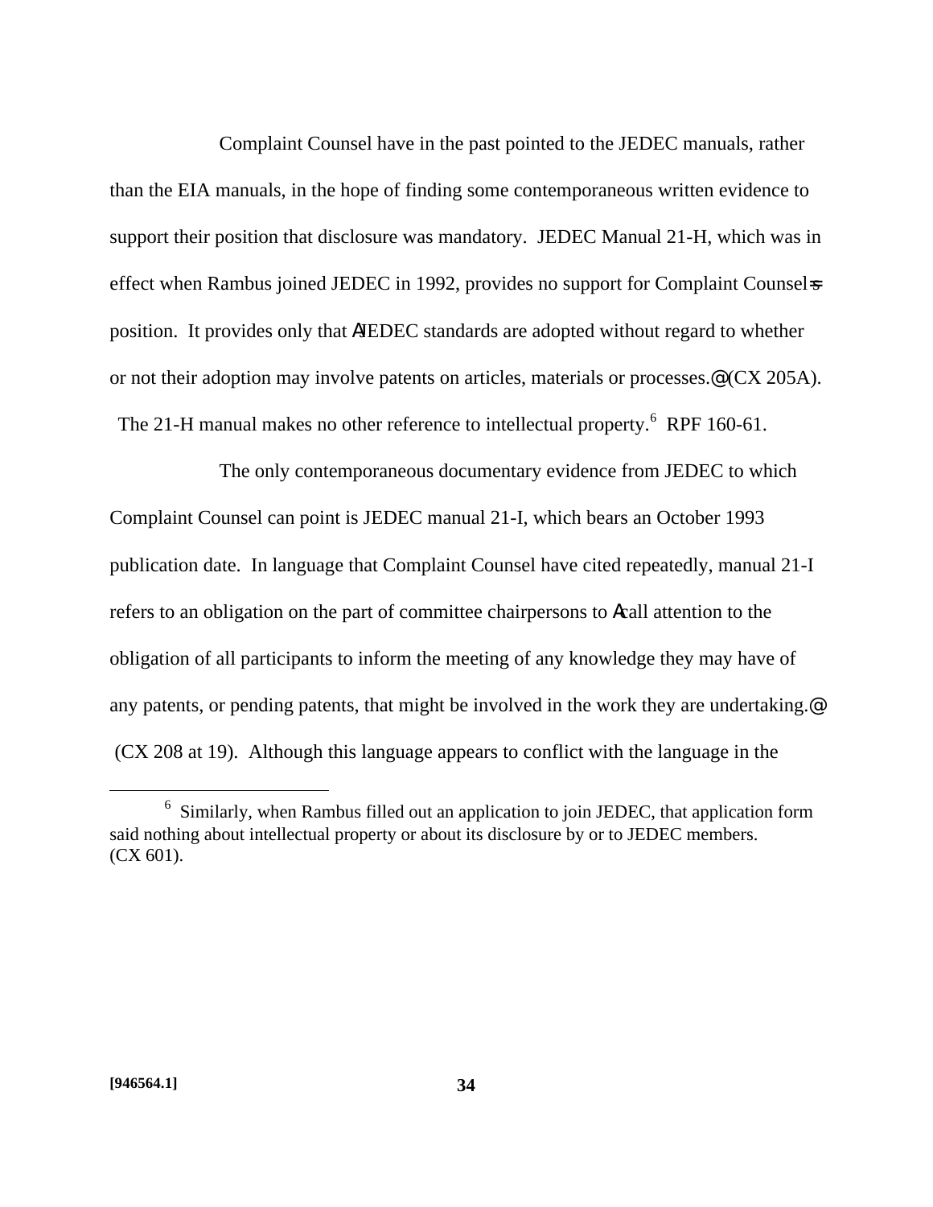Complaint Counsel have in the past pointed to the JEDEC manuals, rather than the EIA manuals, in the hope of finding some contemporaneous written evidence to support their position that disclosure was mandatory. JEDEC Manual 21-H, which was in effect when Rambus joined JEDEC in 1992, provides no support for Complaint Counsel=s position. It provides only that AJEDEC standards are adopted without regard to whether or not their adoption may involve patents on articles, materials or processes.@ (CX 205A). The 21-H manual makes no other reference to intellectual property.[6] RPF 160-61.

The only contemporaneous documentary evidence from JEDEC to which Complaint Counsel can point is JEDEC manual 21-I, which bears an October 1993 publication date. In language that Complaint Counsel have cited repeatedly, manual 21-I refers to an obligation on the part of committee chairpersons to Acall attention to the obligation of all participants to inform the meeting of any knowledge they may have of any patents, or pending patents, that might be involved in the work they are undertaking.@ (CX 208 at 19). Although this language appears to conflict with the language in the

---

[6] Similarly, when Rambus filled out an application to join JEDEC, that application form said nothing about intellectual property or about its disclosure by or to JEDEC members. (CX 601).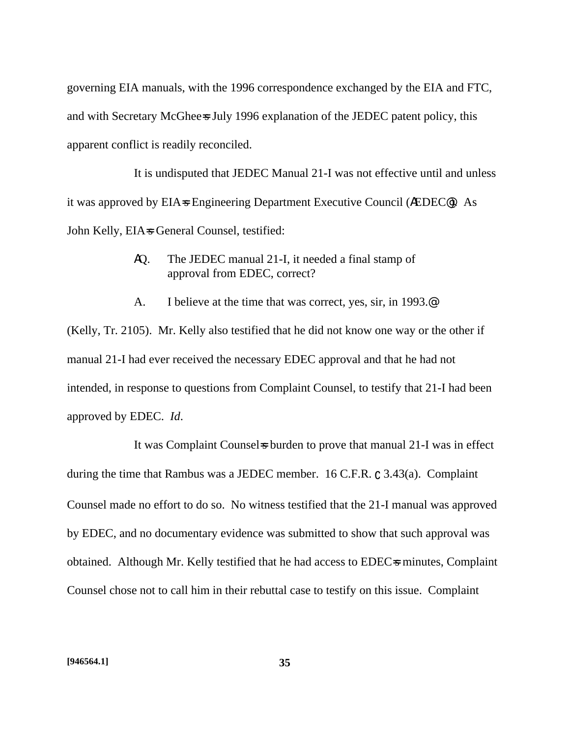governing EIA manuals, with the 1996 correspondence exchanged by the EIA and FTC, and with Secretary McGhee=s July 1996 explanation of the JEDEC patent policy, this apparent conflict is readily reconciled.

It is undisputed that JEDEC Manual 21-I was not effective until and unless it was approved by EIA=s Engineering Department Executive Council (AEDEC@). As John Kelly, EIA=s General Counsel, testified:

> AQ. The JEDEC manual 21-I, it needed a final stamp of approval from EDEC, correct?
>
> A. I believe at the time that was correct, yes, sir, in 1993.@

(Kelly, Tr. 2105). Mr. Kelly also testified that he did not know one way or the other if manual 21-I had ever received the necessary EDEC approval and that he had not intended, in response to questions from Complaint Counsel, to testify that 21-I had been approved by EDEC. *Id.*

It was Complaint Counsel=s burden to prove that manual 21-I was in effect during the time that Rambus was a JEDEC member. 16 C.F.R. ' 3.43(a). Complaint Counsel made no effort to do so. No witness testified that the 21-I manual was approved by EDEC, and no documentary evidence was submitted to show that such approval was obtained. Although Mr. Kelly testified that he had access to EDEC=s minutes, Complaint Counsel chose not to call him in their rebuttal case to testify on this issue. Complaint

[946564.1]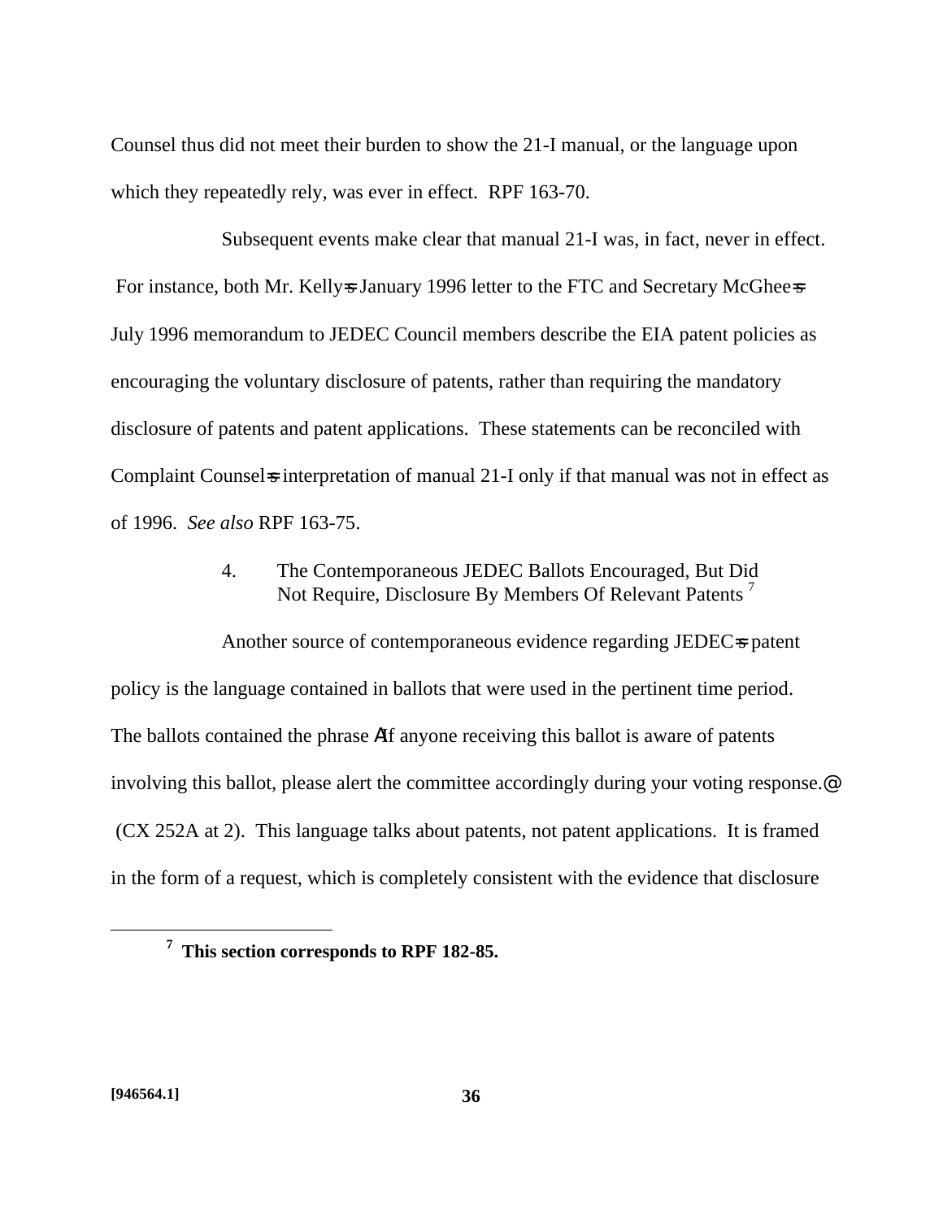Counsel thus did not meet their burden to show the 21-I manual, or the language upon which they repeatedly rely, was ever in effect. RPF 163-70.

Subsequent events make clear that manual 21-I was, in fact, never in effect. For instance, both Mr. Kelly=s January 1996 letter to the FTC and Secretary McGhee=s July 1996 memorandum to JEDEC Council members describe the EIA patent policies as encouraging the voluntary disclosure of patents, rather than requiring the mandatory disclosure of patents and patent applications. These statements can be reconciled with Complaint Counsel=s interpretation of manual 21-I only if that manual was not in effect as of 1996. *See also* RPF 163-75.

#### 4. The Contemporaneous JEDEC Ballots Encouraged, But Did Not Require, Disclosure By Members Of Relevant Patents [7]

Another source of contemporaneous evidence regarding JEDEC=s patent policy is the language contained in ballots that were used in the pertinent time period. The ballots contained the phrase AIf anyone receiving this ballot is aware of patents involving this ballot, please alert the committee accordingly during your voting response.@ (CX 252A at 2). This language talks about patents, not patent applications. It is framed in the form of a request, which is completely consistent with the evidence that disclosure

[7] **This section corresponds to RPF 182-85.**

**[946564.1]**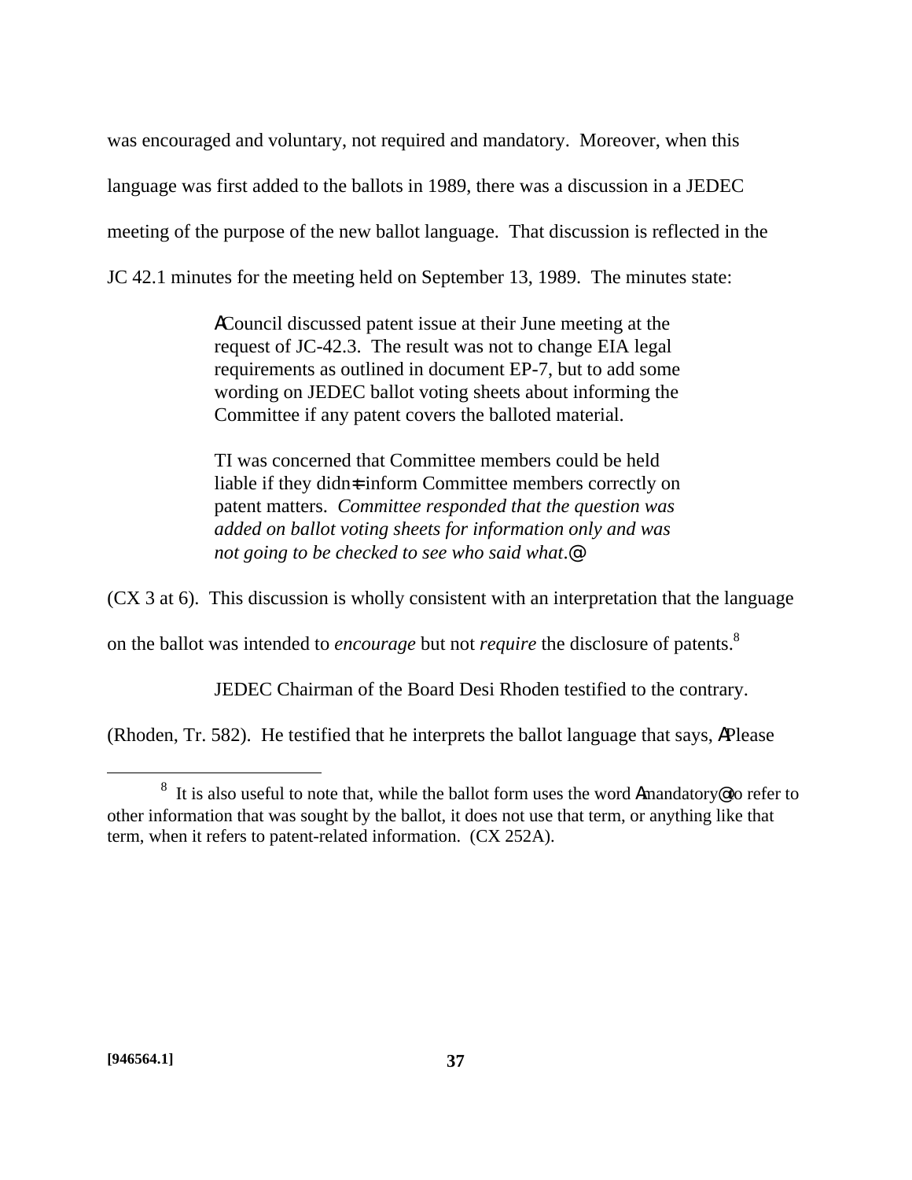was encouraged and voluntary, not required and mandatory. Moreover, when this language was first added to the ballots in 1989, there was a discussion in a JEDEC meeting of the purpose of the new ballot language. That discussion is reflected in the JC 42.1 minutes for the meeting held on September 13, 1989. The minutes state:

> ΑCouncil discussed patent issue at their June meeting at the request of JC-42.3. The result was not to change EIA legal requirements as outlined in document EP-7, but to add some wording on JEDEC ballot voting sheets about informing the Committee if any patent covers the balloted material.
>
> TI was concerned that Committee members could be held liable if they didn=t inform Committee members correctly on patent matters. *Committee responded that the question was added on ballot voting sheets for information only and was not going to be checked to see who said what*.@

(CX 3 at 6). This discussion is wholly consistent with an interpretation that the language on the ballot was intended to *encourage* but not *require* the disclosure of patents.[8]

JEDEC Chairman of the Board Desi Rhoden testified to the contrary. (Rhoden, Tr. 582). He testified that he interprets the ballot language that says, ΑPlease

[8] It is also useful to note that, while the ballot form uses the word Αmandatory@ to refer to other information that was sought by the ballot, it does not use that term, or anything like that term, when it refers to patent-related information. (CX 252A).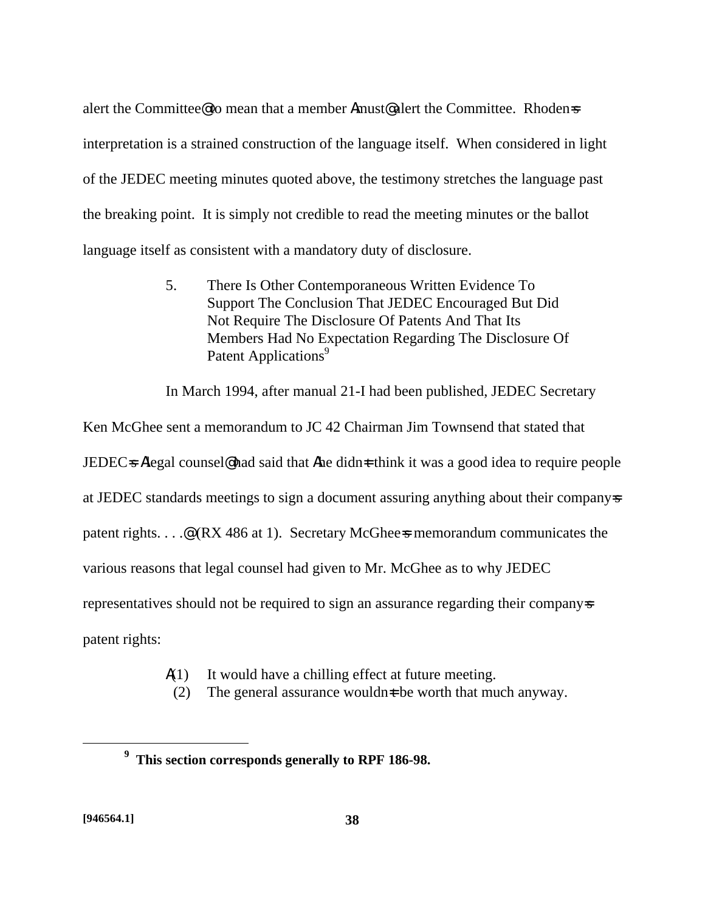alert the Committee@ to mean that a member Amust@ alert the Committee. Rhoden=s interpretation is a strained construction of the language itself. When considered in light of the JEDEC meeting minutes quoted above, the testimony stretches the language past the breaking point. It is simply not credible to read the meeting minutes or the ballot language itself as consistent with a mandatory duty of disclosure.

5. There Is Other Contemporaneous Written Evidence To Support The Conclusion That JEDEC Encouraged But Did Not Require The Disclosure Of Patents And That Its Members Had No Expectation Regarding The Disclosure Of Patent Applications[9]

In March 1994, after manual 21-I had been published, JEDEC Secretary Ken McGhee sent a memorandum to JC 42 Chairman Jim Townsend that stated that JEDEC=s Alegal counsel@ had said that Ahe didn=t think it was a good idea to require people at JEDEC standards meetings to sign a document assuring anything about their company=s patent rights. . . .@ (RX 486 at 1). Secretary McGhee=s memorandum communicates the various reasons that legal counsel had given to Mr. McGhee as to why JEDEC representatives should not be required to sign an assurance regarding their company=s patent rights:

A(1) It would have a chilling effect at future meeting.
(2) The general assurance wouldn=t be worth that much anyway.

[9] **This section corresponds generally to RPF 186-98.**

[946564.1]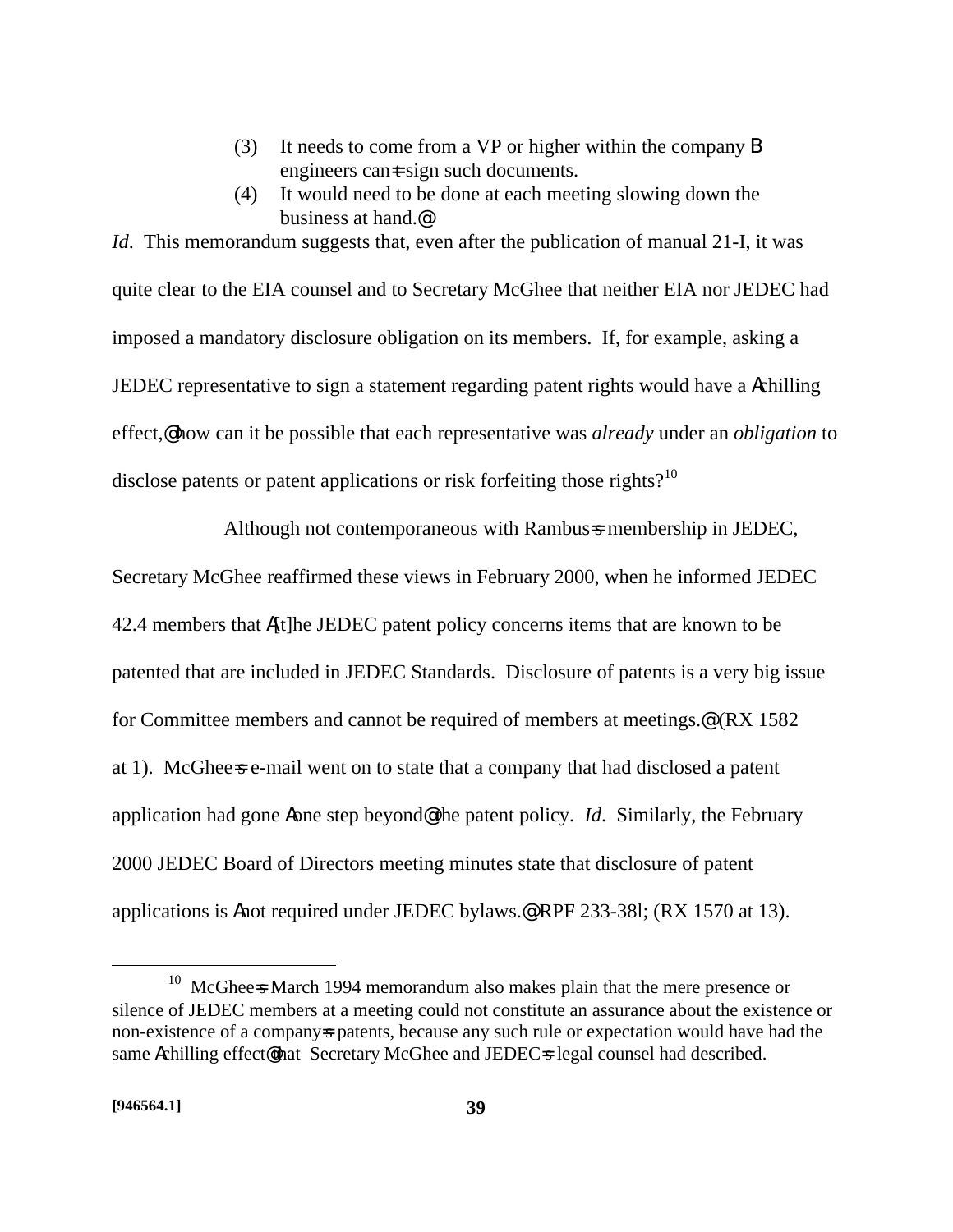(3) It needs to come from a VP or higher within the company B engineers can=t sign such documents.

(4) It would need to be done at each meeting slowing down the business at hand.@

*Id*. This memorandum suggests that, even after the publication of manual 21-I, it was quite clear to the EIA counsel and to Secretary McGhee that neither EIA nor JEDEC had imposed a mandatory disclosure obligation on its members. If, for example, asking a JEDEC representative to sign a statement regarding patent rights would have a Achilling effect,@ how can it be possible that each representative was *already* under an *obligation* to disclose patents or patent applications or risk forfeiting those rights?[10]

Although not contemporaneous with Rambus=s membership in JEDEC, Secretary McGhee reaffirmed these views in February 2000, when he informed JEDEC 42.4 members that A[t]he JEDEC patent policy concerns items that are known to be patented that are included in JEDEC Standards. Disclosure of patents is a very big issue for Committee members and cannot be required of members at meetings.@ (RX 1582 at 1). McGhee=s e-mail went on to state that a company that had disclosed a patent application had gone Aone step beyond@ the patent policy. *Id*. Similarly, the February 2000 JEDEC Board of Directors meeting minutes state that disclosure of patent applications is Anot required under JEDEC bylaws.@ RPF 233-38l; (RX 1570 at 13).

---

[10] McGhee=s March 1994 memorandum also makes plain that the mere presence or silence of JEDEC members at a meeting could not constitute an assurance about the existence or non-existence of a company=s patents, because any such rule or expectation would have had the same Achilling effect@ that Secretary McGhee and JEDEC=s legal counsel had described.

[946564.1]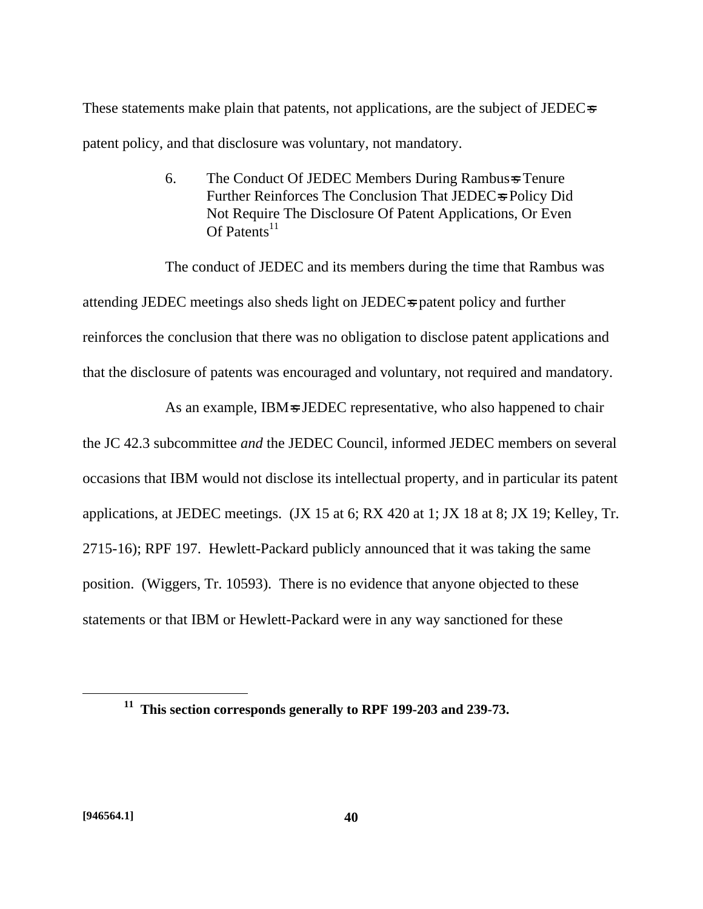These statements make plain that patents, not applications, are the subject of JEDEC=s patent policy, and that disclosure was voluntary, not mandatory.

### 6. The Conduct Of JEDEC Members During Rambus=s Tenure Further Reinforces The Conclusion That JEDEC=s Policy Did Not Require The Disclosure Of Patent Applications, Or Even Of Patents[11]

The conduct of JEDEC and its members during the time that Rambus was attending JEDEC meetings also sheds light on JEDEC=s patent policy and further reinforces the conclusion that there was no obligation to disclose patent applications and that the disclosure of patents was encouraged and voluntary, not required and mandatory.

As an example, IBM=s JEDEC representative, who also happened to chair the JC 42.3 subcommittee *and* the JEDEC Council, informed JEDEC members on several occasions that IBM would not disclose its intellectual property, and in particular its patent applications, at JEDEC meetings. (JX 15 at 6; RX 420 at 1; JX 18 at 8; JX 19; Kelley, Tr. 2715-16); RPF 197. Hewlett-Packard publicly announced that it was taking the same position. (Wiggers, Tr. 10593). There is no evidence that anyone objected to these statements or that IBM or Hewlett-Packard were in any way sanctioned for these

---

**[11] This section corresponds generally to RPF 199-203 and 239-73.**

**[946564.1]**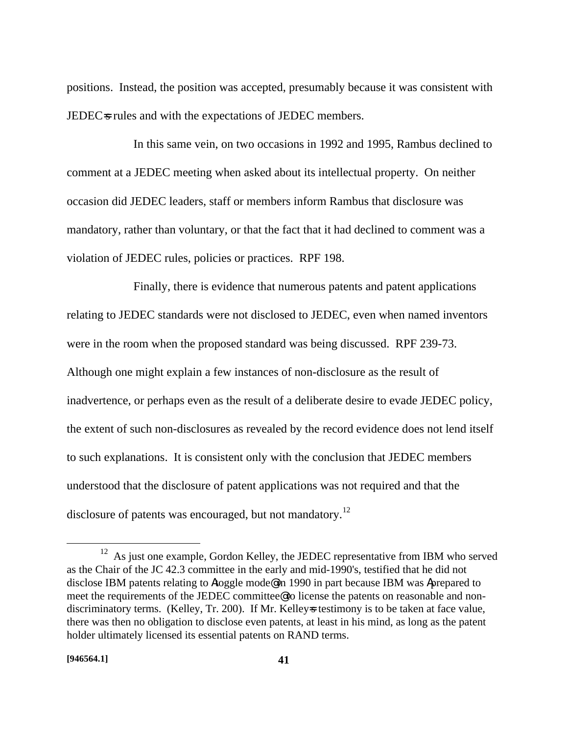positions. Instead, the position was accepted, presumably because it was consistent with JEDEC=s rules and with the expectations of JEDEC members.

In this same vein, on two occasions in 1992 and 1995, Rambus declined to comment at a JEDEC meeting when asked about its intellectual property. On neither occasion did JEDEC leaders, staff or members inform Rambus that disclosure was mandatory, rather than voluntary, or that the fact that it had declined to comment was a violation of JEDEC rules, policies or practices. RPF 198.

Finally, there is evidence that numerous patents and patent applications relating to JEDEC standards were not disclosed to JEDEC, even when named inventors were in the room when the proposed standard was being discussed. RPF 239-73. Although one might explain a few instances of non-disclosure as the result of inadvertence, or perhaps even as the result of a deliberate desire to evade JEDEC policy, the extent of such non-disclosures as revealed by the record evidence does not lend itself to such explanations. It is consistent only with the conclusion that JEDEC members understood that the disclosure of patent applications was not required and that the disclosure of patents was encouraged, but not mandatory.[12]

---

[12] As just one example, Gordon Kelley, the JEDEC representative from IBM who served as the Chair of the JC 42.3 committee in the early and mid-1990's, testified that he did not disclose IBM patents relating to Atoggle mode@ in 1990 in part because IBM was Aprepared to meet the requirements of the JEDEC committee@ to license the patents on reasonable and non-discriminatory terms. (Kelley, Tr. 200). If Mr. Kelley=s testimony is to be taken at face value, there was then no obligation to disclose even patents, at least in his mind, as long as the patent holder ultimately licensed its essential patents on RAND terms.

[946564.1]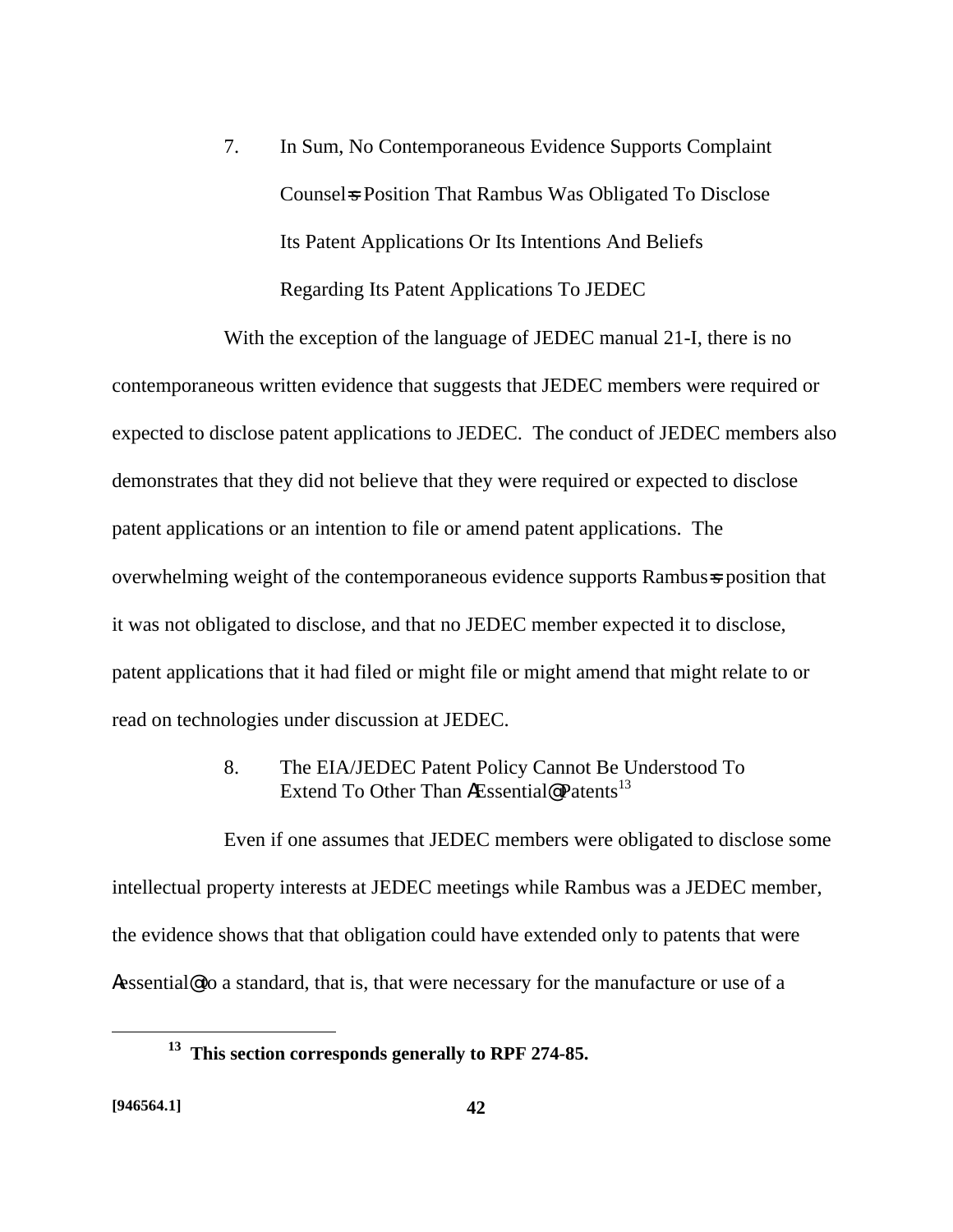7. In Sum, No Contemporaneous Evidence Supports Complaint Counsel=s Position That Rambus Was Obligated To Disclose Its Patent Applications Or Its Intentions And Beliefs Regarding Its Patent Applications To JEDEC

With the exception of the language of JEDEC manual 21-I, there is no contemporaneous written evidence that suggests that JEDEC members were required or expected to disclose patent applications to JEDEC. The conduct of JEDEC members also demonstrates that they did not believe that they were required or expected to disclose patent applications or an intention to file or amend patent applications. The overwhelming weight of the contemporaneous evidence supports Rambus=s position that it was not obligated to disclose, and that no JEDEC member expected it to disclose, patent applications that it had filed or might file or might amend that might relate to or read on technologies under discussion at JEDEC.

8. The EIA/JEDEC Patent Policy Cannot Be Understood To Extend To Other Than AEssential@ Patents[13]

Even if one assumes that JEDEC members were obligated to disclose some intellectual property interests at JEDEC meetings while Rambus was a JEDEC member, the evidence shows that that obligation could have extended only to patents that were Aessential@ to a standard, that is, that were necessary for the manufacture or use of a

[13] **This section corresponds generally to RPF 274-85.**

**[946564.1]**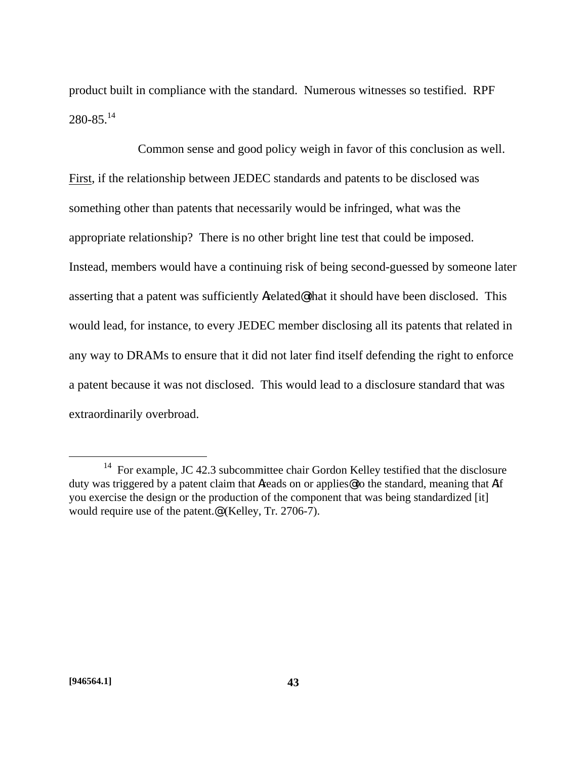product built in compliance with the standard. Numerous witnesses so testified. RPF 280-85.[14]

Common sense and good policy weigh in favor of this conclusion as well. First, if the relationship between JEDEC standards and patents to be disclosed was something other than patents that necessarily would be infringed, what was the appropriate relationship? There is no other bright line test that could be imposed. Instead, members would have a continuing risk of being second-guessed by someone later asserting that a patent was sufficiently Arelated@ that it should have been disclosed. This would lead, for instance, to every JEDEC member disclosing all its patents that related in any way to DRAMs to ensure that it did not later find itself defending the right to enforce a patent because it was not disclosed. This would lead to a disclosure standard that was extraordinarily overbroad.

---

[14] For example, JC 42.3 subcommittee chair Gordon Kelley testified that the disclosure duty was triggered by a patent claim that Areads on or applies@ to the standard, meaning that Aif you exercise the design or the production of the component that was being standardized [it] would require use of the patent.@ (Kelley, Tr. 2706-7).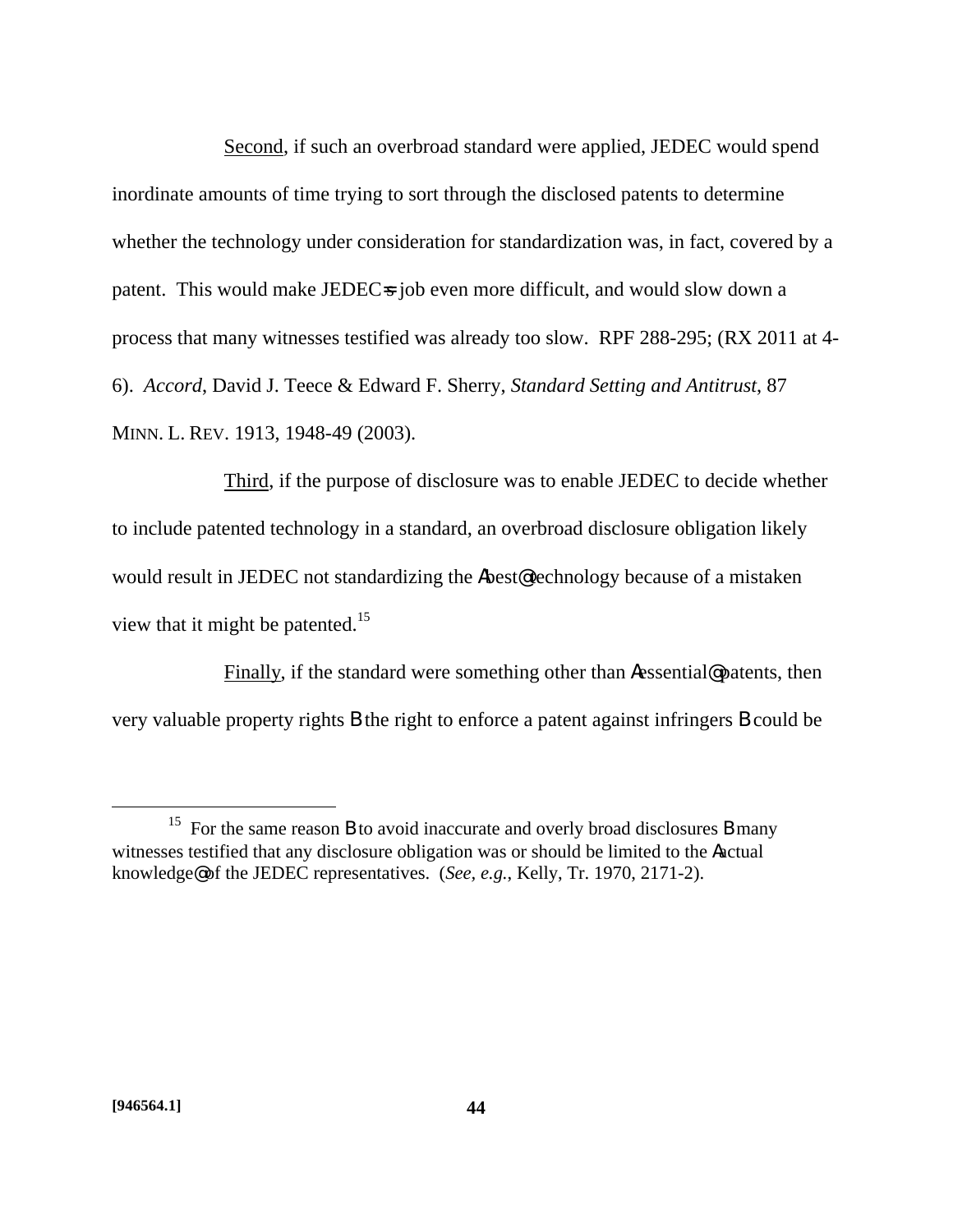Second, if such an overbroad standard were applied, JEDEC would spend inordinate amounts of time trying to sort through the disclosed patents to determine whether the technology under consideration for standardization was, in fact, covered by a patent. This would make JEDEC=s job even more difficult, and would slow down a process that many witnesses testified was already too slow. RPF 288-295; (RX 2011 at 4-6). *Accord*, David J. Teece & Edward F. Sherry, *Standard Setting and Antitrust*, 87 MINN. L. REV. 1913, 1948-49 (2003).

Third, if the purpose of disclosure was to enable JEDEC to decide whether to include patented technology in a standard, an overbroad disclosure obligation likely would result in JEDEC not standardizing the Abest@ technology because of a mistaken view that it might be patented.[15]

Finally, if the standard were something other than Aessential@ patents, then very valuable property rights B the right to enforce a patent against infringers B could be

---

[15] For the same reason B to avoid inaccurate and overly broad disclosures B many witnesses testified that any disclosure obligation was or should be limited to the Aactual knowledge@ of the JEDEC representatives. (*See*, *e.g.*, Kelly, Tr. 1970, 2171-2).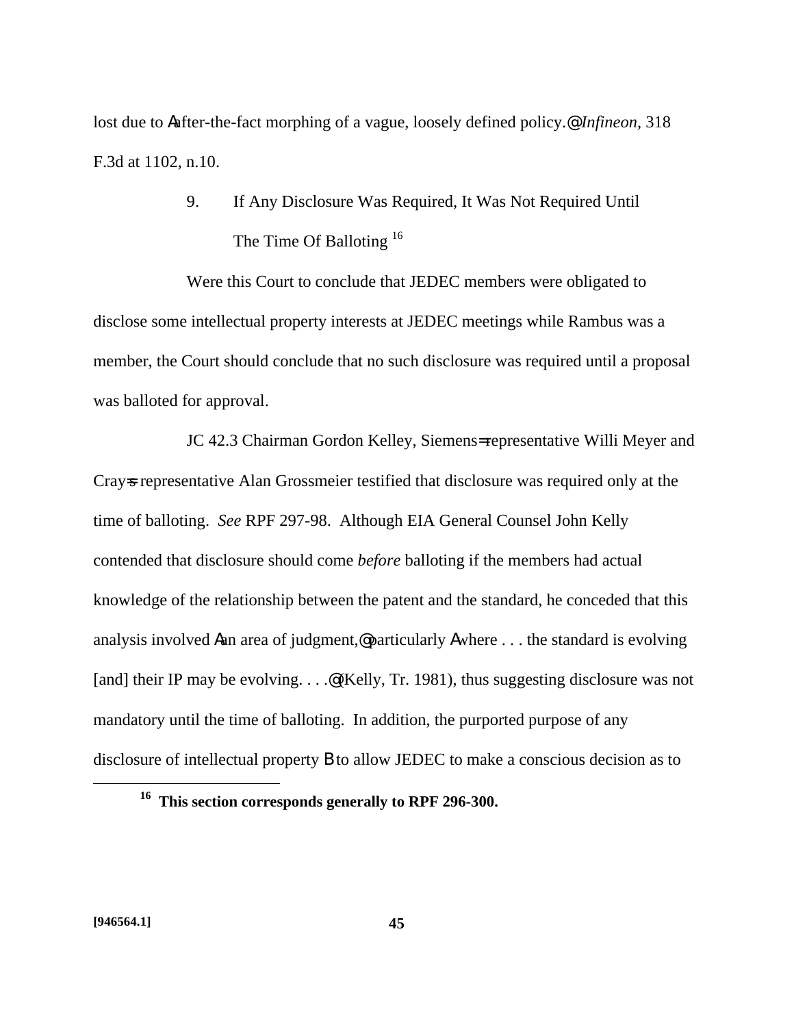lost due to Aafter-the-fact morphing of a vague, loosely defined policy.@ *Infineon*, 318 F.3d at 1102, n.10.

### 9. If Any Disclosure Was Required, It Was Not Required Until The Time Of Balloting [16]

Were this Court to conclude that JEDEC members were obligated to disclose some intellectual property interests at JEDEC meetings while Rambus was a member, the Court should conclude that no such disclosure was required until a proposal was balloted for approval.

JC 42.3 Chairman Gordon Kelley, Siemens=representative Willi Meyer and Cray=s representative Alan Grossmeier testified that disclosure was required only at the time of balloting. *See* RPF 297-98. Although EIA General Counsel John Kelly contended that disclosure should come *before* balloting if the members had actual knowledge of the relationship between the patent and the standard, he conceded that this analysis involved Aan area of judgment,@ particularly Awhere . . . the standard is evolving [and] their IP may be evolving. . . .@ (Kelly, Tr. 1981), thus suggesting disclosure was not mandatory until the time of balloting. In addition, the purported purpose of any disclosure of intellectual property B to allow JEDEC to make a conscious decision as to

---

[16] **This section corresponds generally to RPF 296-300.**

[946564.1]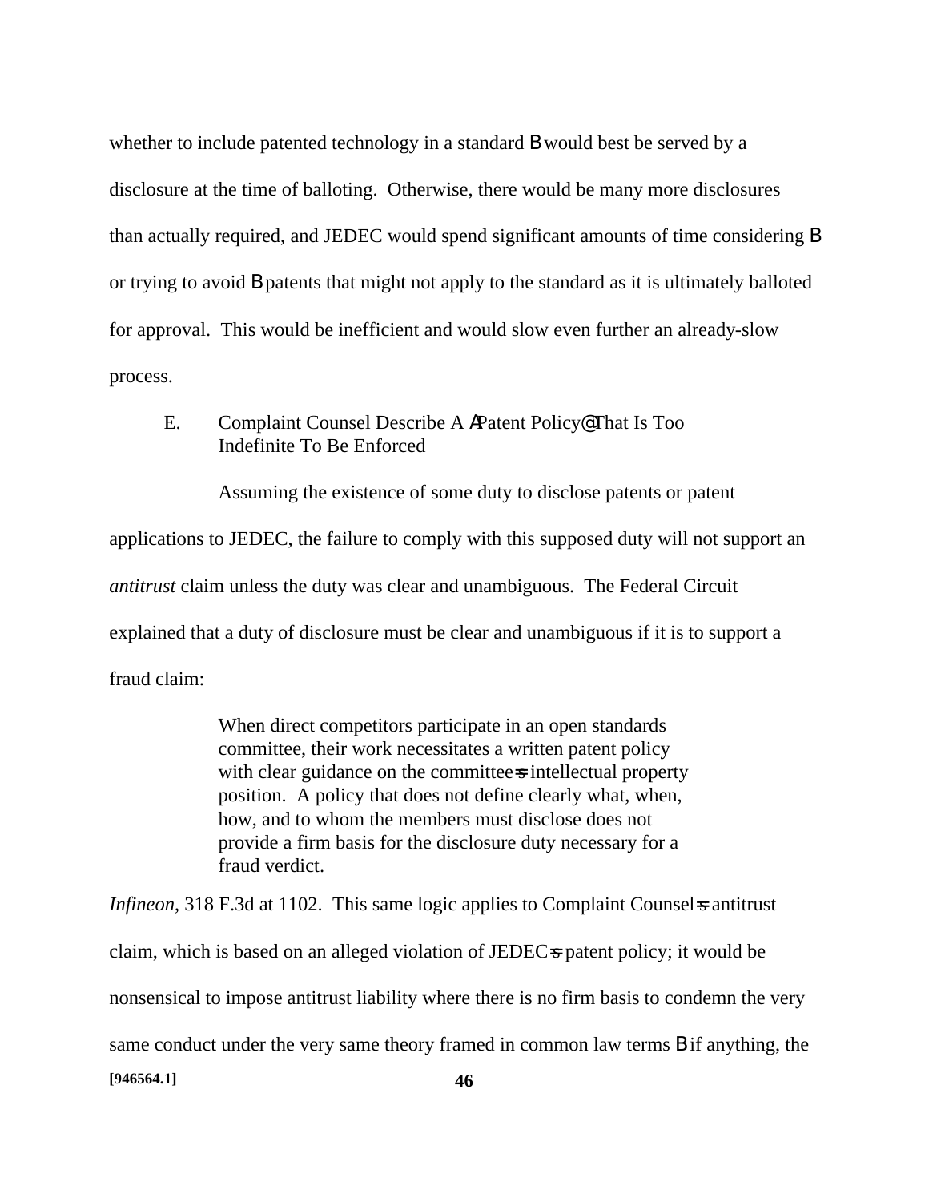whether to include patented technology in a standard B would best be served by a disclosure at the time of balloting. Otherwise, there would be many more disclosures than actually required, and JEDEC would spend significant amounts of time considering B or trying to avoid B patents that might not apply to the standard as it is ultimately balloted for approval. This would be inefficient and would slow even further an already-slow process.

E. Complaint Counsel Describe A APatent Policy@ That Is Too Indefinite To Be Enforced

Assuming the existence of some duty to disclose patents or patent applications to JEDEC, the failure to comply with this supposed duty will not support an *antitrust* claim unless the duty was clear and unambiguous. The Federal Circuit explained that a duty of disclosure must be clear and unambiguous if it is to support a fraud claim:

> When direct competitors participate in an open standards committee, their work necessitates a written patent policy with clear guidance on the committee=s intellectual property position. A policy that does not define clearly what, when, how, and to whom the members must disclose does not provide a firm basis for the disclosure duty necessary for a fraud verdict.

*Infineon*, 318 F.3d at 1102. This same logic applies to Complaint Counsel=s antitrust claim, which is based on an alleged violation of JEDEC=s patent policy; it would be nonsensical to impose antitrust liability where there is no firm basis to condemn the very same conduct under the very same theory framed in common law terms B if anything, the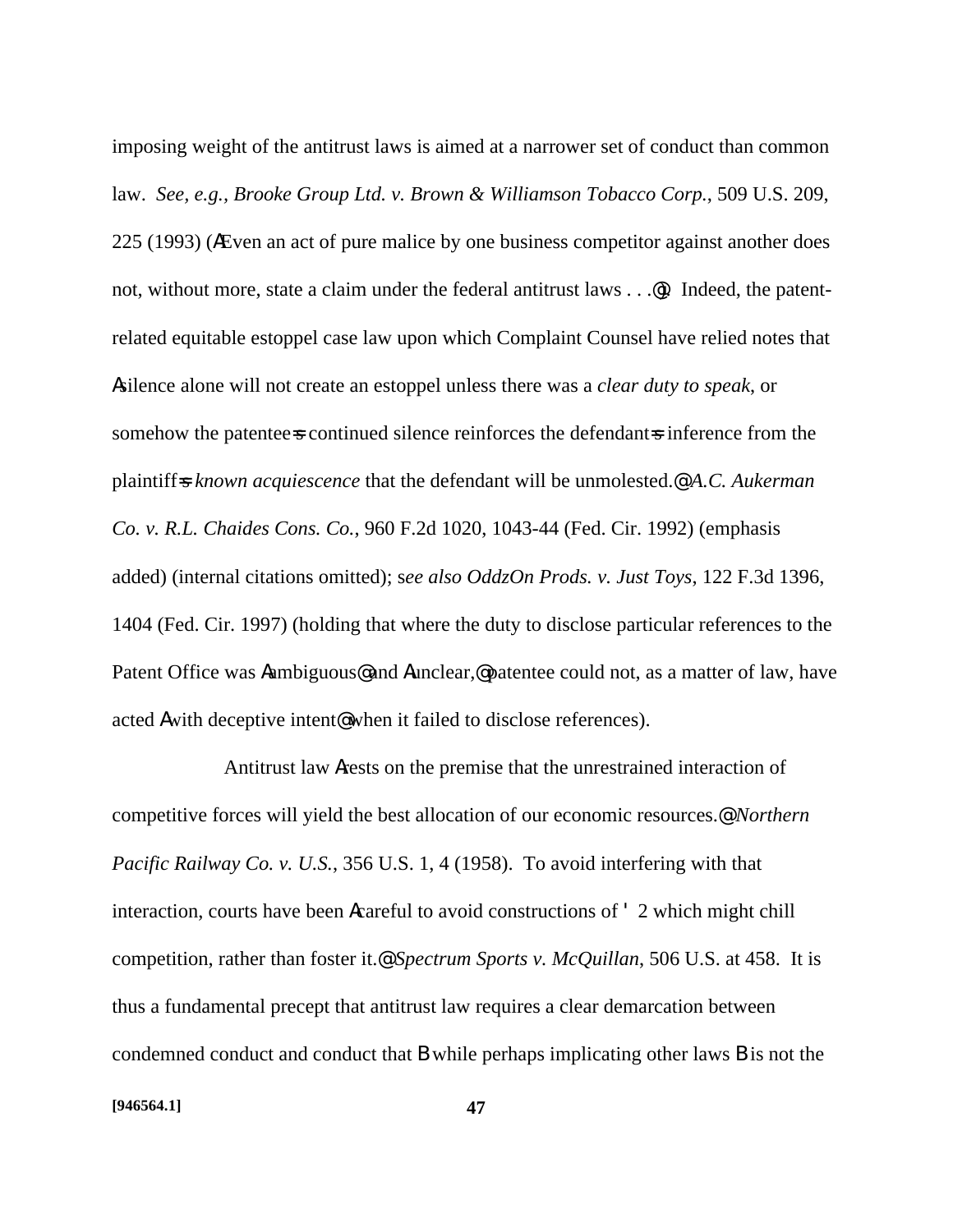imposing weight of the antitrust laws is aimed at a narrower set of conduct than common law. *See, e.g.*, *Brooke Group Ltd. v. Brown & Williamson Tobacco Corp.*, 509 U.S. 209, 225 (1993) (AEven an act of pure malice by one business competitor against another does not, without more, state a claim under the federal antitrust laws . . .@). Indeed, the patent-related equitable estoppel case law upon which Complaint Counsel have relied notes that Asilence alone will not create an estoppel unless there was a *clear duty to speak*, or somehow the patentee=s continued silence reinforces the defendant=s inference from the plaintiff=s *known acquiescence* that the defendant will be unmolested.@ *A.C. Aukerman Co. v. R.L. Chaides Cons. Co.*, 960 F.2d 1020, 1043-44 (Fed. Cir. 1992) (emphasis added) (internal citations omitted); s*ee also OddzOn Prods. v. Just Toys*, 122 F.3d 1396, 1404 (Fed. Cir. 1997) (holding that where the duty to disclose particular references to the Patent Office was Aambiguous@ and Aunclear,@ patentee could not, as a matter of law, have acted Awith deceptive intent@ when it failed to disclose references).

Antitrust law Arests on the premise that the unrestrained interaction of competitive forces will yield the best allocation of our economic resources.@ *Northern Pacific Railway Co. v. U.S.*, 356 U.S. 1, 4 (1958). To avoid interfering with that interaction, courts have been Acareful to avoid constructions of ' 2 which might chill competition, rather than foster it.@ *Spectrum Sports v. McQuillan*, 506 U.S. at 458. It is thus a fundamental precept that antitrust law requires a clear demarcation between condemned conduct and conduct that B while perhaps implicating other laws B is not the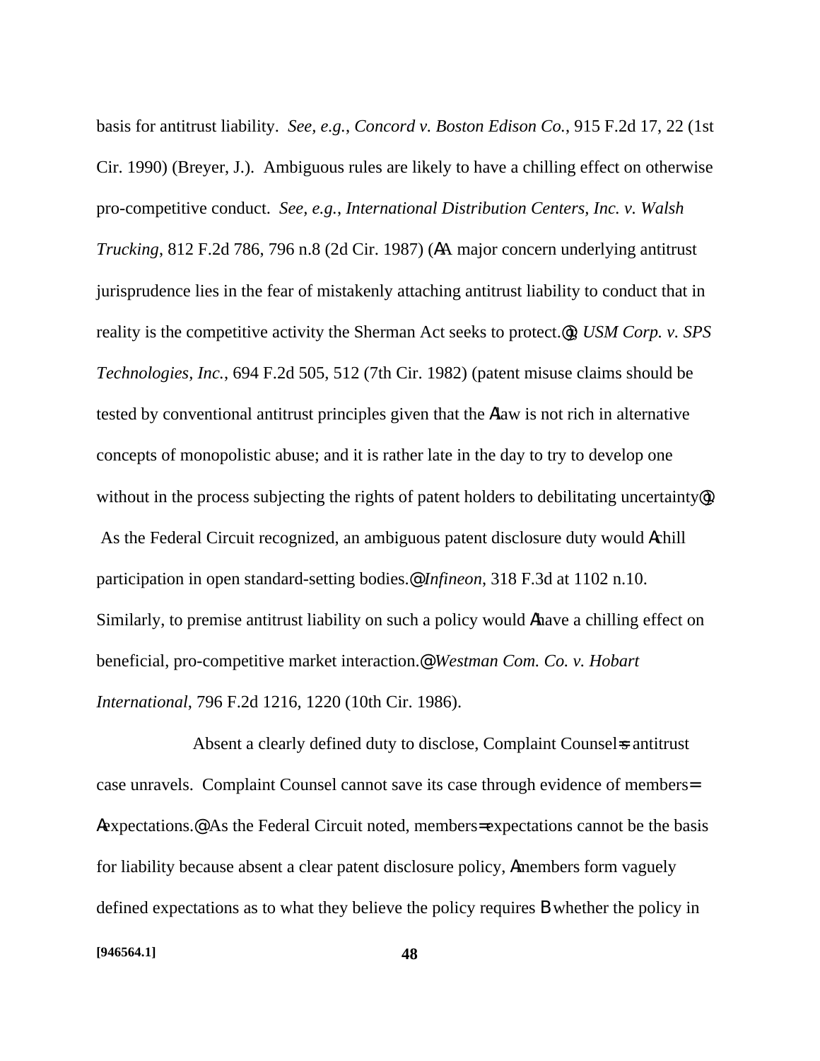basis for antitrust liability. *See, e.g.*, *Concord v. Boston Edison Co.*, 915 F.2d 17, 22 (1st Cir. 1990) (Breyer, J.). Ambiguous rules are likely to have a chilling effect on otherwise pro-competitive conduct. *See, e.g.*, *International Distribution Centers, Inc. v. Walsh Trucking*, 812 F.2d 786, 796 n.8 (2d Cir. 1987) (AA major concern underlying antitrust jurisprudence lies in the fear of mistakenly attaching antitrust liability to conduct that in reality is the competitive activity the Sherman Act seeks to protect.@); *USM Corp. v. SPS Technologies, Inc.*, 694 F.2d 505, 512 (7th Cir. 1982) (patent misuse claims should be tested by conventional antitrust principles given that the Alaw is not rich in alternative concepts of monopolistic abuse; and it is rather late in the day to try to develop one without in the process subjecting the rights of patent holders to debilitating uncertainty@). As the Federal Circuit recognized, an ambiguous patent disclosure duty would Achill participation in open standard-setting bodies.@ *Infineon*, 318 F.3d at 1102 n.10. Similarly, to premise antitrust liability on such a policy would Ahave a chilling effect on beneficial, pro-competitive market interaction.@ *Westman Com. Co. v. Hobart International*, 796 F.2d 1216, 1220 (10th Cir. 1986).

Absent a clearly defined duty to disclose, Complaint Counsel=s antitrust case unravels. Complaint Counsel cannot save its case through evidence of members= Aexpectations.@ As the Federal Circuit noted, members= expectations cannot be the basis for liability because absent a clear patent disclosure policy, Amembers form vaguely defined expectations as to what they believe the policy requires B whether the policy in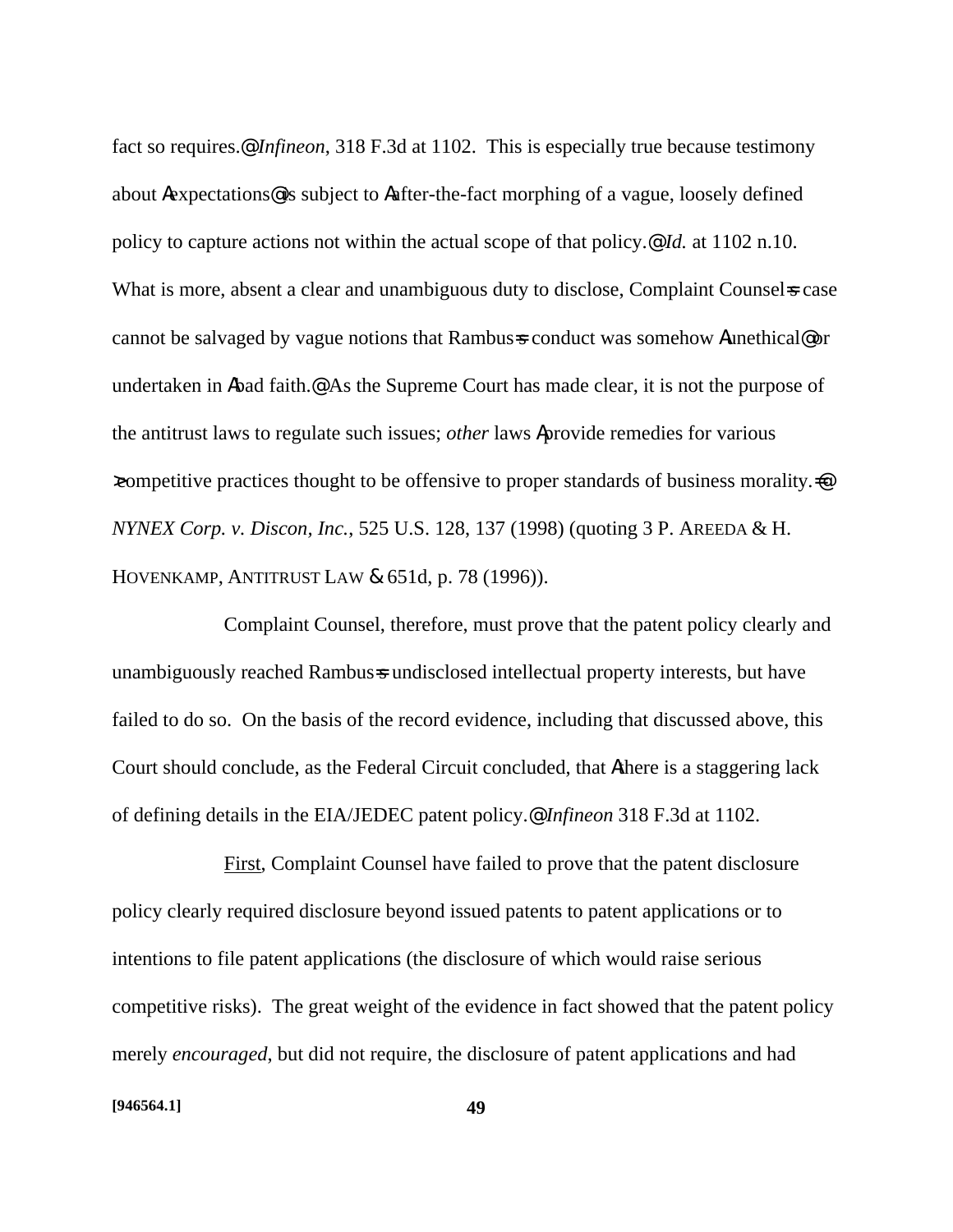fact so requires." *Infineon*, 318 F.3d at 1102. This is especially true because testimony about "expectations" is subject to "after-the-fact morphing of a vague, loosely defined policy to capture actions not within the actual scope of that policy." *Id.* at 1102 n.10. What is more, absent a clear and unambiguous duty to disclose, Complaint Counsel's case cannot be salvaged by vague notions that Rambus's conduct was somehow "unethical" or undertaken in "bad faith." As the Supreme Court has made clear, it is not the purpose of the antitrust laws to regulate such issues; *other* laws "provide remedies for various 'competitive practices thought to be offensive to proper standards of business morality.'" *NYNEX Corp. v. Discon, Inc.*, 525 U.S. 128, 137 (1998) (quoting 3 P. AREEDA & H. HOVENKAMP, ANTITRUST LAW § 651d, p. 78 (1996)).

Complaint Counsel, therefore, must prove that the patent policy clearly and unambiguously reached Rambus's undisclosed intellectual property interests, but have failed to do so. On the basis of the record evidence, including that discussed above, this Court should conclude, as the Federal Circuit concluded, that "there is a staggering lack of defining details in the EIA/JEDEC patent policy." *Infineon* 318 F.3d at 1102.

First, Complaint Counsel have failed to prove that the patent disclosure policy clearly required disclosure beyond issued patents to patent applications or to intentions to file patent applications (the disclosure of which would raise serious competitive risks). The great weight of the evidence in fact showed that the patent policy merely *encouraged*, but did not require, the disclosure of patent applications and had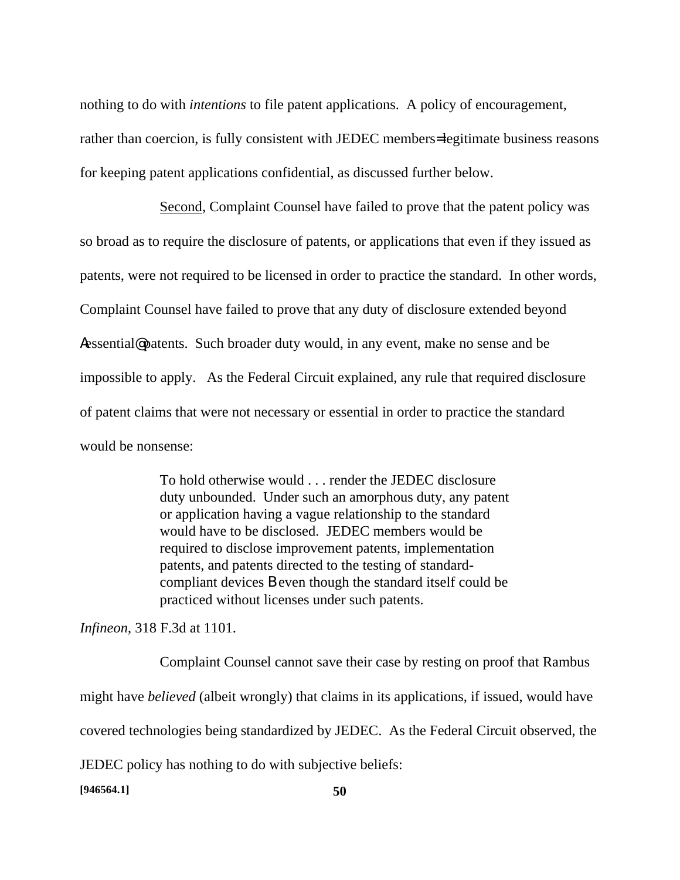nothing to do with *intentions* to file patent applications. A policy of encouragement, rather than coercion, is fully consistent with JEDEC members=legitimate business reasons for keeping patent applications confidential, as discussed further below.

Second, Complaint Counsel have failed to prove that the patent policy was so broad as to require the disclosure of patents, or applications that even if they issued as patents, were not required to be licensed in order to practice the standard. In other words, Complaint Counsel have failed to prove that any duty of disclosure extended beyond Aessential@ patents. Such broader duty would, in any event, make no sense and be impossible to apply. As the Federal Circuit explained, any rule that required disclosure of patent claims that were not necessary or essential in order to practice the standard would be nonsense:

> To hold otherwise would . . . render the JEDEC disclosure duty unbounded. Under such an amorphous duty, any patent or application having a vague relationship to the standard would have to be disclosed. JEDEC members would be required to disclose improvement patents, implementation patents, and patents directed to the testing of standard-compliant devices B even though the standard itself could be practiced without licenses under such patents.

*Infineon*, 318 F.3d at 1101.

Complaint Counsel cannot save their case by resting on proof that Rambus might have *believed* (albeit wrongly) that claims in its applications, if issued, would have covered technologies being standardized by JEDEC. As the Federal Circuit observed, the JEDEC policy has nothing to do with subjective beliefs: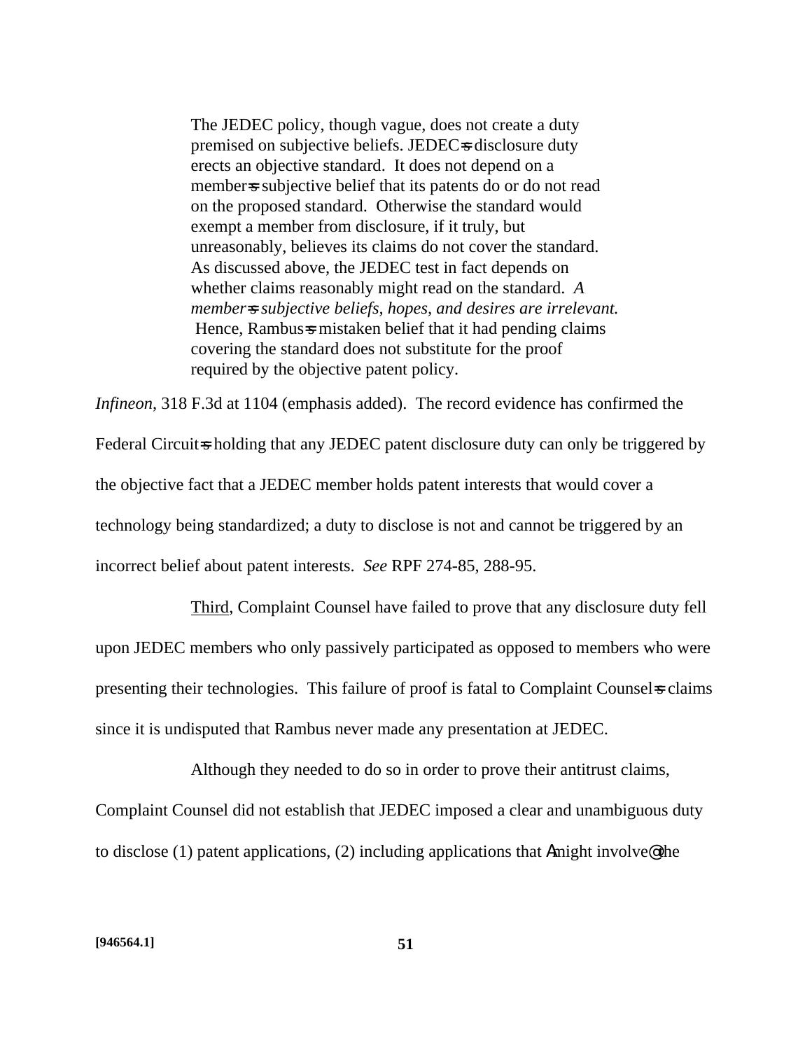> The JEDEC policy, though vague, does not create a duty premised on subjective beliefs. JEDEC=s disclosure duty erects an objective standard. It does not depend on a member=s subjective belief that its patents do or do not read on the proposed standard. Otherwise the standard would exempt a member from disclosure, if it truly, but unreasonably, believes its claims do not cover the standard. As discussed above, the JEDEC test in fact depends on whether claims reasonably might read on the standard. *A member=s subjective beliefs, hopes, and desires are irrelevant.* Hence, Rambus=s mistaken belief that it had pending claims covering the standard does not substitute for the proof required by the objective patent policy.

*Infineon*, 318 F.3d at 1104 (emphasis added). The record evidence has confirmed the Federal Circuit=s holding that any JEDEC patent disclosure duty can only be triggered by the objective fact that a JEDEC member holds patent interests that would cover a technology being standardized; a duty to disclose is not and cannot be triggered by an incorrect belief about patent interests. *See* RPF 274-85, 288-95.

Third, Complaint Counsel have failed to prove that any disclosure duty fell upon JEDEC members who only passively participated as opposed to members who were presenting their technologies. This failure of proof is fatal to Complaint Counsel=s claims since it is undisputed that Rambus never made any presentation at JEDEC.

Although they needed to do so in order to prove their antitrust claims, Complaint Counsel did not establish that JEDEC imposed a clear and unambiguous duty to disclose (1) patent applications, (2) including applications that Amight involve@ the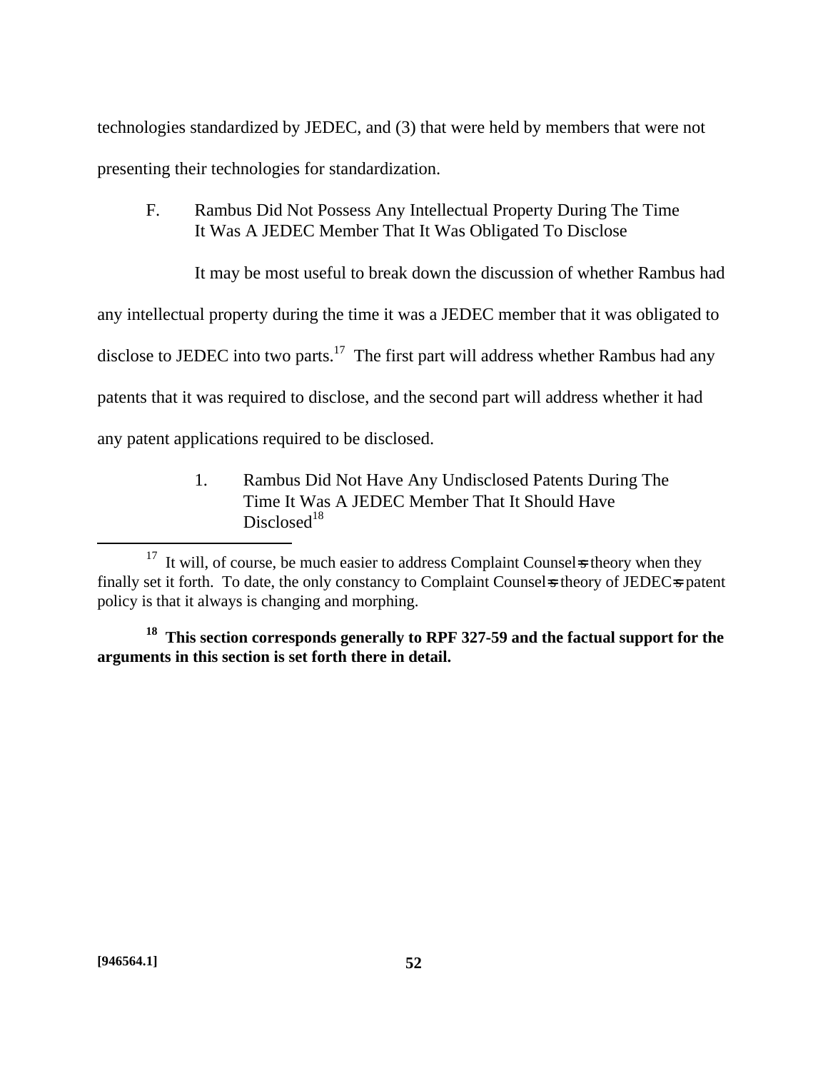technologies standardized by JEDEC, and (3) that were held by members that were not presenting their technologies for standardization.

### F. Rambus Did Not Possess Any Intellectual Property During The Time It Was A JEDEC Member That It Was Obligated To Disclose

It may be most useful to break down the discussion of whether Rambus had any intellectual property during the time it was a JEDEC member that it was obligated to disclose to JEDEC into two parts.[17] The first part will address whether Rambus had any patents that it was required to disclose, and the second part will address whether it had any patent applications required to be disclosed.

#### 1. Rambus Did Not Have Any Undisclosed Patents During The Time It Was A JEDEC Member That It Should Have Disclosed[18]

[17] It will, of course, be much easier to address Complaint Counsel=s theory when they finally set it forth. To date, the only constancy to Complaint Counsel=s theory of JEDEC=s patent policy is that it always is changing and morphing.

**[18] This section corresponds generally to RPF 327-59 and the factual support for the arguments in this section is set forth there in detail.**

[946564.1]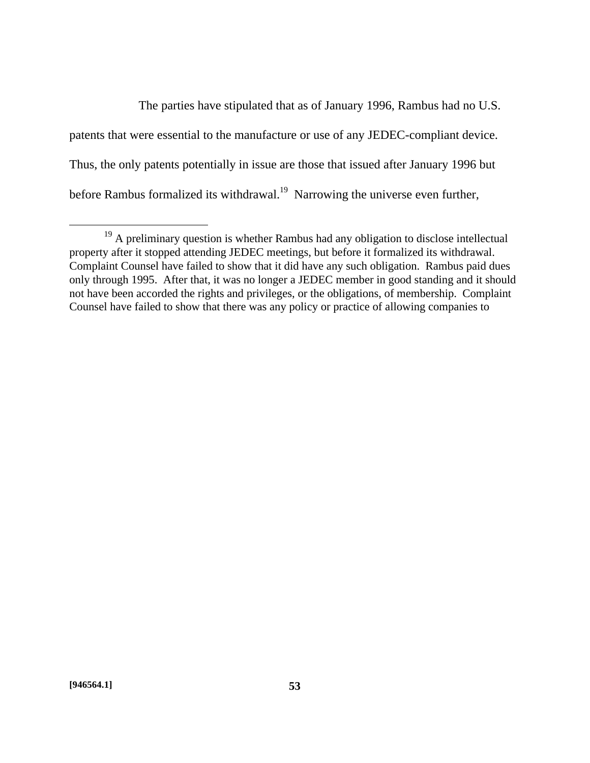The parties have stipulated that as of January 1996, Rambus had no U.S. patents that were essential to the manufacture or use of any JEDEC-compliant device. Thus, the only patents potentially in issue are those that issued after January 1996 but before Rambus formalized its withdrawal.[19] Narrowing the universe even further,

---

[19] A preliminary question is whether Rambus had any obligation to disclose intellectual property after it stopped attending JEDEC meetings, but before it formalized its withdrawal. Complaint Counsel have failed to show that it did have any such obligation. Rambus paid dues only through 1995. After that, it was no longer a JEDEC member in good standing and it should not have been accorded the rights and privileges, or the obligations, of membership. Complaint Counsel have failed to show that there was any policy or practice of allowing companies to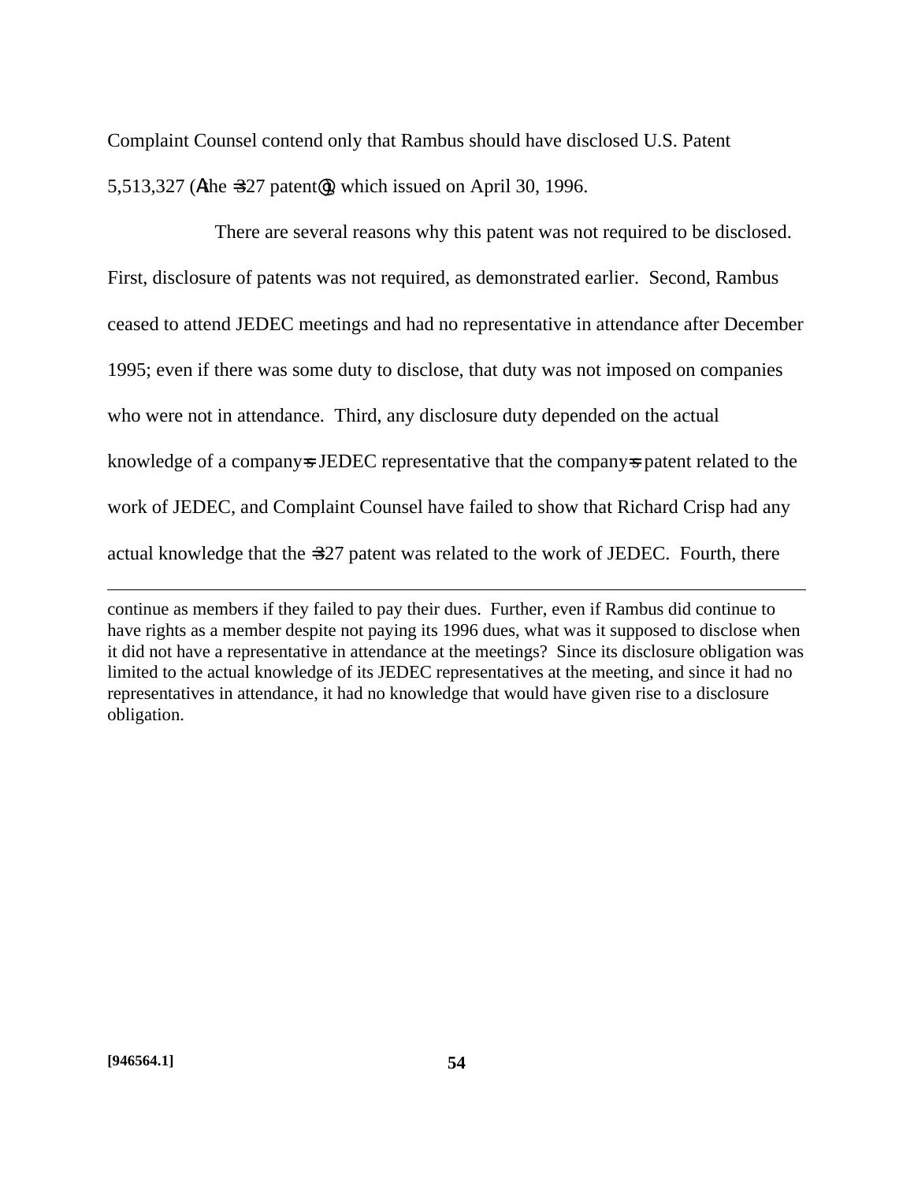Complaint Counsel contend only that Rambus should have disclosed U.S. Patent 5,513,327 (Athe =327 patent@), which issued on April 30, 1996.

There are several reasons why this patent was not required to be disclosed. First, disclosure of patents was not required, as demonstrated earlier. Second, Rambus ceased to attend JEDEC meetings and had no representative in attendance after December 1995; even if there was some duty to disclose, that duty was not imposed on companies who were not in attendance. Third, any disclosure duty depended on the actual knowledge of a company=s JEDEC representative that the company=s patent related to the work of JEDEC, and Complaint Counsel have failed to show that Richard Crisp had any actual knowledge that the =327 patent was related to the work of JEDEC. Fourth, there

---

continue as members if they failed to pay their dues. Further, even if Rambus did continue to have rights as a member despite not paying its 1996 dues, what was it supposed to disclose when it did not have a representative in attendance at the meetings? Since its disclosure obligation was limited to the actual knowledge of its JEDEC representatives at the meeting, and since it had no representatives in attendance, it had no knowledge that would have given rise to a disclosure obligation.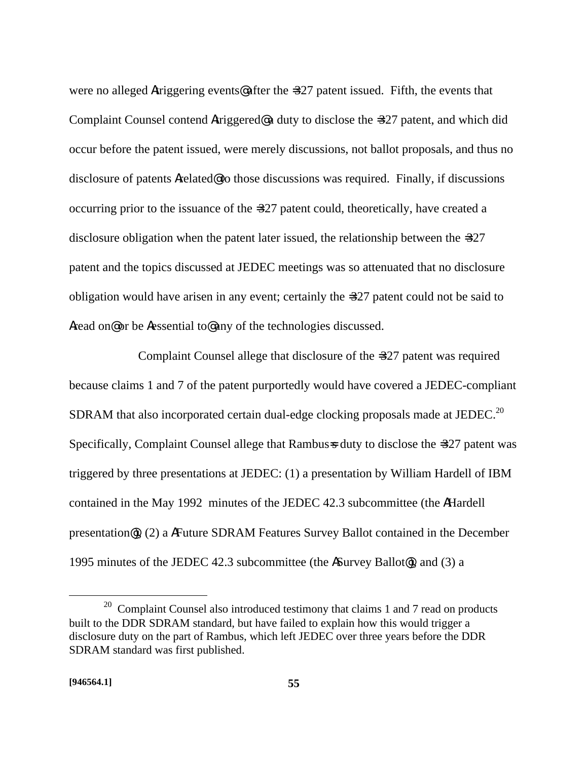were no alleged Atriggering events@ after the =327 patent issued. Fifth, the events that Complaint Counsel contend Atriggered@ a duty to disclose the =327 patent, and which did occur before the patent issued, were merely discussions, not ballot proposals, and thus no disclosure of patents Arelated@ to those discussions was required. Finally, if discussions occurring prior to the issuance of the =327 patent could, theoretically, have created a disclosure obligation when the patent later issued, the relationship between the =327 patent and the topics discussed at JEDEC meetings was so attenuated that no disclosure obligation would have arisen in any event; certainly the =327 patent could not be said to Aread on@ or be Aessential to@ any of the technologies discussed.

Complaint Counsel allege that disclosure of the =327 patent was required because claims 1 and 7 of the patent purportedly would have covered a JEDEC-compliant SDRAM that also incorporated certain dual-edge clocking proposals made at JEDEC.[20] Specifically, Complaint Counsel allege that Rambus=s duty to disclose the =327 patent was triggered by three presentations at JEDEC: (1) a presentation by William Hardell of IBM contained in the May 1992 minutes of the JEDEC 42.3 subcommittee (the AHardell presentation@); (2) a AFuture SDRAM Features Survey Ballot contained in the December 1995 minutes of the JEDEC 42.3 subcommittee (the ASurvey Ballot@); and (3) a

[20] Complaint Counsel also introduced testimony that claims 1 and 7 read on products built to the DDR SDRAM standard, but have failed to explain how this would trigger a disclosure duty on the part of Rambus, which left JEDEC over three years before the DDR SDRAM standard was first published.

[946564.1]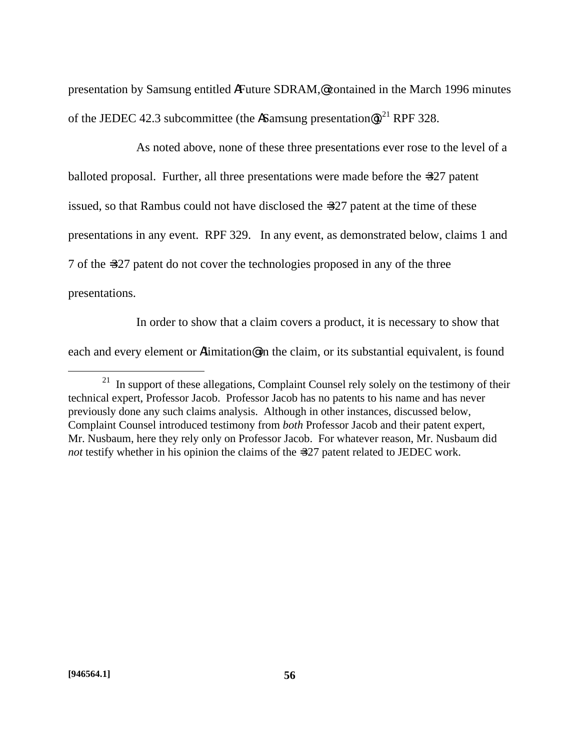presentation by Samsung entitled ΑFuture SDRAM,@ contained in the March 1996 minutes of the JEDEC 42.3 subcommittee (the ΑSamsung presentation@).[21] RPF 328.

As noted above, none of these three presentations ever rose to the level of a balloted proposal. Further, all three presentations were made before the =327 patent issued, so that Rambus could not have disclosed the =327 patent at the time of these presentations in any event. RPF 329. In any event, as demonstrated below, claims 1 and 7 of the =327 patent do not cover the technologies proposed in any of the three presentations.

In order to show that a claim covers a product, it is necessary to show that each and every element or Αlimitation@ in the claim, or its substantial equivalent, is found

---

[21] In support of these allegations, Complaint Counsel rely solely on the testimony of their technical expert, Professor Jacob. Professor Jacob has no patents to his name and has never previously done any such claims analysis. Although in other instances, discussed below, Complaint Counsel introduced testimony from *both* Professor Jacob and their patent expert, Mr. Nusbaum, here they rely only on Professor Jacob. For whatever reason, Mr. Nusbaum did *not* testify whether in his opinion the claims of the =327 patent related to JEDEC work.

[946564.1]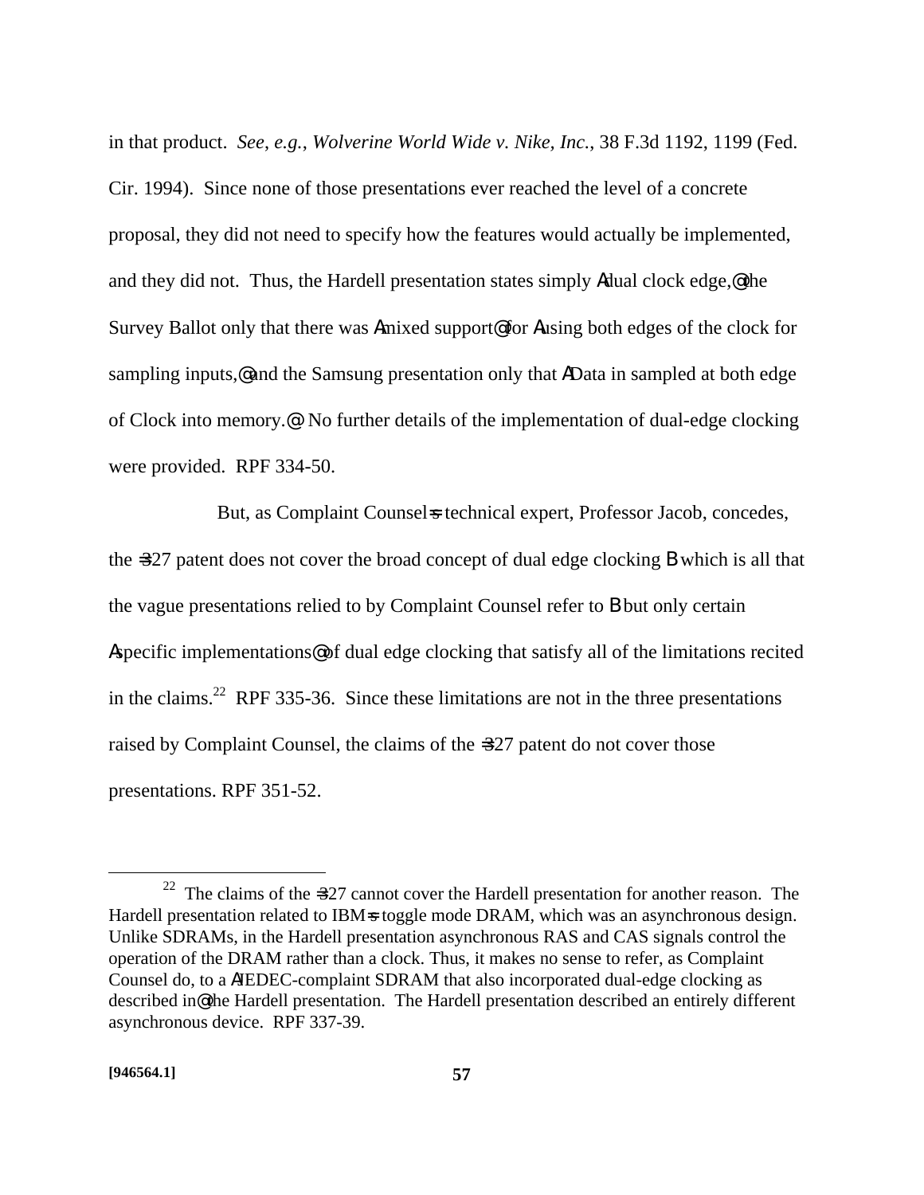in that product. *See*, *e.g.*, *Wolverine World Wide v. Nike, Inc.*, 38 F.3d 1192, 1199 (Fed. Cir. 1994). Since none of those presentations ever reached the level of a concrete proposal, they did not need to specify how the features would actually be implemented, and they did not. Thus, the Hardell presentation states simply Adual clock edge,@ the Survey Ballot only that there was Amixed support@ for Ausing both edges of the clock for sampling inputs,@ and the Samsung presentation only that AData in sampled at both edge of Clock into memory.@ No further details of the implementation of dual-edge clocking were provided. RPF 334-50.

But, as Complaint Counsel=s technical expert, Professor Jacob, concedes, the =327 patent does not cover the broad concept of dual edge clocking B which is all that the vague presentations relied to by Complaint Counsel refer to B but only certain Aspecific implementations@ of dual edge clocking that satisfy all of the limitations recited in the claims.[22] RPF 335-36. Since these limitations are not in the three presentations raised by Complaint Counsel, the claims of the =327 patent do not cover those presentations. RPF 351-52.

[22] The claims of the =327 cannot cover the Hardell presentation for another reason. The Hardell presentation related to IBM=s toggle mode DRAM, which was an asynchronous design. Unlike SDRAMs, in the Hardell presentation asynchronous RAS and CAS signals control the operation of the DRAM rather than a clock. Thus, it makes no sense to refer, as Complaint Counsel do, to a AJEDEC-complaint SDRAM that also incorporated dual-edge clocking as described in@ the Hardell presentation. The Hardell presentation described an entirely different asynchronous device. RPF 337-39.

[946564.1]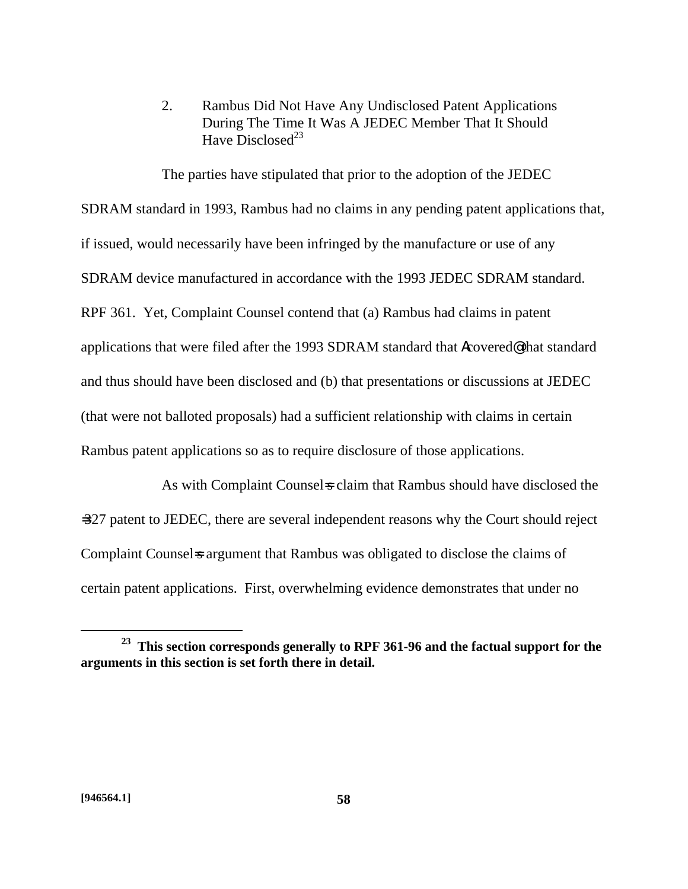2. Rambus Did Not Have Any Undisclosed Patent Applications During The Time It Was A JEDEC Member That It Should Have Disclosed[23]

The parties have stipulated that prior to the adoption of the JEDEC SDRAM standard in 1993, Rambus had no claims in any pending patent applications that, if issued, would necessarily have been infringed by the manufacture or use of any SDRAM device manufactured in accordance with the 1993 JEDEC SDRAM standard. RPF 361. Yet, Complaint Counsel contend that (a) Rambus had claims in patent applications that were filed after the 1993 SDRAM standard that Acovered@ that standard and thus should have been disclosed and (b) that presentations or discussions at JEDEC (that were not balloted proposals) had a sufficient relationship with claims in certain Rambus patent applications so as to require disclosure of those applications.

As with Complaint Counsel=s claim that Rambus should have disclosed the =327 patent to JEDEC, there are several independent reasons why the Court should reject Complaint Counsel=s argument that Rambus was obligated to disclose the claims of certain patent applications. First, overwhelming evidence demonstrates that under no

[23] **This section corresponds generally to RPF 361-96 and the factual support for the arguments in this section is set forth there in detail.**

[946564.1]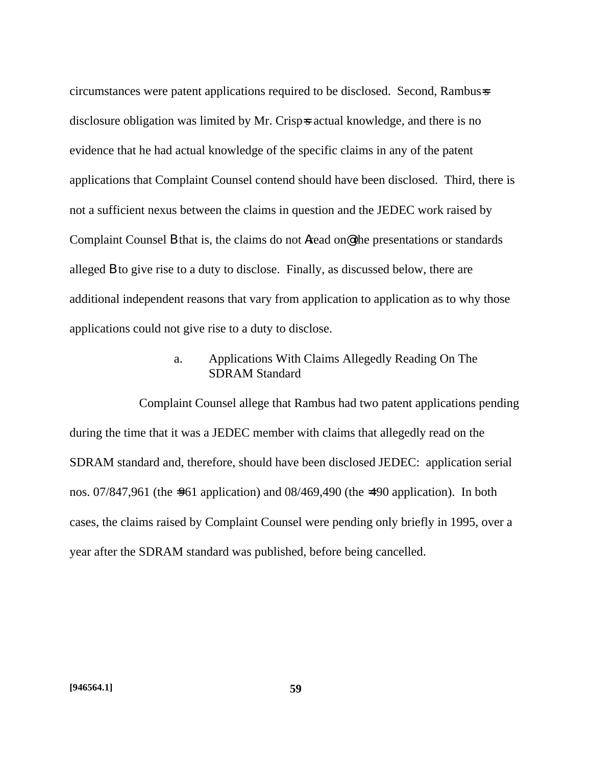circumstances were patent applications required to be disclosed. Second, Rambus=s disclosure obligation was limited by Mr. Crisp=s actual knowledge, and there is no evidence that he had actual knowledge of the specific claims in any of the patent applications that Complaint Counsel contend should have been disclosed. Third, there is not a sufficient nexus between the claims in question and the JEDEC work raised by Complaint Counsel B that is, the claims do not Aread on@ the presentations or standards alleged B to give rise to a duty to disclose. Finally, as discussed below, there are additional independent reasons that vary from application to application as to why those applications could not give rise to a duty to disclose.

a. Applications With Claims Allegedly Reading On The SDRAM Standard

Complaint Counsel allege that Rambus had two patent applications pending during the time that it was a JEDEC member with claims that allegedly read on the SDRAM standard and, therefore, should have been disclosed JEDEC: application serial nos. 07/847,961 (the =961 application) and 08/469,490 (the =490 application). In both cases, the claims raised by Complaint Counsel were pending only briefly in 1995, over a year after the SDRAM standard was published, before being cancelled.

[946564.1]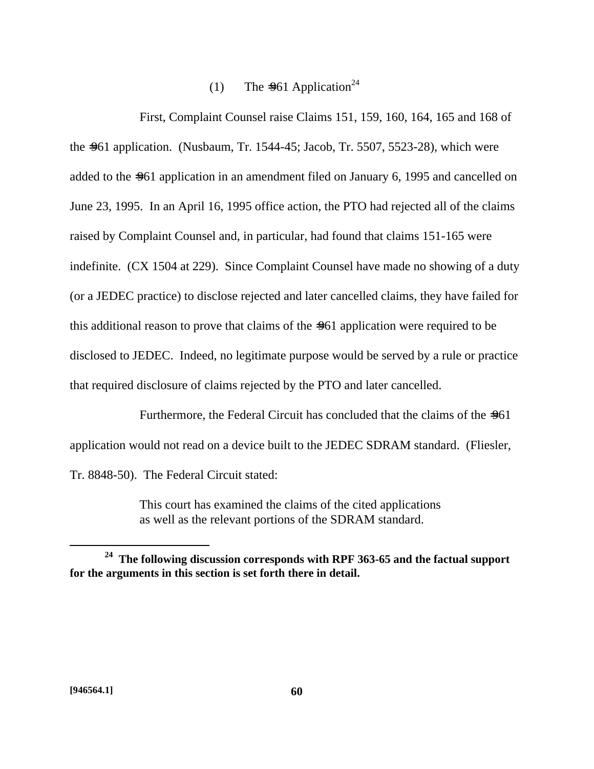(1) The =961 Application[24]

First, Complaint Counsel raise Claims 151, 159, 160, 164, 165 and 168 of the =961 application. (Nusbaum, Tr. 1544-45; Jacob, Tr. 5507, 5523-28), which were added to the =961 application in an amendment filed on January 6, 1995 and cancelled on June 23, 1995. In an April 16, 1995 office action, the PTO had rejected all of the claims raised by Complaint Counsel and, in particular, had found that claims 151-165 were indefinite. (CX 1504 at 229). Since Complaint Counsel have made no showing of a duty (or a JEDEC practice) to disclose rejected and later cancelled claims, they have failed for this additional reason to prove that claims of the =961 application were required to be disclosed to JEDEC. Indeed, no legitimate purpose would be served by a rule or practice that required disclosure of claims rejected by the PTO and later cancelled.

Furthermore, the Federal Circuit has concluded that the claims of the =961 application would not read on a device built to the JEDEC SDRAM standard. (Fliesler, Tr. 8848-50). The Federal Circuit stated:

> This court has examined the claims of the cited applications as well as the relevant portions of the SDRAM standard.

---

[24] **The following discussion corresponds with RPF 363-65 and the factual support for the arguments in this section is set forth there in detail.**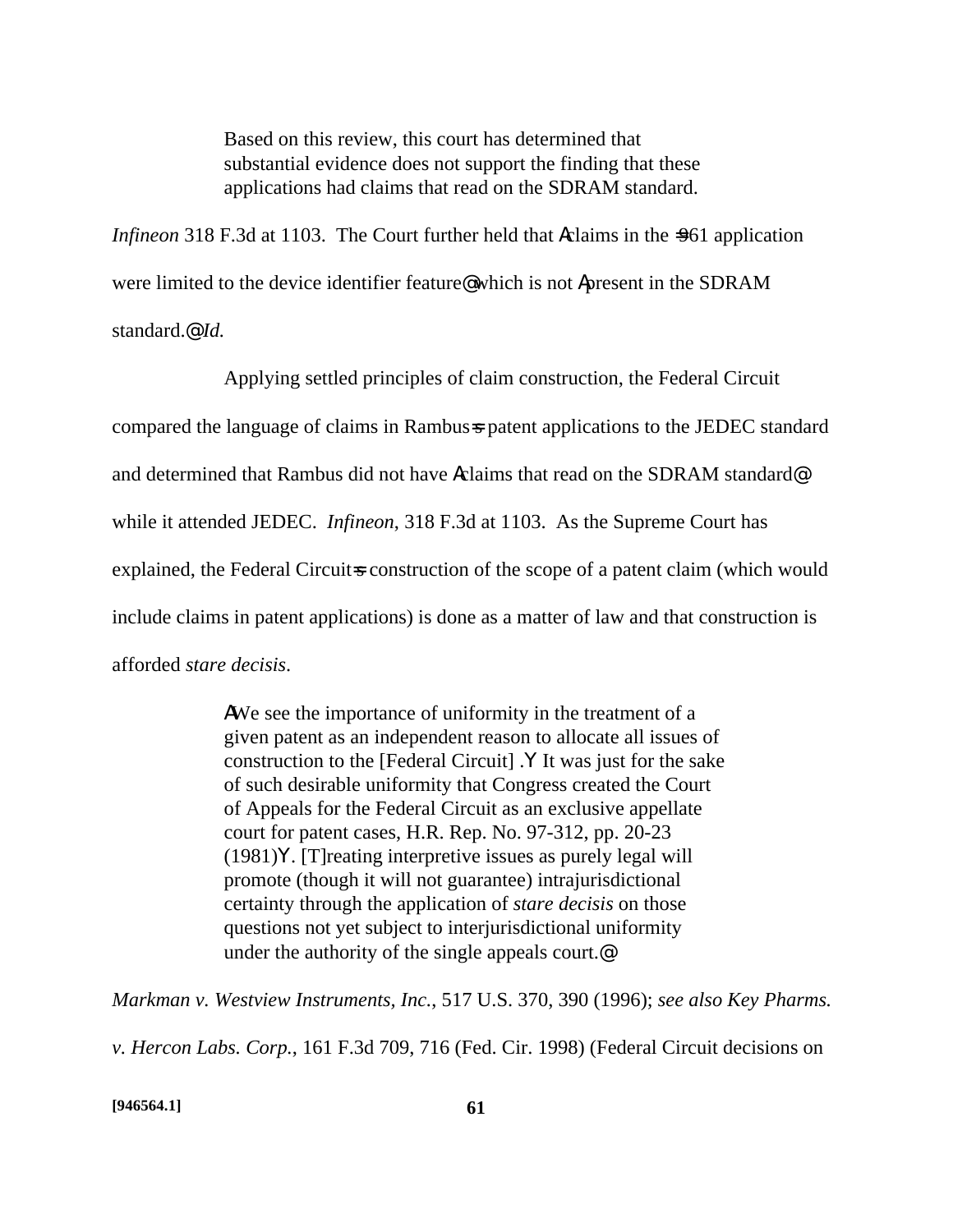> Based on this review, this court has determined that substantial evidence does not support the finding that these applications had claims that read on the SDRAM standard.

*Infineon* 318 F.3d at 1103. The Court further held that Aclaims in the =961 application were limited to the device identifier feature@ which is not Apresent in the SDRAM standard.@ *Id.*

Applying settled principles of claim construction, the Federal Circuit compared the language of claims in Rambus=s patent applications to the JEDEC standard and determined that Rambus did not have Aclaims that read on the SDRAM standard@ while it attended JEDEC. *Infineon*, 318 F.3d at 1103. As the Supreme Court has explained, the Federal Circuit=s construction of the scope of a patent claim (which would include claims in patent applications) is done as a matter of law and that construction is afforded *stare decisis*.

> AWe see the importance of uniformity in the treatment of a given patent as an independent reason to allocate all issues of construction to the [Federal Circuit] .Y It was just for the sake of such desirable uniformity that Congress created the Court of Appeals for the Federal Circuit as an exclusive appellate court for patent cases, H.R. Rep. No. 97-312, pp. 20-23 (1981)Y. [T]reating interpretive issues as purely legal will promote (though it will not guarantee) intrajurisdictional certainty through the application of *stare decisis* on those questions not yet subject to interjurisdictional uniformity under the authority of the single appeals court.@

*Markman v. Westview Instruments, Inc.*, 517 U.S. 370, 390 (1996); *see also Key Pharms. v. Hercon Labs. Corp.*, 161 F.3d 709, 716 (Fed. Cir. 1998) (Federal Circuit decisions on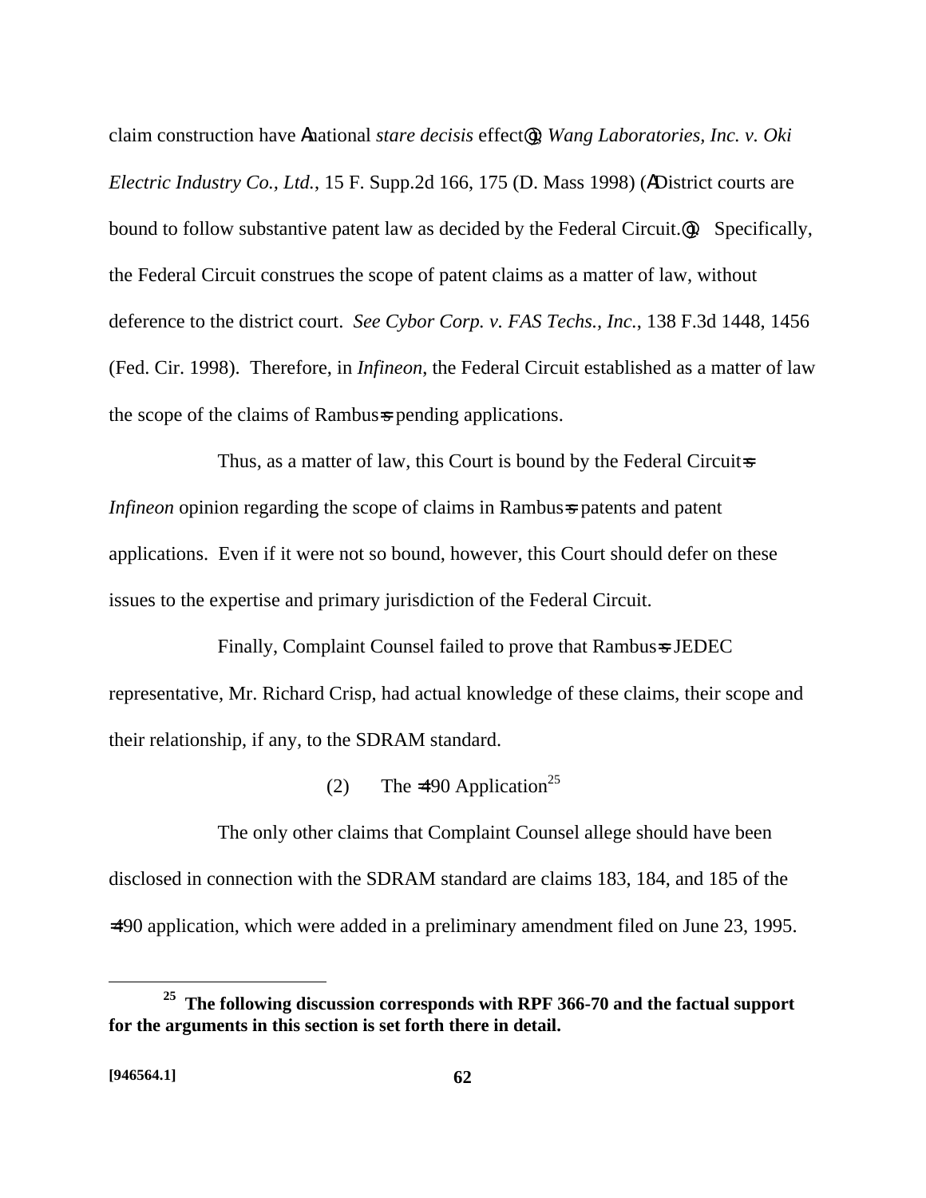claim construction have Anational *stare decisis* effect@); *Wang Laboratories, Inc. v. Oki Electric Industry Co., Ltd.*, 15 F. Supp.2d 166, 175 (D. Mass 1998) (ADistrict courts are bound to follow substantive patent law as decided by the Federal Circuit.@). Specifically, the Federal Circuit construes the scope of patent claims as a matter of law, without deference to the district court. *See Cybor Corp. v. FAS Techs., Inc.*, 138 F.3d 1448, 1456 (Fed. Cir. 1998). Therefore, in *Infineon*, the Federal Circuit established as a matter of law the scope of the claims of Rambus=s pending applications.

Thus, as a matter of law, this Court is bound by the Federal Circuit=s *Infineon* opinion regarding the scope of claims in Rambus=s patents and patent applications. Even if it were not so bound, however, this Court should defer on these issues to the expertise and primary jurisdiction of the Federal Circuit.

Finally, Complaint Counsel failed to prove that Rambus=s JEDEC representative, Mr. Richard Crisp, had actual knowledge of these claims, their scope and their relationship, if any, to the SDRAM standard.

(2) The =490 Application[25]

The only other claims that Complaint Counsel allege should have been disclosed in connection with the SDRAM standard are claims 183, 184, and 185 of the =490 application, which were added in a preliminary amendment filed on June 23, 1995.

---

[25] **The following discussion corresponds with RPF 366-70 and the factual support for the arguments in this section is set forth there in detail.**

**[946564.1]**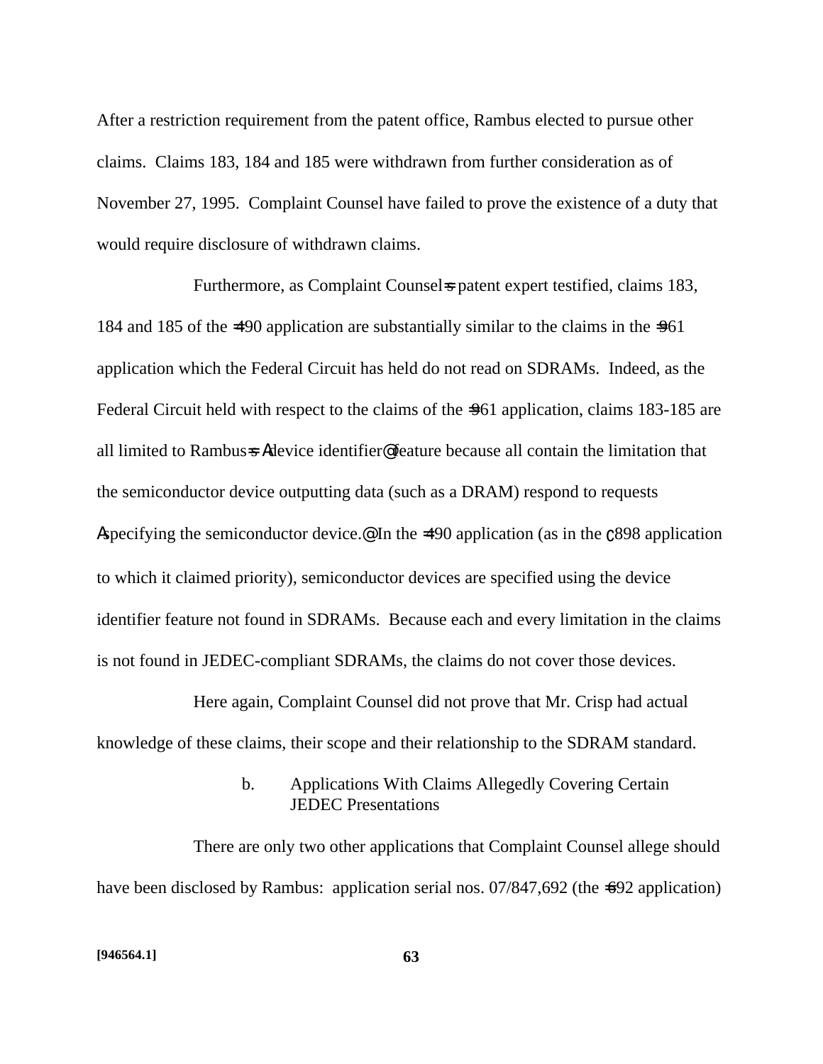After a restriction requirement from the patent office, Rambus elected to pursue other claims. Claims 183, 184 and 185 were withdrawn from further consideration as of November 27, 1995. Complaint Counsel have failed to prove the existence of a duty that would require disclosure of withdrawn claims.

Furthermore, as Complaint Counsel=s patent expert testified, claims 183, 184 and 185 of the =490 application are substantially similar to the claims in the =961 application which the Federal Circuit has held do not read on SDRAMs. Indeed, as the Federal Circuit held with respect to the claims of the =961 application, claims 183-185 are all limited to Rambus=s Adevice identifier@ feature because all contain the limitation that the semiconductor device outputting data (such as a DRAM) respond to requests Aspecifying the semiconductor device.@ In the =490 application (as in the =898 application to which it claimed priority), semiconductor devices are specified using the device identifier feature not found in SDRAMs. Because each and every limitation in the claims is not found in JEDEC-compliant SDRAMs, the claims do not cover those devices.

Here again, Complaint Counsel did not prove that Mr. Crisp had actual knowledge of these claims, their scope and their relationship to the SDRAM standard.

b. Applications With Claims Allegedly Covering Certain JEDEC Presentations

There are only two other applications that Complaint Counsel allege should have been disclosed by Rambus: application serial nos. 07/847,692 (the =692 application)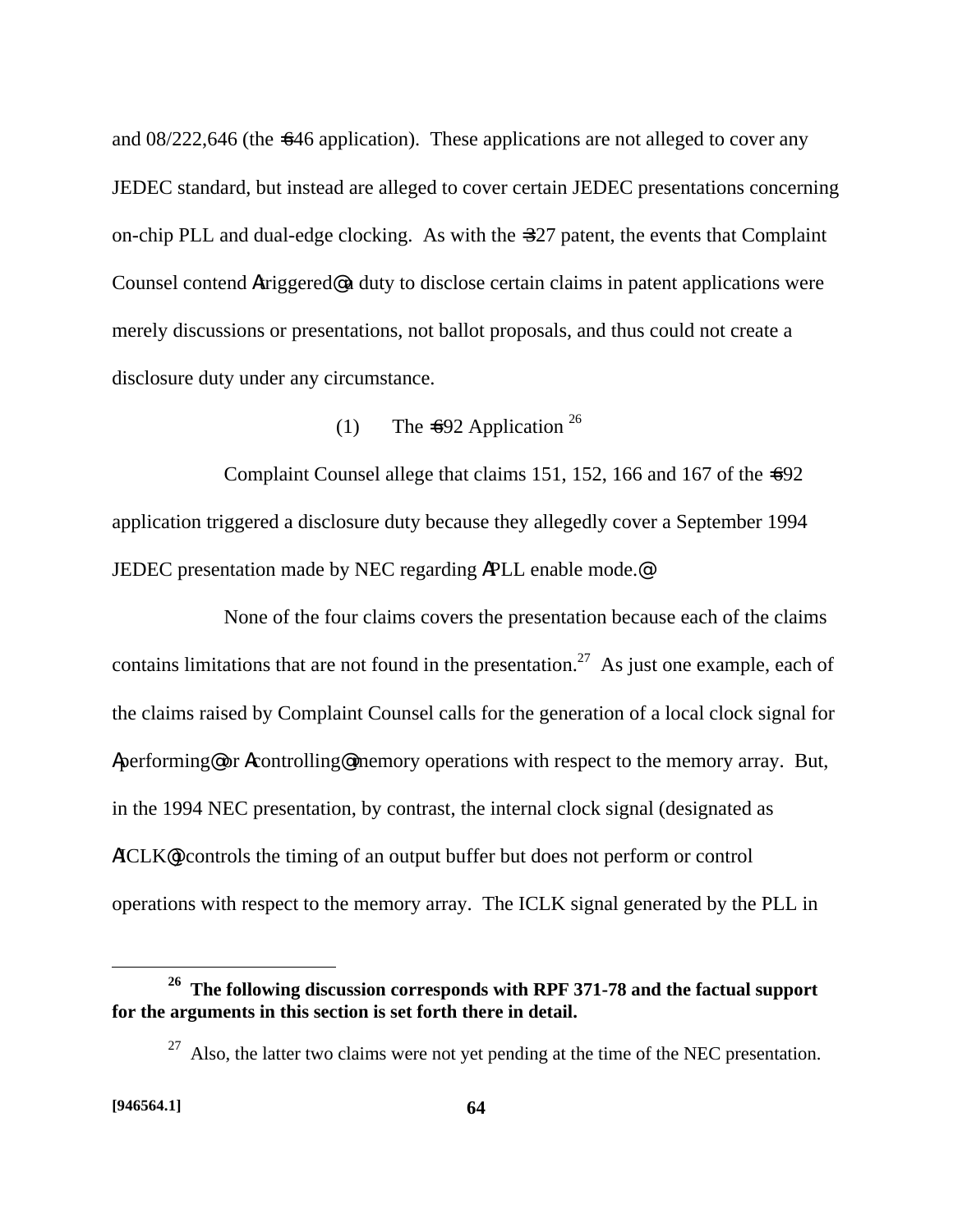and 08/222,646 (the =646 application). These applications are not alleged to cover any JEDEC standard, but instead are alleged to cover certain JEDEC presentations concerning on-chip PLL and dual-edge clocking. As with the =327 patent, the events that Complaint Counsel contend Atriggered@ a duty to disclose certain claims in patent applications were merely discussions or presentations, not ballot proposals, and thus could not create a disclosure duty under any circumstance.

(1) The =692 Application [26]

Complaint Counsel allege that claims 151, 152, 166 and 167 of the =692 application triggered a disclosure duty because they allegedly cover a September 1994 JEDEC presentation made by NEC regarding APLL enable mode.@

None of the four claims covers the presentation because each of the claims contains limitations that are not found in the presentation.[27] As just one example, each of the claims raised by Complaint Counsel calls for the generation of a local clock signal for Aperforming@ or Acontrolling@ memory operations with respect to the memory array. But, in the 1994 NEC presentation, by contrast, the internal clock signal (designated as AICLK@) controls the timing of an output buffer but does not perform or control operations with respect to the memory array. The ICLK signal generated by the PLL in

---

[26] **The following discussion corresponds with RPF 371-78 and the factual support for the arguments in this section is set forth there in detail.**

[27] Also, the latter two claims were not yet pending at the time of the NEC presentation.

**[946564.1]**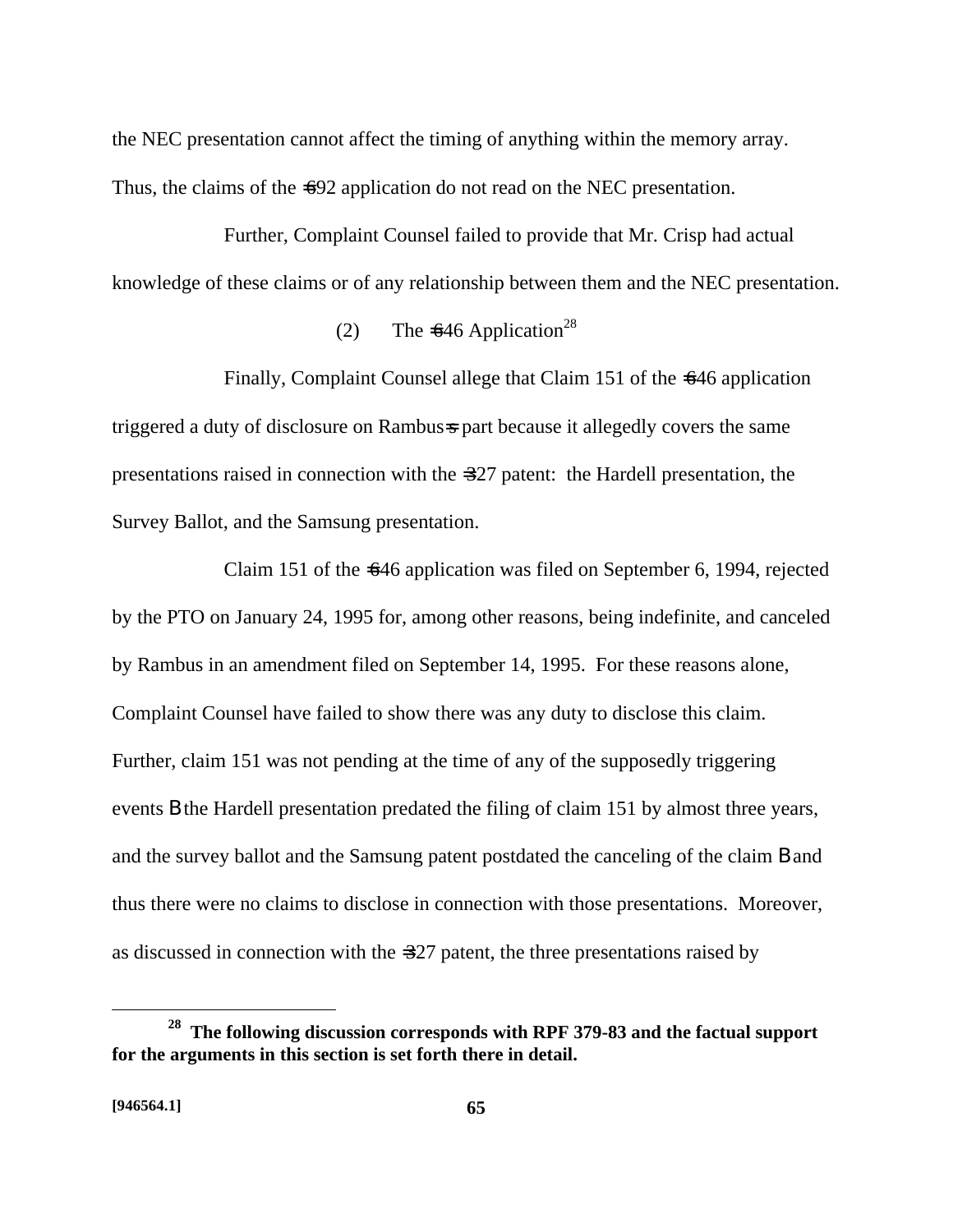the NEC presentation cannot affect the timing of anything within the memory array. Thus, the claims of the =692 application do not read on the NEC presentation.

Further, Complaint Counsel failed to provide that Mr. Crisp had actual knowledge of these claims or of any relationship between them and the NEC presentation.

(2) The =646 Application[28]

Finally, Complaint Counsel allege that Claim 151 of the =646 application triggered a duty of disclosure on Rambus=s part because it allegedly covers the same presentations raised in connection with the =327 patent: the Hardell presentation, the Survey Ballot, and the Samsung presentation.

Claim 151 of the =646 application was filed on September 6, 1994, rejected by the PTO on January 24, 1995 for, among other reasons, being indefinite, and canceled by Rambus in an amendment filed on September 14, 1995. For these reasons alone, Complaint Counsel have failed to show there was any duty to disclose this claim. Further, claim 151 was not pending at the time of any of the supposedly triggering events B the Hardell presentation predated the filing of claim 151 by almost three years, and the survey ballot and the Samsung patent postdated the canceling of the claim B and thus there were no claims to disclose in connection with those presentations. Moreover, as discussed in connection with the =327 patent, the three presentations raised by

[28] **The following discussion corresponds with RPF 379-83 and the factual support for the arguments in this section is set forth there in detail.**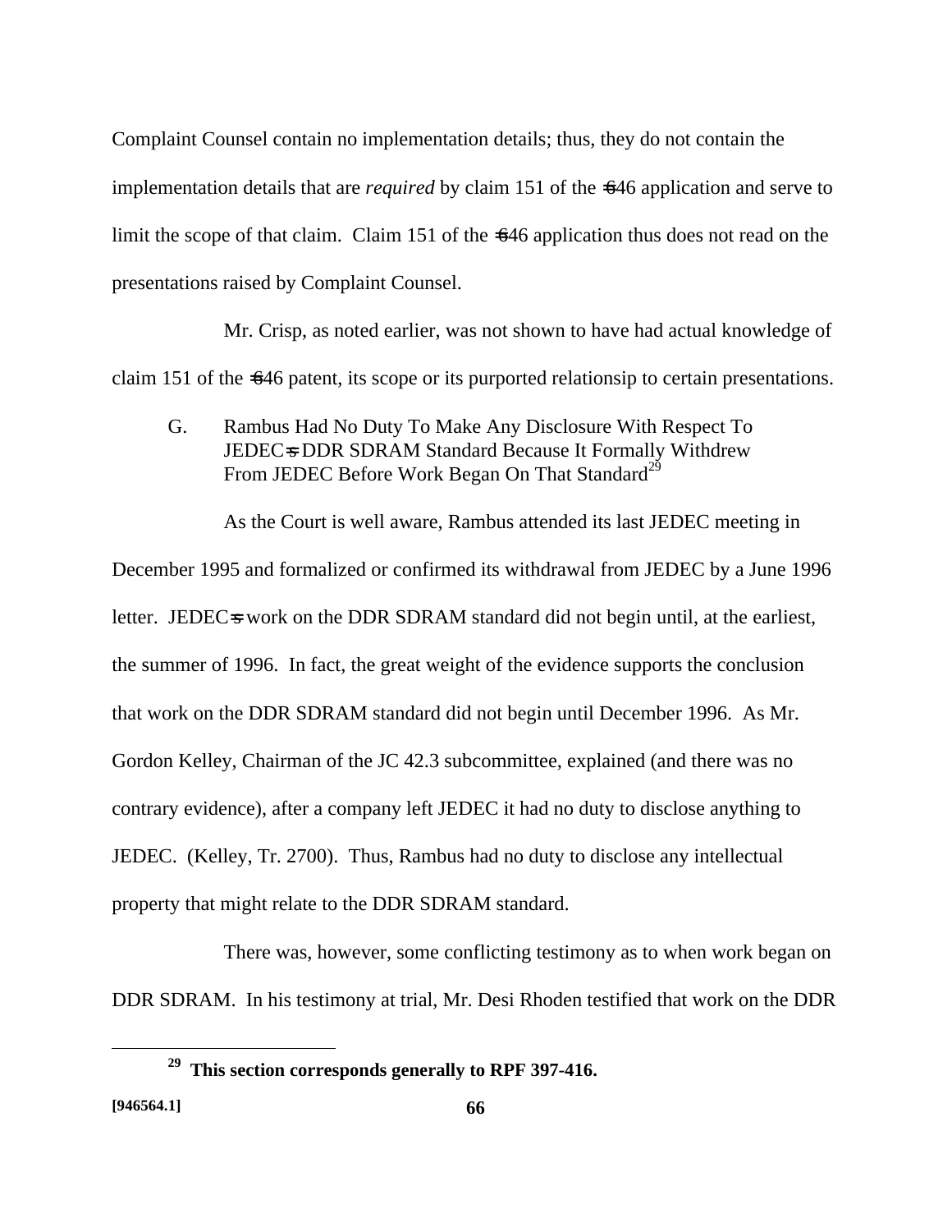Complaint Counsel contain no implementation details; thus, they do not contain the implementation details that are *required* by claim 151 of the =646 application and serve to limit the scope of that claim. Claim 151 of the =646 application thus does not read on the presentations raised by Complaint Counsel.

Mr. Crisp, as noted earlier, was not shown to have had actual knowledge of claim 151 of the =646 patent, its scope or its purported relationsip to certain presentations.

G. Rambus Had No Duty To Make Any Disclosure With Respect To JEDEC=s DDR SDRAM Standard Because It Formally Withdrew From JEDEC Before Work Began On That Standard[29]

As the Court is well aware, Rambus attended its last JEDEC meeting in December 1995 and formalized or confirmed its withdrawal from JEDEC by a June 1996 letter. JEDEC=s work on the DDR SDRAM standard did not begin until, at the earliest, the summer of 1996. In fact, the great weight of the evidence supports the conclusion that work on the DDR SDRAM standard did not begin until December 1996. As Mr. Gordon Kelley, Chairman of the JC 42.3 subcommittee, explained (and there was no contrary evidence), after a company left JEDEC it had no duty to disclose anything to JEDEC. (Kelley, Tr. 2700). Thus, Rambus had no duty to disclose any intellectual property that might relate to the DDR SDRAM standard.

There was, however, some conflicting testimony as to when work began on DDR SDRAM. In his testimony at trial, Mr. Desi Rhoden testified that work on the DDR

[29] **This section corresponds generally to RPF 397-416.**

**[946564.1]**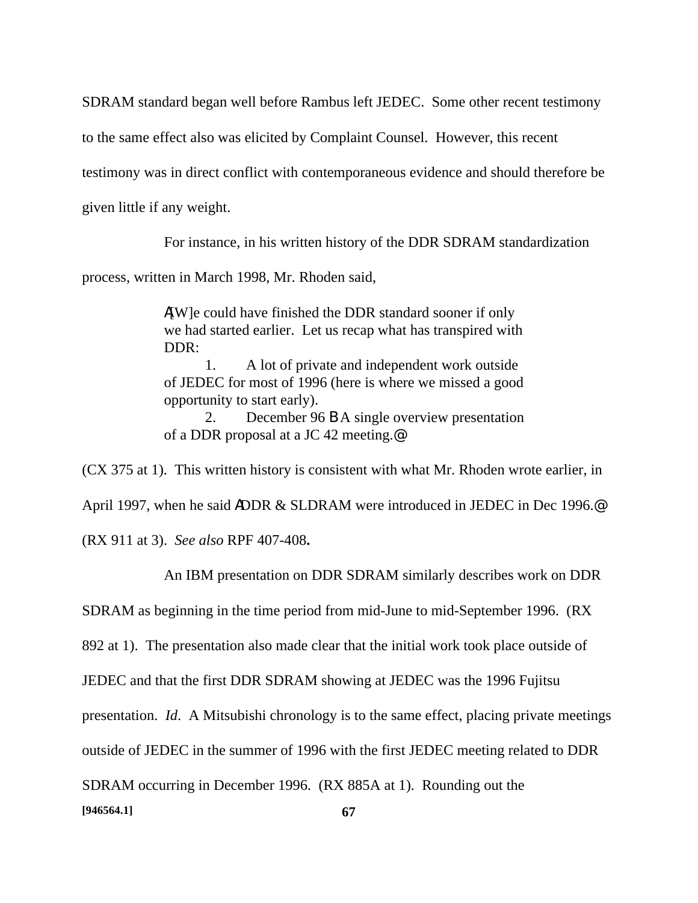SDRAM standard began well before Rambus left JEDEC. Some other recent testimony to the same effect also was elicited by Complaint Counsel. However, this recent testimony was in direct conflict with contemporaneous evidence and should therefore be given little if any weight.

For instance, in his written history of the DDR SDRAM standardization process, written in March 1998, Mr. Rhoden said,

> Α[W]e could have finished the DDR standard sooner if only we had started earlier. Let us recap what has transpired with DDR:
>
> 1. A lot of private and independent work outside of JEDEC for most of 1996 (here is where we missed a good opportunity to start early).
>
> 2. December 96 Β A single overview presentation of a DDR proposal at a JC 42 meeting.@

(CX 375 at 1). This written history is consistent with what Mr. Rhoden wrote earlier, in April 1997, when he said ΑDDR & SLDRAM were introduced in JEDEC in Dec 1996.@ (RX 911 at 3). *See also* RPF 407-408**.**

An IBM presentation on DDR SDRAM similarly describes work on DDR SDRAM as beginning in the time period from mid-June to mid-September 1996. (RX 892 at 1). The presentation also made clear that the initial work took place outside of JEDEC and that the first DDR SDRAM showing at JEDEC was the 1996 Fujitsu presentation. *Id*. A Mitsubishi chronology is to the same effect, placing private meetings outside of JEDEC in the summer of 1996 with the first JEDEC meeting related to DDR SDRAM occurring in December 1996. (RX 885A at 1). Rounding out the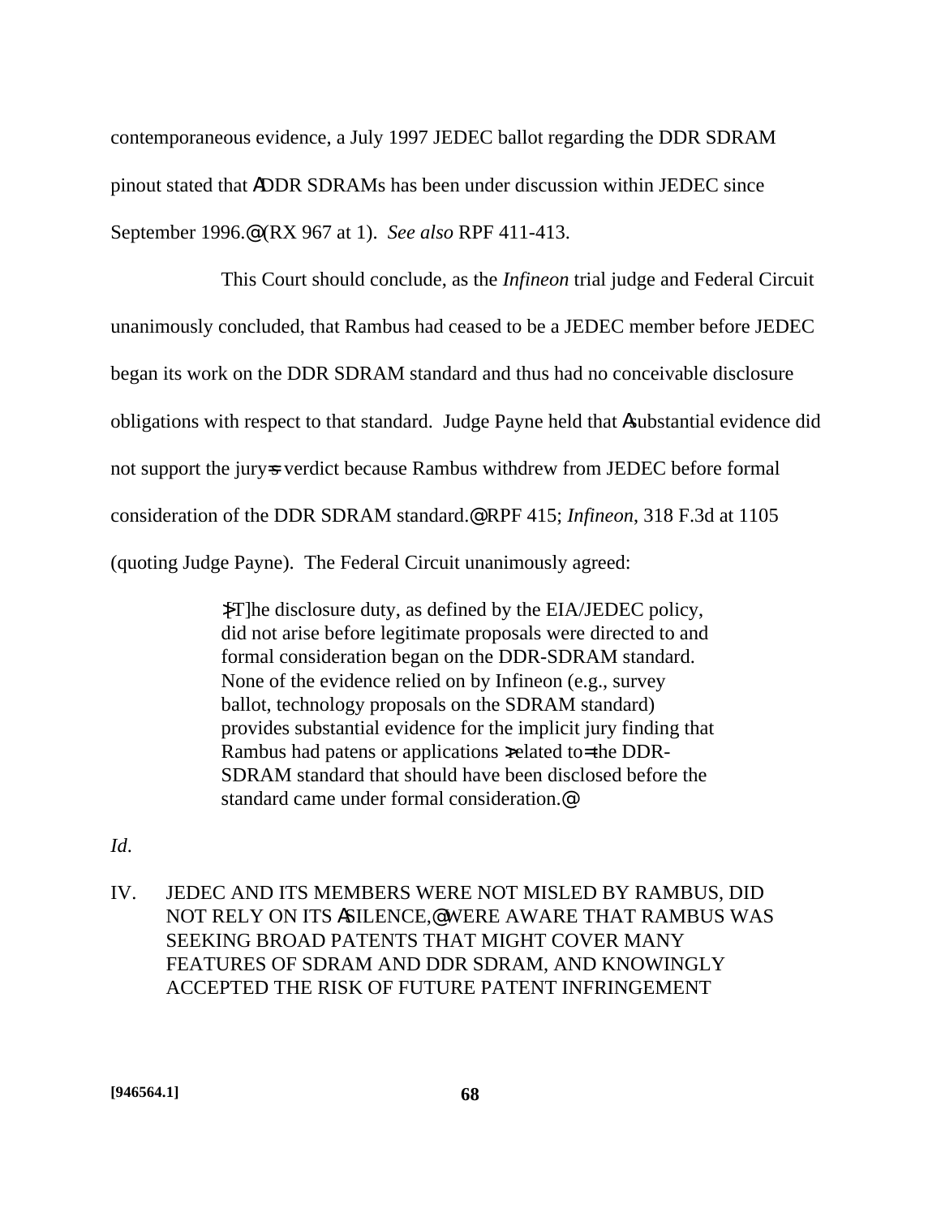contemporaneous evidence, a July 1997 JEDEC ballot regarding the DDR SDRAM pinout stated that ADDR SDRAMs has been under discussion within JEDEC since September 1996.@ (RX 967 at 1). *See also* RPF 411-413.

This Court should conclude, as the *Infineon* trial judge and Federal Circuit unanimously concluded, that Rambus had ceased to be a JEDEC member before JEDEC began its work on the DDR SDRAM standard and thus had no conceivable disclosure obligations with respect to that standard. Judge Payne held that Asubstantial evidence did not support the jury=s verdict because Rambus withdrew from JEDEC before formal consideration of the DDR SDRAM standard.@ RPF 415; *Infineon*, 318 F.3d at 1105 (quoting Judge Payne). The Federal Circuit unanimously agreed:

> A[T]he disclosure duty, as defined by the EIA/JEDEC policy, did not arise before legitimate proposals were directed to and formal consideration began on the DDR-SDRAM standard. None of the evidence relied on by Infineon (e.g., survey ballot, technology proposals on the SDRAM standard) provides substantial evidence for the implicit jury finding that Rambus had patens or applications >related to= the DDR-SDRAM standard that should have been disclosed before the standard came under formal consideration.@

*Id*.

## IV. JEDEC AND ITS MEMBERS WERE NOT MISLED BY RAMBUS, DID NOT RELY ON ITS ASILENCE,@ WERE AWARE THAT RAMBUS WAS SEEKING BROAD PATENTS THAT MIGHT COVER MANY FEATURES OF SDRAM AND DDR SDRAM, AND KNOWINGLY ACCEPTED THE RISK OF FUTURE PATENT INFRINGEMENT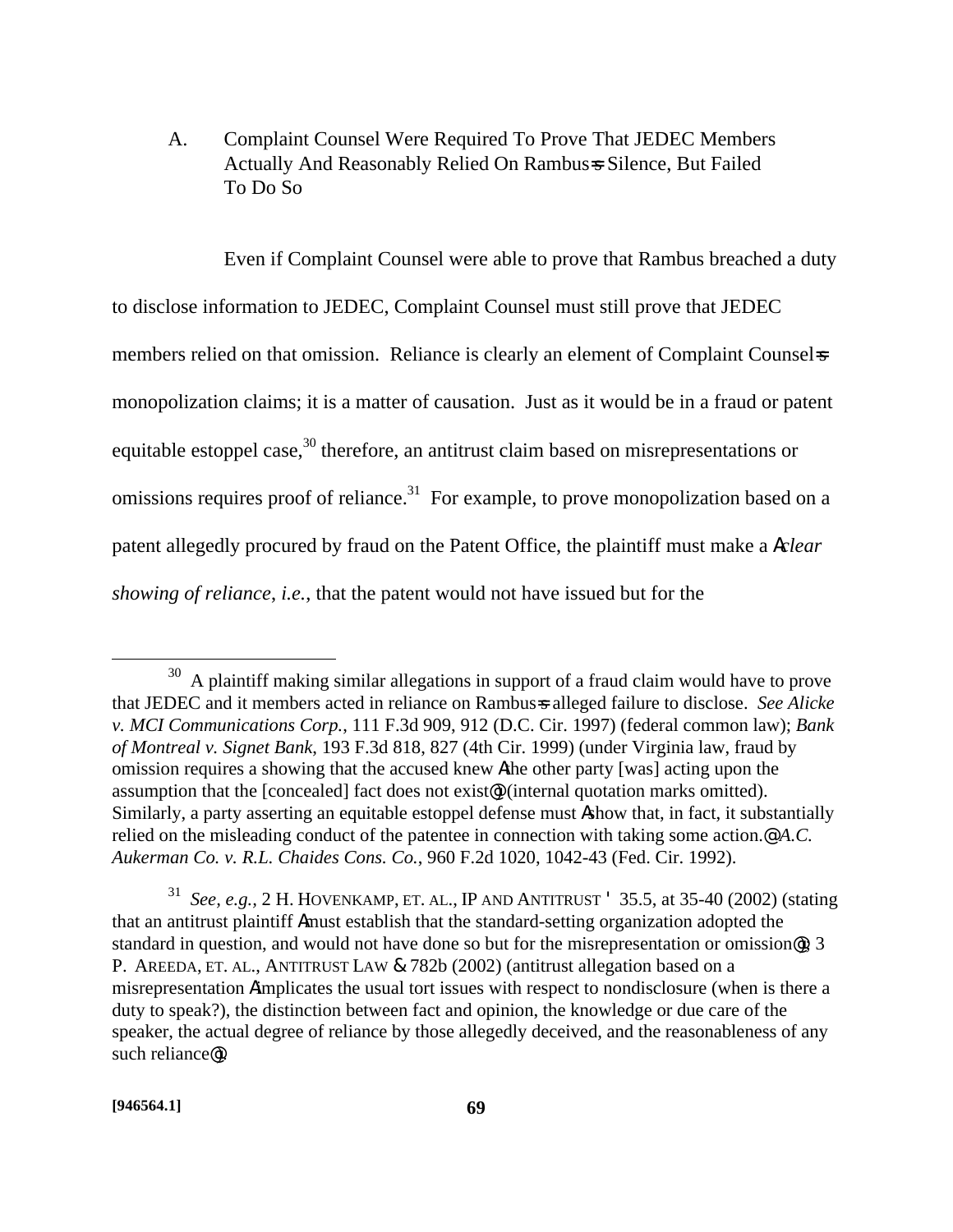## A. Complaint Counsel Were Required To Prove That JEDEC Members Actually And Reasonably Relied On Rambus=s Silence, But Failed To Do So

Even if Complaint Counsel were able to prove that Rambus breached a duty to disclose information to JEDEC, Complaint Counsel must still prove that JEDEC members relied on that omission. Reliance is clearly an element of Complaint Counsel=s monopolization claims; it is a matter of causation. Just as it would be in a fraud or patent equitable estoppel case,[30] therefore, an antitrust claim based on misrepresentations or omissions requires proof of reliance.[31] For example, to prove monopolization based on a patent allegedly procured by fraud on the Patent Office, the plaintiff must make a A*clear showing of reliance*, *i.e.*, that the patent would not have issued but for the

---

[30] A plaintiff making similar allegations in support of a fraud claim would have to prove that JEDEC and it members acted in reliance on Rambus=s alleged failure to disclose. *See Alicke v. MCI Communications Corp.*, 111 F.3d 909, 912 (D.C. Cir. 1997) (federal common law); *Bank of Montreal v. Signet Bank*, 193 F.3d 818, 827 (4th Cir. 1999) (under Virginia law, fraud by omission requires a showing that the accused knew Athe other party [was] acting upon the assumption that the [concealed] fact does not exist@) (internal quotation marks omitted). Similarly, a party asserting an equitable estoppel defense must Ashow that, in fact, it substantially relied on the misleading conduct of the patentee in connection with taking some action.@ *A.C. Aukerman Co. v. R.L. Chaides Cons. Co.*, 960 F.2d 1020, 1042-43 (Fed. Cir. 1992).

[31] *See, e.g.*, 2 H. HOVENKAMP, ET. AL., IP AND ANTITRUST ' 35.5, at 35-40 (2002) (stating that an antitrust plaintiff Amust establish that the standard-setting organization adopted the standard in question, and would not have done so but for the misrepresentation or omission@); 3 P. AREEDA, ET. AL., ANTITRUST LAW & 782b (2002) (antitrust allegation based on a misrepresentation Aimplicates the usual tort issues with respect to nondisclosure (when is there a duty to speak?), the distinction between fact and opinion, the knowledge or due care of the speaker, the actual degree of reliance by those allegedly deceived, and the reasonableness of any such reliance@).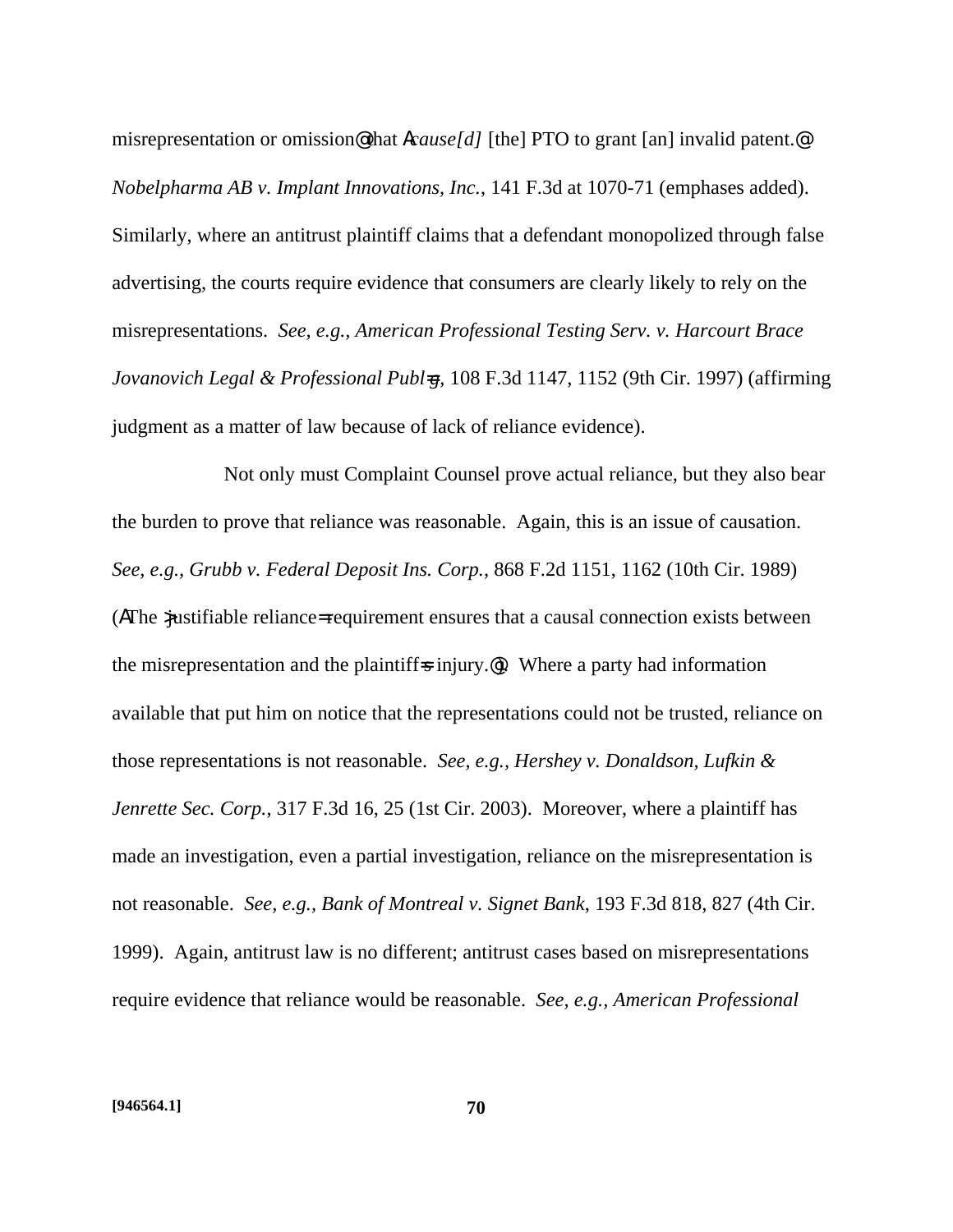misrepresentation or omission@ that A*cause[d]* [the] PTO to grant [an] invalid patent.@ *Nobelpharma AB v. Implant Innovations, Inc.*, 141 F.3d at 1070-71 (emphases added). Similarly, where an antitrust plaintiff claims that a defendant monopolized through false advertising, the courts require evidence that consumers are clearly likely to rely on the misrepresentations. *See, e.g., American Professional Testing Serv. v. Harcourt Brace Jovanovich Legal & Professional Publ=g*, 108 F.3d 1147, 1152 (9th Cir. 1997) (affirming judgment as a matter of law because of lack of reliance evidence).

Not only must Complaint Counsel prove actual reliance, but they also bear the burden to prove that reliance was reasonable. Again, this is an issue of causation. *See, e.g., Grubb v. Federal Deposit Ins. Corp.*, 868 F.2d 1151, 1162 (10th Cir. 1989) (AThe }justifiable reliance= requirement ensures that a causal connection exists between the misrepresentation and the plaintiff=s injury.@). Where a party had information available that put him on notice that the representations could not be trusted, reliance on those representations is not reasonable. *See, e.g., Hershey v. Donaldson, Lufkin & Jenrette Sec. Corp.*, 317 F.3d 16, 25 (1st Cir. 2003). Moreover, where a plaintiff has made an investigation, even a partial investigation, reliance on the misrepresentation is not reasonable. *See, e.g., Bank of Montreal v. Signet Bank*, 193 F.3d 818, 827 (4th Cir. 1999). Again, antitrust law is no different; antitrust cases based on misrepresentations require evidence that reliance would be reasonable. *See, e.g., American Professional*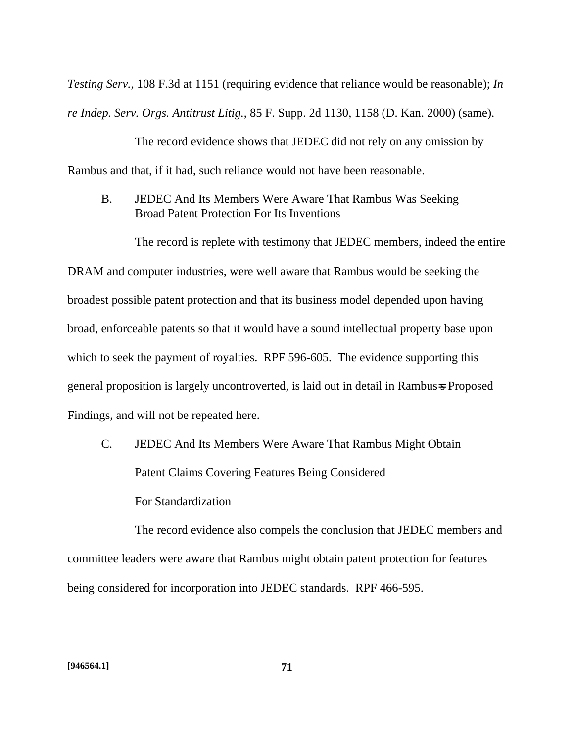*Testing Serv.*, 108 F.3d at 1151 (requiring evidence that reliance would be reasonable); *In re Indep. Serv. Orgs. Antitrust Litig.*, 85 F. Supp. 2d 1130, 1158 (D. Kan. 2000) (same).

The record evidence shows that JEDEC did not rely on any omission by Rambus and that, if it had, such reliance would not have been reasonable.

### B. JEDEC And Its Members Were Aware That Rambus Was Seeking Broad Patent Protection For Its Inventions

The record is replete with testimony that JEDEC members, indeed the entire DRAM and computer industries, were well aware that Rambus would be seeking the broadest possible patent protection and that its business model depended upon having broad, enforceable patents so that it would have a sound intellectual property base upon which to seek the payment of royalties. RPF 596-605. The evidence supporting this general proposition is largely uncontroverted, is laid out in detail in Rambus's Proposed Findings, and will not be repeated here.

### C. JEDEC And Its Members Were Aware That Rambus Might Obtain Patent Claims Covering Features Being Considered For Standardization

The record evidence also compels the conclusion that JEDEC members and committee leaders were aware that Rambus might obtain patent protection for features being considered for incorporation into JEDEC standards. RPF 466-595.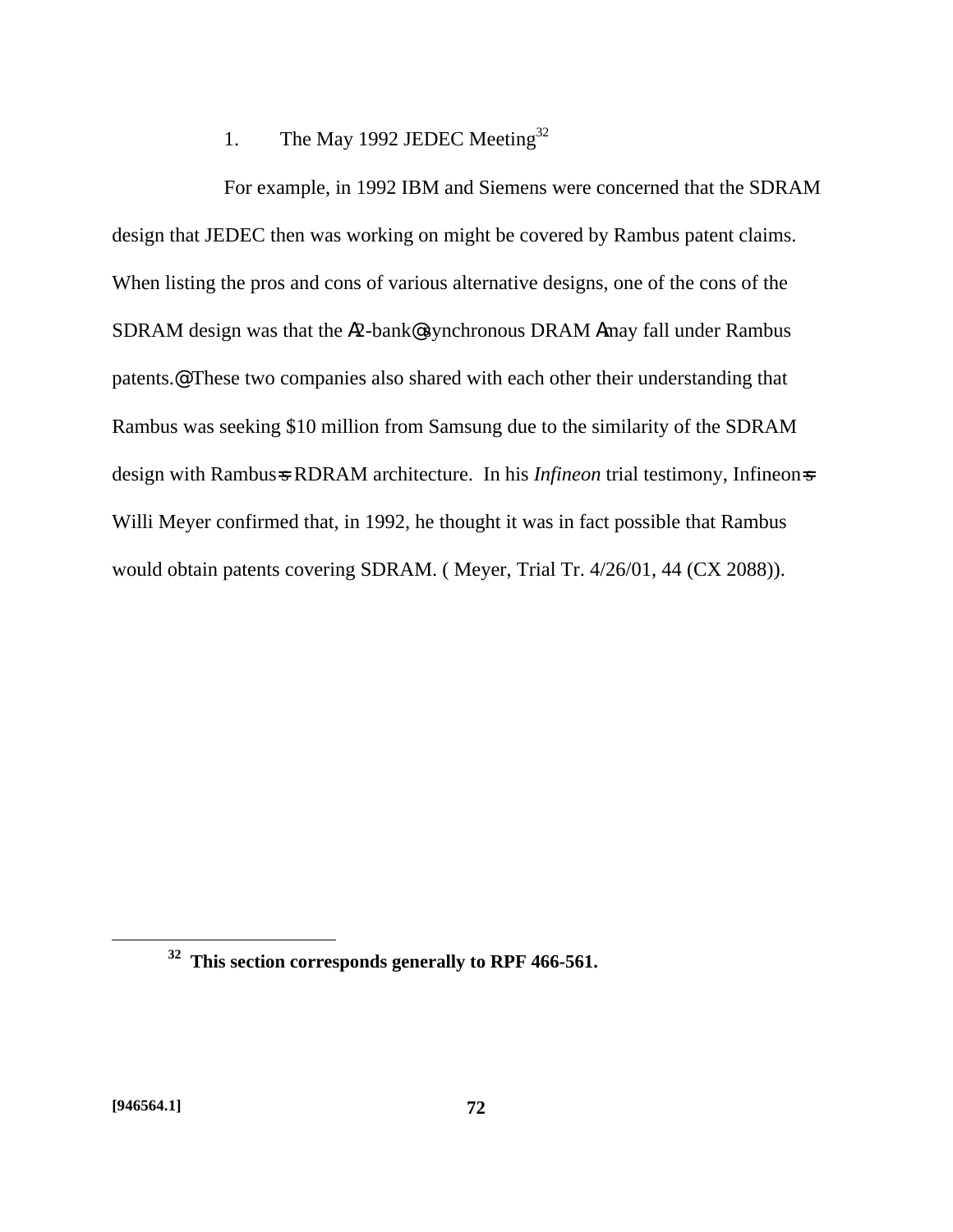1. The May 1992 JEDEC Meeting[32]

For example, in 1992 IBM and Siemens were concerned that the SDRAM design that JEDEC then was working on might be covered by Rambus patent claims. When listing the pros and cons of various alternative designs, one of the cons of the SDRAM design was that the Α2-bank@ synchronous DRAM Αmay fall under Rambus patents.@ These two companies also shared with each other their understanding that Rambus was seeking $10 million from Samsung due to the similarity of the SDRAM design with Rambus=s RDRAM architecture. In his *Infineon* trial testimony, Infineon=s Willi Meyer confirmed that, in 1992, he thought it was in fact possible that Rambus would obtain patents covering SDRAM. ( Meyer, Trial Tr. 4/26/01, 44 (CX 2088)).

---

[32] **This section corresponds generally to RPF 466-561.**

**[946564.1]**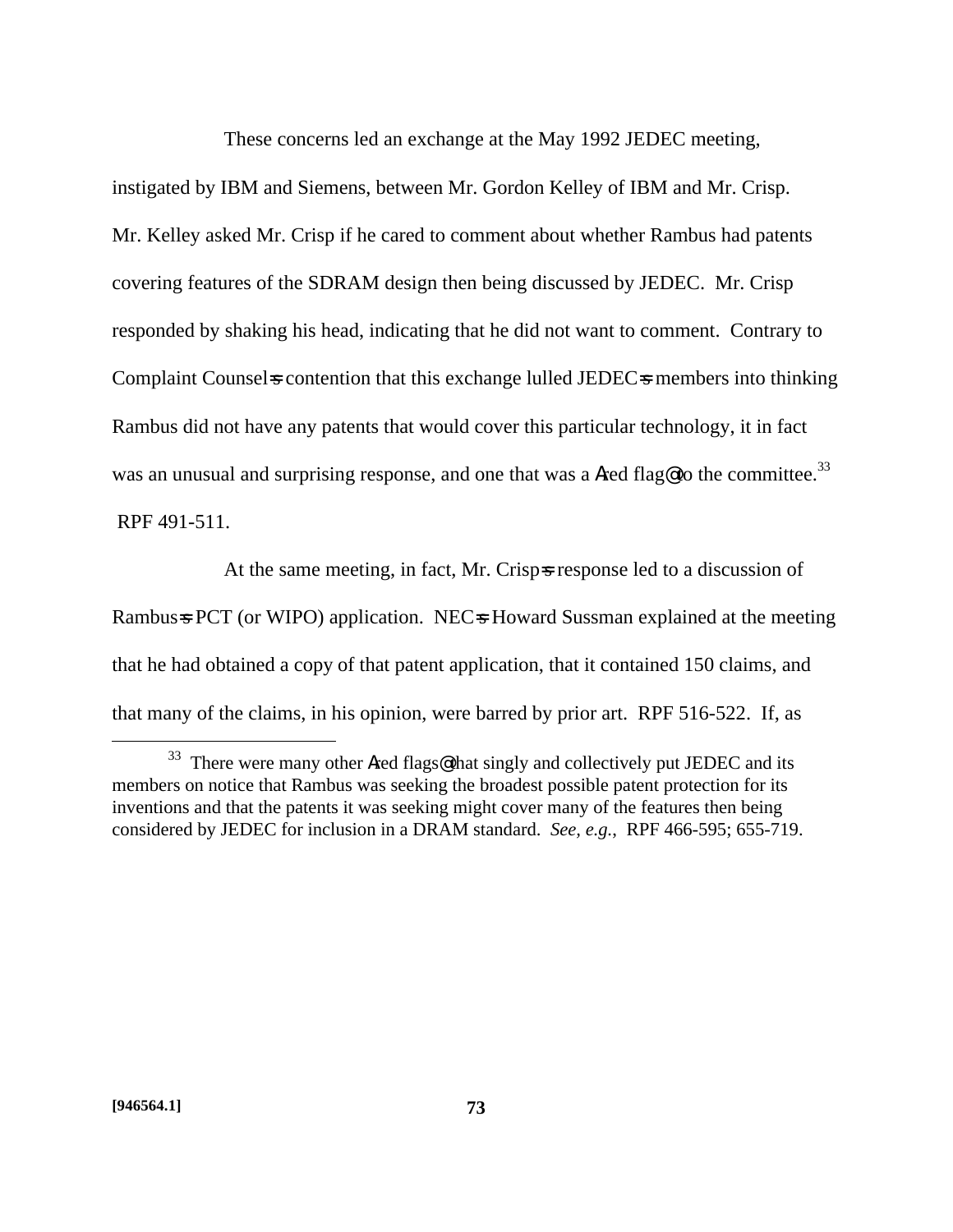These concerns led an exchange at the May 1992 JEDEC meeting, instigated by IBM and Siemens, between Mr. Gordon Kelley of IBM and Mr. Crisp. Mr. Kelley asked Mr. Crisp if he cared to comment about whether Rambus had patents covering features of the SDRAM design then being discussed by JEDEC. Mr. Crisp responded by shaking his head, indicating that he did not want to comment. Contrary to Complaint Counsel=s contention that this exchange lulled JEDEC=s members into thinking Rambus did not have any patents that would cover this particular technology, it in fact was an unusual and surprising response, and one that was a Ared flag@ to the committee.[33] RPF 491-511.

At the same meeting, in fact, Mr. Crisp=s response led to a discussion of Rambus=s PCT (or WIPO) application. NEC=s Howard Sussman explained at the meeting that he had obtained a copy of that patent application, that it contained 150 claims, and that many of the claims, in his opinion, were barred by prior art. RPF 516-522. If, as

---

[33] There were many other Ared flags@ that singly and collectively put JEDEC and its members on notice that Rambus was seeking the broadest possible patent protection for its inventions and that the patents it was seeking might cover many of the features then being considered by JEDEC for inclusion in a DRAM standard. *See, e.g.*, RPF 466-595; 655-719.

[946564.1]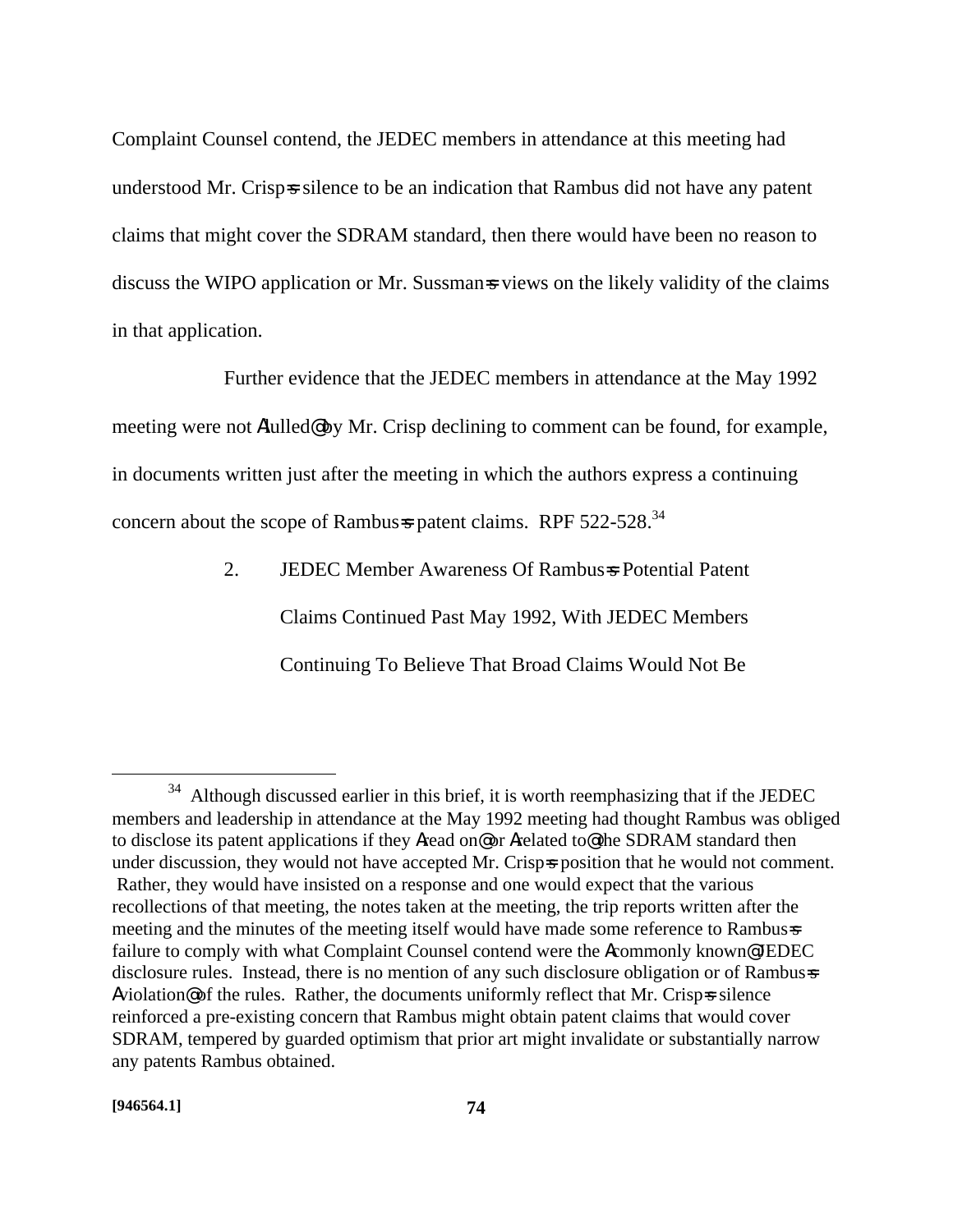Complaint Counsel contend, the JEDEC members in attendance at this meeting had understood Mr. Crisp=s silence to be an indication that Rambus did not have any patent claims that might cover the SDRAM standard, then there would have been no reason to discuss the WIPO application or Mr. Sussman=s views on the likely validity of the claims in that application.

Further evidence that the JEDEC members in attendance at the May 1992 meeting were not Alulled@ by Mr. Crisp declining to comment can be found, for example, in documents written just after the meeting in which the authors express a continuing concern about the scope of Rambus=s patent claims. RPF 522-528.[34]

2. JEDEC Member Awareness Of Rambus=s Potential Patent Claims Continued Past May 1992, With JEDEC Members Continuing To Believe That Broad Claims Would Not Be

---

[34] Although discussed earlier in this brief, it is worth reemphasizing that if the JEDEC members and leadership in attendance at the May 1992 meeting had thought Rambus was obliged to disclose its patent applications if they Aread on@ or Arelated to@ the SDRAM standard then under discussion, they would not have accepted Mr. Crisp=s position that he would not comment. Rather, they would have insisted on a response and one would expect that the various recollections of that meeting, the notes taken at the meeting, the trip reports written after the meeting and the minutes of the meeting itself would have made some reference to Rambus=s failure to comply with what Complaint Counsel contend were the Acommonly known@ JEDEC disclosure rules. Instead, there is no mention of any such disclosure obligation or of Rambus=s Aviolation@ of the rules. Rather, the documents uniformly reflect that Mr. Crisp=s silence reinforced a pre-existing concern that Rambus might obtain patent claims that would cover SDRAM, tempered by guarded optimism that prior art might invalidate or substantially narrow any patents Rambus obtained.

[946564.1]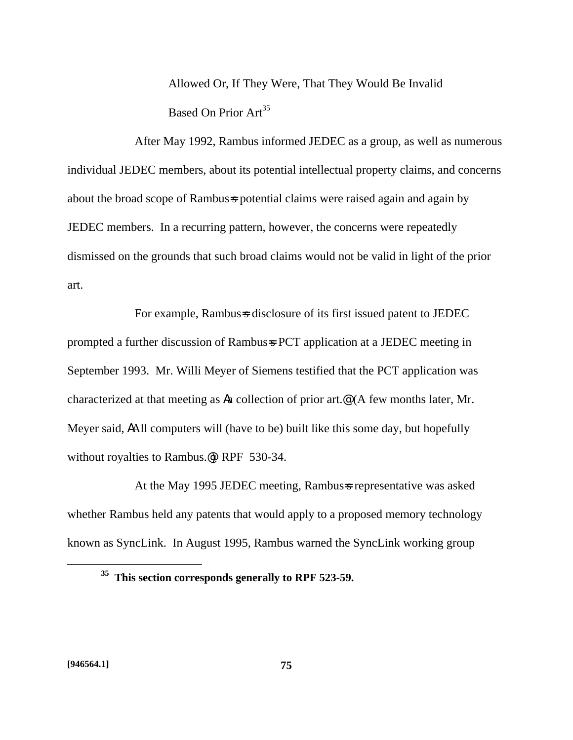Allowed Or, If They Were, That They Would Be Invalid Based On Prior Art[35]

After May 1992, Rambus informed JEDEC as a group, as well as numerous individual JEDEC members, about its potential intellectual property claims, and concerns about the broad scope of Rambus=s potential claims were raised again and again by JEDEC members. In a recurring pattern, however, the concerns were repeatedly dismissed on the grounds that such broad claims would not be valid in light of the prior art.

For example, Rambus=s disclosure of its first issued patent to JEDEC prompted a further discussion of Rambus=s PCT application at a JEDEC meeting in September 1993. Mr. Willi Meyer of Siemens testified that the PCT application was characterized at that meeting as Aa collection of prior art.@ (A few months later, Mr. Meyer said, AAll computers will (have to be) built like this some day, but hopefully without royalties to Rambus.@) RPF 530-34.

At the May 1995 JEDEC meeting, Rambus=s representative was asked whether Rambus held any patents that would apply to a proposed memory technology known as SyncLink. In August 1995, Rambus warned the SyncLink working group

[35] **This section corresponds generally to RPF 523-59.**

**[946564.1]**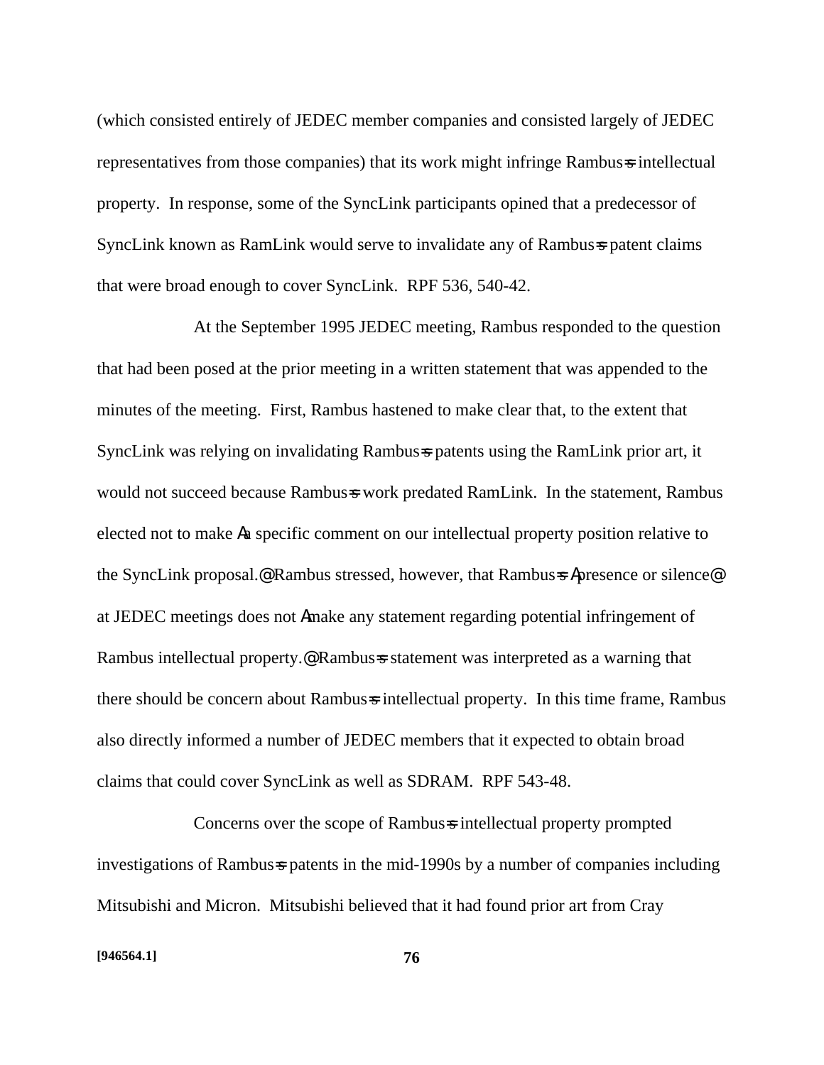(which consisted entirely of JEDEC member companies and consisted largely of JEDEC representatives from those companies) that its work might infringe Rambus=s intellectual property. In response, some of the SyncLink participants opined that a predecessor of SyncLink known as RamLink would serve to invalidate any of Rambus=s patent claims that were broad enough to cover SyncLink. RPF 536, 540-42.

At the September 1995 JEDEC meeting, Rambus responded to the question that had been posed at the prior meeting in a written statement that was appended to the minutes of the meeting. First, Rambus hastened to make clear that, to the extent that SyncLink was relying on invalidating Rambus=s patents using the RamLink prior art, it would not succeed because Rambus=s work predated RamLink. In the statement, Rambus elected not to make Aa specific comment on our intellectual property position relative to the SyncLink proposal.@ Rambus stressed, however, that Rambus=s Apresence or silence@ at JEDEC meetings does not Amake any statement regarding potential infringement of Rambus intellectual property.@ Rambus=s statement was interpreted as a warning that there should be concern about Rambus=s intellectual property. In this time frame, Rambus also directly informed a number of JEDEC members that it expected to obtain broad claims that could cover SyncLink as well as SDRAM. RPF 543-48.

Concerns over the scope of Rambus=s intellectual property prompted investigations of Rambus=s patents in the mid-1990s by a number of companies including Mitsubishi and Micron. Mitsubishi believed that it had found prior art from Cray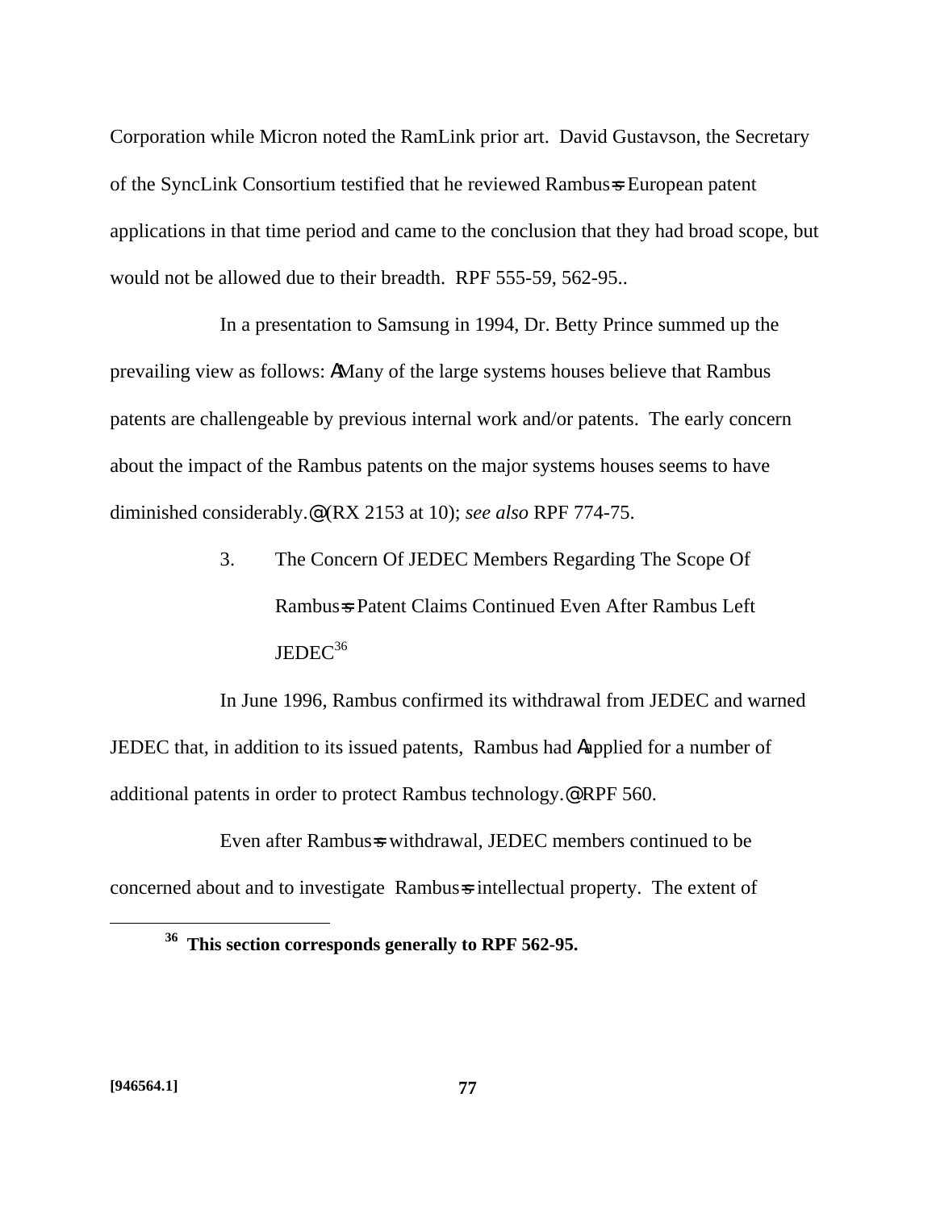Corporation while Micron noted the RamLink prior art. David Gustavson, the Secretary of the SyncLink Consortium testified that he reviewed Rambus=s European patent applications in that time period and came to the conclusion that they had broad scope, but would not be allowed due to their breadth. RPF 555-59, 562-95..

In a presentation to Samsung in 1994, Dr. Betty Prince summed up the prevailing view as follows: AMany of the large systems houses believe that Rambus patents are challengeable by previous internal work and/or patents. The early concern about the impact of the Rambus patents on the major systems houses seems to have diminished considerably.@ (RX 2153 at 10); *see also* RPF 774-75.

3. The Concern Of JEDEC Members Regarding The Scope Of Rambus=s Patent Claims Continued Even After Rambus Left JEDEC[36]

In June 1996, Rambus confirmed its withdrawal from JEDEC and warned JEDEC that, in addition to its issued patents, Rambus had Aapplied for a number of additional patents in order to protect Rambus technology.@ RPF 560.

Even after Rambus=s withdrawal, JEDEC members continued to be concerned about and to investigate Rambus=s intellectual property. The extent of

[36] **This section corresponds generally to RPF 562-95.**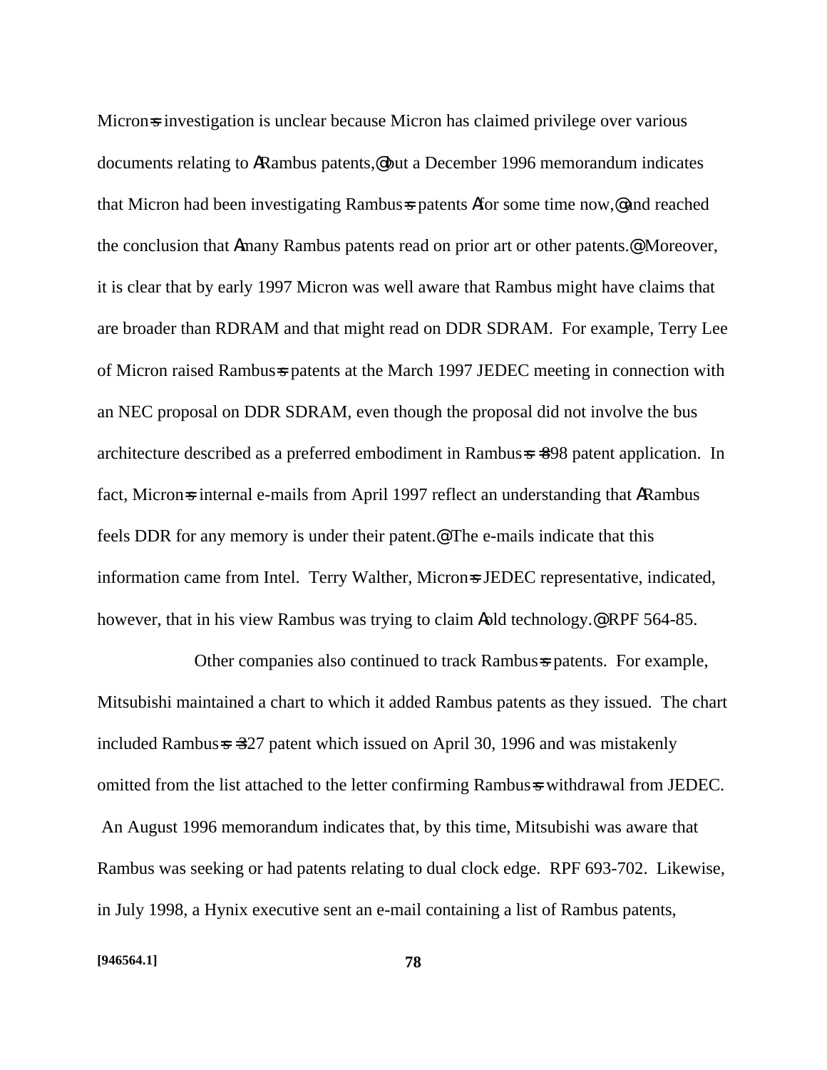Micron=s investigation is unclear because Micron has claimed privilege over various documents relating to ARambus patents,@ but a December 1996 memorandum indicates that Micron had been investigating Rambus=s patents Afor some time now,@ and reached the conclusion that Amany Rambus patents read on prior art or other patents.@ Moreover, it is clear that by early 1997 Micron was well aware that Rambus might have claims that are broader than RDRAM and that might read on DDR SDRAM. For example, Terry Lee of Micron raised Rambus=s patents at the March 1997 JEDEC meeting in connection with an NEC proposal on DDR SDRAM, even though the proposal did not involve the bus architecture described as a preferred embodiment in Rambus=s =898 patent application. In fact, Micron=s internal e-mails from April 1997 reflect an understanding that ARambus feels DDR for any memory is under their patent.@ The e-mails indicate that this information came from Intel. Terry Walther, Micron=s JEDEC representative, indicated, however, that in his view Rambus was trying to claim Aold technology.@ RPF 564-85.

Other companies also continued to track Rambus=s patents. For example, Mitsubishi maintained a chart to which it added Rambus patents as they issued. The chart included Rambus=s =327 patent which issued on April 30, 1996 and was mistakenly omitted from the list attached to the letter confirming Rambus=s withdrawal from JEDEC. An August 1996 memorandum indicates that, by this time, Mitsubishi was aware that Rambus was seeking or had patents relating to dual clock edge. RPF 693-702. Likewise, in July 1998, a Hynix executive sent an e-mail containing a list of Rambus patents,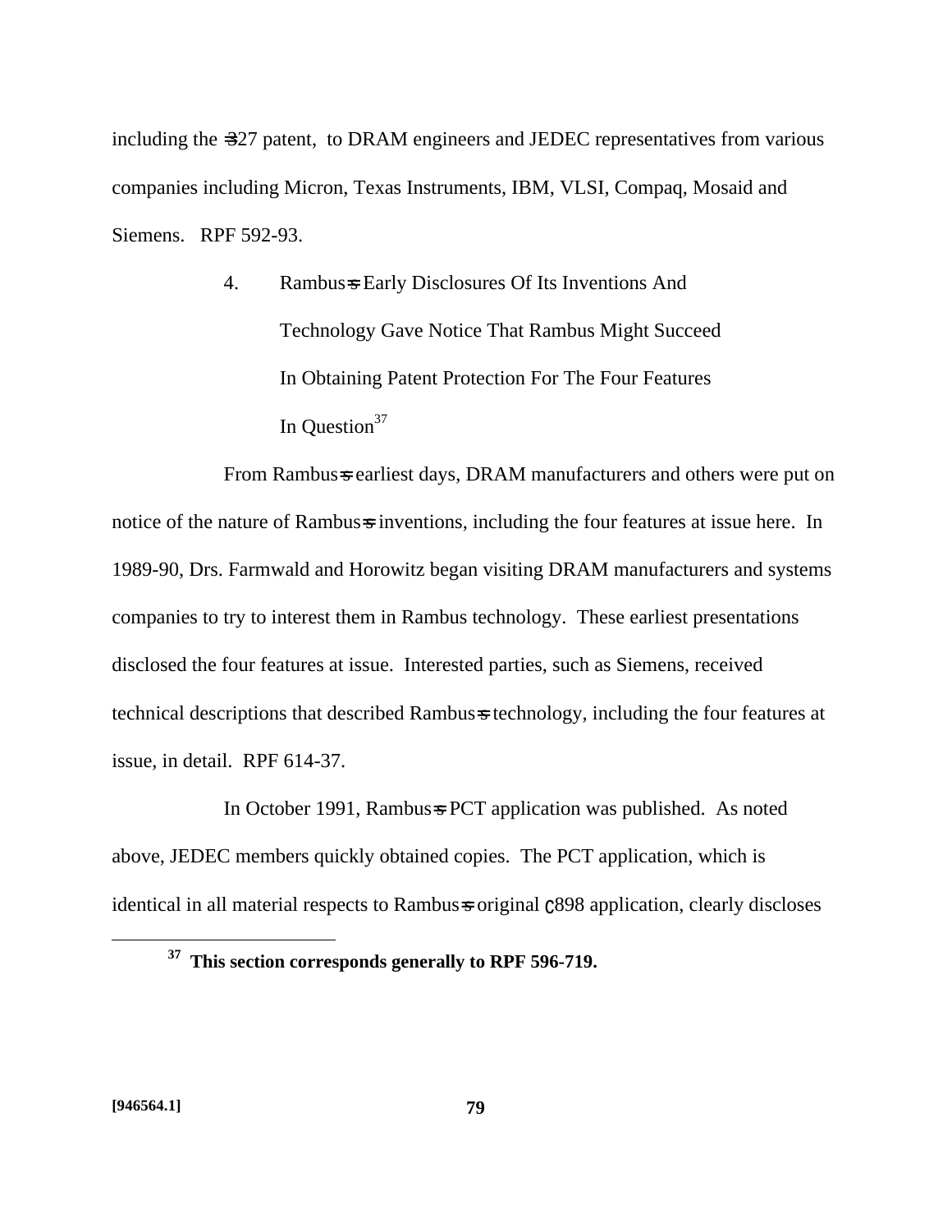including the =327 patent, to DRAM engineers and JEDEC representatives from various companies including Micron, Texas Instruments, IBM, VLSI, Compaq, Mosaid and Siemens. RPF 592-93.

### 4. Rambus=s Early Disclosures Of Its Inventions And Technology Gave Notice That Rambus Might Succeed In Obtaining Patent Protection For The Four Features In Question[37]

From Rambus=s earliest days, DRAM manufacturers and others were put on notice of the nature of Rambus=s inventions, including the four features at issue here. In 1989-90, Drs. Farmwald and Horowitz began visiting DRAM manufacturers and systems companies to try to interest them in Rambus technology. These earliest presentations disclosed the four features at issue. Interested parties, such as Siemens, received technical descriptions that described Rambus=s technology, including the four features at issue, in detail. RPF 614-37.

In October 1991, Rambus=s PCT application was published. As noted above, JEDEC members quickly obtained copies. The PCT application, which is identical in all material respects to Rambus=s original ȩ898 application, clearly discloses

---

[37] **This section corresponds generally to RPF 596-719.**

[946564.1]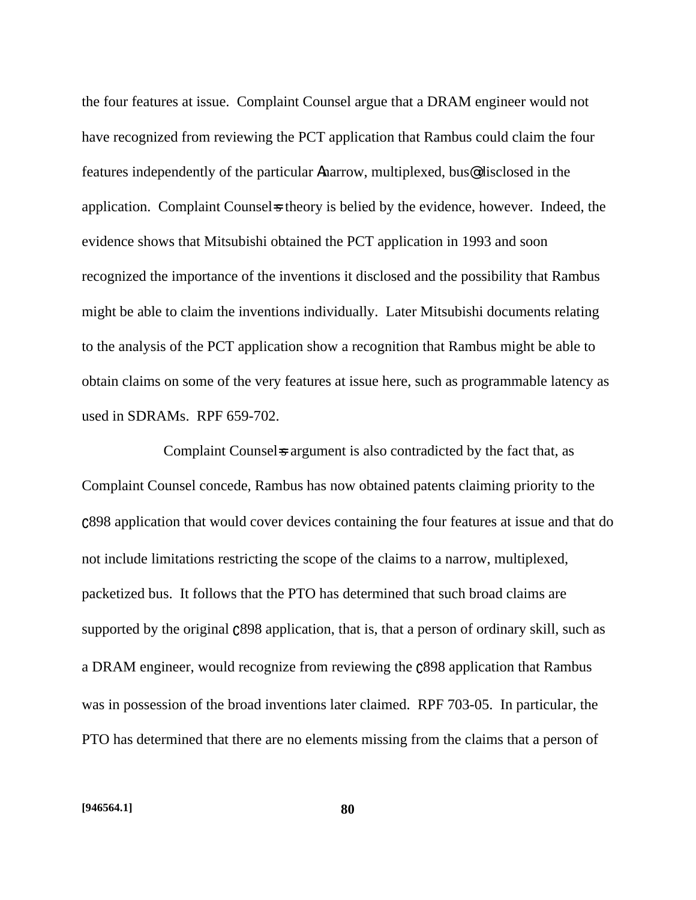the four features at issue. Complaint Counsel argue that a DRAM engineer would not have recognized from reviewing the PCT application that Rambus could claim the four features independently of the particular "narrow, multiplexed, bus" disclosed in the application. Complaint Counsel's theory is belied by the evidence, however. Indeed, the evidence shows that Mitsubishi obtained the PCT application in 1993 and soon recognized the importance of the inventions it disclosed and the possibility that Rambus might be able to claim the inventions individually. Later Mitsubishi documents relating to the analysis of the PCT application show a recognition that Rambus might be able to obtain claims on some of the very features at issue here, such as programmable latency as used in SDRAMs. RPF 659-702.

Complaint Counsel's argument is also contradicted by the fact that, as Complaint Counsel concede, Rambus has now obtained patents claiming priority to the '898 application that would cover devices containing the four features at issue and that do not include limitations restricting the scope of the claims to a narrow, multiplexed, packetized bus. It follows that the PTO has determined that such broad claims are supported by the original '898 application, that is, that a person of ordinary skill, such as a DRAM engineer, would recognize from reviewing the '898 application that Rambus was in possession of the broad inventions later claimed. RPF 703-05. In particular, the PTO has determined that there are no elements missing from the claims that a person of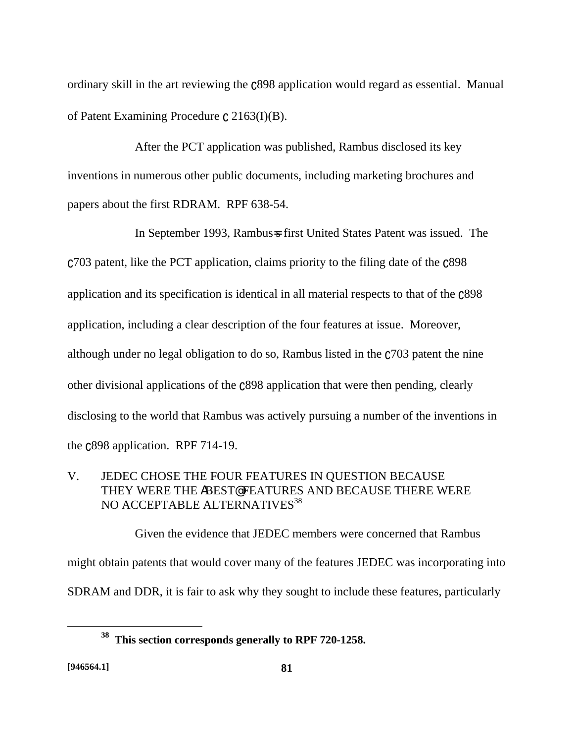ordinary skill in the art reviewing the ‘898 application would regard as essential. Manual of Patent Examining Procedure § 2163(I)(B).

After the PCT application was published, Rambus disclosed its key inventions in numerous other public documents, including marketing brochures and papers about the first RDRAM. RPF 638-54.

In September 1993, Rambus’s first United States Patent was issued. The ‘703 patent, like the PCT application, claims priority to the filing date of the ‘898 application and its specification is identical in all material respects to that of the ‘898 application, including a clear description of the four features at issue. Moreover, although under no legal obligation to do so, Rambus listed in the ‘703 patent the nine other divisional applications of the ‘898 application that were then pending, clearly disclosing to the world that Rambus was actively pursuing a number of the inventions in the ‘898 application. RPF 714-19.

## V. JEDEC CHOSE THE FOUR FEATURES IN QUESTION BECAUSE THEY WERE THE “BEST” FEATURES AND BECAUSE THERE WERE NO ACCEPTABLE ALTERNATIVES[38]

Given the evidence that JEDEC members were concerned that Rambus might obtain patents that would cover many of the features JEDEC was incorporating into SDRAM and DDR, it is fair to ask why they sought to include these features, particularly

---

[38] **This section corresponds generally to RPF 720-1258.**

[946564.1]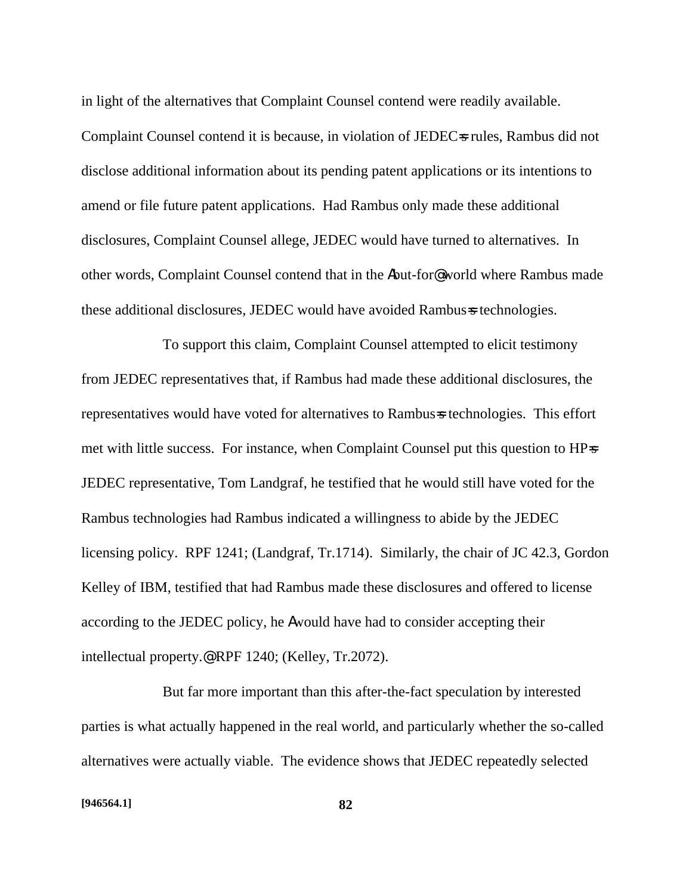in light of the alternatives that Complaint Counsel contend were readily available. Complaint Counsel contend it is because, in violation of JEDEC=s rules, Rambus did not disclose additional information about its pending patent applications or its intentions to amend or file future patent applications. Had Rambus only made these additional disclosures, Complaint Counsel allege, JEDEC would have turned to alternatives. In other words, Complaint Counsel contend that in the Abut-for@ world where Rambus made these additional disclosures, JEDEC would have avoided Rambus=s technologies.

To support this claim, Complaint Counsel attempted to elicit testimony from JEDEC representatives that, if Rambus had made these additional disclosures, the representatives would have voted for alternatives to Rambus=s technologies. This effort met with little success. For instance, when Complaint Counsel put this question to HP=s JEDEC representative, Tom Landgraf, he testified that he would still have voted for the Rambus technologies had Rambus indicated a willingness to abide by the JEDEC licensing policy. RPF 1241; (Landgraf, Tr.1714). Similarly, the chair of JC 42.3, Gordon Kelley of IBM, testified that had Rambus made these disclosures and offered to license according to the JEDEC policy, he Awould have had to consider accepting their intellectual property.@ RPF 1240; (Kelley, Tr.2072).

But far more important than this after-the-fact speculation by interested parties is what actually happened in the real world, and particularly whether the so-called alternatives were actually viable. The evidence shows that JEDEC repeatedly selected

[946564.1]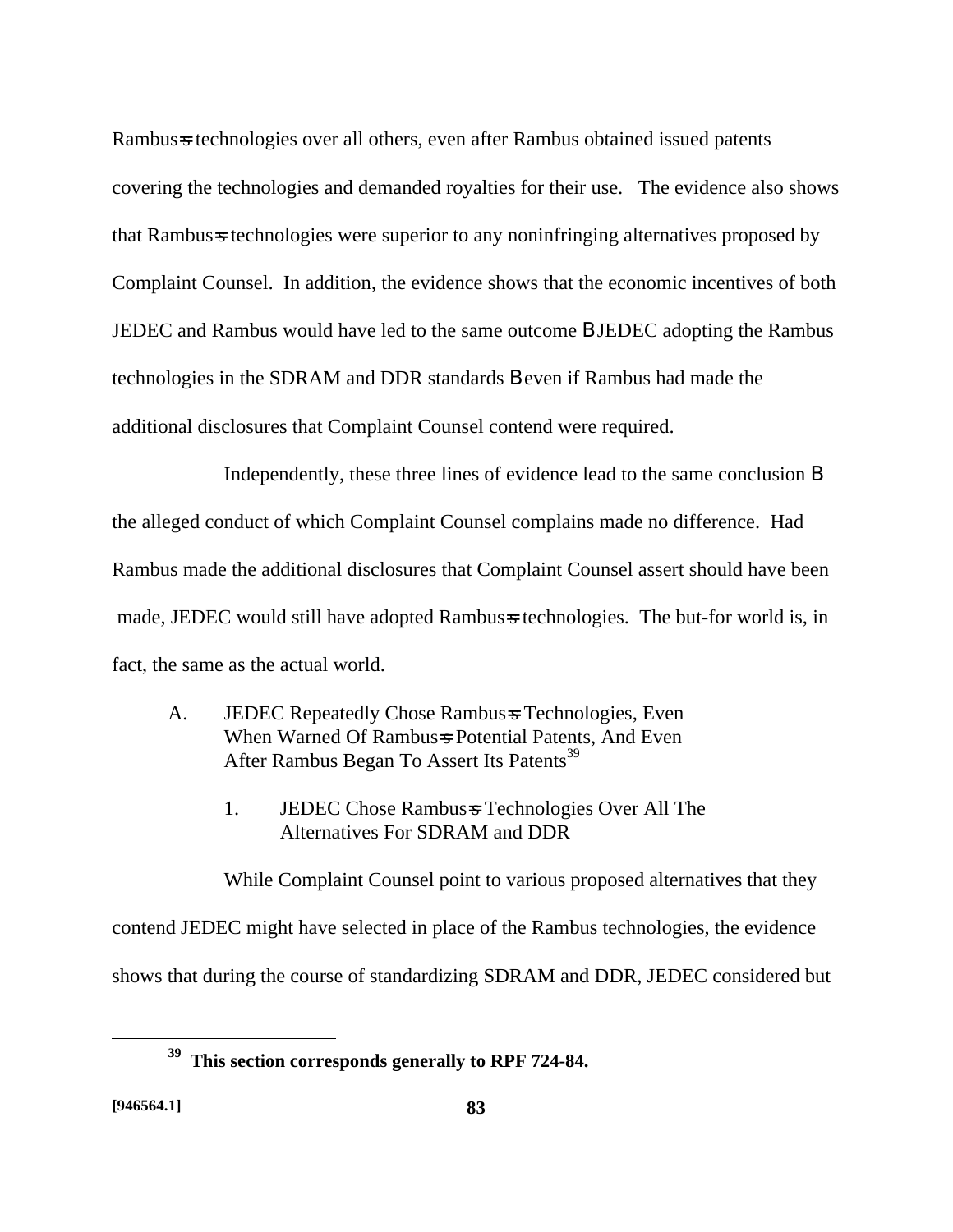Rambus=s technologies over all others, even after Rambus obtained issued patents covering the technologies and demanded royalties for their use. The evidence also shows that Rambus=s technologies were superior to any noninfringing alternatives proposed by Complaint Counsel. In addition, the evidence shows that the economic incentives of both JEDEC and Rambus would have led to the same outcome B JEDEC adopting the Rambus technologies in the SDRAM and DDR standards B even if Rambus had made the additional disclosures that Complaint Counsel contend were required.

Independently, these three lines of evidence lead to the same conclusion B the alleged conduct of which Complaint Counsel complains made no difference. Had Rambus made the additional disclosures that Complaint Counsel assert should have been made, JEDEC would still have adopted Rambus=s technologies. The but-for world is, in fact, the same as the actual world.

### A. JEDEC Repeatedly Chose Rambus=s Technologies, Even When Warned Of Rambus=s Potential Patents, And Even After Rambus Began To Assert Its Patents[39]

#### 1. JEDEC Chose Rambus=s Technologies Over All The Alternatives For SDRAM and DDR

While Complaint Counsel point to various proposed alternatives that they contend JEDEC might have selected in place of the Rambus technologies, the evidence shows that during the course of standardizing SDRAM and DDR, JEDEC considered but

---

[39] **This section corresponds generally to RPF 724-84.**

**[946564.1]**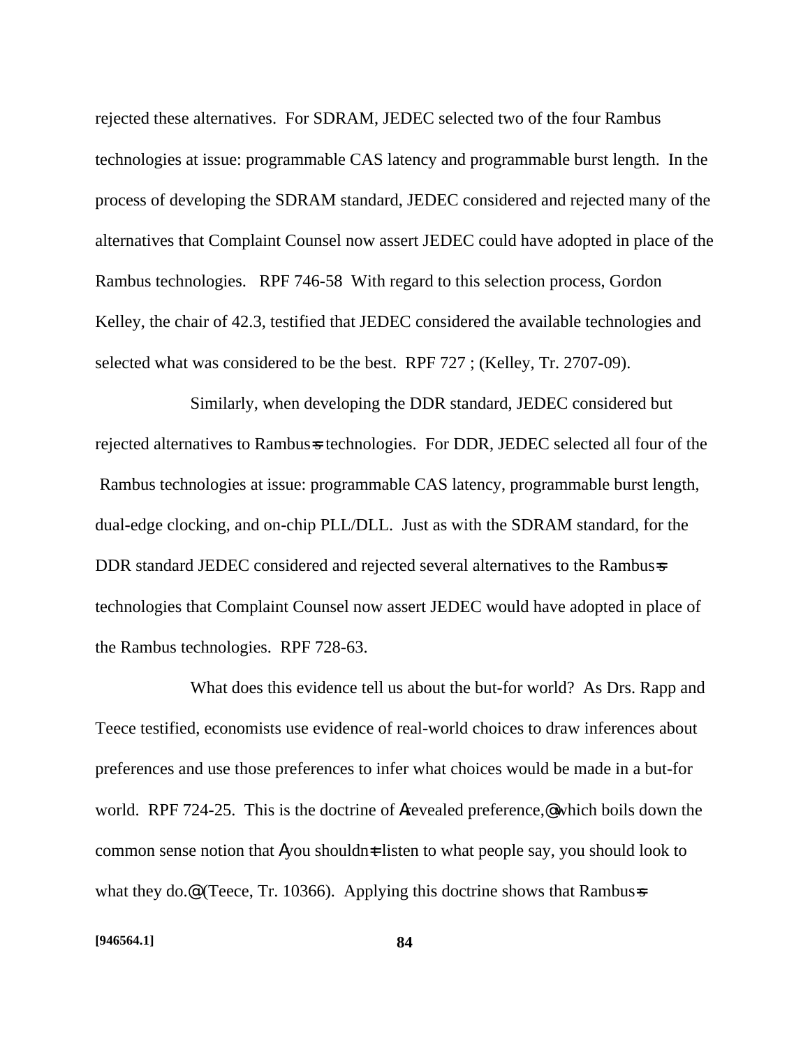rejected these alternatives. For SDRAM, JEDEC selected two of the four Rambus technologies at issue: programmable CAS latency and programmable burst length. In the process of developing the SDRAM standard, JEDEC considered and rejected many of the alternatives that Complaint Counsel now assert JEDEC could have adopted in place of the Rambus technologies. RPF 746-58 With regard to this selection process, Gordon Kelley, the chair of 42.3, testified that JEDEC considered the available technologies and selected what was considered to be the best. RPF 727 ; (Kelley, Tr. 2707-09).

Similarly, when developing the DDR standard, JEDEC considered but rejected alternatives to Rambus=s technologies. For DDR, JEDEC selected all four of the Rambus technologies at issue: programmable CAS latency, programmable burst length, dual-edge clocking, and on-chip PLL/DLL. Just as with the SDRAM standard, for the DDR standard JEDEC considered and rejected several alternatives to the Rambus=s technologies that Complaint Counsel now assert JEDEC would have adopted in place of the Rambus technologies. RPF 728-63.

What does this evidence tell us about the but-for world? As Drs. Rapp and Teece testified, economists use evidence of real-world choices to draw inferences about preferences and use those preferences to infer what choices would be made in a but-for world. RPF 724-25. This is the doctrine of Arevealed preference,@ which boils down the common sense notion that Ayou shouldn=t listen to what people say, you should look to what they do.@ (Teece, Tr. 10366). Applying this doctrine shows that Rambus=s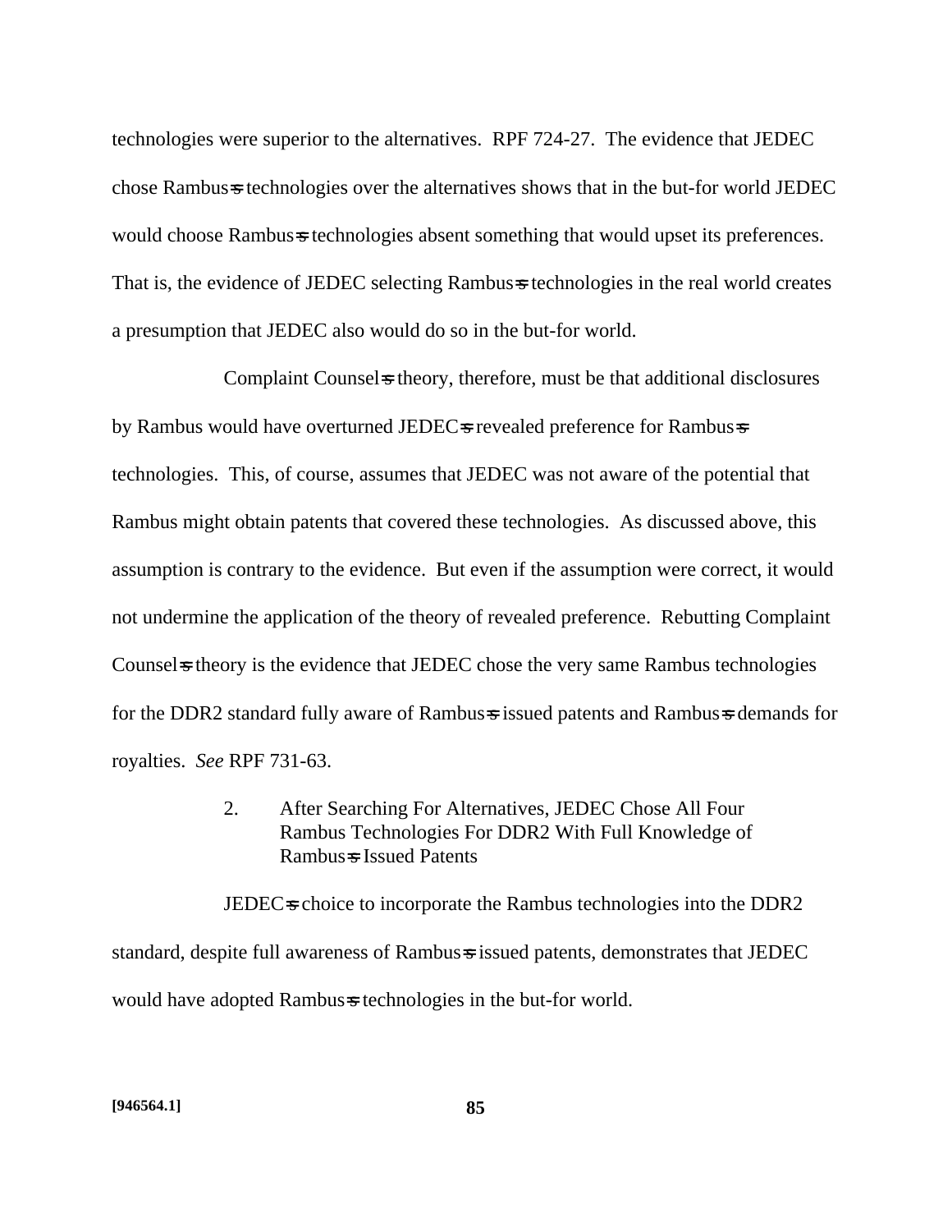technologies were superior to the alternatives. RPF 724-27. The evidence that JEDEC chose Rambus=s technologies over the alternatives shows that in the but-for world JEDEC would choose Rambus=s technologies absent something that would upset its preferences. That is, the evidence of JEDEC selecting Rambus=s technologies in the real world creates a presumption that JEDEC also would do so in the but-for world.

Complaint Counsel=s theory, therefore, must be that additional disclosures by Rambus would have overturned JEDEC=s revealed preference for Rambus=s technologies. This, of course, assumes that JEDEC was not aware of the potential that Rambus might obtain patents that covered these technologies. As discussed above, this assumption is contrary to the evidence. But even if the assumption were correct, it would not undermine the application of the theory of revealed preference. Rebutting Complaint Counsel=s theory is the evidence that JEDEC chose the very same Rambus technologies for the DDR2 standard fully aware of Rambus=s issued patents and Rambus=s demands for royalties. *See* RPF 731-63.

2. After Searching For Alternatives, JEDEC Chose All Four Rambus Technologies For DDR2 With Full Knowledge of Rambus=s Issued Patents

JEDEC=s choice to incorporate the Rambus technologies into the DDR2 standard, despite full awareness of Rambus=s issued patents, demonstrates that JEDEC would have adopted Rambus=s technologies in the but-for world.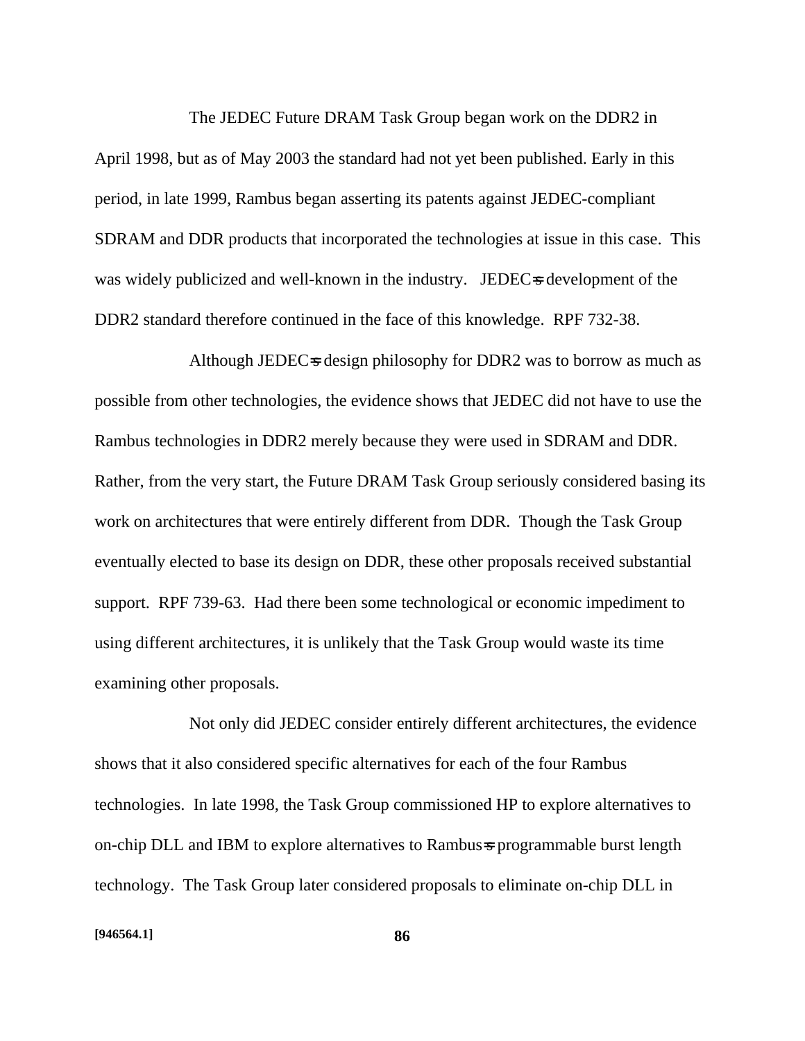The JEDEC Future DRAM Task Group began work on the DDR2 in April 1998, but as of May 2003 the standard had not yet been published. Early in this period, in late 1999, Rambus began asserting its patents against JEDEC-compliant SDRAM and DDR products that incorporated the technologies at issue in this case. This was widely publicized and well-known in the industry. JEDEC=s development of the DDR2 standard therefore continued in the face of this knowledge. RPF 732-38.

Although JEDEC=s design philosophy for DDR2 was to borrow as much as possible from other technologies, the evidence shows that JEDEC did not have to use the Rambus technologies in DDR2 merely because they were used in SDRAM and DDR. Rather, from the very start, the Future DRAM Task Group seriously considered basing its work on architectures that were entirely different from DDR. Though the Task Group eventually elected to base its design on DDR, these other proposals received substantial support. RPF 739-63. Had there been some technological or economic impediment to using different architectures, it is unlikely that the Task Group would waste its time examining other proposals.

Not only did JEDEC consider entirely different architectures, the evidence shows that it also considered specific alternatives for each of the four Rambus technologies. In late 1998, the Task Group commissioned HP to explore alternatives to on-chip DLL and IBM to explore alternatives to Rambus=s programmable burst length technology. The Task Group later considered proposals to eliminate on-chip DLL in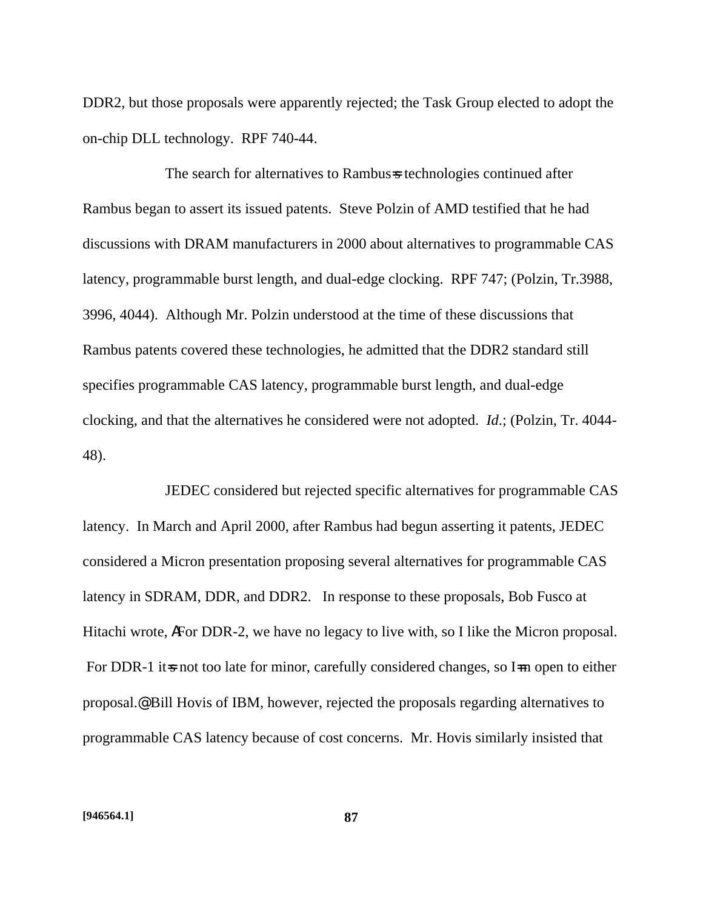DDR2, but those proposals were apparently rejected; the Task Group elected to adopt the on-chip DLL technology. RPF 740-44.

The search for alternatives to Rambus=s technologies continued after Rambus began to assert its issued patents. Steve Polzin of AMD testified that he had discussions with DRAM manufacturers in 2000 about alternatives to programmable CAS latency, programmable burst length, and dual-edge clocking. RPF 747; (Polzin, Tr.3988, 3996, 4044). Although Mr. Polzin understood at the time of these discussions that Rambus patents covered these technologies, he admitted that the DDR2 standard still specifies programmable CAS latency, programmable burst length, and dual-edge clocking, and that the alternatives he considered were not adopted. *Id*.; (Polzin, Tr. 4044-48).

JEDEC considered but rejected specific alternatives for programmable CAS latency. In March and April 2000, after Rambus had begun asserting it patents, JEDEC considered a Micron presentation proposing several alternatives for programmable CAS latency in SDRAM, DDR, and DDR2. In response to these proposals, Bob Fusco at Hitachi wrote, AFor DDR-2, we have no legacy to live with, so I like the Micron proposal. For DDR-1 it=s not too late for minor, carefully considered changes, so I=m open to either proposal.@ Bill Hovis of IBM, however, rejected the proposals regarding alternatives to programmable CAS latency because of cost concerns. Mr. Hovis similarly insisted that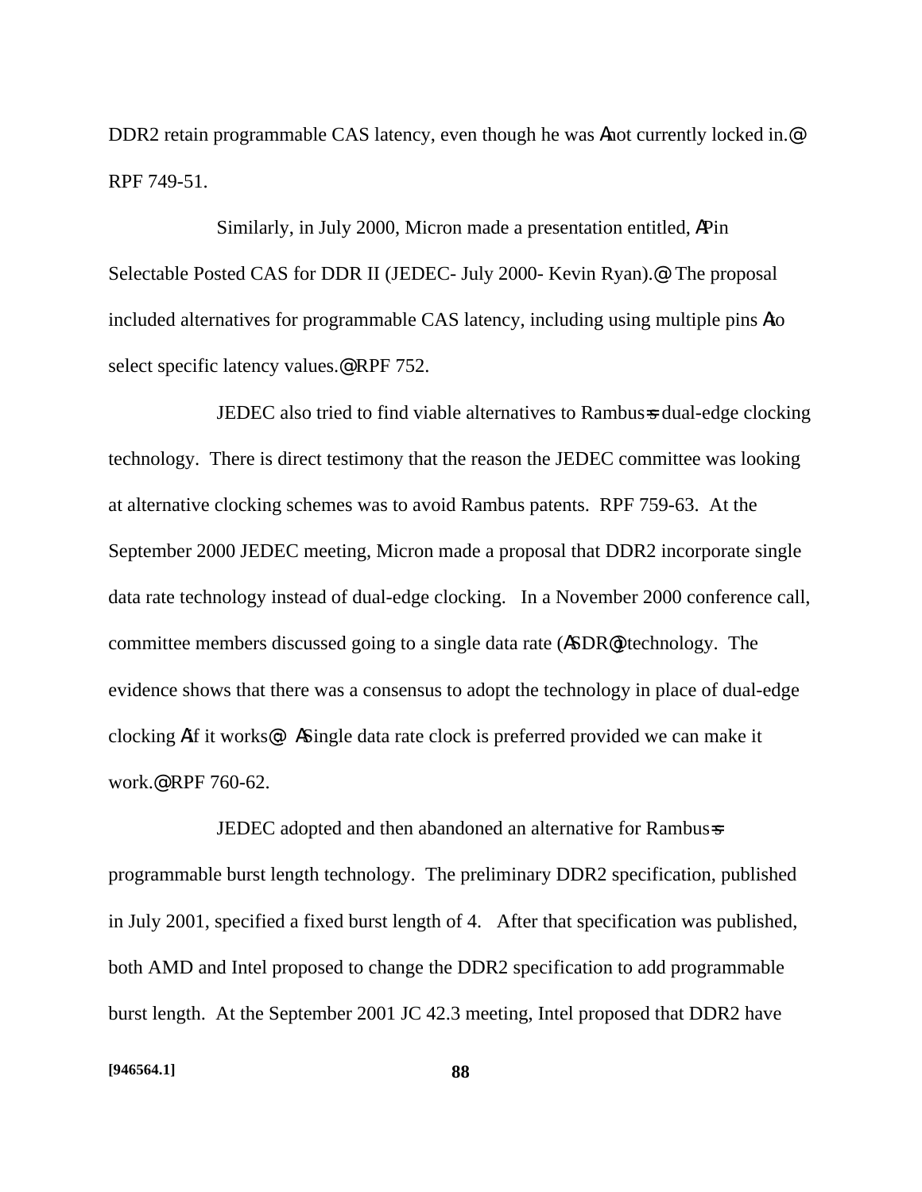DDR2 retain programmable CAS latency, even though he was Anot currently locked in.@ RPF 749-51.

Similarly, in July 2000, Micron made a presentation entitled, APin Selectable Posted CAS for DDR II (JEDEC- July 2000- Kevin Ryan).@ The proposal included alternatives for programmable CAS latency, including using multiple pins Ato select specific latency values.@ RPF 752.

JEDEC also tried to find viable alternatives to Rambus=s dual-edge clocking technology. There is direct testimony that the reason the JEDEC committee was looking at alternative clocking schemes was to avoid Rambus patents. RPF 759-63. At the September 2000 JEDEC meeting, Micron made a proposal that DDR2 incorporate single data rate technology instead of dual-edge clocking. In a November 2000 conference call, committee members discussed going to a single data rate (ASDR@) technology. The evidence shows that there was a consensus to adopt the technology in place of dual-edge clocking Aif it works@ ASingle data rate clock is preferred provided we can make it work.@ RPF 760-62.

JEDEC adopted and then abandoned an alternative for Rambus=s programmable burst length technology. The preliminary DDR2 specification, published in July 2001, specified a fixed burst length of 4. After that specification was published, both AMD and Intel proposed to change the DDR2 specification to add programmable burst length. At the September 2001 JC 42.3 meeting, Intel proposed that DDR2 have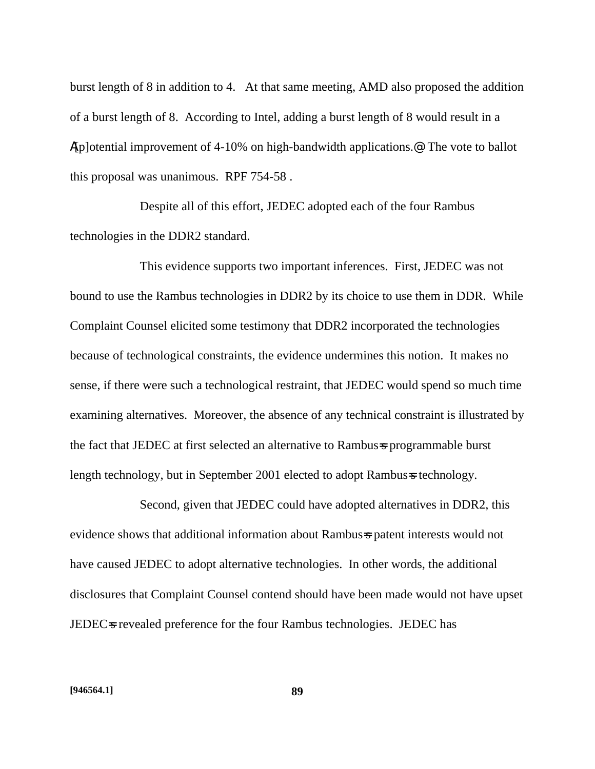burst length of 8 in addition to 4. At that same meeting, AMD also proposed the addition of a burst length of 8. According to Intel, adding a burst length of 8 would result in a A[p]otential improvement of 4-10% on high-bandwidth applications.@ The vote to ballot this proposal was unanimous. RPF 754-58 .

Despite all of this effort, JEDEC adopted each of the four Rambus technologies in the DDR2 standard.

This evidence supports two important inferences. First, JEDEC was not bound to use the Rambus technologies in DDR2 by its choice to use them in DDR. While Complaint Counsel elicited some testimony that DDR2 incorporated the technologies because of technological constraints, the evidence undermines this notion. It makes no sense, if there were such a technological restraint, that JEDEC would spend so much time examining alternatives. Moreover, the absence of any technical constraint is illustrated by the fact that JEDEC at first selected an alternative to Rambus=s programmable burst length technology, but in September 2001 elected to adopt Rambus=s technology.

Second, given that JEDEC could have adopted alternatives in DDR2, this evidence shows that additional information about Rambus=s patent interests would not have caused JEDEC to adopt alternative technologies. In other words, the additional disclosures that Complaint Counsel contend should have been made would not have upset JEDEC=s revealed preference for the four Rambus technologies. JEDEC has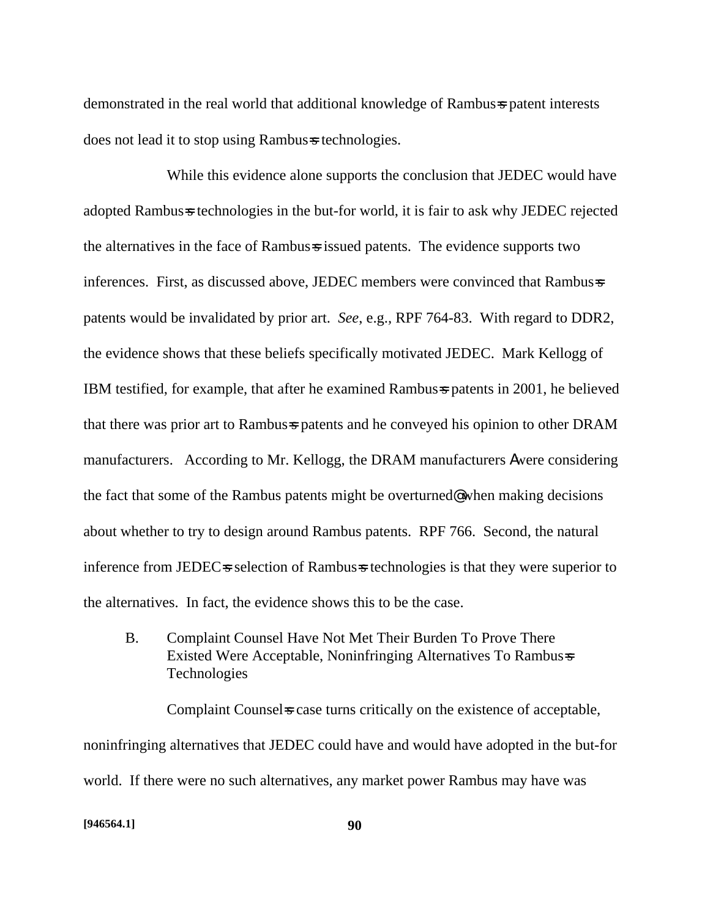demonstrated in the real world that additional knowledge of Rambus=s patent interests does not lead it to stop using Rambus=s technologies.

While this evidence alone supports the conclusion that JEDEC would have adopted Rambus=s technologies in the but-for world, it is fair to ask why JEDEC rejected the alternatives in the face of Rambus=s issued patents. The evidence supports two inferences. First, as discussed above, JEDEC members were convinced that Rambus=s patents would be invalidated by prior art. *See*, e.g., RPF 764-83. With regard to DDR2, the evidence shows that these beliefs specifically motivated JEDEC. Mark Kellogg of IBM testified, for example, that after he examined Rambus=s patents in 2001, he believed that there was prior art to Rambus=s patents and he conveyed his opinion to other DRAM manufacturers. According to Mr. Kellogg, the DRAM manufacturers Awere considering the fact that some of the Rambus patents might be overturned@ when making decisions about whether to try to design around Rambus patents. RPF 766. Second, the natural inference from JEDEC=s selection of Rambus=s technologies is that they were superior to the alternatives. In fact, the evidence shows this to be the case.

B. Complaint Counsel Have Not Met Their Burden To Prove There Existed Were Acceptable, Noninfringing Alternatives To Rambus=s Technologies

Complaint Counsel=s case turns critically on the existence of acceptable, noninfringing alternatives that JEDEC could have and would have adopted in the but-for world. If there were no such alternatives, any market power Rambus may have was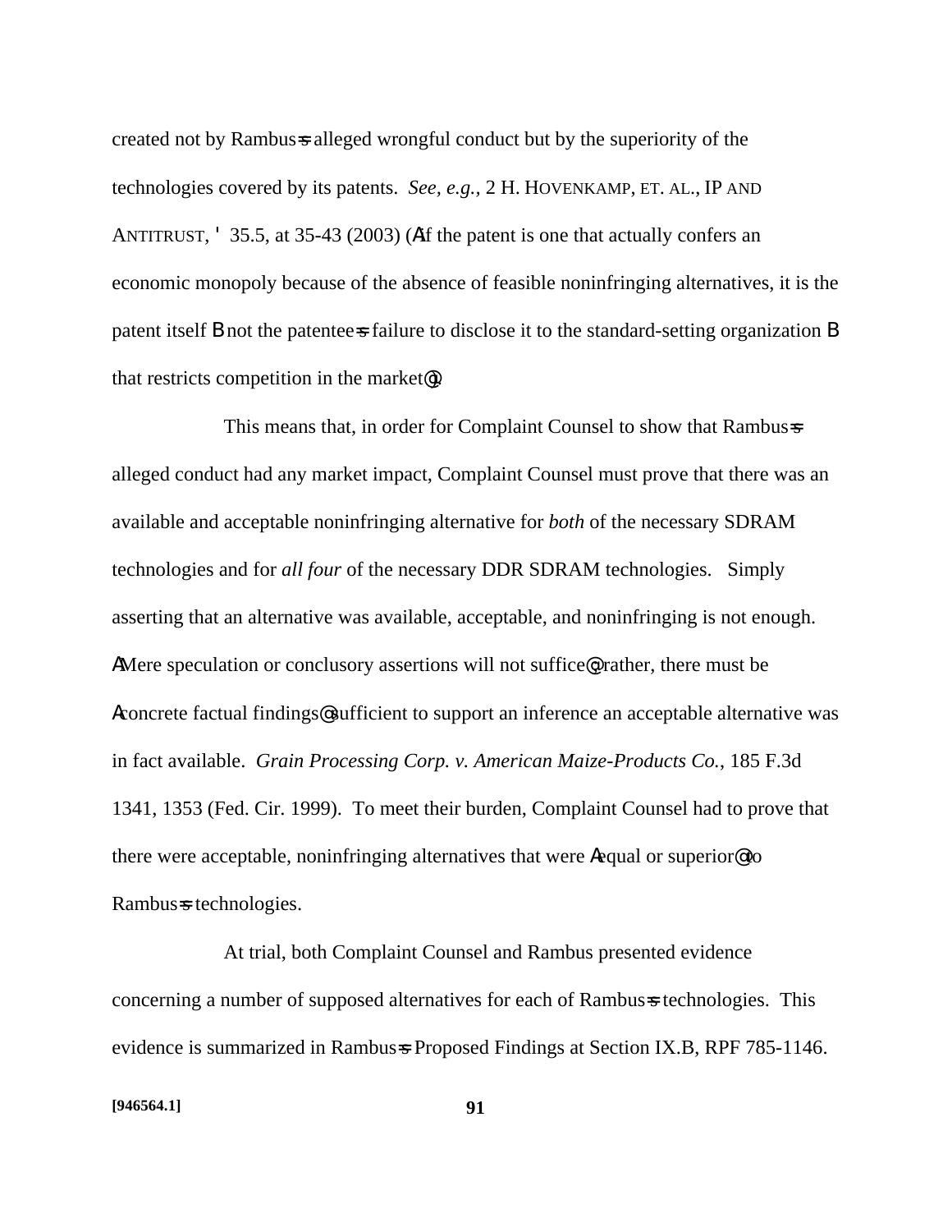created not by Rambus=s alleged wrongful conduct but by the superiority of the technologies covered by its patents. *See, e.g.,* 2 H. HOVENKAMP, ET. AL., IP AND ANTITRUST, ' 35.5, at 35-43 (2003) (AIf the patent is one that actually confers an economic monopoly because of the absence of feasible noninfringing alternatives, it is the patent itself B not the patentee=s failure to disclose it to the standard-setting organization B that restricts competition in the market@).

This means that, in order for Complaint Counsel to show that Rambus=s alleged conduct had any market impact, Complaint Counsel must prove that there was an available and acceptable noninfringing alternative for *both* of the necessary SDRAM technologies and for *all four* of the necessary DDR SDRAM technologies. Simply asserting that an alternative was available, acceptable, and noninfringing is not enough. AMere speculation or conclusory assertions will not suffice@; rather, there must be Aconcrete factual findings@ sufficient to support an inference an acceptable alternative was in fact available. *Grain Processing Corp. v. American Maize-Products Co.*, 185 F.3d 1341, 1353 (Fed. Cir. 1999). To meet their burden, Complaint Counsel had to prove that there were acceptable, noninfringing alternatives that were Aequal or superior@ to Rambus=s technologies.

At trial, both Complaint Counsel and Rambus presented evidence concerning a number of supposed alternatives for each of Rambus=s technologies. This evidence is summarized in Rambus=s Proposed Findings at Section IX.B, RPF 785-1146.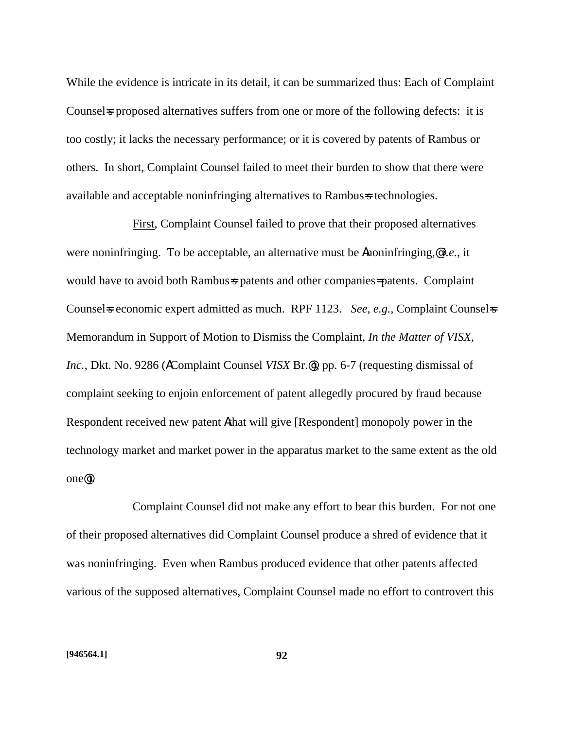While the evidence is intricate in its detail, it can be summarized thus: Each of Complaint Counsel=s proposed alternatives suffers from one or more of the following defects: it is too costly; it lacks the necessary performance; or it is covered by patents of Rambus or others. In short, Complaint Counsel failed to meet their burden to show that there were available and acceptable noninfringing alternatives to Rambus=s technologies.

First, Complaint Counsel failed to prove that their proposed alternatives were noninfringing. To be acceptable, an alternative must be Anoninfringing,@ *i.e.*, it would have to avoid both Rambus=s patents and other companies= patents. Complaint Counsel=s economic expert admitted as much. RPF 1123. *See, e.g.*, Complaint Counsel=s Memorandum in Support of Motion to Dismiss the Complaint, *In the Matter of VISX, Inc.*, Dkt. No. 9286 (AComplaint Counsel *VISX* Br.@), pp. 6-7 (requesting dismissal of complaint seeking to enjoin enforcement of patent allegedly procured by fraud because Respondent received new patent Athat will give [Respondent] monopoly power in the technology market and market power in the apparatus market to the same extent as the old one@).

Complaint Counsel did not make any effort to bear this burden. For not one of their proposed alternatives did Complaint Counsel produce a shred of evidence that it was noninfringing. Even when Rambus produced evidence that other patents affected various of the supposed alternatives, Complaint Counsel made no effort to controvert this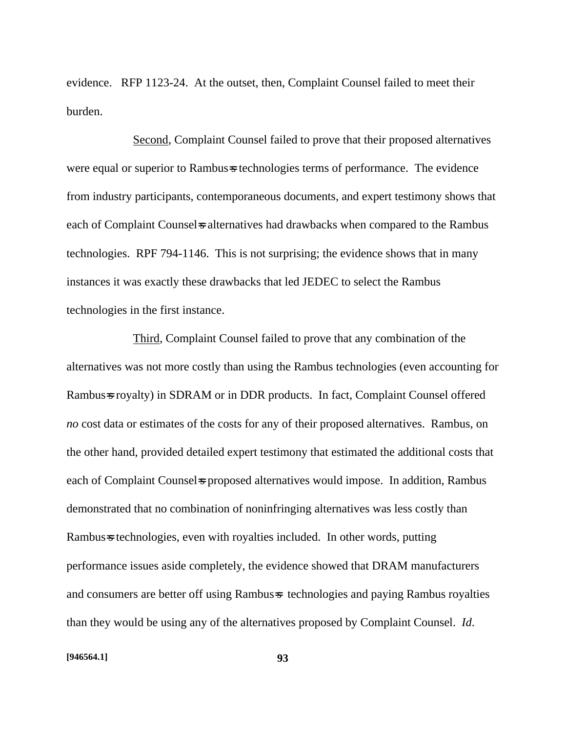evidence. RFP 1123-24. At the outset, then, Complaint Counsel failed to meet their burden.

Second, Complaint Counsel failed to prove that their proposed alternatives were equal or superior to Rambus=s technologies terms of performance. The evidence from industry participants, contemporaneous documents, and expert testimony shows that each of Complaint Counsel=s alternatives had drawbacks when compared to the Rambus technologies. RPF 794-1146. This is not surprising; the evidence shows that in many instances it was exactly these drawbacks that led JEDEC to select the Rambus technologies in the first instance.

Third, Complaint Counsel failed to prove that any combination of the alternatives was not more costly than using the Rambus technologies (even accounting for Rambus=s royalty) in SDRAM or in DDR products. In fact, Complaint Counsel offered *no* cost data or estimates of the costs for any of their proposed alternatives. Rambus, on the other hand, provided detailed expert testimony that estimated the additional costs that each of Complaint Counsel=s proposed alternatives would impose. In addition, Rambus demonstrated that no combination of noninfringing alternatives was less costly than Rambus=s technologies, even with royalties included. In other words, putting performance issues aside completely, the evidence showed that DRAM manufacturers and consumers are better off using Rambus=s technologies and paying Rambus royalties than they would be using any of the alternatives proposed by Complaint Counsel. *Id.*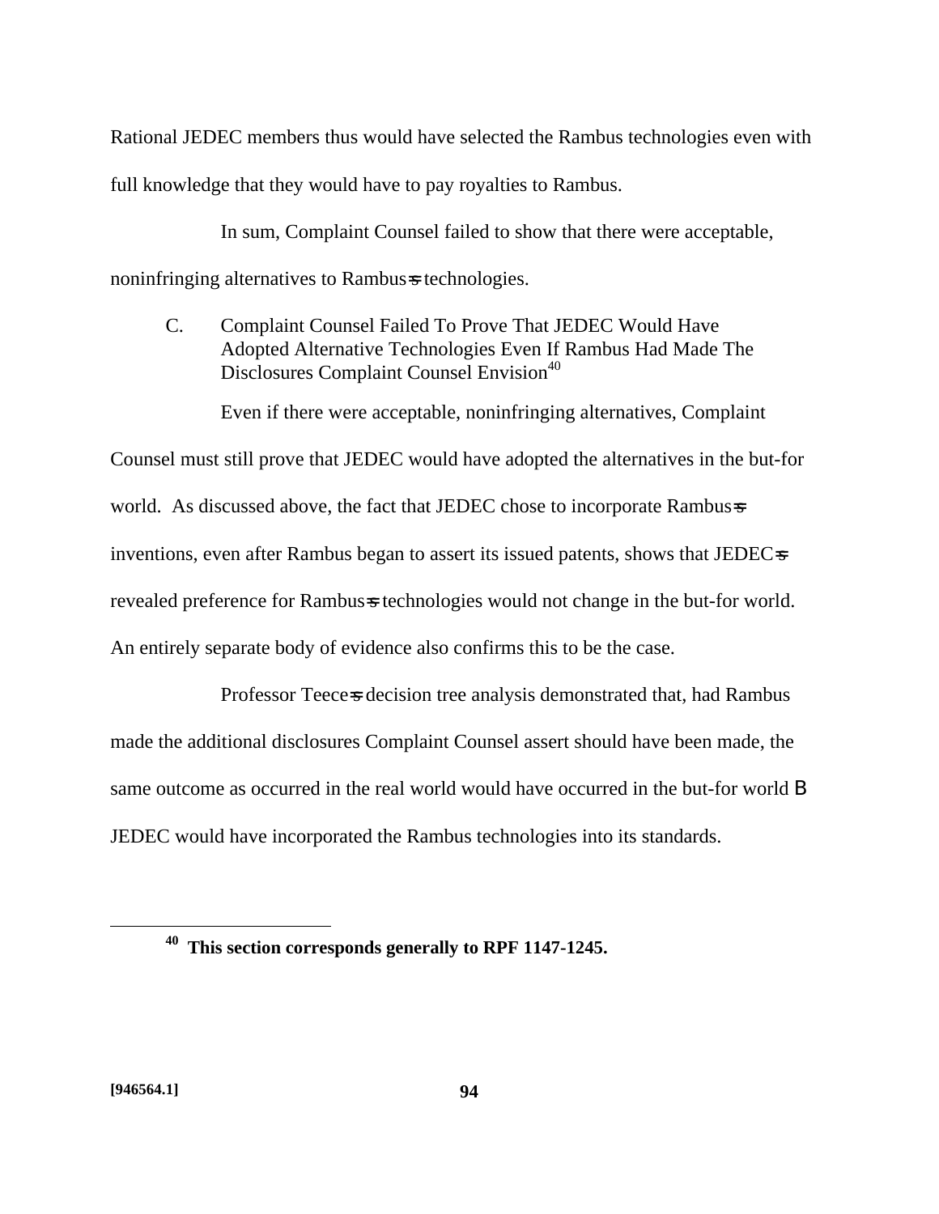Rational JEDEC members thus would have selected the Rambus technologies even with full knowledge that they would have to pay royalties to Rambus.

In sum, Complaint Counsel failed to show that there were acceptable, noninfringing alternatives to Rambus=s technologies.

C. Complaint Counsel Failed To Prove That JEDEC Would Have Adopted Alternative Technologies Even If Rambus Had Made The Disclosures Complaint Counsel Envision[40]

Even if there were acceptable, noninfringing alternatives, Complaint Counsel must still prove that JEDEC would have adopted the alternatives in the but-for world. As discussed above, the fact that JEDEC chose to incorporate Rambus=s inventions, even after Rambus began to assert its issued patents, shows that JEDEC=s revealed preference for Rambus=s technologies would not change in the but-for world. An entirely separate body of evidence also confirms this to be the case.

Professor Teece=s decision tree analysis demonstrated that, had Rambus made the additional disclosures Complaint Counsel assert should have been made, the same outcome as occurred in the real world would have occurred in the but-for world B JEDEC would have incorporated the Rambus technologies into its standards.

[40] **This section corresponds generally to RPF 1147-1245.**

**[946564.1]**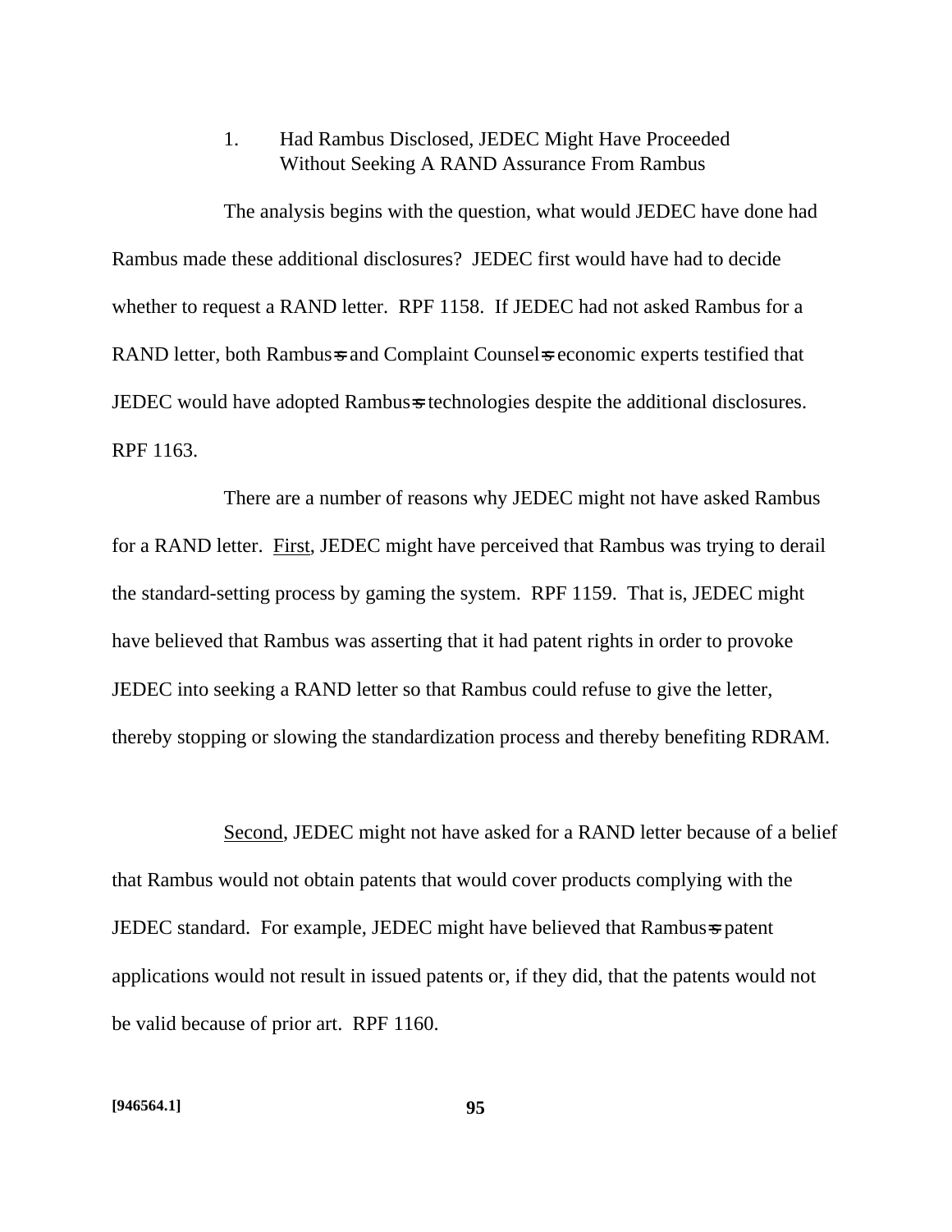### 1. Had Rambus Disclosed, JEDEC Might Have Proceeded Without Seeking A RAND Assurance From Rambus

The analysis begins with the question, what would JEDEC have done had Rambus made these additional disclosures? JEDEC first would have had to decide whether to request a RAND letter. RPF 1158. If JEDEC had not asked Rambus for a RAND letter, both Rambus's and Complaint Counsel's economic experts testified that JEDEC would have adopted Rambus's technologies despite the additional disclosures. RPF 1163.

There are a number of reasons why JEDEC might not have asked Rambus for a RAND letter. First, JEDEC might have perceived that Rambus was trying to derail the standard-setting process by gaming the system. RPF 1159. That is, JEDEC might have believed that Rambus was asserting that it had patent rights in order to provoke JEDEC into seeking a RAND letter so that Rambus could refuse to give the letter, thereby stopping or slowing the standardization process and thereby benefiting RDRAM.

Second, JEDEC might not have asked for a RAND letter because of a belief that Rambus would not obtain patents that would cover products complying with the JEDEC standard. For example, JEDEC might have believed that Rambus's patent applications would not result in issued patents or, if they did, that the patents would not be valid because of prior art. RPF 1160.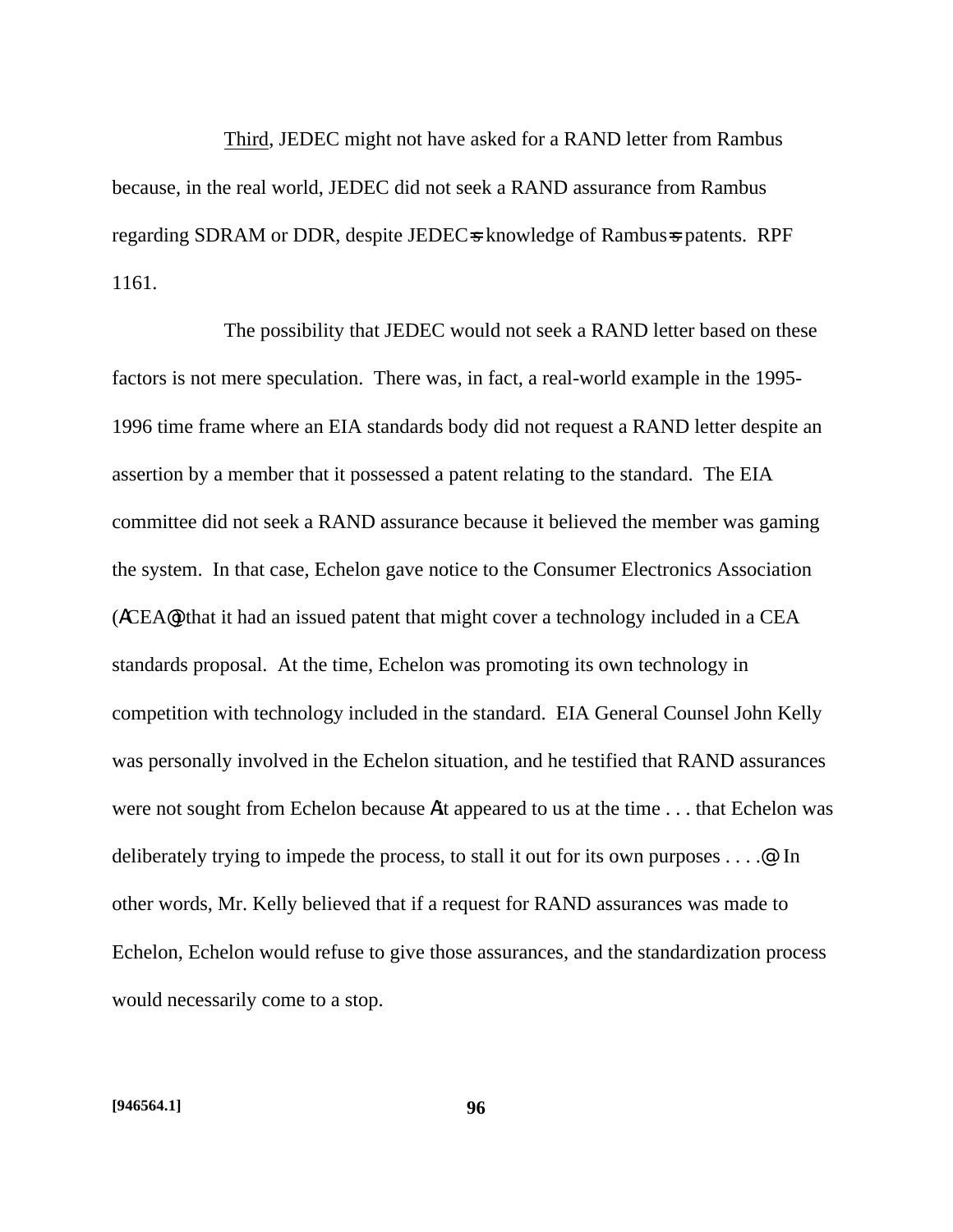Third, JEDEC might not have asked for a RAND letter from Rambus because, in the real world, JEDEC did not seek a RAND assurance from Rambus regarding SDRAM or DDR, despite JEDEC=s knowledge of Rambus=s patents. RPF 1161.

The possibility that JEDEC would not seek a RAND letter based on these factors is not mere speculation. There was, in fact, a real-world example in the 1995-1996 time frame where an EIA standards body did not request a RAND letter despite an assertion by a member that it possessed a patent relating to the standard. The EIA committee did not seek a RAND assurance because it believed the member was gaming the system. In that case, Echelon gave notice to the Consumer Electronics Association (ACEA@) that it had an issued patent that might cover a technology included in a CEA standards proposal. At the time, Echelon was promoting its own technology in competition with technology included in the standard. EIA General Counsel John Kelly was personally involved in the Echelon situation, and he testified that RAND assurances were not sought from Echelon because Ait appeared to us at the time . . . that Echelon was deliberately trying to impede the process, to stall it out for its own purposes . . . .@ In other words, Mr. Kelly believed that if a request for RAND assurances was made to Echelon, Echelon would refuse to give those assurances, and the standardization process would necessarily come to a stop.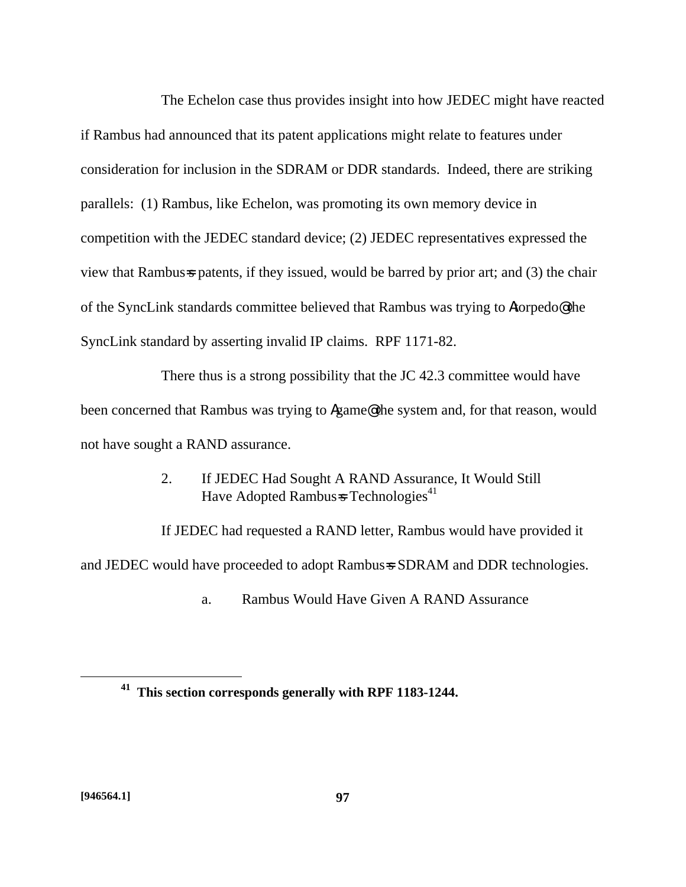The Echelon case thus provides insight into how JEDEC might have reacted if Rambus had announced that its patent applications might relate to features under consideration for inclusion in the SDRAM or DDR standards. Indeed, there are striking parallels: (1) Rambus, like Echelon, was promoting its own memory device in competition with the JEDEC standard device; (2) JEDEC representatives expressed the view that Rambus=s patents, if they issued, would be barred by prior art; and (3) the chair of the SyncLink standards committee believed that Rambus was trying to Atorpedo@ the SyncLink standard by asserting invalid IP claims. RPF 1171-82.

There thus is a strong possibility that the JC 42.3 committee would have been concerned that Rambus was trying to Agame@ the system and, for that reason, would not have sought a RAND assurance.

2. If JEDEC Had Sought A RAND Assurance, It Would Still Have Adopted Rambus=s Technologies[41]

If JEDEC had requested a RAND letter, Rambus would have provided it and JEDEC would have proceeded to adopt Rambus=s SDRAM and DDR technologies.

a. Rambus Would Have Given A RAND Assurance

---

[41] **This section corresponds generally with RPF 1183-1244.**

[946564.1]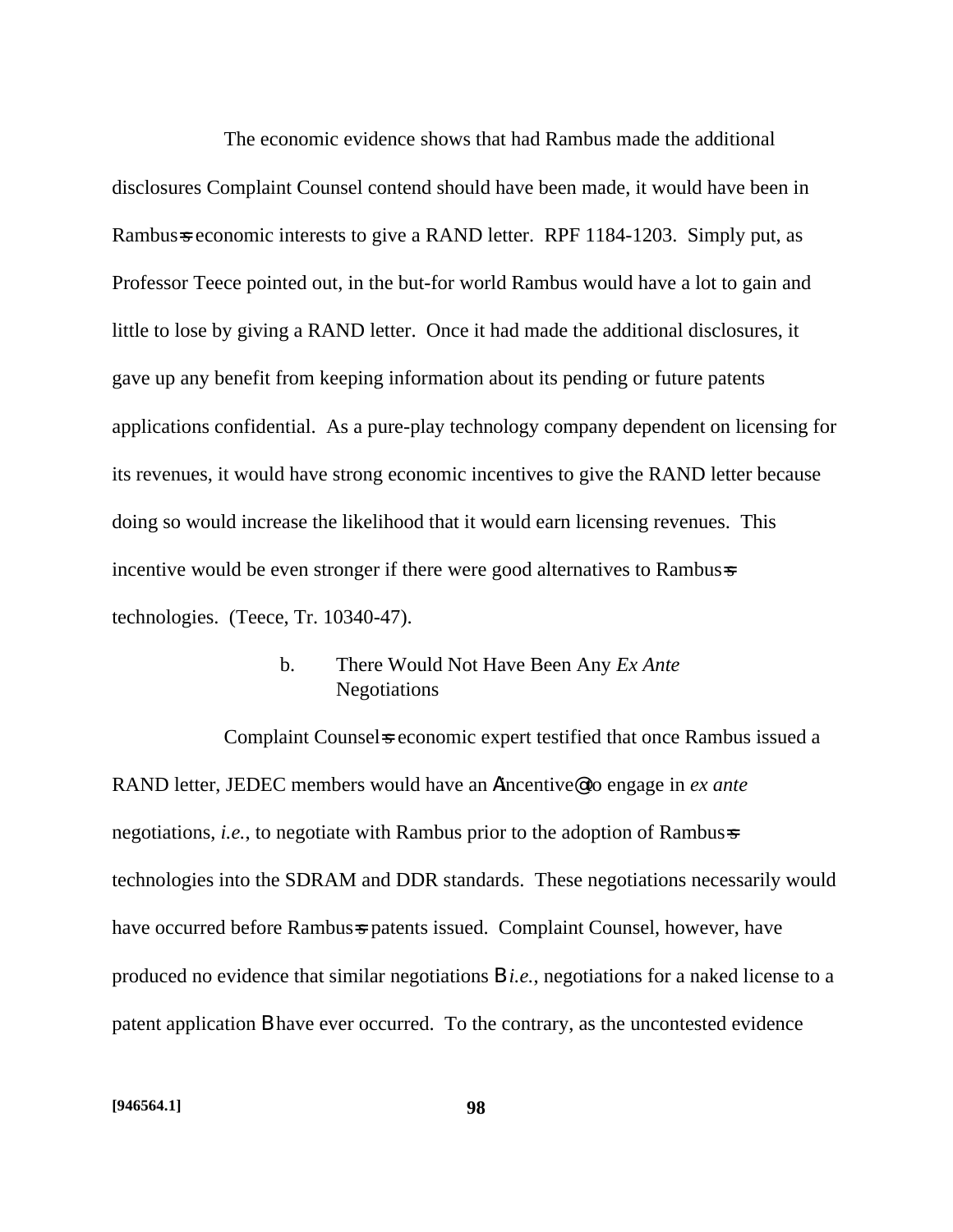The economic evidence shows that had Rambus made the additional disclosures Complaint Counsel contend should have been made, it would have been in Rambus=s economic interests to give a RAND letter. RPF 1184-1203. Simply put, as Professor Teece pointed out, in the but-for world Rambus would have a lot to gain and little to lose by giving a RAND letter. Once it had made the additional disclosures, it gave up any benefit from keeping information about its pending or future patents applications confidential. As a pure-play technology company dependent on licensing for its revenues, it would have strong economic incentives to give the RAND letter because doing so would increase the likelihood that it would earn licensing revenues. This incentive would be even stronger if there were good alternatives to Rambus=s technologies. (Teece, Tr. 10340-47).

b. There Would Not Have Been Any *Ex Ante* Negotiations

Complaint Counsel=s economic expert testified that once Rambus issued a RAND letter, JEDEC members would have an Aincentive@ to engage in *ex ante* negotiations, *i.e.*, to negotiate with Rambus prior to the adoption of Rambus=s technologies into the SDRAM and DDR standards. These negotiations necessarily would have occurred before Rambus=s patents issued. Complaint Counsel, however, have produced no evidence that similar negotiations B *i.e.*, negotiations for a naked license to a patent application B have ever occurred. To the contrary, as the uncontested evidence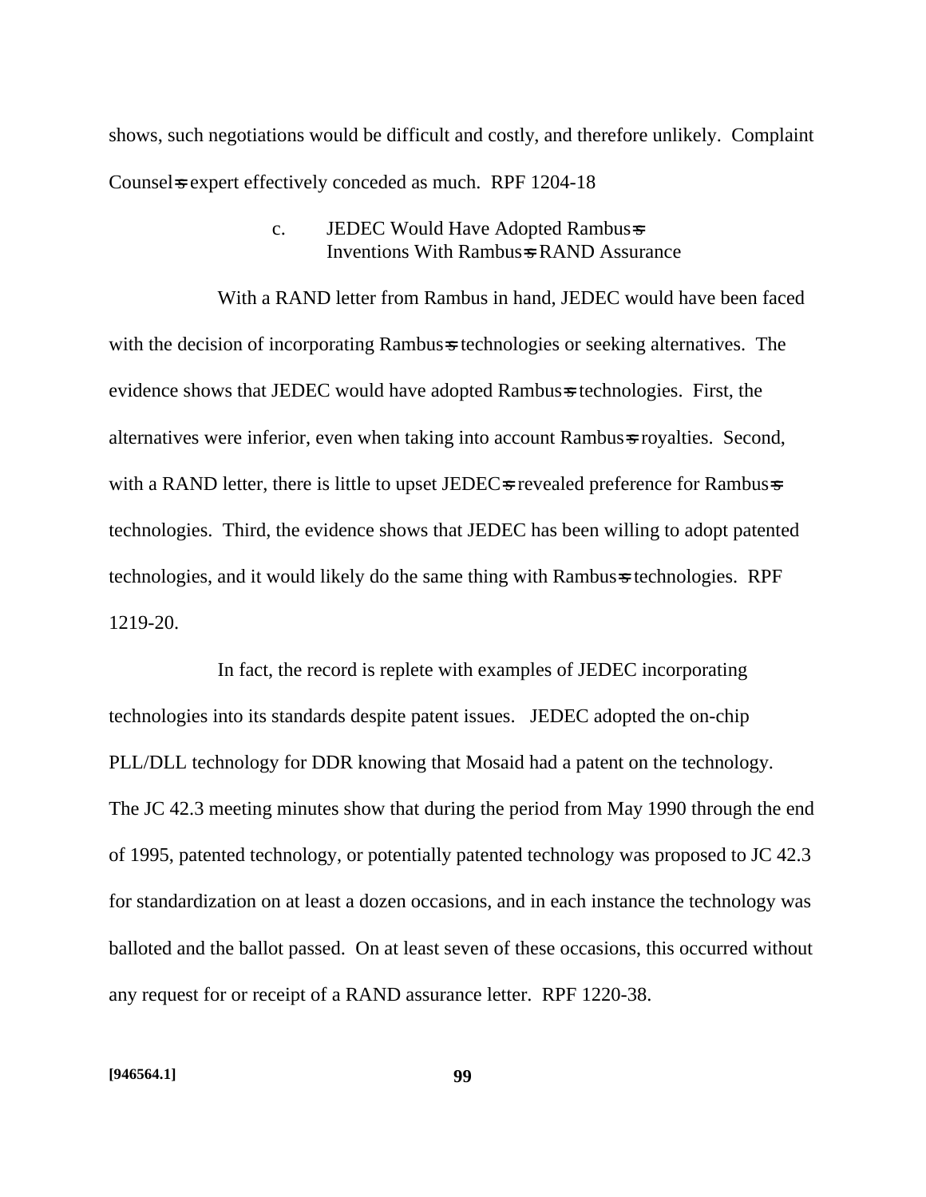shows, such negotiations would be difficult and costly, and therefore unlikely. Complaint Counsel=s expert effectively conceded as much. RPF 1204-18

#### c. JEDEC Would Have Adopted Rambus=s Inventions With Rambus=s RAND Assurance

With a RAND letter from Rambus in hand, JEDEC would have been faced with the decision of incorporating Rambus=s technologies or seeking alternatives. The evidence shows that JEDEC would have adopted Rambus=s technologies. First, the alternatives were inferior, even when taking into account Rambus=s royalties. Second, with a RAND letter, there is little to upset JEDEC=s revealed preference for Rambus=s technologies. Third, the evidence shows that JEDEC has been willing to adopt patented technologies, and it would likely do the same thing with Rambus=s technologies. RPF 1219-20.

In fact, the record is replete with examples of JEDEC incorporating technologies into its standards despite patent issues. JEDEC adopted the on-chip PLL/DLL technology for DDR knowing that Mosaid had a patent on the technology. The JC 42.3 meeting minutes show that during the period from May 1990 through the end of 1995, patented technology, or potentially patented technology was proposed to JC 42.3 for standardization on at least a dozen occasions, and in each instance the technology was balloted and the ballot passed. On at least seven of these occasions, this occurred without any request for or receipt of a RAND assurance letter. RPF 1220-38.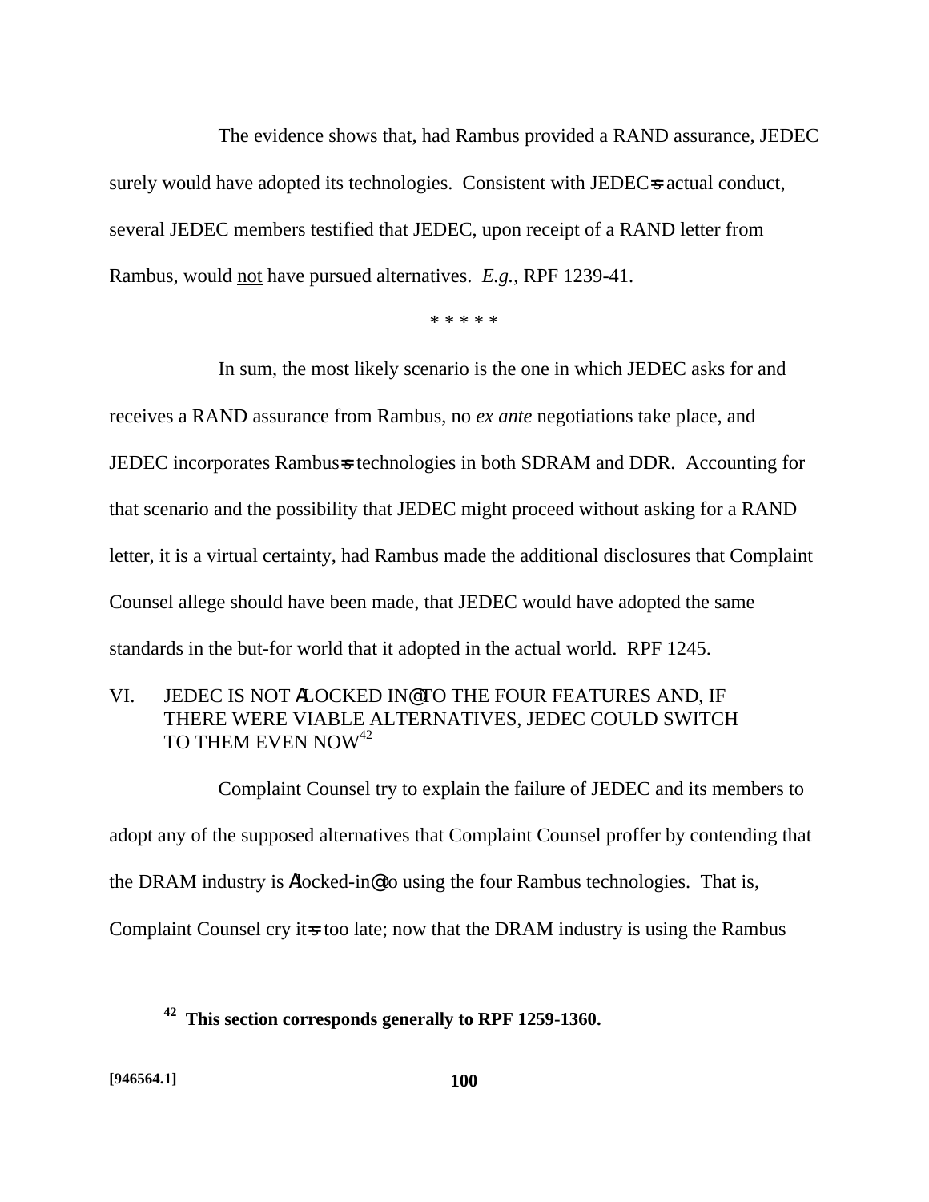The evidence shows that, had Rambus provided a RAND assurance, JEDEC surely would have adopted its technologies. Consistent with JEDEC=s actual conduct, several JEDEC members testified that JEDEC, upon receipt of a RAND letter from Rambus, would not have pursued alternatives. *E.g.*, RPF 1239-41.

\* \* \* \* \*

In sum, the most likely scenario is the one in which JEDEC asks for and receives a RAND assurance from Rambus, no *ex ante* negotiations take place, and JEDEC incorporates Rambus=s technologies in both SDRAM and DDR. Accounting for that scenario and the possibility that JEDEC might proceed without asking for a RAND letter, it is a virtual certainty, had Rambus made the additional disclosures that Complaint Counsel allege should have been made, that JEDEC would have adopted the same standards in the but-for world that it adopted in the actual world. RPF 1245.

## VI. JEDEC IS NOT ALOCKED IN@ TO THE FOUR FEATURES AND, IF THERE WERE VIABLE ALTERNATIVES, JEDEC COULD SWITCH TO THEM EVEN NOW[42]

Complaint Counsel try to explain the failure of JEDEC and its members to adopt any of the supposed alternatives that Complaint Counsel proffer by contending that the DRAM industry is Alocked-in@ to using the four Rambus technologies. That is, Complaint Counsel cry it=s too late; now that the DRAM industry is using the Rambus

---

[42] **This section corresponds generally to RPF 1259-1360.**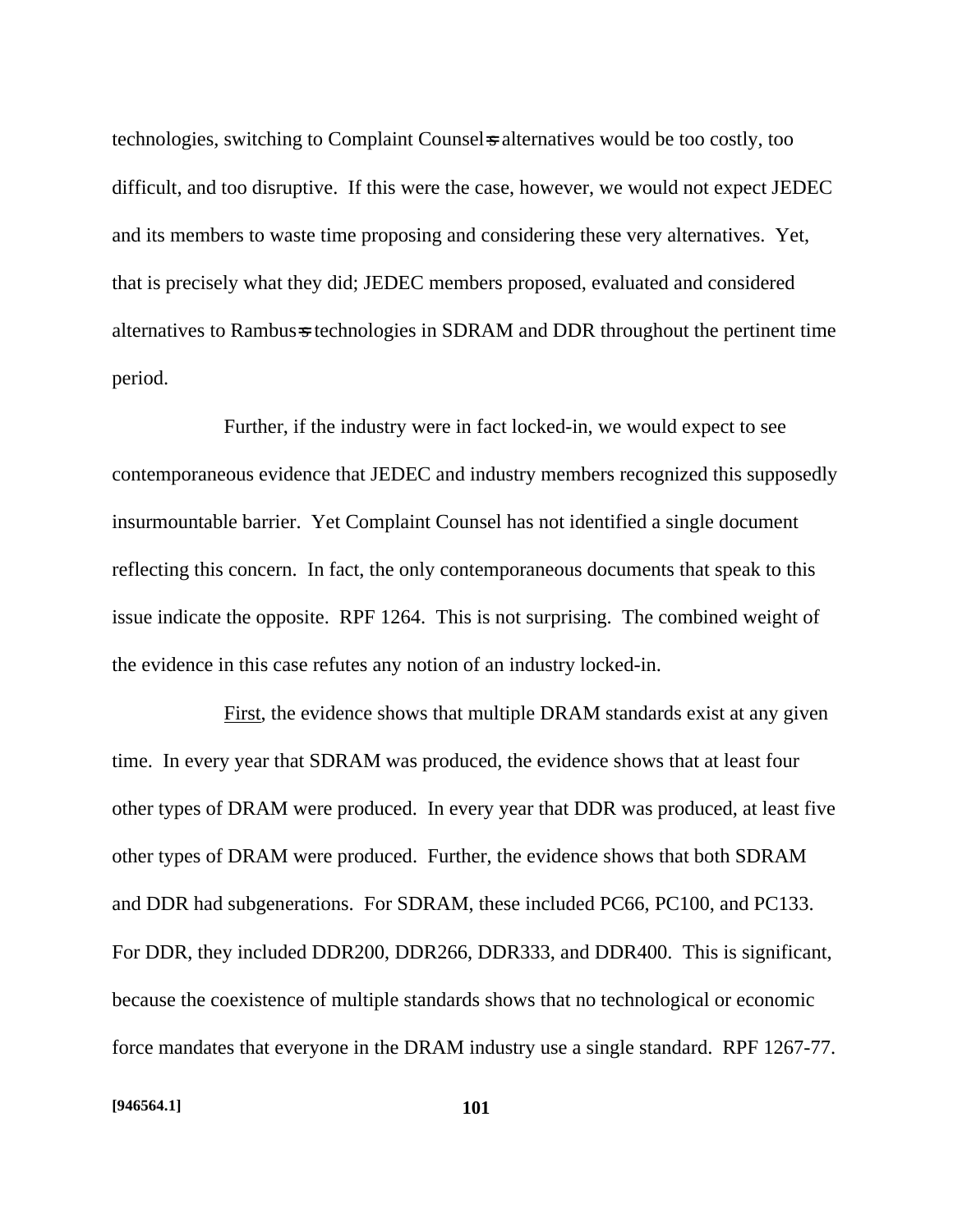technologies, switching to Complaint Counsel=s alternatives would be too costly, too difficult, and too disruptive. If this were the case, however, we would not expect JEDEC and its members to waste time proposing and considering these very alternatives. Yet, that is precisely what they did; JEDEC members proposed, evaluated and considered alternatives to Rambus=s technologies in SDRAM and DDR throughout the pertinent time period.

Further, if the industry were in fact locked-in, we would expect to see contemporaneous evidence that JEDEC and industry members recognized this supposedly insurmountable barrier. Yet Complaint Counsel has not identified a single document reflecting this concern. In fact, the only contemporaneous documents that speak to this issue indicate the opposite. RPF 1264. This is not surprising. The combined weight of the evidence in this case refutes any notion of an industry locked-in.

First, the evidence shows that multiple DRAM standards exist at any given time. In every year that SDRAM was produced, the evidence shows that at least four other types of DRAM were produced. In every year that DDR was produced, at least five other types of DRAM were produced. Further, the evidence shows that both SDRAM and DDR had subgenerations. For SDRAM, these included PC66, PC100, and PC133. For DDR, they included DDR200, DDR266, DDR333, and DDR400. This is significant, because the coexistence of multiple standards shows that no technological or economic force mandates that everyone in the DRAM industry use a single standard. RPF 1267-77.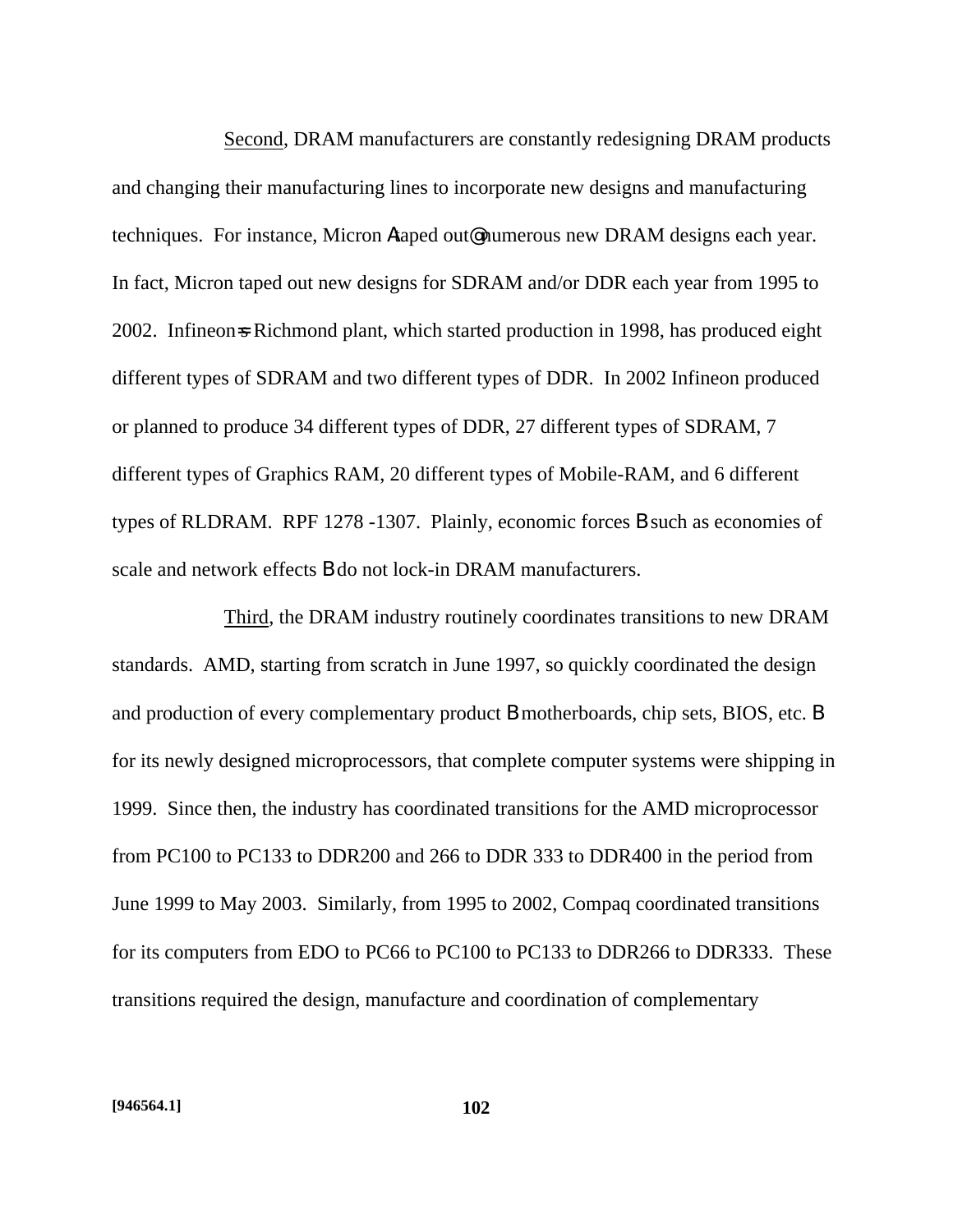Second, DRAM manufacturers are constantly redesigning DRAM products and changing their manufacturing lines to incorporate new designs and manufacturing techniques. For instance, Micron Ataped out@ numerous new DRAM designs each year. In fact, Micron taped out new designs for SDRAM and/or DDR each year from 1995 to 2002. Infineon=s Richmond plant, which started production in 1998, has produced eight different types of SDRAM and two different types of DDR. In 2002 Infineon produced or planned to produce 34 different types of DDR, 27 different types of SDRAM, 7 different types of Graphics RAM, 20 different types of Mobile-RAM, and 6 different types of RLDRAM. RPF 1278 -1307. Plainly, economic forces B such as economies of scale and network effects B do not lock-in DRAM manufacturers.

Third, the DRAM industry routinely coordinates transitions to new DRAM standards. AMD, starting from scratch in June 1997, so quickly coordinated the design and production of every complementary product B motherboards, chip sets, BIOS, etc. B for its newly designed microprocessors, that complete computer systems were shipping in 1999. Since then, the industry has coordinated transitions for the AMD microprocessor from PC100 to PC133 to DDR200 and 266 to DDR 333 to DDR400 in the period from June 1999 to May 2003. Similarly, from 1995 to 2002, Compaq coordinated transitions for its computers from EDO to PC66 to PC100 to PC133 to DDR266 to DDR333. These transitions required the design, manufacture and coordination of complementary

[946564.1]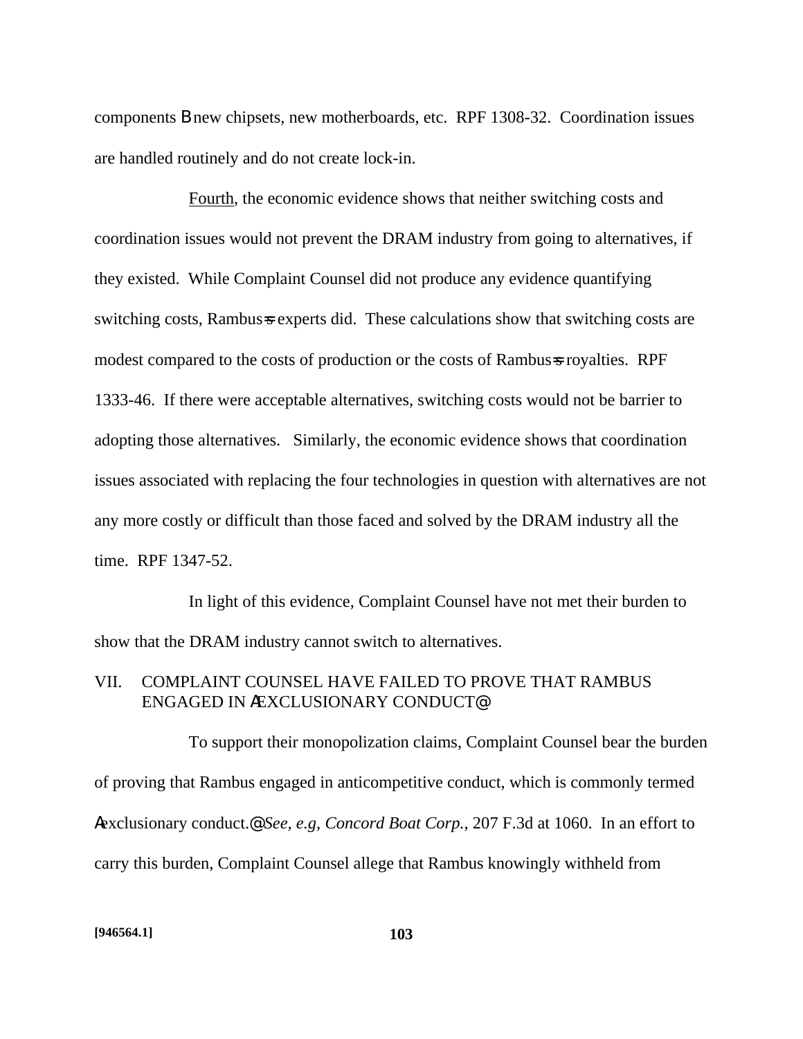components B new chipsets, new motherboards, etc. RPF 1308-32. Coordination issues are handled routinely and do not create lock-in.

Fourth, the economic evidence shows that neither switching costs and coordination issues would not prevent the DRAM industry from going to alternatives, if they existed. While Complaint Counsel did not produce any evidence quantifying switching costs, Rambus=s experts did. These calculations show that switching costs are modest compared to the costs of production or the costs of Rambus=s royalties. RPF 1333-46. If there were acceptable alternatives, switching costs would not be barrier to adopting those alternatives. Similarly, the economic evidence shows that coordination issues associated with replacing the four technologies in question with alternatives are not any more costly or difficult than those faced and solved by the DRAM industry all the time. RPF 1347-52.

In light of this evidence, Complaint Counsel have not met their burden to show that the DRAM industry cannot switch to alternatives.

## VII. COMPLAINT COUNSEL HAVE FAILED TO PROVE THAT RAMBUS ENGAGED IN AEXCLUSIONARY CONDUCT@

To support their monopolization claims, Complaint Counsel bear the burden of proving that Rambus engaged in anticompetitive conduct, which is commonly termed Aexclusionary conduct.@ *See, e.g, Concord Boat Corp.*, 207 F.3d at 1060. In an effort to carry this burden, Complaint Counsel allege that Rambus knowingly withheld from

[946564.1]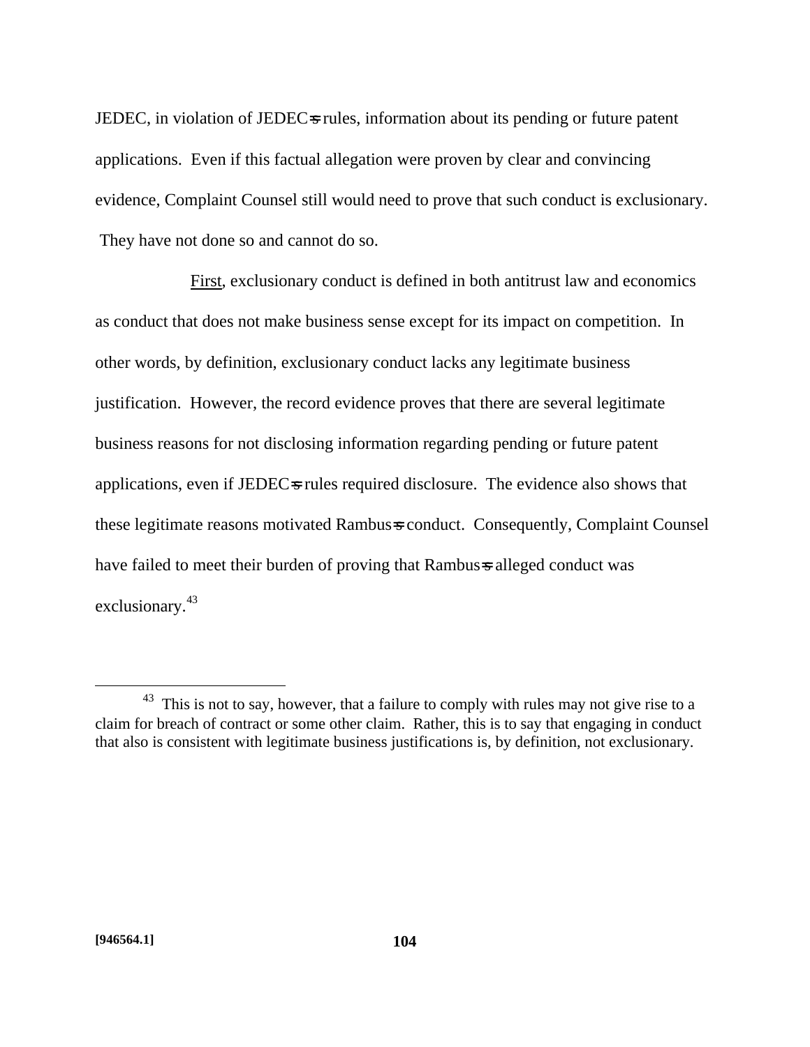JEDEC, in violation of JEDEC=s rules, information about its pending or future patent applications. Even if this factual allegation were proven by clear and convincing evidence, Complaint Counsel still would need to prove that such conduct is exclusionary. They have not done so and cannot do so.

First, exclusionary conduct is defined in both antitrust law and economics as conduct that does not make business sense except for its impact on competition. In other words, by definition, exclusionary conduct lacks any legitimate business justification. However, the record evidence proves that there are several legitimate business reasons for not disclosing information regarding pending or future patent applications, even if JEDEC=s rules required disclosure. The evidence also shows that these legitimate reasons motivated Rambus=s conduct. Consequently, Complaint Counsel have failed to meet their burden of proving that Rambus=s alleged conduct was exclusionary.[43]

---

[43] This is not to say, however, that a failure to comply with rules may not give rise to a claim for breach of contract or some other claim. Rather, this is to say that engaging in conduct that also is consistent with legitimate business justifications is, by definition, not exclusionary.

[946564.1]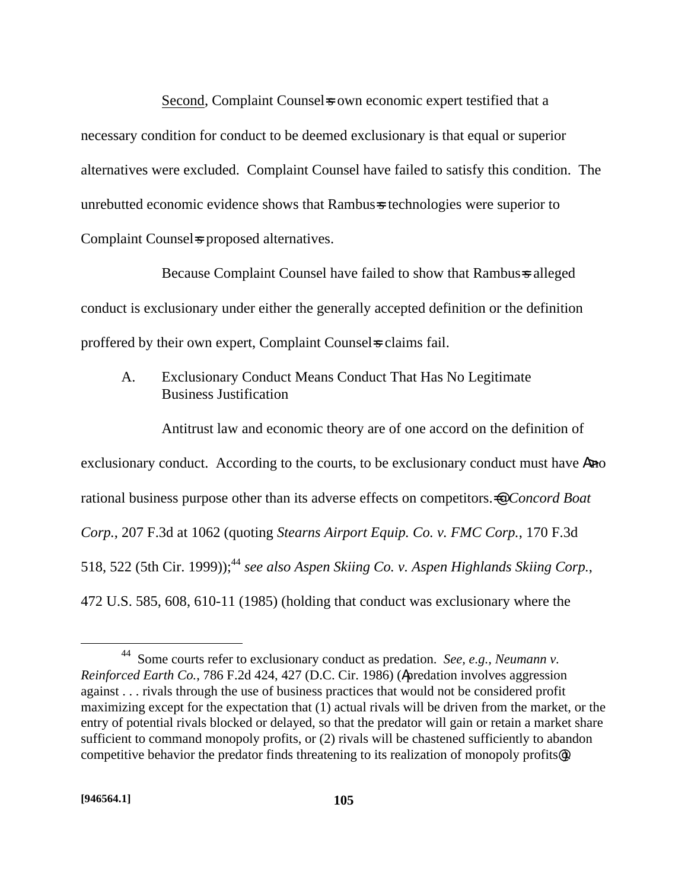Second, Complaint Counsel=s own economic expert testified that a necessary condition for conduct to be deemed exclusionary is that equal or superior alternatives were excluded. Complaint Counsel have failed to satisfy this condition. The unrebutted economic evidence shows that Rambus=s technologies were superior to Complaint Counsel=s proposed alternatives.

Because Complaint Counsel have failed to show that Rambus=s alleged conduct is exclusionary under either the generally accepted definition or the definition proffered by their own expert, Complaint Counsel=s claims fail.

## A. Exclusionary Conduct Means Conduct That Has No Legitimate Business Justification

Antitrust law and economic theory are of one accord on the definition of exclusionary conduct. According to the courts, to be exclusionary conduct must have A>no rational business purpose other than its adverse effects on competitors.=@ *Concord Boat Corp.*, 207 F.3d at 1062 (quoting *Stearns Airport Equip. Co. v. FMC Corp.*, 170 F.3d 518, 522 (5th Cir. 1999));[44] *see also Aspen Skiing Co. v. Aspen Highlands Skiing Corp.*, 472 U.S. 585, 608, 610-11 (1985) (holding that conduct was exclusionary where the

[44] Some courts refer to exclusionary conduct as predation. *See, e.g.*, *Neumann v. Reinforced Earth Co.*, 786 F.2d 424, 427 (D.C. Cir. 1986) (Apredation involves aggression against . . . rivals through the use of business practices that would not be considered profit maximizing except for the expectation that (1) actual rivals will be driven from the market, or the entry of potential rivals blocked or delayed, so that the predator will gain or retain a market share sufficient to command monopoly profits, or (2) rivals will be chastened sufficiently to abandon competitive behavior the predator finds threatening to its realization of monopoly profits@).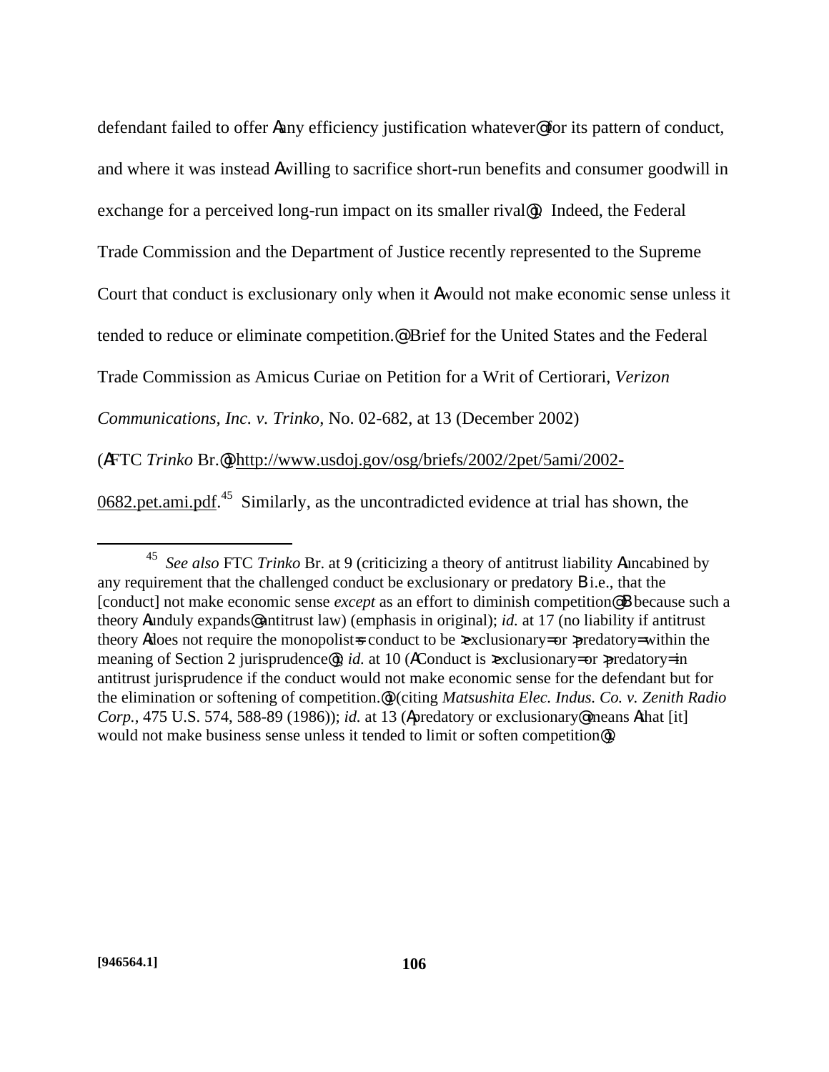defendant failed to offer Aany efficiency justification whatever@ for its pattern of conduct, and where it was instead Awilling to sacrifice short-run benefits and consumer goodwill in exchange for a perceived long-run impact on its smaller rival@. Indeed, the Federal Trade Commission and the Department of Justice recently represented to the Supreme Court that conduct is exclusionary only when it Awould not make economic sense unless it tended to reduce or eliminate competition.@ Brief for the United States and the Federal Trade Commission as Amicus Curiae on Petition for a Writ of Certiorari, *Verizon Communications, Inc. v. Trinko*, No. 02-682, at 13 (December 2002) (AFTC *Trinko* Br.@) http://www.usdoj.gov/osg/briefs/2002/2pet/5ami/2002-0682.pet.ami.pdf.[45] Similarly, as the uncontradicted evidence at trial has shown, the

---

[45] *See also* FTC *Trinko* Br. at 9 (criticizing a theory of antitrust liability Auncabined by any requirement that the challenged conduct be exclusionary or predatory B i.e., that the [conduct] not make economic sense *except* as an effort to diminish competition@ B because such a theory Aunduly expands@ antitrust law) (emphasis in original); *id.* at 17 (no liability if antitrust theory Adoes not require the monopolist=s conduct to be >exclusionary= or >predatory= within the meaning of Section 2 jurisprudence@); *id.* at 10 (AConduct is >exclusionary= or >predatory= in antitrust jurisprudence if the conduct would not make economic sense for the defendant but for the elimination or softening of competition.@) (citing *Matsushita Elec. Indus. Co. v. Zenith Radio Corp.*, 475 U.S. 574, 588-89 (1986)); *id.* at 13 (Apredatory or exclusionary@ means Athat [it] would not make business sense unless it tended to limit or soften competition@).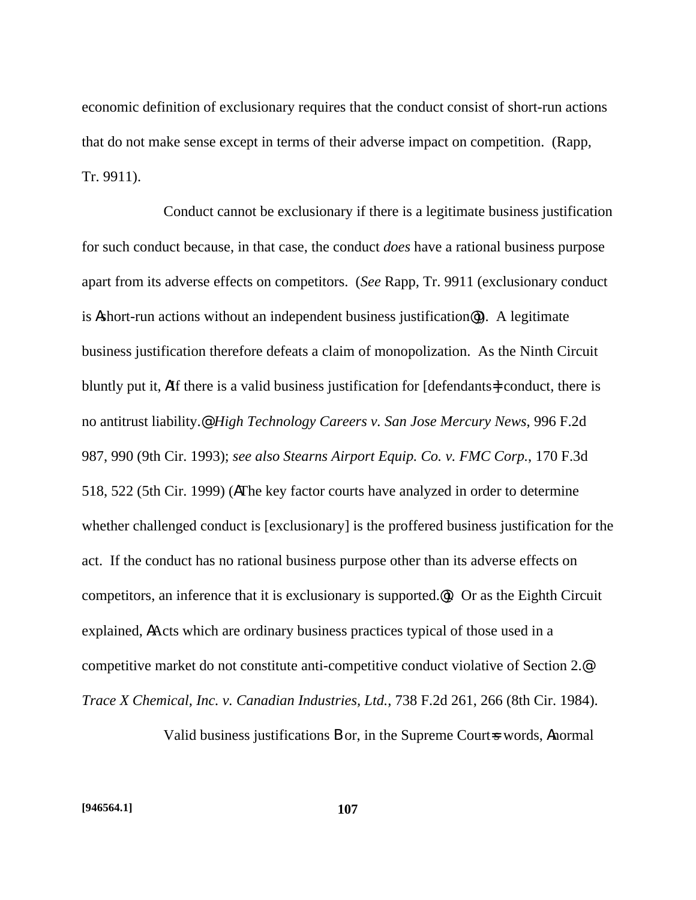economic definition of exclusionary requires that the conduct consist of short-run actions that do not make sense except in terms of their adverse impact on competition. (Rapp, Tr. 9911).

Conduct cannot be exclusionary if there is a legitimate business justification for such conduct because, in that case, the conduct *does* have a rational business purpose apart from its adverse effects on competitors. (*See* Rapp, Tr. 9911 (exclusionary conduct is Ashort-run actions without an independent business justification@)). A legitimate business justification therefore defeats a claim of monopolization. As the Ninth Circuit bluntly put it, AIf there is a valid business justification for [defendants=] conduct, there is no antitrust liability.@ *High Technology Careers v. San Jose Mercury News*, 996 F.2d 987, 990 (9th Cir. 1993); *see also Stearns Airport Equip. Co. v. FMC Corp.*, 170 F.3d 518, 522 (5th Cir. 1999) (AThe key factor courts have analyzed in order to determine whether challenged conduct is [exclusionary] is the proffered business justification for the act. If the conduct has no rational business purpose other than its adverse effects on competitors, an inference that it is exclusionary is supported.@). Or as the Eighth Circuit explained, AActs which are ordinary business practices typical of those used in a competitive market do not constitute anti-competitive conduct violative of Section 2.@ *Trace X Chemical, Inc. v. Canadian Industries, Ltd.*, 738 F.2d 261, 266 (8th Cir. 1984).

Valid business justifications B or, in the Supreme Court=s words, Anormal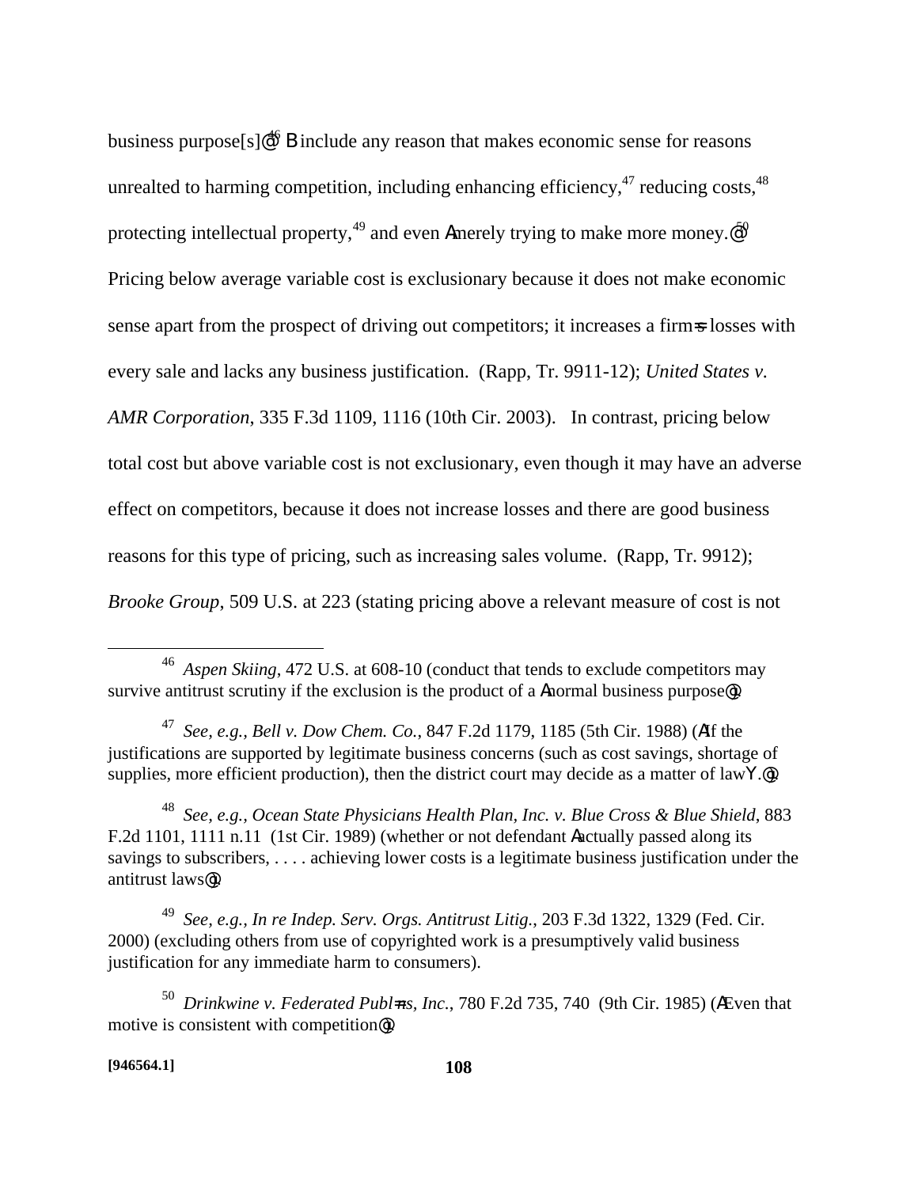business purpose[s]@[46] B include any reason that makes economic sense for reasons unrealted to harming competition, including enhancing efficiency,[47] reducing costs,[48] protecting intellectual property,[49] and even Amerely trying to make more money.@[50] Pricing below average variable cost is exclusionary because it does not make economic sense apart from the prospect of driving out competitors; it increases a firm=s losses with every sale and lacks any business justification. (Rapp, Tr. 9911-12); *United States v. AMR Corporation*, 335 F.3d 1109, 1116 (10th Cir. 2003). In contrast, pricing below total cost but above variable cost is not exclusionary, even though it may have an adverse effect on competitors, because it does not increase losses and there are good business reasons for this type of pricing, such as increasing sales volume. (Rapp, Tr. 9912); *Brooke Group*, 509 U.S. at 223 (stating pricing above a relevant measure of cost is not

---

[46] *Aspen Skiing*, 472 U.S. at 608-10 (conduct that tends to exclude competitors may survive antitrust scrutiny if the exclusion is the product of a Anormal business purpose@).

[47] *See, e.g.*, *Bell v. Dow Chem. Co.*, 847 F.2d 1179, 1185 (5th Cir. 1988) (AIf the justifications are supported by legitimate business concerns (such as cost savings, shortage of supplies, more efficient production), then the district court may decide as a matter of lawY.@).

[48] *See, e.g.*, *Ocean State Physicians Health Plan, Inc. v. Blue Cross & Blue Shield*, 883 F.2d 1101, 1111 n.11 (1st Cir. 1989) (whether or not defendant Aactually passed along its savings to subscribers, . . . . achieving lower costs is a legitimate business justification under the antitrust laws@).

[49] *See, e.g.*, *In re Indep. Serv. Orgs. Antitrust Litig.*, 203 F.3d 1322, 1329 (Fed. Cir. 2000) (excluding others from use of copyrighted work is a presumptively valid business justification for any immediate harm to consumers).

[50] *Drinkwine v. Federated Publ=ns, Inc.*, 780 F.2d 735, 740 (9th Cir. 1985) (AEven that motive is consistent with competition@).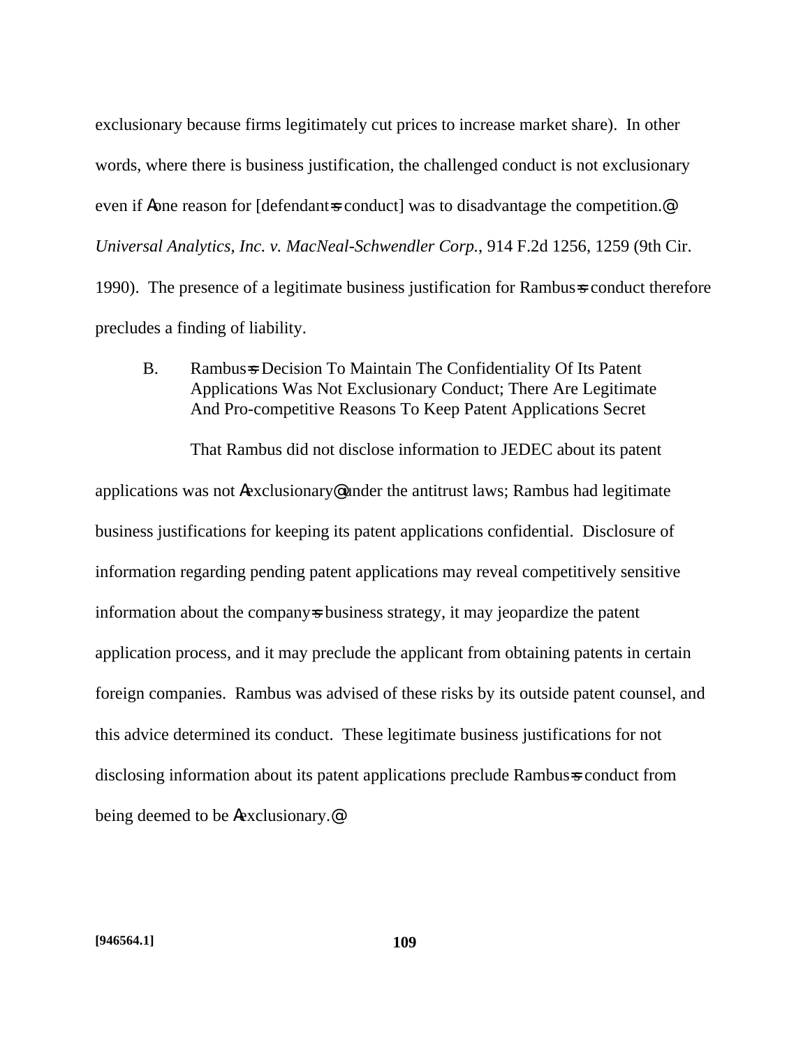exclusionary because firms legitimately cut prices to increase market share). In other words, where there is business justification, the challenged conduct is not exclusionary even if Aone reason for [defendant=s conduct] was to disadvantage the competition.@ *Universal Analytics, Inc. v. MacNeal-Schwendler Corp.*, 914 F.2d 1256, 1259 (9th Cir. 1990). The presence of a legitimate business justification for Rambus=s conduct therefore precludes a finding of liability.

B. Rambus=s Decision To Maintain The Confidentiality Of Its Patent Applications Was Not Exclusionary Conduct; There Are Legitimate And Pro-competitive Reasons To Keep Patent Applications Secret

That Rambus did not disclose information to JEDEC about its patent applications was not Aexclusionary@ under the antitrust laws; Rambus had legitimate business justifications for keeping its patent applications confidential. Disclosure of information regarding pending patent applications may reveal competitively sensitive information about the company=s business strategy, it may jeopardize the patent application process, and it may preclude the applicant from obtaining patents in certain foreign companies. Rambus was advised of these risks by its outside patent counsel, and this advice determined its conduct. These legitimate business justifications for not disclosing information about its patent applications preclude Rambus=s conduct from being deemed to be Aexclusionary.@

[946564.1]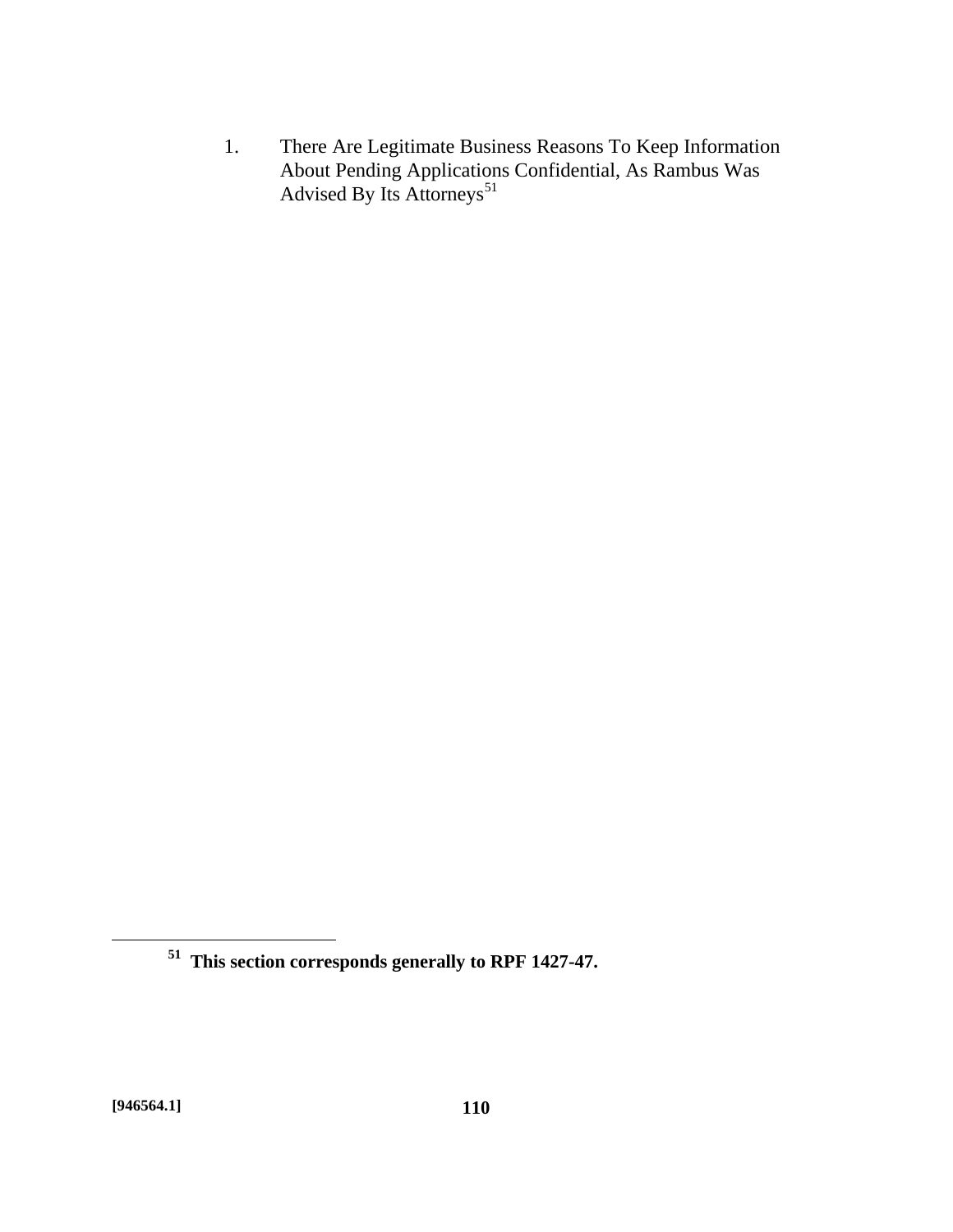1. There Are Legitimate Business Reasons To Keep Information About Pending Applications Confidential, As Rambus Was Advised By Its Attorneys[51]

---

[51] **This section corresponds generally to RPF 1427-47.**

**[946564.1]**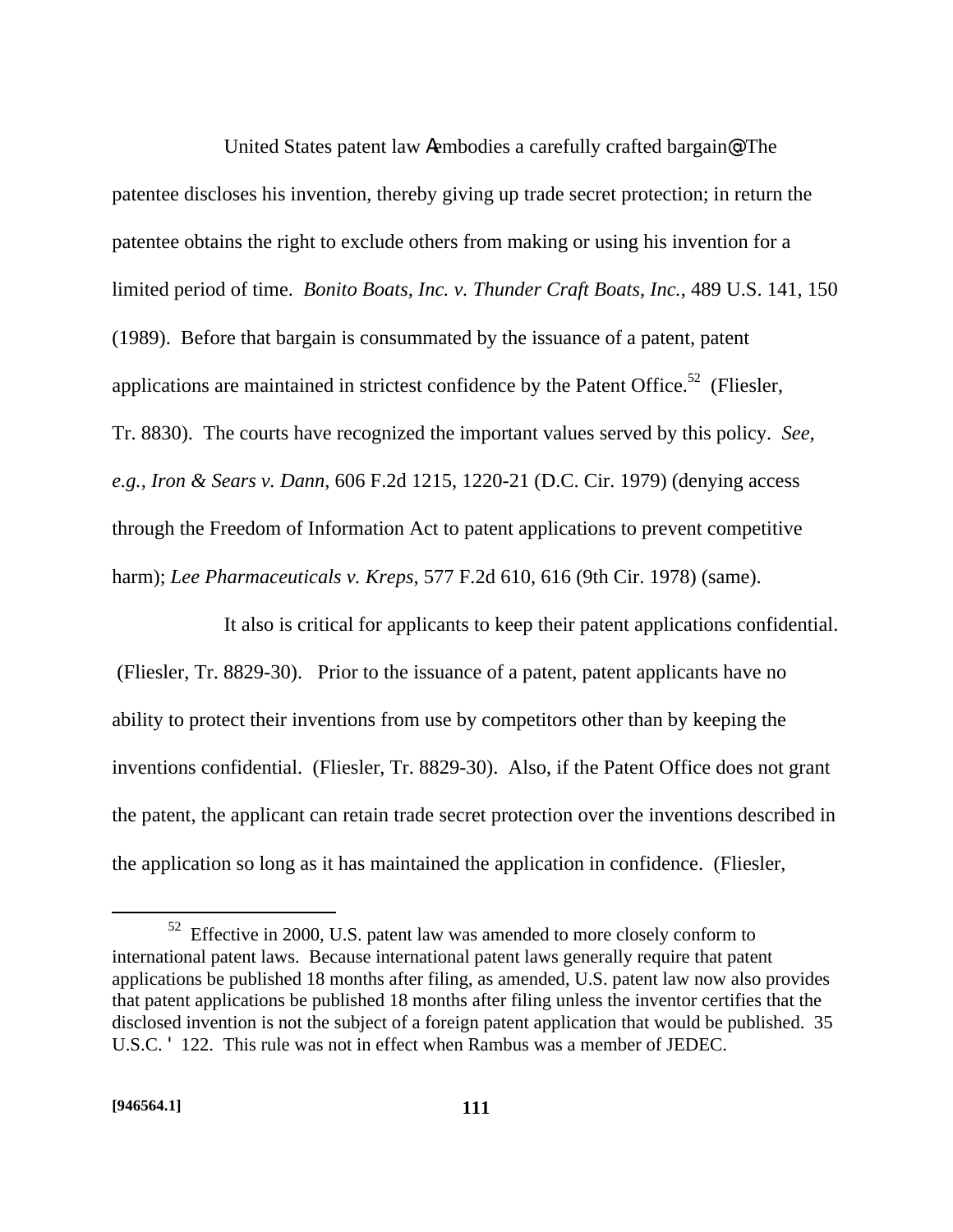United States patent law Aembodies a carefully crafted bargain@ The patentee discloses his invention, thereby giving up trade secret protection; in return the patentee obtains the right to exclude others from making or using his invention for a limited period of time. *Bonito Boats, Inc. v. Thunder Craft Boats, Inc.*, 489 U.S. 141, 150 (1989). Before that bargain is consummated by the issuance of a patent, patent applications are maintained in strictest confidence by the Patent Office.[52] (Fliesler, Tr. 8830). The courts have recognized the important values served by this policy. *See, e.g., Iron & Sears v. Dann*, 606 F.2d 1215, 1220-21 (D.C. Cir. 1979) (denying access through the Freedom of Information Act to patent applications to prevent competitive harm); *Lee Pharmaceuticals v. Kreps*, 577 F.2d 610, 616 (9th Cir. 1978) (same).

It also is critical for applicants to keep their patent applications confidential. (Fliesler, Tr. 8829-30). Prior to the issuance of a patent, patent applicants have no ability to protect their inventions from use by competitors other than by keeping the inventions confidential. (Fliesler, Tr. 8829-30). Also, if the Patent Office does not grant the patent, the applicant can retain trade secret protection over the inventions described in the application so long as it has maintained the application in confidence. (Fliesler,

---

[52] Effective in 2000, U.S. patent law was amended to more closely conform to international patent laws. Because international patent laws generally require that patent applications be published 18 months after filing, as amended, U.S. patent law now also provides that patent applications be published 18 months after filing unless the inventor certifies that the disclosed invention is not the subject of a foreign patent application that would be published. 35 U.S.C. ' 122. This rule was not in effect when Rambus was a member of JEDEC.

[946564.1]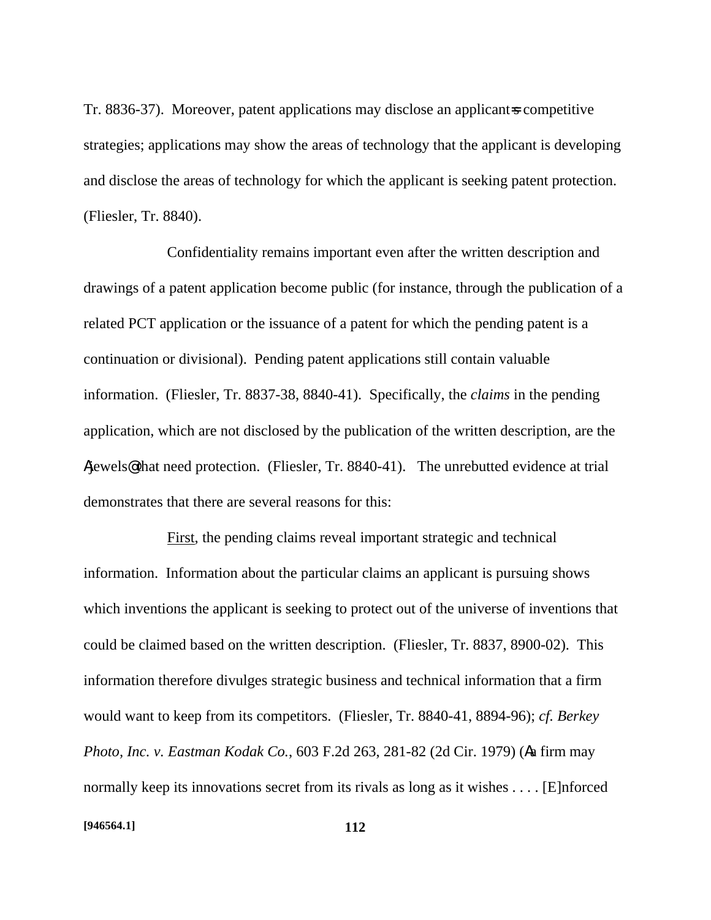Tr. 8836-37). Moreover, patent applications may disclose an applicant=s competitive strategies; applications may show the areas of technology that the applicant is developing and disclose the areas of technology for which the applicant is seeking patent protection. (Fliesler, Tr. 8840).

Confidentiality remains important even after the written description and drawings of a patent application become public (for instance, through the publication of a related PCT application or the issuance of a patent for which the pending patent is a continuation or divisional). Pending patent applications still contain valuable information. (Fliesler, Tr. 8837-38, 8840-41). Specifically, the *claims* in the pending application, which are not disclosed by the publication of the written description, are the Ajewels@ that need protection. (Fliesler, Tr. 8840-41). The unrebutted evidence at trial demonstrates that there are several reasons for this:

First, the pending claims reveal important strategic and technical information. Information about the particular claims an applicant is pursuing shows which inventions the applicant is seeking to protect out of the universe of inventions that could be claimed based on the written description. (Fliesler, Tr. 8837, 8900-02). This information therefore divulges strategic business and technical information that a firm would want to keep from its competitors. (Fliesler, Tr. 8840-41, 8894-96); *cf. Berkey Photo, Inc. v. Eastman Kodak Co.*, 603 F.2d 263, 281-82 (2d Cir. 1979) (Aa firm may normally keep its innovations secret from its rivals as long as it wishes . . . . [E]nforced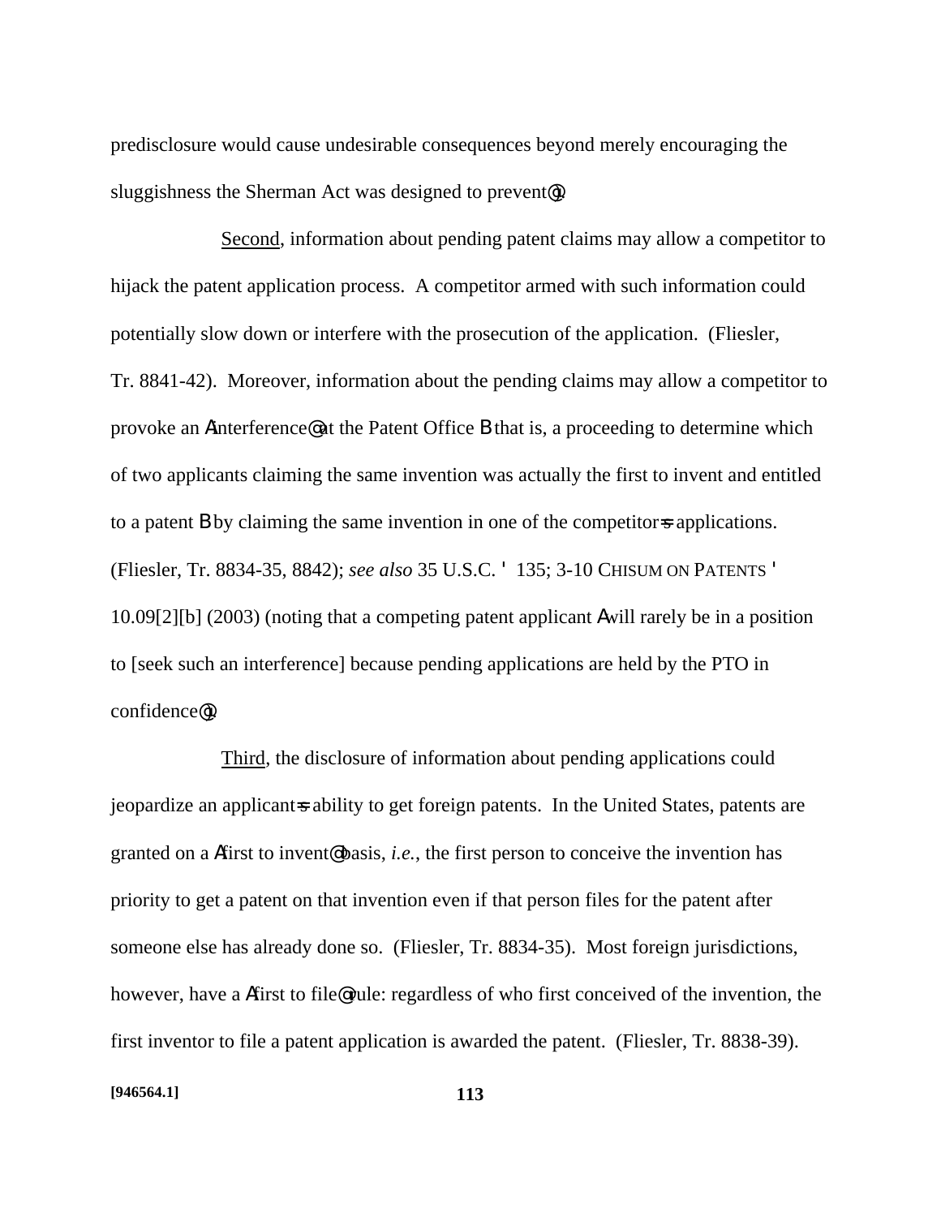predisclosure would cause undesirable consequences beyond merely encouraging the sluggishness the Sherman Act was designed to prevent@.

Second, information about pending patent claims may allow a competitor to hijack the patent application process. A competitor armed with such information could potentially slow down or interfere with the prosecution of the application. (Fliesler, Tr. 8841-42). Moreover, information about the pending claims may allow a competitor to provoke an Ainterference@ at the Patent Office B that is, a proceeding to determine which of two applicants claiming the same invention was actually the first to invent and entitled to a patent B by claiming the same invention in one of the competitor=s applications. (Fliesler, Tr. 8834-35, 8842); *see also* 35 U.S.C. ' 135; 3-10 CHISUM ON PATENTS ' 10.09[2][b] (2003) (noting that a competing patent applicant Awill rarely be in a position to [seek such an interference] because pending applications are held by the PTO in confidence@).

Third, the disclosure of information about pending applications could jeopardize an applicant=s ability to get foreign patents. In the United States, patents are granted on a Afirst to invent@ basis, *i.e.*, the first person to conceive the invention has priority to get a patent on that invention even if that person files for the patent after someone else has already done so. (Fliesler, Tr. 8834-35). Most foreign jurisdictions, however, have a Afirst to file@ rule: regardless of who first conceived of the invention, the first inventor to file a patent application is awarded the patent. (Fliesler, Tr. 8838-39).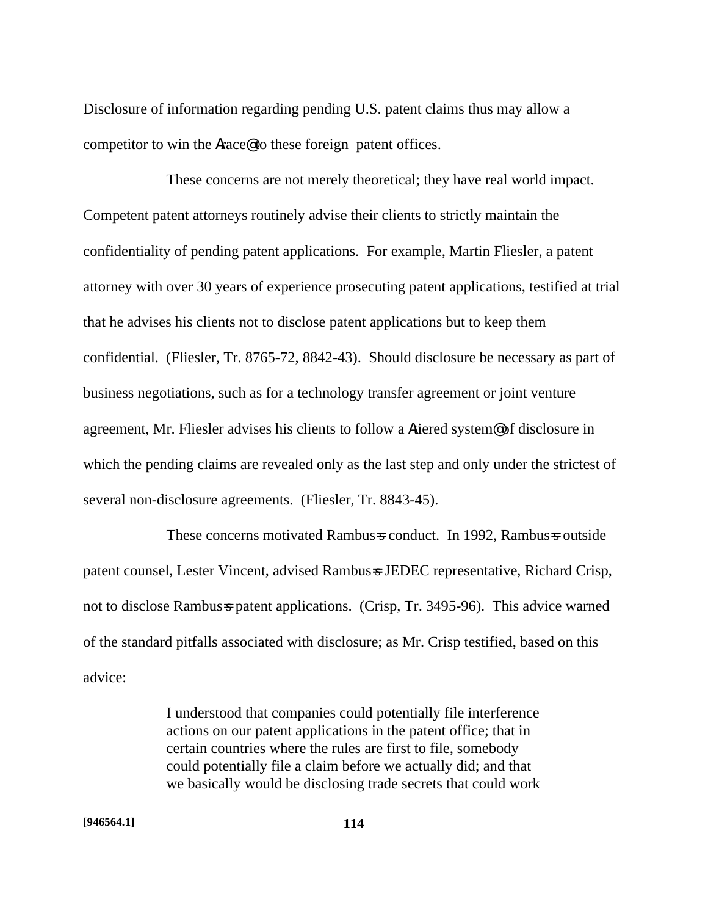Disclosure of information regarding pending U.S. patent claims thus may allow a competitor to win the Arace@ to these foreign patent offices.

These concerns are not merely theoretical; they have real world impact. Competent patent attorneys routinely advise their clients to strictly maintain the confidentiality of pending patent applications. For example, Martin Fliesler, a patent attorney with over 30 years of experience prosecuting patent applications, testified at trial that he advises his clients not to disclose patent applications but to keep them confidential. (Fliesler, Tr. 8765-72, 8842-43). Should disclosure be necessary as part of business negotiations, such as for a technology transfer agreement or joint venture agreement, Mr. Fliesler advises his clients to follow a Atiered system@ of disclosure in which the pending claims are revealed only as the last step and only under the strictest of several non-disclosure agreements. (Fliesler, Tr. 8843-45).

These concerns motivated Rambus=s conduct. In 1992, Rambus=s outside patent counsel, Lester Vincent, advised Rambus=s JEDEC representative, Richard Crisp, not to disclose Rambus=s patent applications. (Crisp, Tr. 3495-96). This advice warned of the standard pitfalls associated with disclosure; as Mr. Crisp testified, based on this advice:

> I understood that companies could potentially file interference actions on our patent applications in the patent office; that in certain countries where the rules are first to file, somebody could potentially file a claim before we actually did; and that we basically would be disclosing trade secrets that could work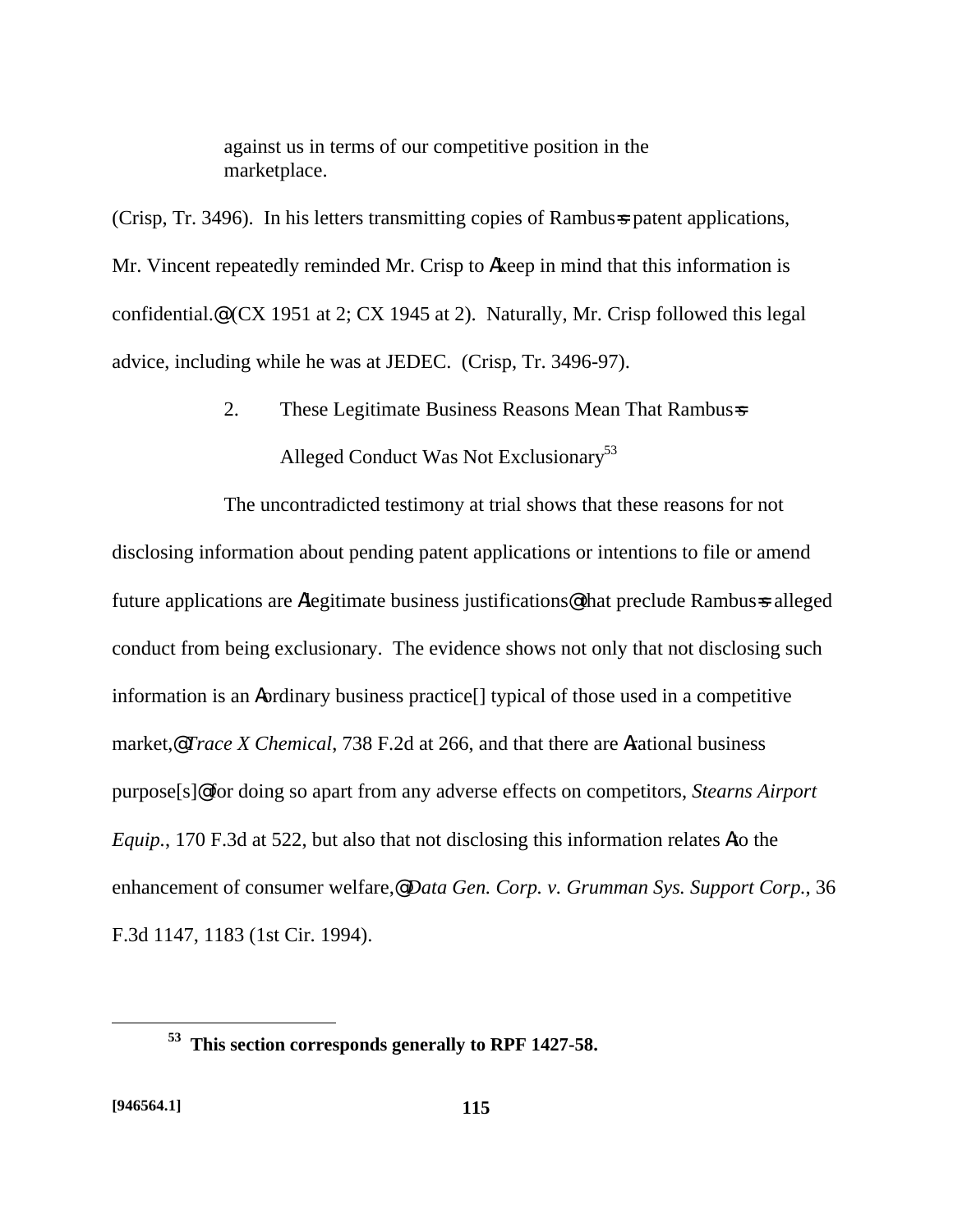> against us in terms of our competitive position in the marketplace.

(Crisp, Tr. 3496). In his letters transmitting copies of Rambus=s patent applications, Mr. Vincent repeatedly reminded Mr. Crisp to Akeep in mind that this information is confidential.@ (CX 1951 at 2; CX 1945 at 2). Naturally, Mr. Crisp followed this legal advice, including while he was at JEDEC. (Crisp, Tr. 3496-97).

### 2. These Legitimate Business Reasons Mean That Rambus=s Alleged Conduct Was Not Exclusionary[53]

The uncontradicted testimony at trial shows that these reasons for not disclosing information about pending patent applications or intentions to file or amend future applications are Alegitimate business justifications@ that preclude Rambus=s alleged conduct from being exclusionary. The evidence shows not only that not disclosing such information is an Aordinary business practice[] typical of those used in a competitive market,@ *Trace X Chemical*, 738 F.2d at 266, and that there are Arational business purpose[s]@ for doing so apart from any adverse effects on competitors, *Stearns Airport Equip.*, 170 F.3d at 522, but also that not disclosing this information relates Ato the enhancement of consumer welfare,@ *Data Gen. Corp. v. Grumman Sys. Support Corp.*, 36 F.3d 1147, 1183 (1st Cir. 1994).

---

[53] **This section corresponds generally to RPF 1427-58.**

**[946564.1]**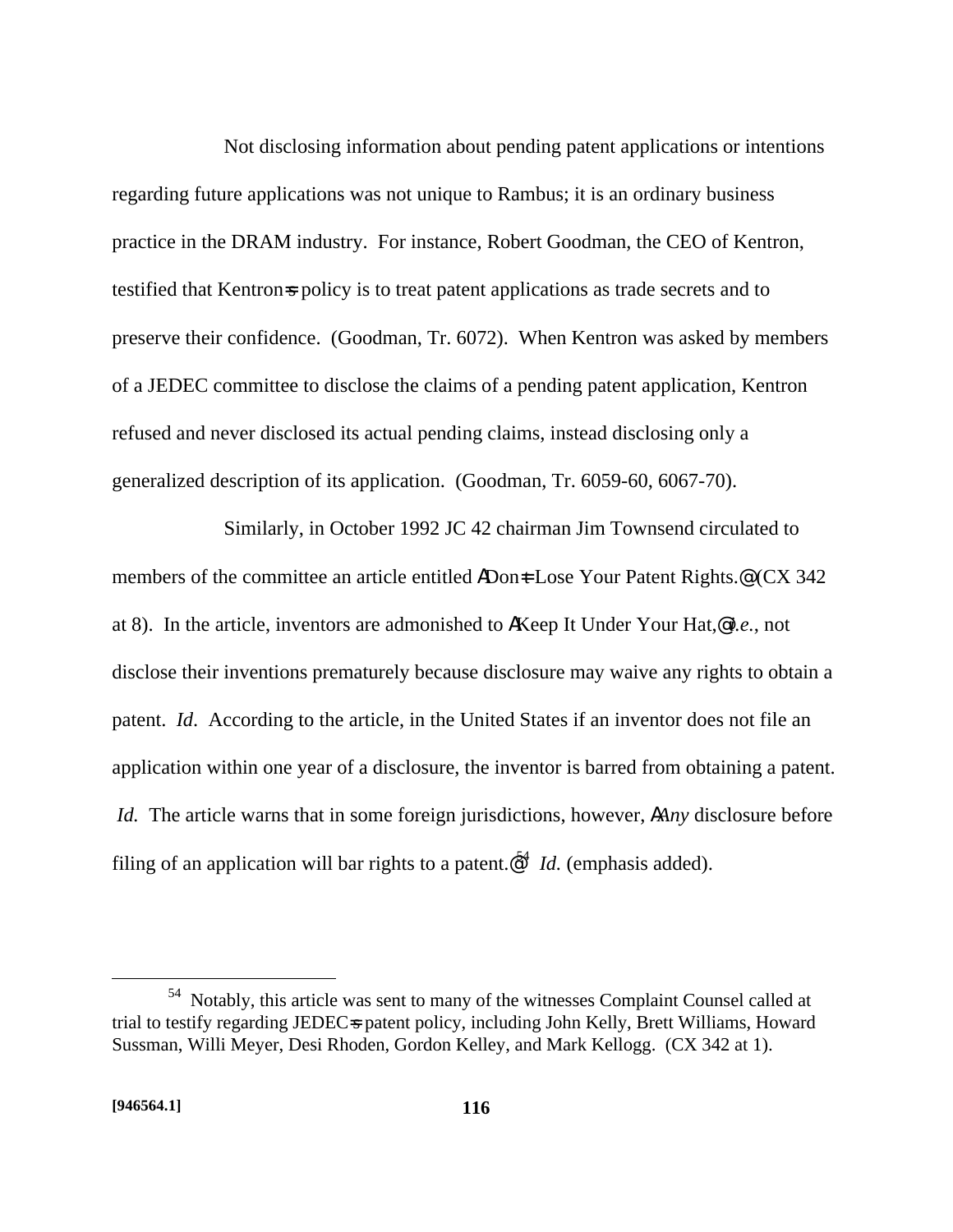Not disclosing information about pending patent applications or intentions regarding future applications was not unique to Rambus; it is an ordinary business practice in the DRAM industry. For instance, Robert Goodman, the CEO of Kentron, testified that Kentron=s policy is to treat patent applications as trade secrets and to preserve their confidence. (Goodman, Tr. 6072). When Kentron was asked by members of a JEDEC committee to disclose the claims of a pending patent application, Kentron refused and never disclosed its actual pending claims, instead disclosing only a generalized description of its application. (Goodman, Tr. 6059-60, 6067-70).

Similarly, in October 1992 JC 42 chairman Jim Townsend circulated to members of the committee an article entitled ADon=t Lose Your Patent Rights.@ (CX 342 at 8). In the article, inventors are admonished to AKeep It Under Your Hat,@ *i.e.*, not disclose their inventions prematurely because disclosure may waive any rights to obtain a patent. *Id*. According to the article, in the United States if an inventor does not file an application within one year of a disclosure, the inventor is barred from obtaining a patent. *Id.* The article warns that in some foreign jurisdictions, however, A*Any* disclosure before filing of an application will bar rights to a patent.@[54] *Id.* (emphasis added).

---

[54] Notably, this article was sent to many of the witnesses Complaint Counsel called at trial to testify regarding JEDEC=s patent policy, including John Kelly, Brett Williams, Howard Sussman, Willi Meyer, Desi Rhoden, Gordon Kelley, and Mark Kellogg. (CX 342 at 1).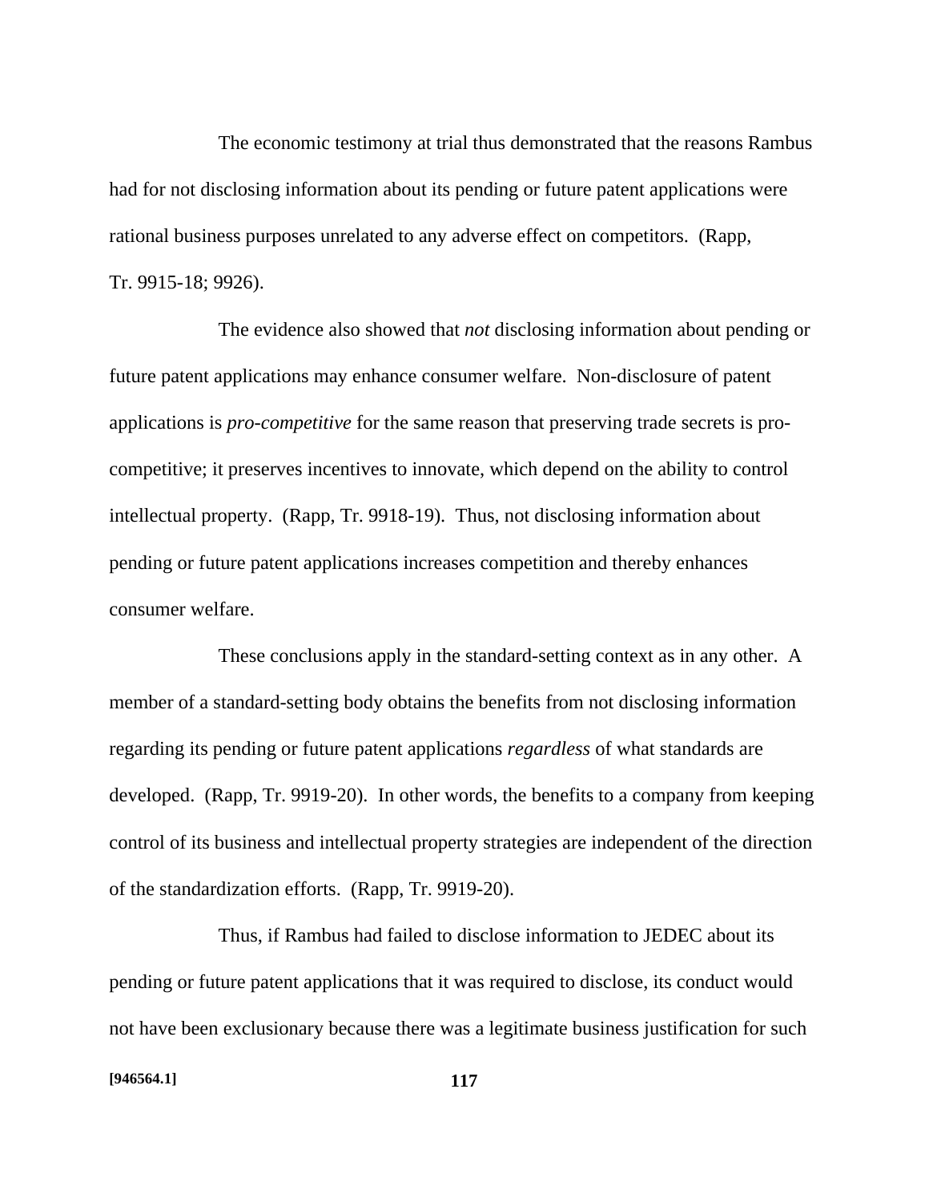The economic testimony at trial thus demonstrated that the reasons Rambus had for not disclosing information about its pending or future patent applications were rational business purposes unrelated to any adverse effect on competitors. (Rapp, Tr. 9915-18; 9926).

The evidence also showed that *not* disclosing information about pending or future patent applications may enhance consumer welfare. Non-disclosure of patent applications is *pro-competitive* for the same reason that preserving trade secrets is pro-competitive; it preserves incentives to innovate, which depend on the ability to control intellectual property. (Rapp, Tr. 9918-19). Thus, not disclosing information about pending or future patent applications increases competition and thereby enhances consumer welfare.

These conclusions apply in the standard-setting context as in any other. A member of a standard-setting body obtains the benefits from not disclosing information regarding its pending or future patent applications *regardless* of what standards are developed. (Rapp, Tr. 9919-20). In other words, the benefits to a company from keeping control of its business and intellectual property strategies are independent of the direction of the standardization efforts. (Rapp, Tr. 9919-20).

Thus, if Rambus had failed to disclose information to JEDEC about its pending or future patent applications that it was required to disclose, its conduct would not have been exclusionary because there was a legitimate business justification for such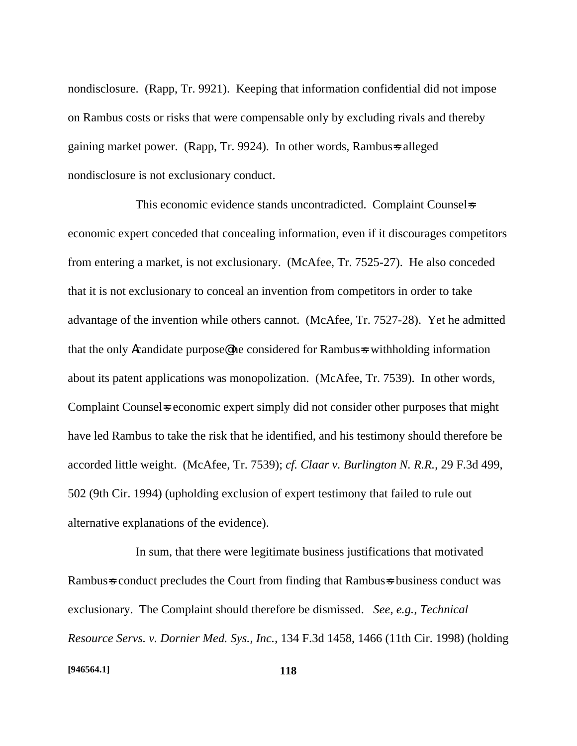nondisclosure. (Rapp, Tr. 9921). Keeping that information confidential did not impose on Rambus costs or risks that were compensable only by excluding rivals and thereby gaining market power. (Rapp, Tr. 9924). In other words, Rambus=s alleged nondisclosure is not exclusionary conduct.

This economic evidence stands uncontradicted. Complaint Counsel=s economic expert conceded that concealing information, even if it discourages competitors from entering a market, is not exclusionary. (McAfee, Tr. 7525-27). He also conceded that it is not exclusionary to conceal an invention from competitors in order to take advantage of the invention while others cannot. (McAfee, Tr. 7527-28). Yet he admitted that the only Acandidate purpose@ he considered for Rambus=s withholding information about its patent applications was monopolization. (McAfee, Tr. 7539). In other words, Complaint Counsel=s economic expert simply did not consider other purposes that might have led Rambus to take the risk that he identified, and his testimony should therefore be accorded little weight. (McAfee, Tr. 7539); *cf. Claar v. Burlington N. R.R.*, 29 F.3d 499, 502 (9th Cir. 1994) (upholding exclusion of expert testimony that failed to rule out alternative explanations of the evidence).

In sum, that there were legitimate business justifications that motivated Rambus=s conduct precludes the Court from finding that Rambus=s business conduct was exclusionary. The Complaint should therefore be dismissed. *See, e.g., Technical Resource Servs. v. Dornier Med. Sys., Inc.*, 134 F.3d 1458, 1466 (11th Cir. 1998) (holding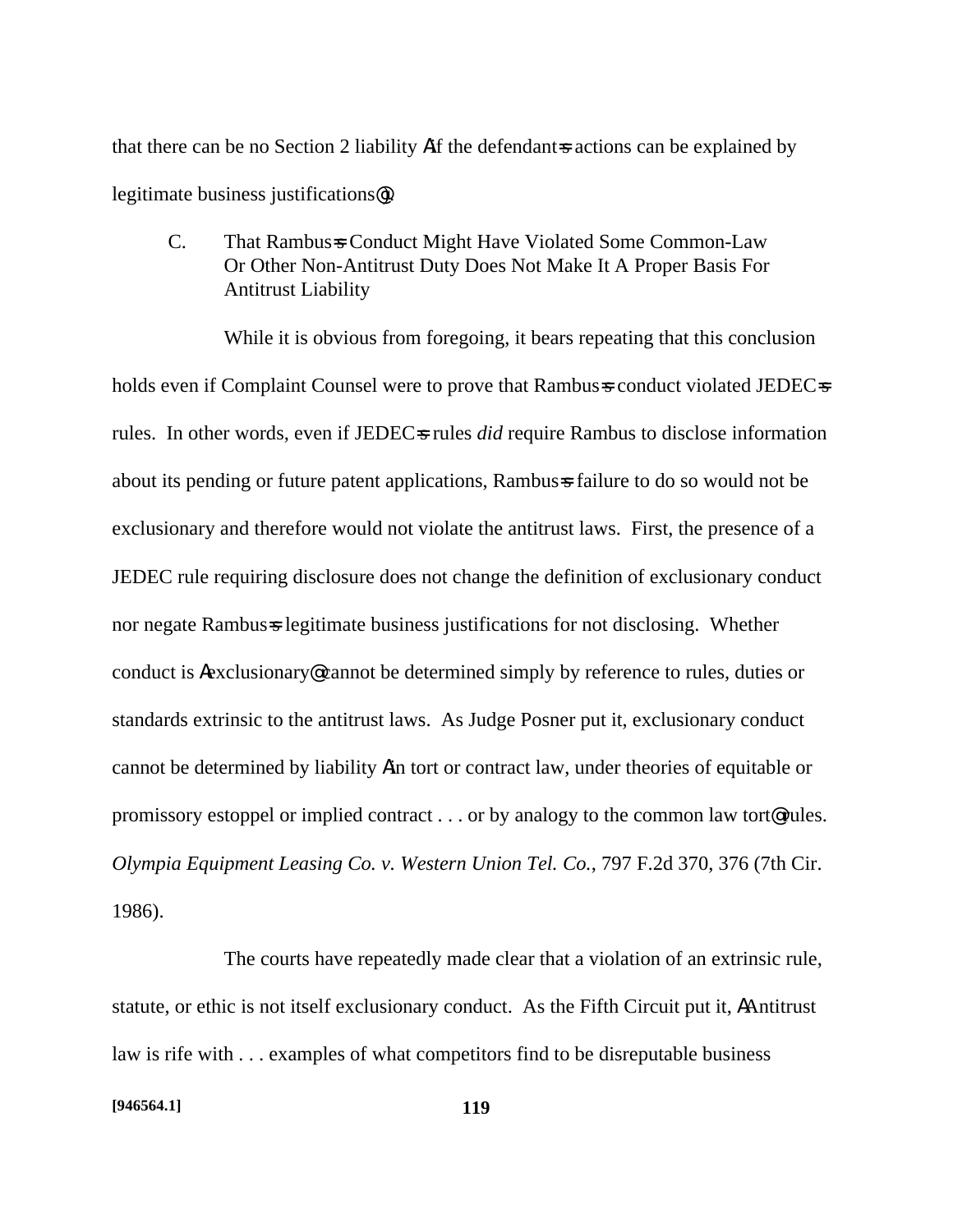that there can be no Section 2 liability Aif the defendant=s actions can be explained by legitimate business justifications@).

C. That Rambus=s Conduct Might Have Violated Some Common-Law Or Other Non-Antitrust Duty Does Not Make It A Proper Basis For Antitrust Liability

While it is obvious from foregoing, it bears repeating that this conclusion holds even if Complaint Counsel were to prove that Rambus=s conduct violated JEDEC=s rules. In other words, even if JEDEC=s rules *did* require Rambus to disclose information about its pending or future patent applications, Rambus=s failure to do so would not be exclusionary and therefore would not violate the antitrust laws. First, the presence of a JEDEC rule requiring disclosure does not change the definition of exclusionary conduct nor negate Rambus=s legitimate business justifications for not disclosing. Whether conduct is Aexclusionary@ cannot be determined simply by reference to rules, duties or standards extrinsic to the antitrust laws. As Judge Posner put it, exclusionary conduct cannot be determined by liability Ain tort or contract law, under theories of equitable or promissory estoppel or implied contract . . . or by analogy to the common law tort@ rules. *Olympia Equipment Leasing Co. v. Western Union Tel. Co.*, 797 F.2d 370, 376 (7th Cir. 1986).

The courts have repeatedly made clear that a violation of an extrinsic rule, statute, or ethic is not itself exclusionary conduct. As the Fifth Circuit put it, AAntitrust law is rife with . . . examples of what competitors find to be disreputable business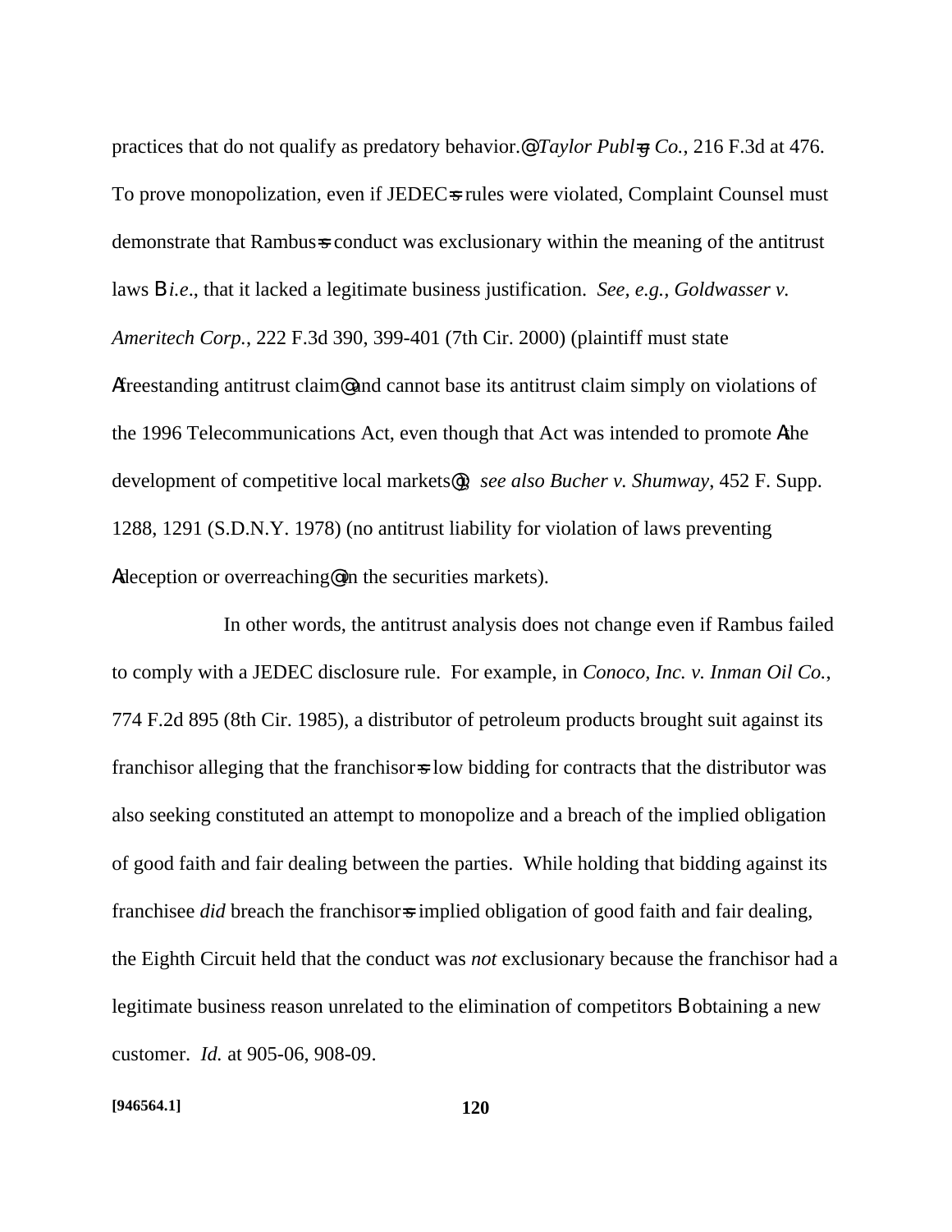practices that do not qualify as predatory behavior.@ *Taylor Publ=g Co.*, 216 F.3d at 476. To prove monopolization, even if JEDEC=s rules were violated, Complaint Counsel must demonstrate that Rambus=s conduct was exclusionary within the meaning of the antitrust laws B *i.e.*, that it lacked a legitimate business justification. *See, e.g., Goldwasser v. Ameritech Corp.*, 222 F.3d 390, 399-401 (7th Cir. 2000) (plaintiff must state Afreestanding antitrust claim@ and cannot base its antitrust claim simply on violations of the 1996 Telecommunications Act, even though that Act was intended to promote Athe development of competitive local markets@); *see also Bucher v. Shumway*, 452 F. Supp. 1288, 1291 (S.D.N.Y. 1978) (no antitrust liability for violation of laws preventing Adeception or overreaching@ in the securities markets).

In other words, the antitrust analysis does not change even if Rambus failed to comply with a JEDEC disclosure rule. For example, in *Conoco, Inc. v. Inman Oil Co.*, 774 F.2d 895 (8th Cir. 1985), a distributor of petroleum products brought suit against its franchisor alleging that the franchisor=s low bidding for contracts that the distributor was also seeking constituted an attempt to monopolize and a breach of the implied obligation of good faith and fair dealing between the parties. While holding that bidding against its franchisee *did* breach the franchisor=s implied obligation of good faith and fair dealing, the Eighth Circuit held that the conduct was *not* exclusionary because the franchisor had a legitimate business reason unrelated to the elimination of competitors B obtaining a new customer. *Id.* at 905-06, 908-09.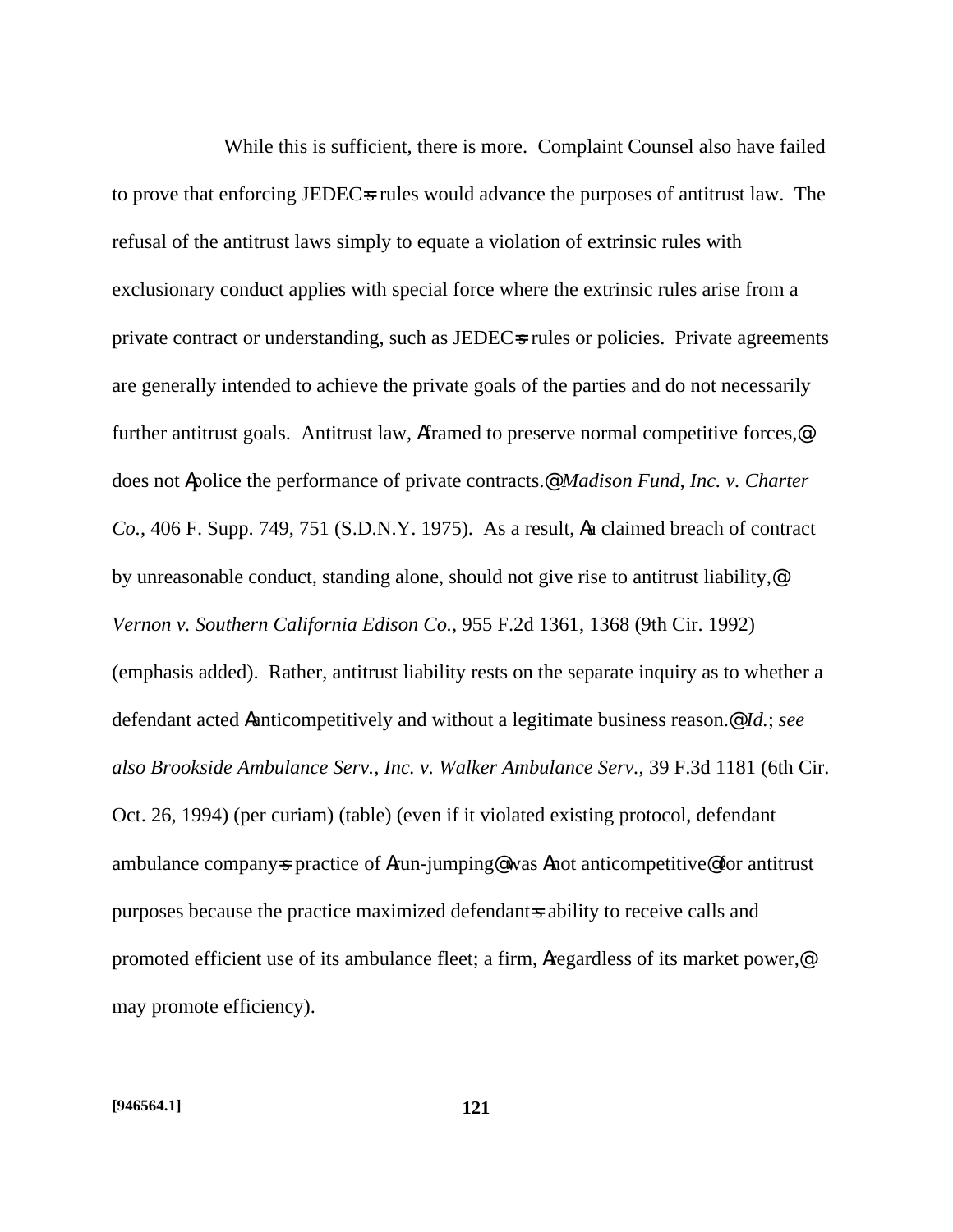While this is sufficient, there is more. Complaint Counsel also have failed to prove that enforcing JEDEC=s rules would advance the purposes of antitrust law. The refusal of the antitrust laws simply to equate a violation of extrinsic rules with exclusionary conduct applies with special force where the extrinsic rules arise from a private contract or understanding, such as JEDEC=s rules or policies. Private agreements are generally intended to achieve the private goals of the parties and do not necessarily further antitrust goals. Antitrust law, Aframed to preserve normal competitive forces,@ does not Apolice the performance of private contracts.@ *Madison Fund, Inc. v. Charter Co.*, 406 F. Supp. 749, 751 (S.D.N.Y. 1975). As a result, Aa claimed breach of contract by unreasonable conduct, standing alone, should not give rise to antitrust liability,@ *Vernon v. Southern California Edison Co.*, 955 F.2d 1361, 1368 (9th Cir. 1992) (emphasis added). Rather, antitrust liability rests on the separate inquiry as to whether a defendant acted Aanticompetitively and without a legitimate business reason.@ *Id.*; *see also Brookside Ambulance Serv., Inc. v. Walker Ambulance Serv.*, 39 F.3d 1181 (6th Cir. Oct. 26, 1994) (per curiam) (table) (even if it violated existing protocol, defendant ambulance company=s practice of Arun-jumping@ was Anot anticompetitive@ for antitrust purposes because the practice maximized defendant=s ability to receive calls and promoted efficient use of its ambulance fleet; a firm, Aregardless of its market power,@ may promote efficiency).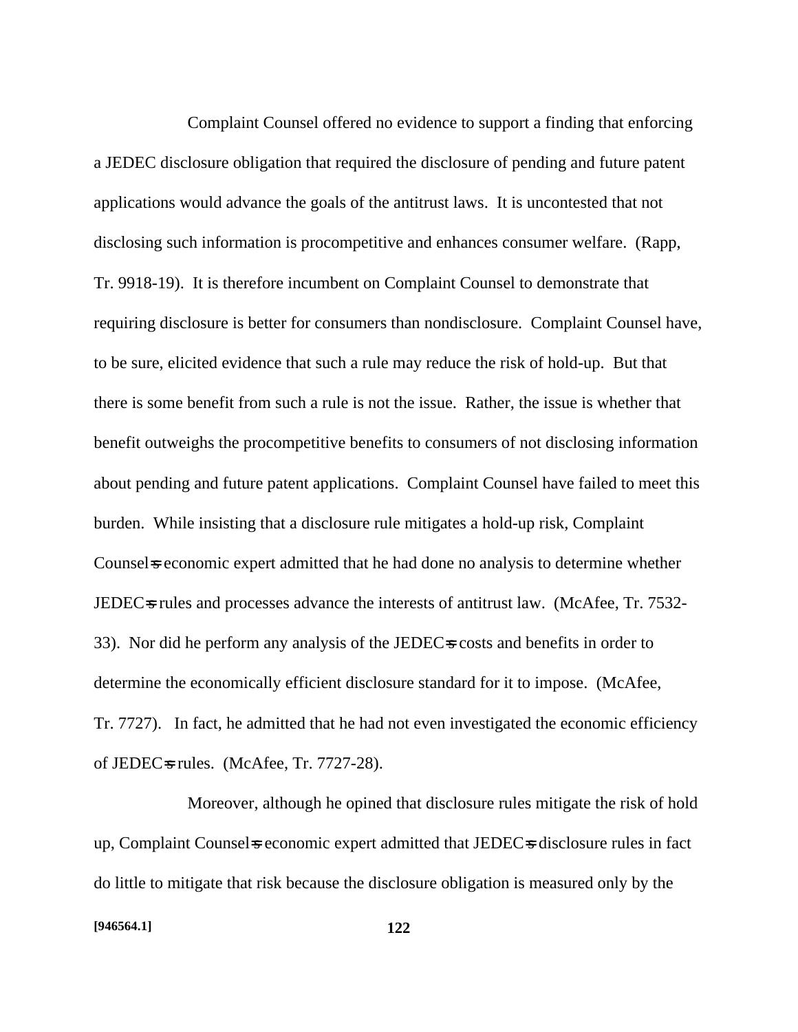Complaint Counsel offered no evidence to support a finding that enforcing a JEDEC disclosure obligation that required the disclosure of pending and future patent applications would advance the goals of the antitrust laws. It is uncontested that not disclosing such information is procompetitive and enhances consumer welfare. (Rapp, Tr. 9918-19). It is therefore incumbent on Complaint Counsel to demonstrate that requiring disclosure is better for consumers than nondisclosure. Complaint Counsel have, to be sure, elicited evidence that such a rule may reduce the risk of hold-up. But that there is some benefit from such a rule is not the issue. Rather, the issue is whether that benefit outweighs the procompetitive benefits to consumers of not disclosing information about pending and future patent applications. Complaint Counsel have failed to meet this burden. While insisting that a disclosure rule mitigates a hold-up risk, Complaint Counsel=s economic expert admitted that he had done no analysis to determine whether JEDEC=s rules and processes advance the interests of antitrust law. (McAfee, Tr. 7532-33). Nor did he perform any analysis of the JEDEC=s costs and benefits in order to determine the economically efficient disclosure standard for it to impose. (McAfee, Tr. 7727). In fact, he admitted that he had not even investigated the economic efficiency of JEDEC=s rules. (McAfee, Tr. 7727-28).

Moreover, although he opined that disclosure rules mitigate the risk of hold up, Complaint Counsel=s economic expert admitted that JEDEC=s disclosure rules in fact do little to mitigate that risk because the disclosure obligation is measured only by the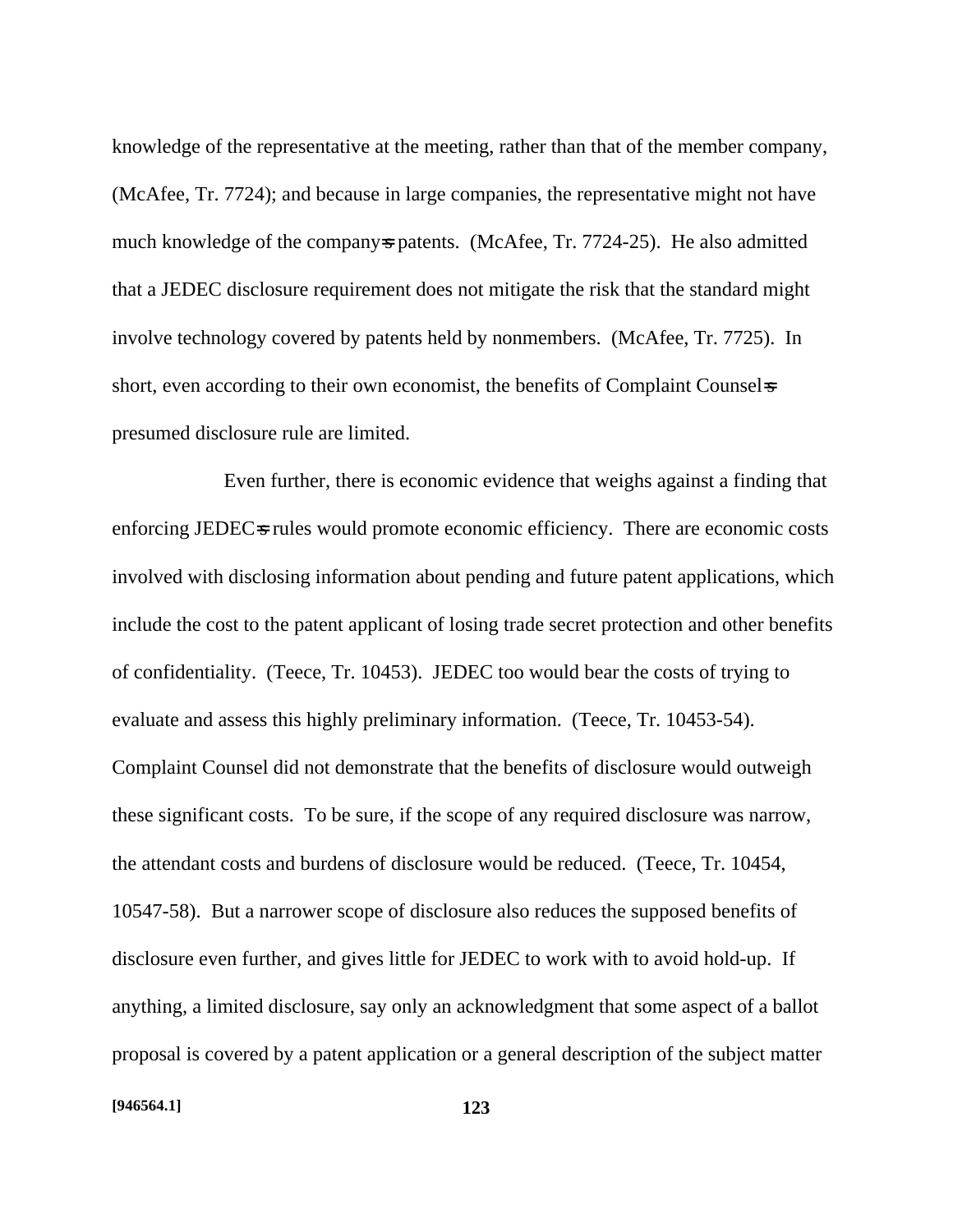knowledge of the representative at the meeting, rather than that of the member company, (McAfee, Tr. 7724); and because in large companies, the representative might not have much knowledge of the company's patents. (McAfee, Tr. 7724-25). He also admitted that a JEDEC disclosure requirement does not mitigate the risk that the standard might involve technology covered by patents held by nonmembers. (McAfee, Tr. 7725). In short, even according to their own economist, the benefits of Complaint Counsel's presumed disclosure rule are limited.

Even further, there is economic evidence that weighs against a finding that enforcing JEDEC's rules would promote economic efficiency. There are economic costs involved with disclosing information about pending and future patent applications, which include the cost to the patent applicant of losing trade secret protection and other benefits of confidentiality. (Teece, Tr. 10453). JEDEC too would bear the costs of trying to evaluate and assess this highly preliminary information. (Teece, Tr. 10453-54). Complaint Counsel did not demonstrate that the benefits of disclosure would outweigh these significant costs. To be sure, if the scope of any required disclosure was narrow, the attendant costs and burdens of disclosure would be reduced. (Teece, Tr. 10454, 10547-58). But a narrower scope of disclosure also reduces the supposed benefits of disclosure even further, and gives little for JEDEC to work with to avoid hold-up. If anything, a limited disclosure, say only an acknowledgment that some aspect of a ballot proposal is covered by a patent application or a general description of the subject matter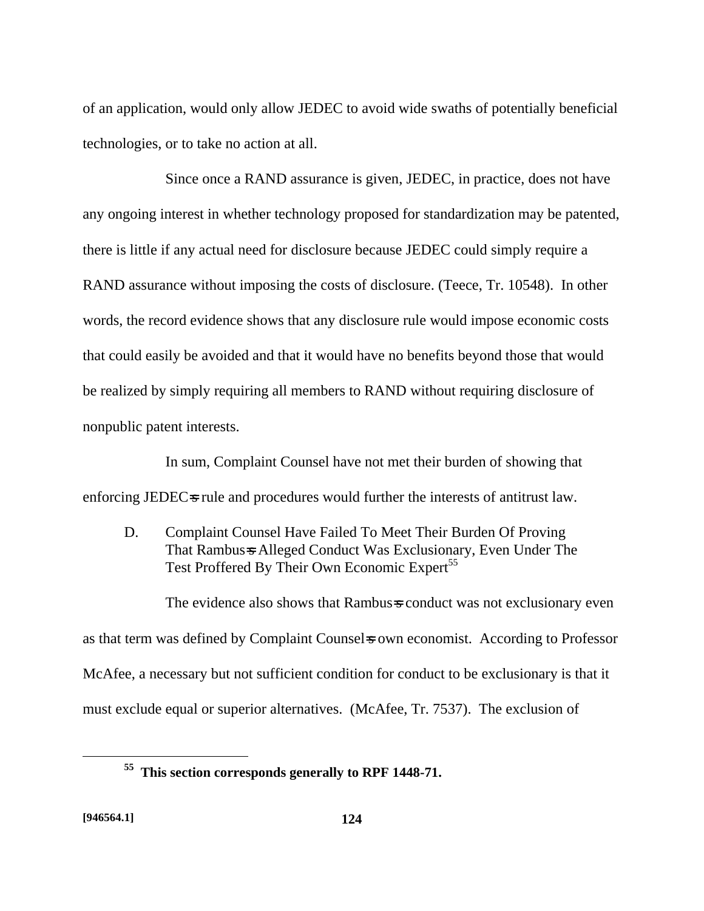of an application, would only allow JEDEC to avoid wide swaths of potentially beneficial technologies, or to take no action at all.

Since once a RAND assurance is given, JEDEC, in practice, does not have any ongoing interest in whether technology proposed for standardization may be patented, there is little if any actual need for disclosure because JEDEC could simply require a RAND assurance without imposing the costs of disclosure. (Teece, Tr. 10548). In other words, the record evidence shows that any disclosure rule would impose economic costs that could easily be avoided and that it would have no benefits beyond those that would be realized by simply requiring all members to RAND without requiring disclosure of nonpublic patent interests.

In sum, Complaint Counsel have not met their burden of showing that enforcing JEDEC=s rule and procedures would further the interests of antitrust law.

D. Complaint Counsel Have Failed To Meet Their Burden Of Proving That Rambus=s Alleged Conduct Was Exclusionary, Even Under The Test Proffered By Their Own Economic Expert[55]

The evidence also shows that Rambus=s conduct was not exclusionary even as that term was defined by Complaint Counsel=s own economist. According to Professor McAfee, a necessary but not sufficient condition for conduct to be exclusionary is that it must exclude equal or superior alternatives. (McAfee, Tr. 7537). The exclusion of

[55] **This section corresponds generally to RPF 1448-71.**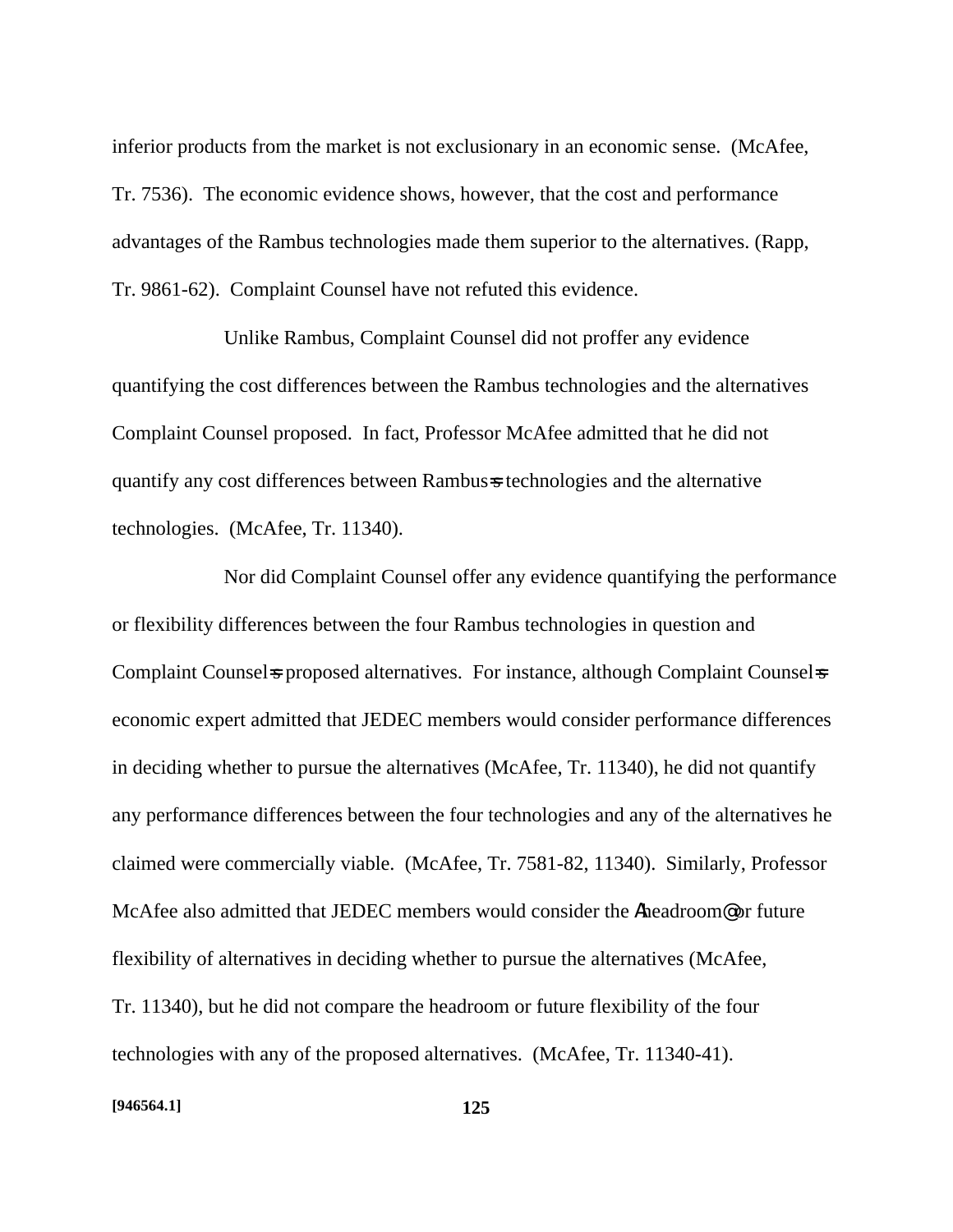inferior products from the market is not exclusionary in an economic sense. (McAfee, Tr. 7536). The economic evidence shows, however, that the cost and performance advantages of the Rambus technologies made them superior to the alternatives. (Rapp, Tr. 9861-62). Complaint Counsel have not refuted this evidence.

Unlike Rambus, Complaint Counsel did not proffer any evidence quantifying the cost differences between the Rambus technologies and the alternatives Complaint Counsel proposed. In fact, Professor McAfee admitted that he did not quantify any cost differences between Rambus=s technologies and the alternative technologies. (McAfee, Tr. 11340).

Nor did Complaint Counsel offer any evidence quantifying the performance or flexibility differences between the four Rambus technologies in question and Complaint Counsel=s proposed alternatives. For instance, although Complaint Counsel=s economic expert admitted that JEDEC members would consider performance differences in deciding whether to pursue the alternatives (McAfee, Tr. 11340), he did not quantify any performance differences between the four technologies and any of the alternatives he claimed were commercially viable. (McAfee, Tr. 7581-82, 11340). Similarly, Professor McAfee also admitted that JEDEC members would consider the Aheadroom@ or future flexibility of alternatives in deciding whether to pursue the alternatives (McAfee, Tr. 11340), but he did not compare the headroom or future flexibility of the four technologies with any of the proposed alternatives. (McAfee, Tr. 11340-41).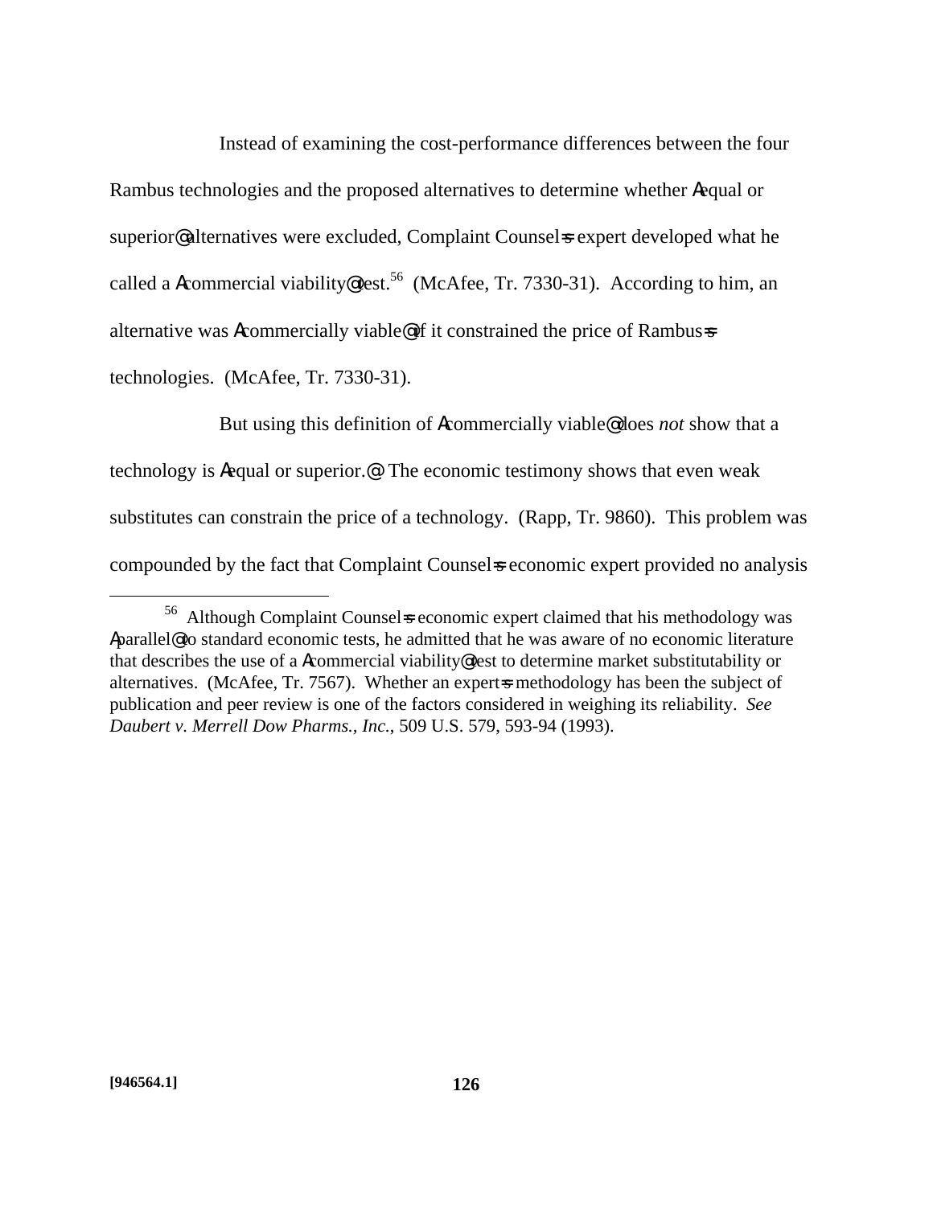Instead of examining the cost-performance differences between the four Rambus technologies and the proposed alternatives to determine whether Aequal or superior@ alternatives were excluded, Complaint Counsel=s expert developed what he called a Acommercial viability@ test.[56] (McAfee, Tr. 7330-31). According to him, an alternative was Acommercially viable@ if it constrained the price of Rambus=s technologies. (McAfee, Tr. 7330-31).

But using this definition of Acommercially viable@ does *not* show that a technology is Aequal or superior.@ The economic testimony shows that even weak substitutes can constrain the price of a technology. (Rapp, Tr. 9860). This problem was compounded by the fact that Complaint Counsel=s economic expert provided no analysis

---

[56] Although Complaint Counsel=s economic expert claimed that his methodology was Aparallel@ to standard economic tests, he admitted that he was aware of no economic literature that describes the use of a Acommercial viability@ test to determine market substitutability or alternatives. (McAfee, Tr. 7567). Whether an expert=s methodology has been the subject of publication and peer review is one of the factors considered in weighing its reliability. *See Daubert v. Merrell Dow Pharms., Inc.*, 509 U.S. 579, 593-94 (1993).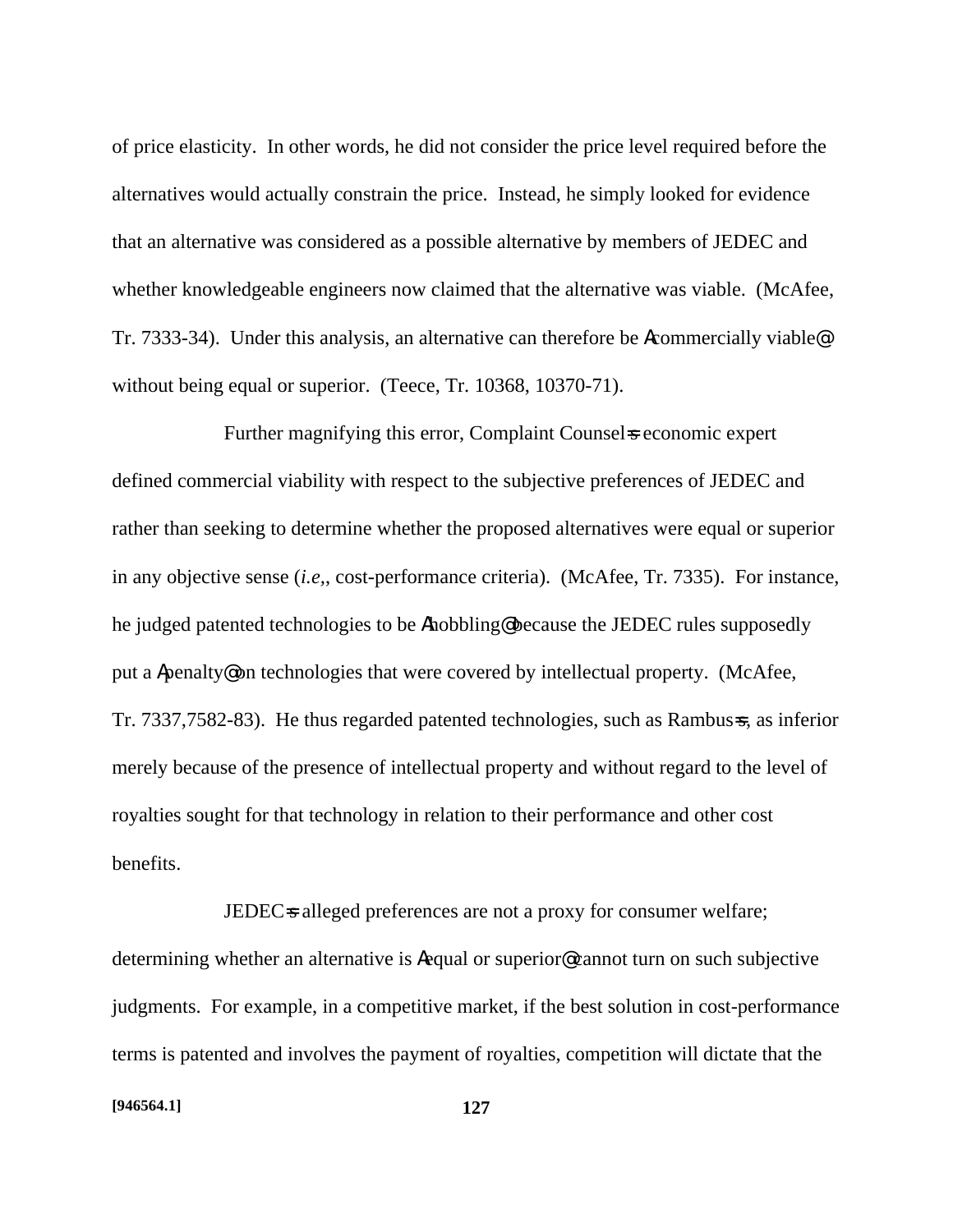of price elasticity. In other words, he did not consider the price level required before the alternatives would actually constrain the price. Instead, he simply looked for evidence that an alternative was considered as a possible alternative by members of JEDEC and whether knowledgeable engineers now claimed that the alternative was viable. (McAfee, Tr. 7333-34). Under this analysis, an alternative can therefore be Acommercially viable@ without being equal or superior. (Teece, Tr. 10368, 10370-71).

Further magnifying this error, Complaint Counsel=s economic expert defined commercial viability with respect to the subjective preferences of JEDEC and rather than seeking to determine whether the proposed alternatives were equal or superior in any objective sense (*i.e,*, cost-performance criteria). (McAfee, Tr. 7335). For instance, he judged patented technologies to be Ahobbling@ because the JEDEC rules supposedly put a Apenalty@ on technologies that were covered by intellectual property. (McAfee, Tr. 7337,7582-83). He thus regarded patented technologies, such as Rambus=s, as inferior merely because of the presence of intellectual property and without regard to the level of royalties sought for that technology in relation to their performance and other cost benefits.

JEDEC=s alleged preferences are not a proxy for consumer welfare; determining whether an alternative is Aequal or superior@ cannot turn on such subjective judgments. For example, in a competitive market, if the best solution in cost-performance terms is patented and involves the payment of royalties, competition will dictate that the

[946564.1]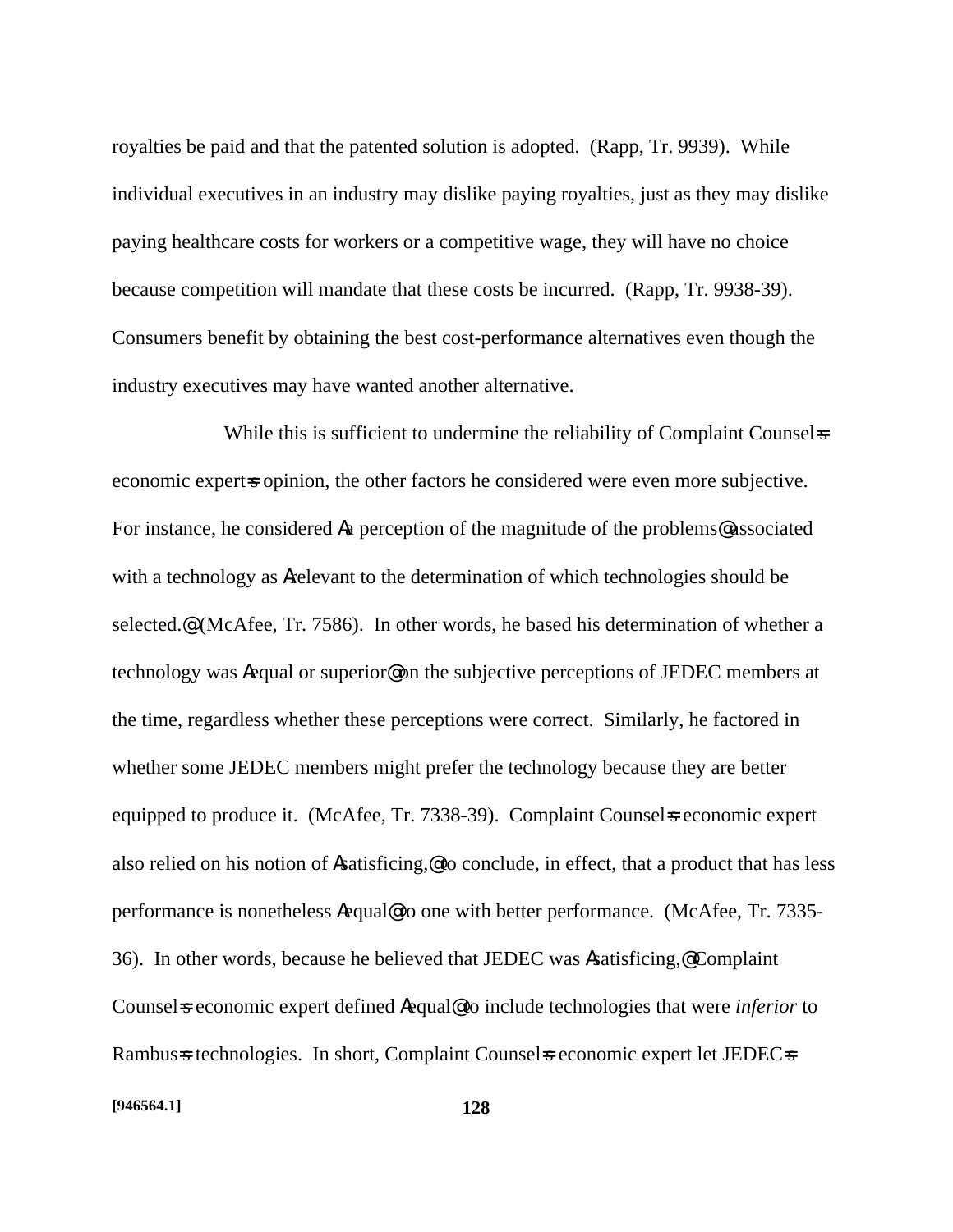royalties be paid and that the patented solution is adopted. (Rapp, Tr. 9939). While individual executives in an industry may dislike paying royalties, just as they may dislike paying healthcare costs for workers or a competitive wage, they will have no choice because competition will mandate that these costs be incurred. (Rapp, Tr. 9938-39). Consumers benefit by obtaining the best cost-performance alternatives even though the industry executives may have wanted another alternative.

While this is sufficient to undermine the reliability of Complaint Counsel=s economic expert=s opinion, the other factors he considered were even more subjective. For instance, he considered Aa perception of the magnitude of the problems@ associated with a technology as Arelevant to the determination of which technologies should be selected.@ (McAfee, Tr. 7586). In other words, he based his determination of whether a technology was Aequal or superior@ on the subjective perceptions of JEDEC members at the time, regardless whether these perceptions were correct. Similarly, he factored in whether some JEDEC members might prefer the technology because they are better equipped to produce it. (McAfee, Tr. 7338-39). Complaint Counsel=s economic expert also relied on his notion of Asatisficing,@ to conclude, in effect, that a product that has less performance is nonetheless Aequal@ to one with better performance. (McAfee, Tr. 7335-36). In other words, because he believed that JEDEC was Asatisficing,@ Complaint Counsel=s economic expert defined Aequal@ to include technologies that were *inferior* to Rambus=s technologies. In short, Complaint Counsel=s economic expert let JEDEC=s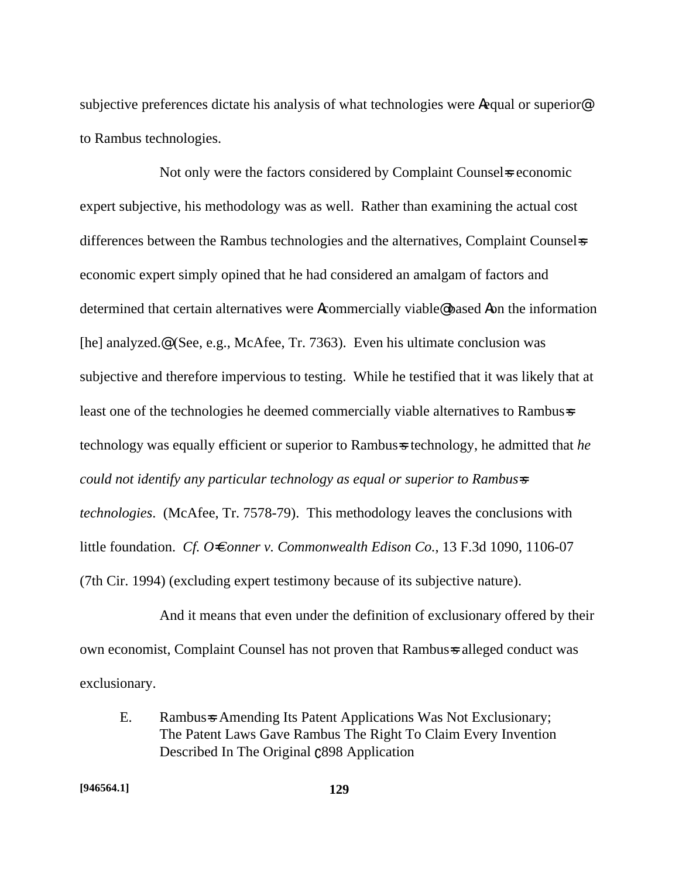subjective preferences dictate his analysis of what technologies were Aequal or superior@ to Rambus technologies.

Not only were the factors considered by Complaint Counsel=s economic expert subjective, his methodology was as well. Rather than examining the actual cost differences between the Rambus technologies and the alternatives, Complaint Counsel=s economic expert simply opined that he had considered an amalgam of factors and determined that certain alternatives were Acommercially viable@ based Aon the information [he] analyzed.@ (See, e.g., McAfee, Tr. 7363). Even his ultimate conclusion was subjective and therefore impervious to testing. While he testified that it was likely that at least one of the technologies he deemed commercially viable alternatives to Rambus=s technology was equally efficient or superior to Rambus=s technology, he admitted that *he could not identify any particular technology as equal or superior to Rambus=s technologies*. (McAfee, Tr. 7578-79). This methodology leaves the conclusions with little foundation. *Cf. O=Conner v. Commonwealth Edison Co.*, 13 F.3d 1090, 1106-07 (7th Cir. 1994) (excluding expert testimony because of its subjective nature).

And it means that even under the definition of exclusionary offered by their own economist, Complaint Counsel has not proven that Rambus=s alleged conduct was exclusionary.

E. Rambus=s Amending Its Patent Applications Was Not Exclusionary; The Patent Laws Gave Rambus The Right To Claim Every Invention Described In The Original =898 Application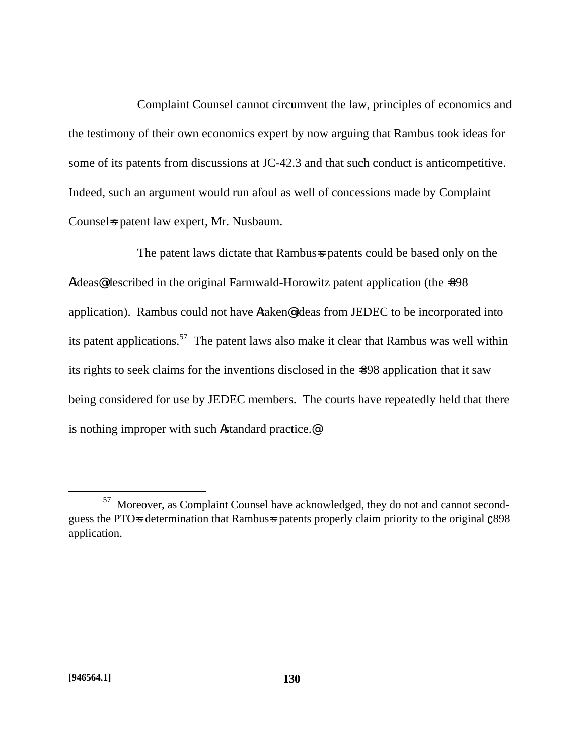Complaint Counsel cannot circumvent the law, principles of economics and the testimony of their own economics expert by now arguing that Rambus took ideas for some of its patents from discussions at JC-42.3 and that such conduct is anticompetitive. Indeed, such an argument would run afoul as well of concessions made by Complaint Counsel=s patent law expert, Mr. Nusbaum.

The patent laws dictate that Rambus=s patents could be based only on the Aideas@ described in the original Farmwald-Horowitz patent application (the =898 application). Rambus could not have Ataken@ ideas from JEDEC to be incorporated into its patent applications.[57] The patent laws also make it clear that Rambus was well within its rights to seek claims for the inventions disclosed in the =898 application that it saw being considered for use by JEDEC members. The courts have repeatedly held that there is nothing improper with such Astandard practice.@

---

[57] Moreover, as Complaint Counsel have acknowledged, they do not and cannot second-guess the PTO=s determination that Rambus=s patents properly claim priority to the original ⊂898 application.

[946564.1]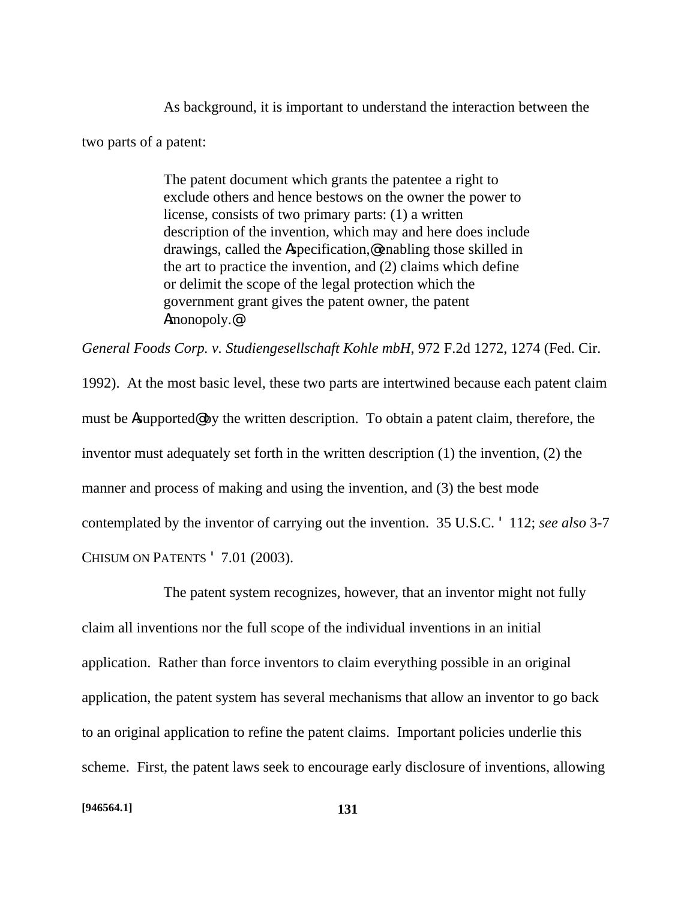As background, it is important to understand the interaction between the two parts of a patent:

> The patent document which grants the patentee a right to exclude others and hence bestows on the owner the power to license, consists of two primary parts: (1) a written description of the invention, which may and here does include drawings, called the Aspecification,@ enabling those skilled in the art to practice the invention, and (2) claims which define or delimit the scope of the legal protection which the government grant gives the patent owner, the patent Amonopoly.@

*General Foods Corp. v. Studiengesellschaft Kohle mbH*, 972 F.2d 1272, 1274 (Fed. Cir. 1992). At the most basic level, these two parts are intertwined because each patent claim must be Asupported@ by the written description. To obtain a patent claim, therefore, the inventor must adequately set forth in the written description (1) the invention, (2) the manner and process of making and using the invention, and (3) the best mode contemplated by the inventor of carrying out the invention. 35 U.S.C. ' 112; *see also* 3-7 CHISUM ON PATENTS ' 7.01 (2003).

The patent system recognizes, however, that an inventor might not fully claim all inventions nor the full scope of the individual inventions in an initial application. Rather than force inventors to claim everything possible in an original application, the patent system has several mechanisms that allow an inventor to go back to an original application to refine the patent claims. Important policies underlie this scheme. First, the patent laws seek to encourage early disclosure of inventions, allowing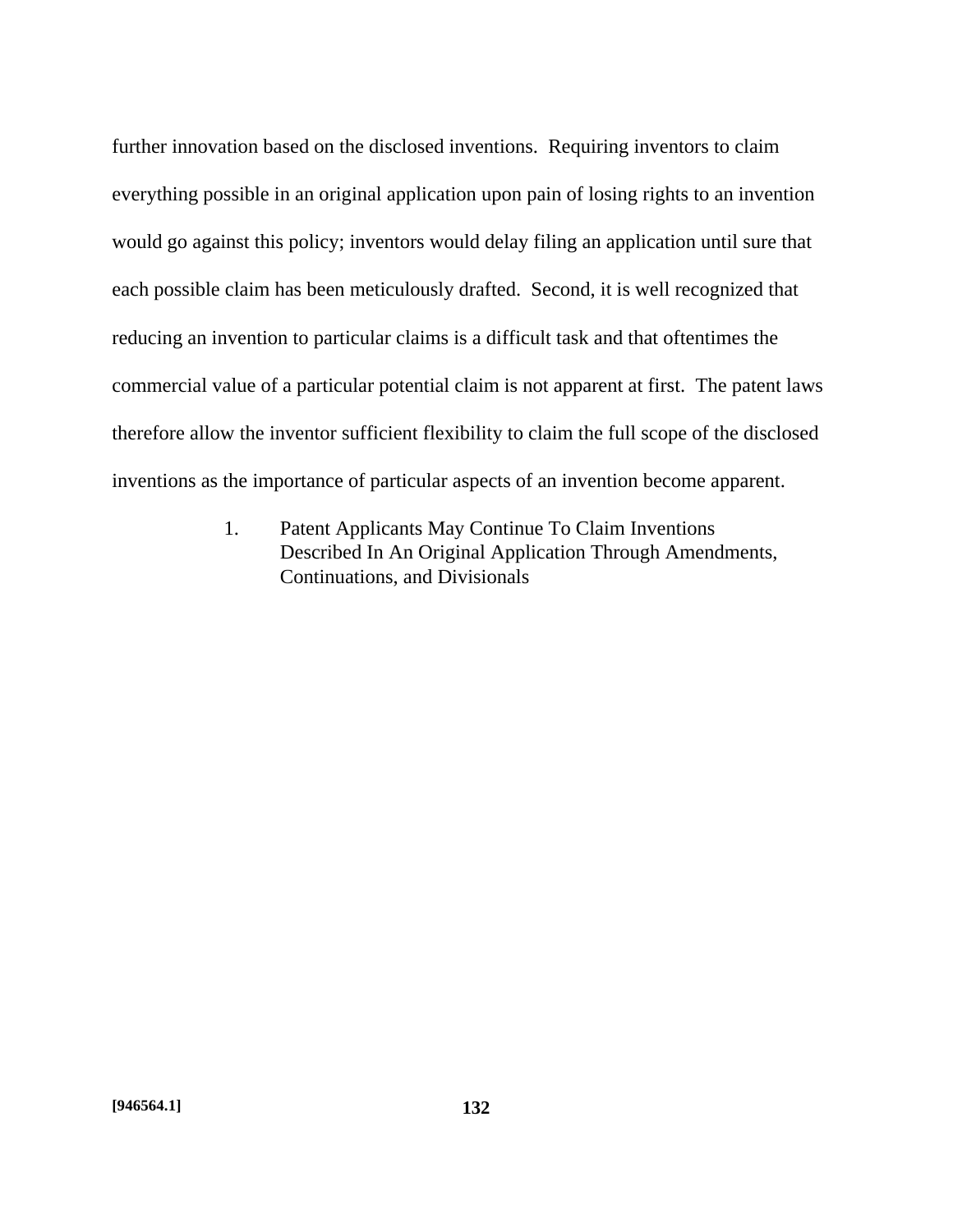further innovation based on the disclosed inventions. Requiring inventors to claim everything possible in an original application upon pain of losing rights to an invention would go against this policy; inventors would delay filing an application until sure that each possible claim has been meticulously drafted. Second, it is well recognized that reducing an invention to particular claims is a difficult task and that oftentimes the commercial value of a particular potential claim is not apparent at first. The patent laws therefore allow the inventor sufficient flexibility to claim the full scope of the disclosed inventions as the importance of particular aspects of an invention become apparent.

#### 1. Patent Applicants May Continue To Claim Inventions Described In An Original Application Through Amendments, Continuations, and Divisionals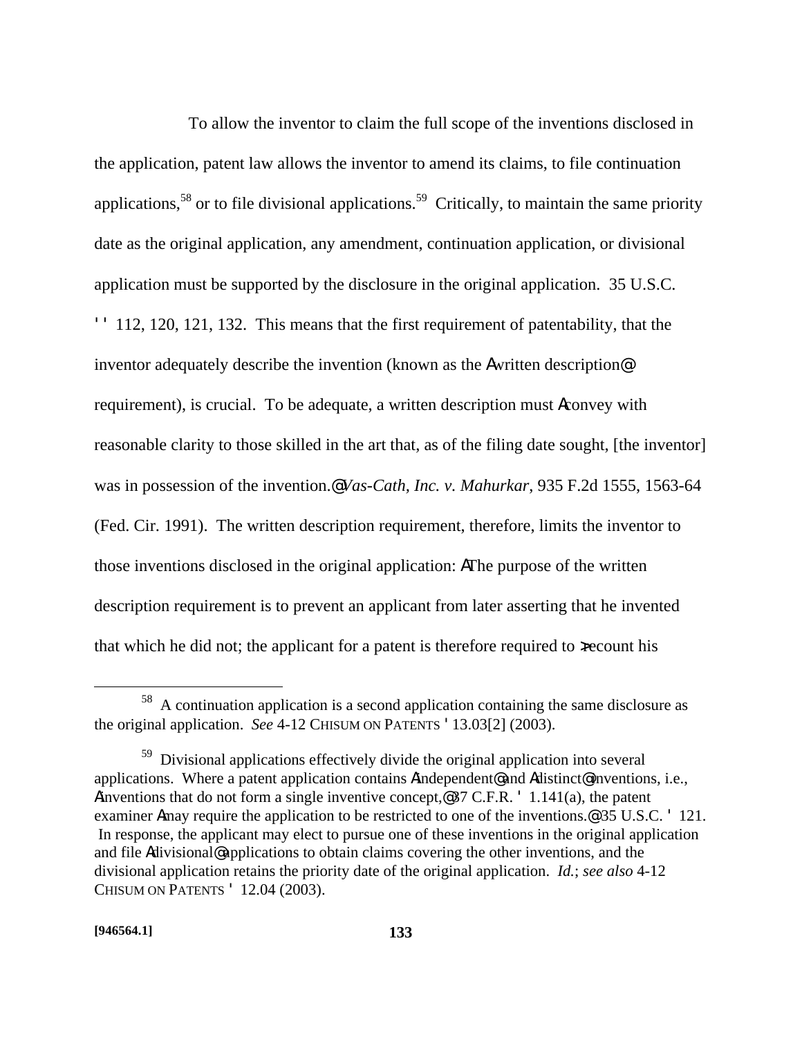To allow the inventor to claim the full scope of the inventions disclosed in the application, patent law allows the inventor to amend its claims, to file continuation applications,[58] or to file divisional applications.[59] Critically, to maintain the same priority date as the original application, any amendment, continuation application, or divisional application must be supported by the disclosure in the original application. 35 U.S.C. ' ' 112, 120, 121, 132. This means that the first requirement of patentability, that the inventor adequately describe the invention (known as the Awritten description@ requirement), is crucial. To be adequate, a written description must Aconvey with reasonable clarity to those skilled in the art that, as of the filing date sought, [the inventor] was in possession of the invention.@ *Vas-Cath, Inc. v. Mahurkar*, 935 F.2d 1555, 1563-64 (Fed. Cir. 1991). The written description requirement, therefore, limits the inventor to those inventions disclosed in the original application: AThe purpose of the written description requirement is to prevent an applicant from later asserting that he invented that which he did not; the applicant for a patent is therefore required to >recount his

---

[58] A continuation application is a second application containing the same disclosure as the original application. *See* 4-12 CHISUM ON PATENTS ' 13.03[2] (2003).

[59] Divisional applications effectively divide the original application into several applications. Where a patent application contains Aindependent@ and Adistinct@ inventions, i.e., Ainventions that do not form a single inventive concept,@ 37 C.F.R. ' 1.141(a), the patent examiner Amay require the application to be restricted to one of the inventions.@ 35 U.S.C. ' 121. In response, the applicant may elect to pursue one of these inventions in the original application and file Adivisional@ applications to obtain claims covering the other inventions, and the divisional application retains the priority date of the original application. *Id.*; *see also* 4-12 CHISUM ON PATENTS ' 12.04 (2003).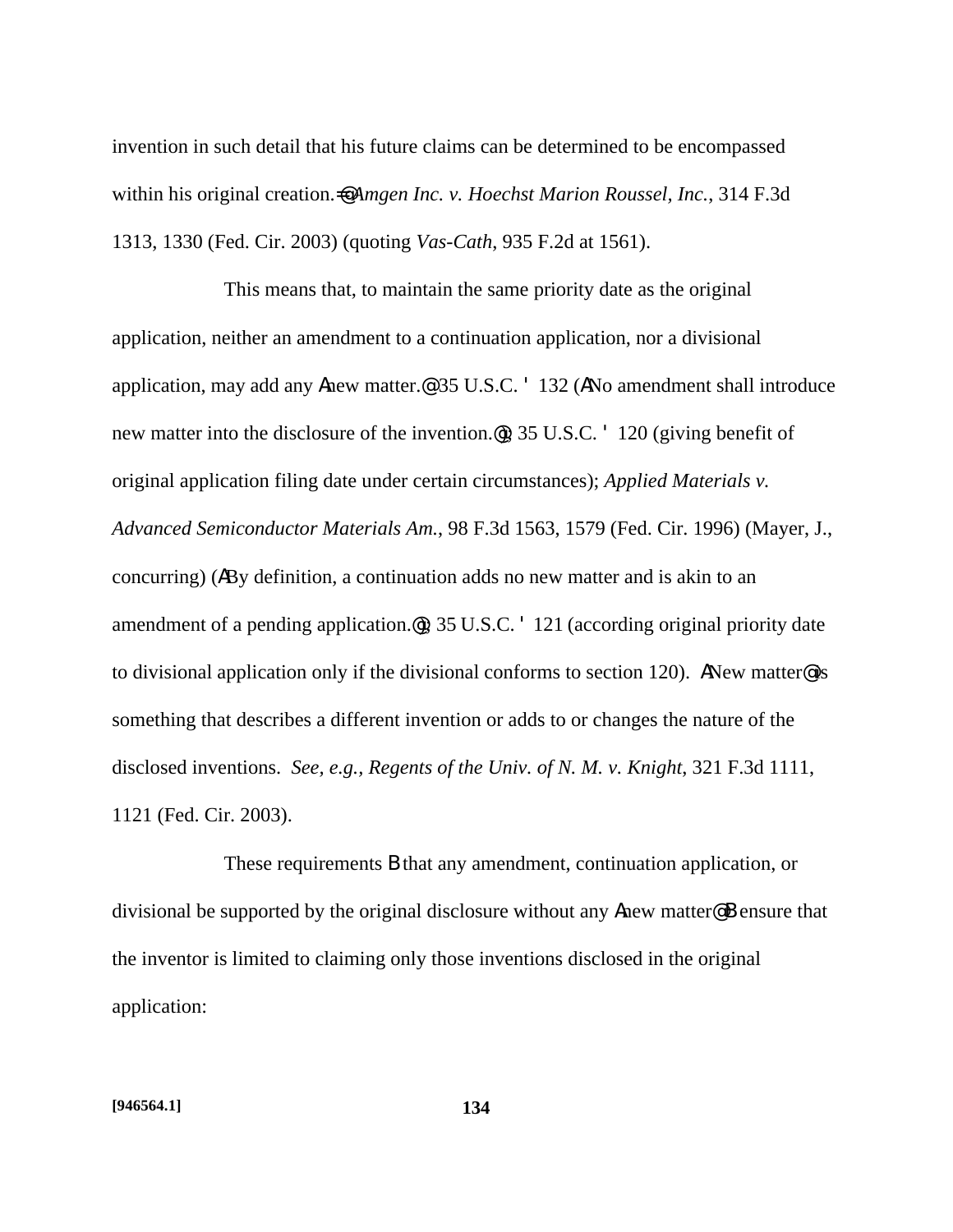invention in such detail that his future claims can be determined to be encompassed within his original creation.=@ *Amgen Inc. v. Hoechst Marion Roussel, Inc.*, 314 F.3d 1313, 1330 (Fed. Cir. 2003) (quoting *Vas-Cath*, 935 F.2d at 1561).

This means that, to maintain the same priority date as the original application, neither an amendment to a continuation application, nor a divisional application, may add any Anew matter.@ 35 U.S.C. ' 132 (ANo amendment shall introduce new matter into the disclosure of the invention.@); 35 U.S.C. ' 120 (giving benefit of original application filing date under certain circumstances); *Applied Materials v. Advanced Semiconductor Materials Am.*, 98 F.3d 1563, 1579 (Fed. Cir. 1996) (Mayer, J., concurring) (ABy definition, a continuation adds no new matter and is akin to an amendment of a pending application.@); 35 U.S.C. ' 121 (according original priority date to divisional application only if the divisional conforms to section 120). ANew matter@ is something that describes a different invention or adds to or changes the nature of the disclosed inventions. *See, e.g., Regents of the Univ. of N. M. v. Knight*, 321 F.3d 1111, 1121 (Fed. Cir. 2003).

These requirements B that any amendment, continuation application, or divisional be supported by the original disclosure without any Anew matter@ B ensure that the inventor is limited to claiming only those inventions disclosed in the original application: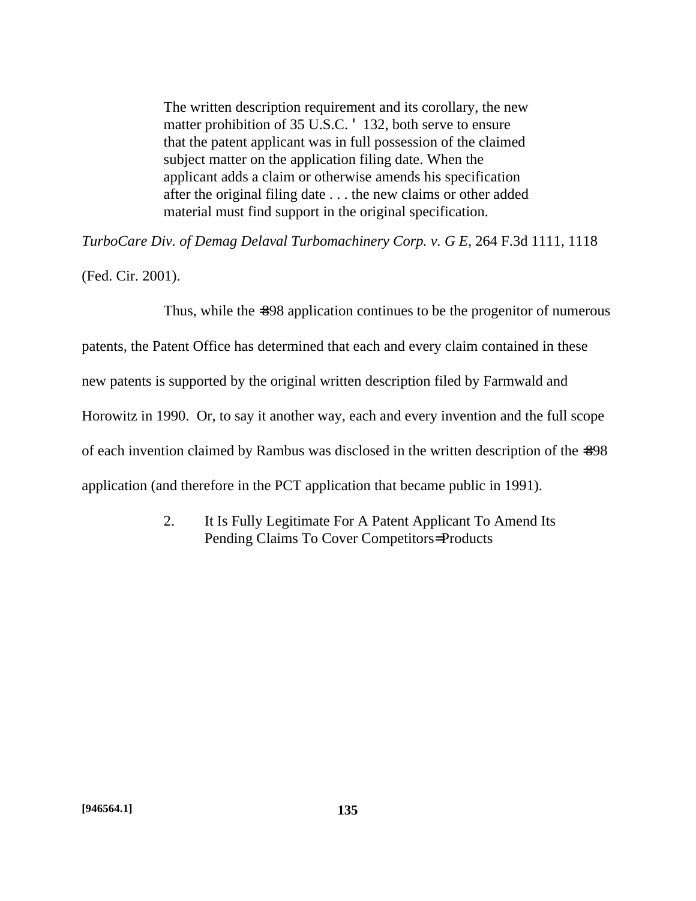> The written description requirement and its corollary, the new matter prohibition of 35 U.S.C. ' 132, both serve to ensure that the patent applicant was in full possession of the claimed subject matter on the application filing date. When the applicant adds a claim or otherwise amends his specification after the original filing date . . . the new claims or other added material must find support in the original specification.

*TurboCare Div. of Demag Delaval Turbomachinery Corp. v. G E*, 264 F.3d 1111, 1118 (Fed. Cir. 2001).

Thus, while the =898 application continues to be the progenitor of numerous patents, the Patent Office has determined that each and every claim contained in these new patents is supported by the original written description filed by Farmwald and Horowitz in 1990. Or, to say it another way, each and every invention and the full scope of each invention claimed by Rambus was disclosed in the written description of the =898 application (and therefore in the PCT application that became public in 1991).

2. It Is Fully Legitimate For A Patent Applicant To Amend Its Pending Claims To Cover Competitors= Products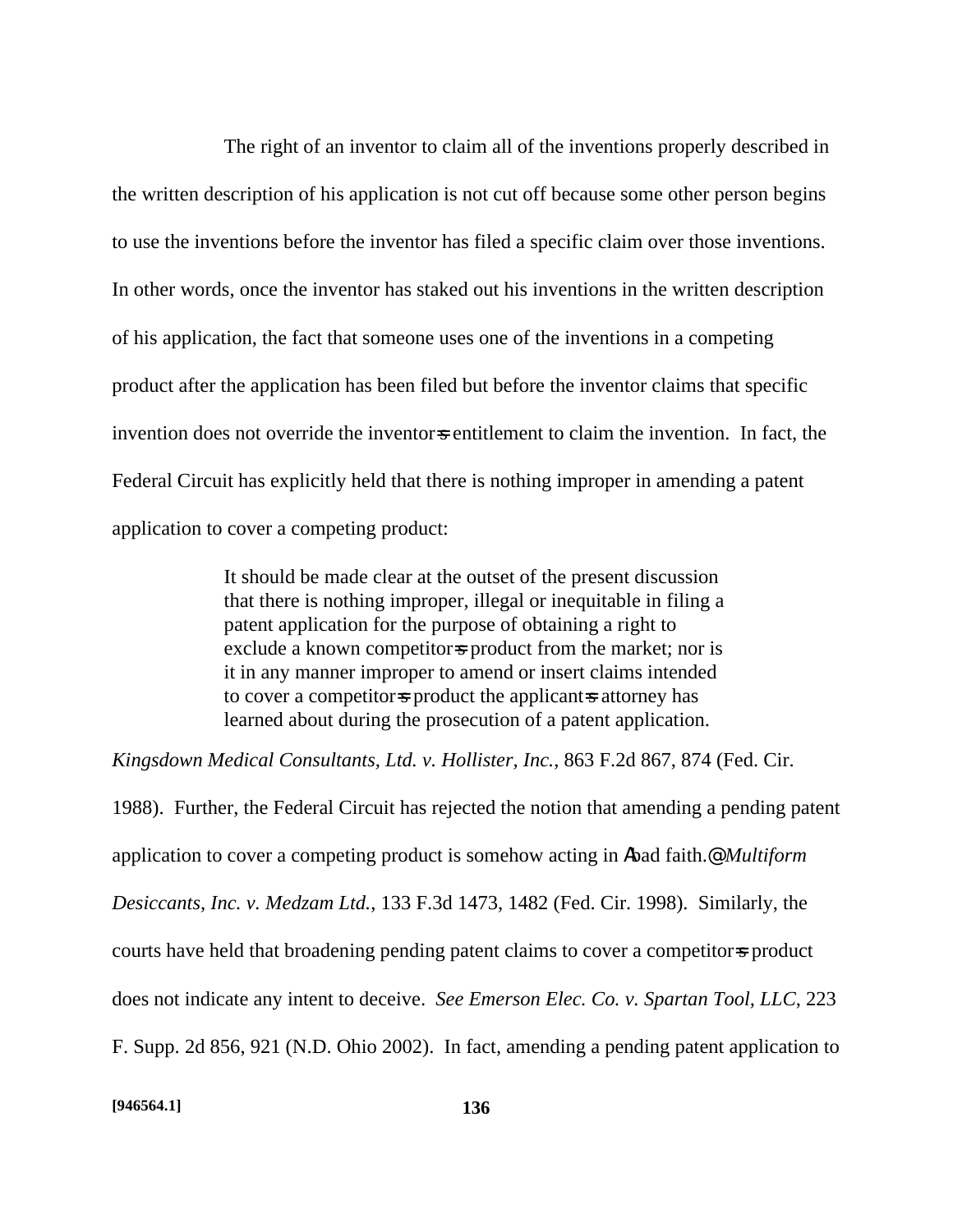The right of an inventor to claim all of the inventions properly described in the written description of his application is not cut off because some other person begins to use the inventions before the inventor has filed a specific claim over those inventions. In other words, once the inventor has staked out his inventions in the written description of his application, the fact that someone uses one of the inventions in a competing product after the application has been filed but before the inventor claims that specific invention does not override the inventor=s entitlement to claim the invention. In fact, the Federal Circuit has explicitly held that there is nothing improper in amending a patent application to cover a competing product:

> It should be made clear at the outset of the present discussion that there is nothing improper, illegal or inequitable in filing a patent application for the purpose of obtaining a right to exclude a known competitor=s product from the market; nor is it in any manner improper to amend or insert claims intended to cover a competitor=s product the applicant=s attorney has learned about during the prosecution of a patent application.

*Kingsdown Medical Consultants, Ltd. v. Hollister, Inc.*, 863 F.2d 867, 874 (Fed. Cir. 1988). Further, the Federal Circuit has rejected the notion that amending a pending patent application to cover a competing product is somehow acting in Abad faith.@ *Multiform Desiccants, Inc. v. Medzam Ltd.*, 133 F.3d 1473, 1482 (Fed. Cir. 1998). Similarly, the courts have held that broadening pending patent claims to cover a competitor=s product does not indicate any intent to deceive. *See Emerson Elec. Co. v. Spartan Tool, LLC*, 223 F. Supp. 2d 856, 921 (N.D. Ohio 2002). In fact, amending a pending patent application to

[946564.1]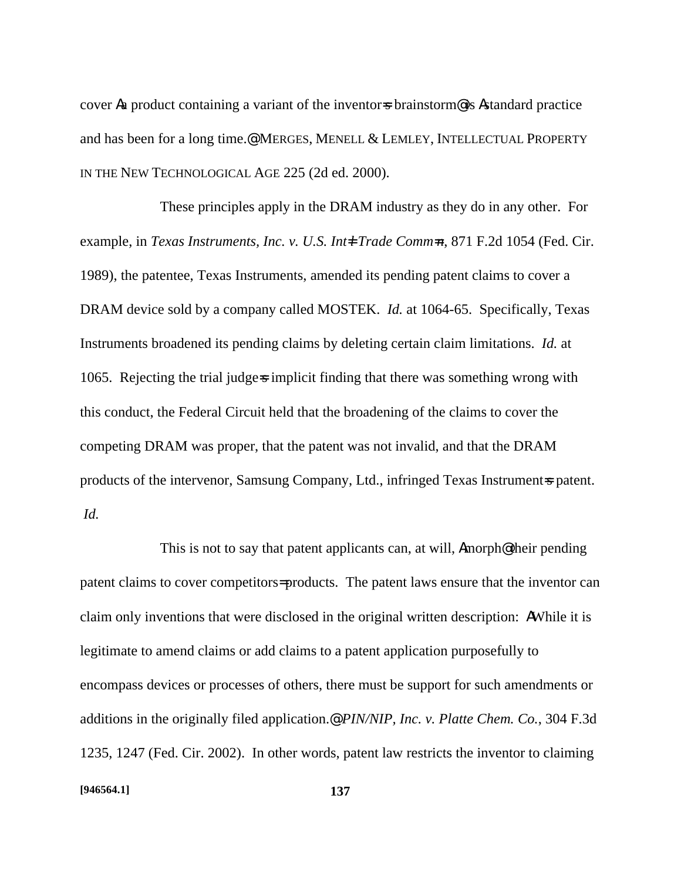cover Aa product containing a variant of the inventor=s brainstorm@ is Astandard practice and has been for a long time.@ MERGES, MENELL & LEMLEY, INTELLECTUAL PROPERTY IN THE NEW TECHNOLOGICAL AGE 225 (2d ed. 2000).

These principles apply in the DRAM industry as they do in any other. For example, in *Texas Instruments, Inc. v. U.S. Int=l Trade Comm=n*, 871 F.2d 1054 (Fed. Cir. 1989), the patentee, Texas Instruments, amended its pending patent claims to cover a DRAM device sold by a company called MOSTEK. *Id.* at 1064-65. Specifically, Texas Instruments broadened its pending claims by deleting certain claim limitations. *Id.* at 1065. Rejecting the trial judge=s implicit finding that there was something wrong with this conduct, the Federal Circuit held that the broadening of the claims to cover the competing DRAM was proper, that the patent was not invalid, and that the DRAM products of the intervenor, Samsung Company, Ltd., infringed Texas Instrument=s patent. *Id.*

This is not to say that patent applicants can, at will, Amorph@ their pending patent claims to cover competitors= products. The patent laws ensure that the inventor can claim only inventions that were disclosed in the original written description: AWhile it is legitimate to amend claims or add claims to a patent application purposefully to encompass devices or processes of others, there must be support for such amendments or additions in the originally filed application.@ *PIN/NIP, Inc. v. Platte Chem. Co.*, 304 F.3d 1235, 1247 (Fed. Cir. 2002). In other words, patent law restricts the inventor to claiming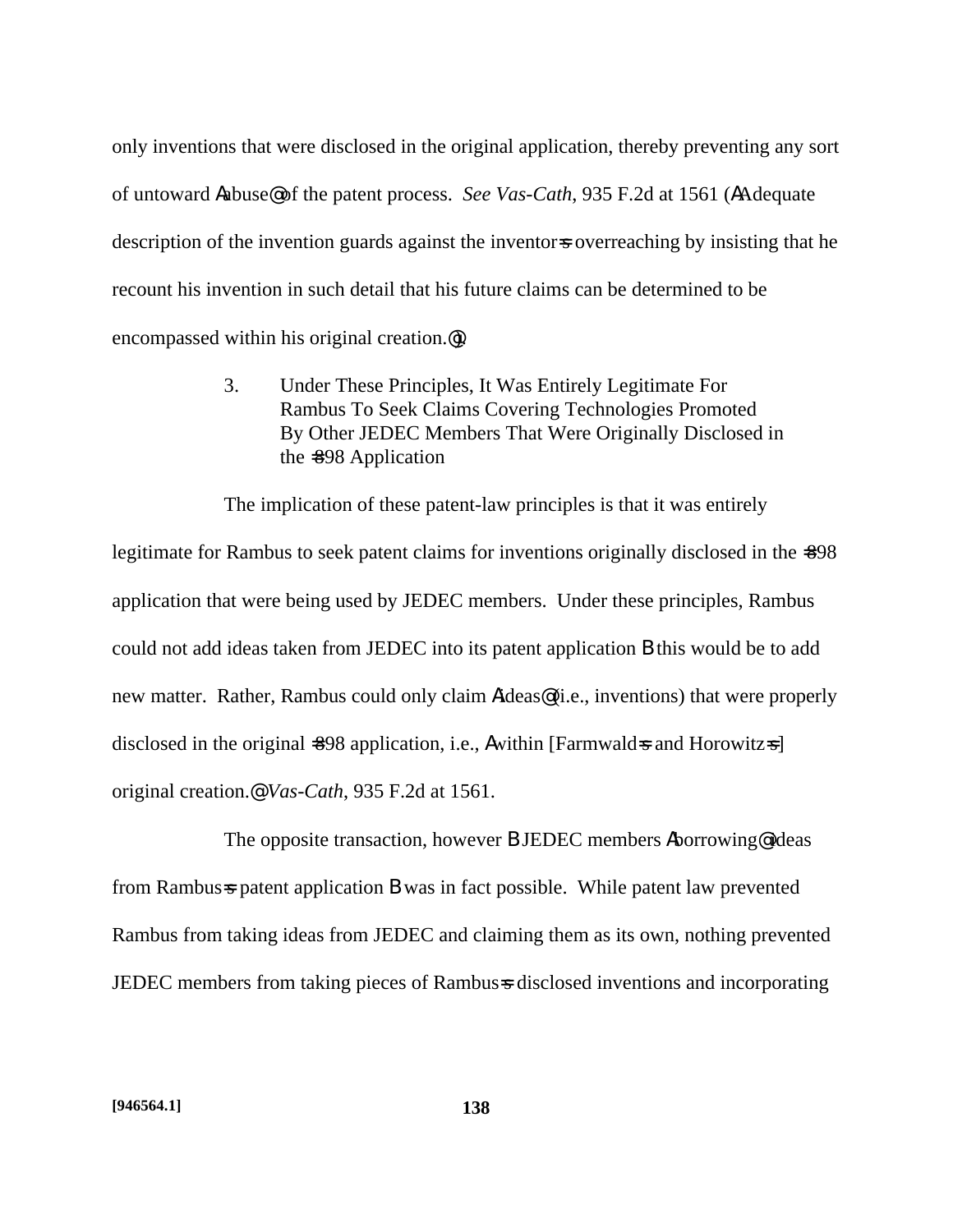only inventions that were disclosed in the original application, thereby preventing any sort of untoward Aabuse@ of the patent process. *See Vas-Cath*, 935 F.2d at 1561 (AAdequate description of the invention guards against the inventor=s overreaching by insisting that he recount his invention in such detail that his future claims can be determined to be encompassed within his original creation.@).

### 3. Under These Principles, It Was Entirely Legitimate For Rambus To Seek Claims Covering Technologies Promoted By Other JEDEC Members That Were Originally Disclosed in the =898 Application

The implication of these patent-law principles is that it was entirely legitimate for Rambus to seek patent claims for inventions originally disclosed in the =898 application that were being used by JEDEC members. Under these principles, Rambus could not add ideas taken from JEDEC into its patent application B this would be to add new matter. Rather, Rambus could only claim Aideas@ (i.e., inventions) that were properly disclosed in the original =898 application, i.e., Awithin [Farmwald=s and Horowitz=s] original creation.@ *Vas-Cath*, 935 F.2d at 1561.

The opposite transaction, however B JEDEC members Aborrowing@ ideas from Rambus=s patent application B was in fact possible. While patent law prevented Rambus from taking ideas from JEDEC and claiming them as its own, nothing prevented JEDEC members from taking pieces of Rambus=s disclosed inventions and incorporating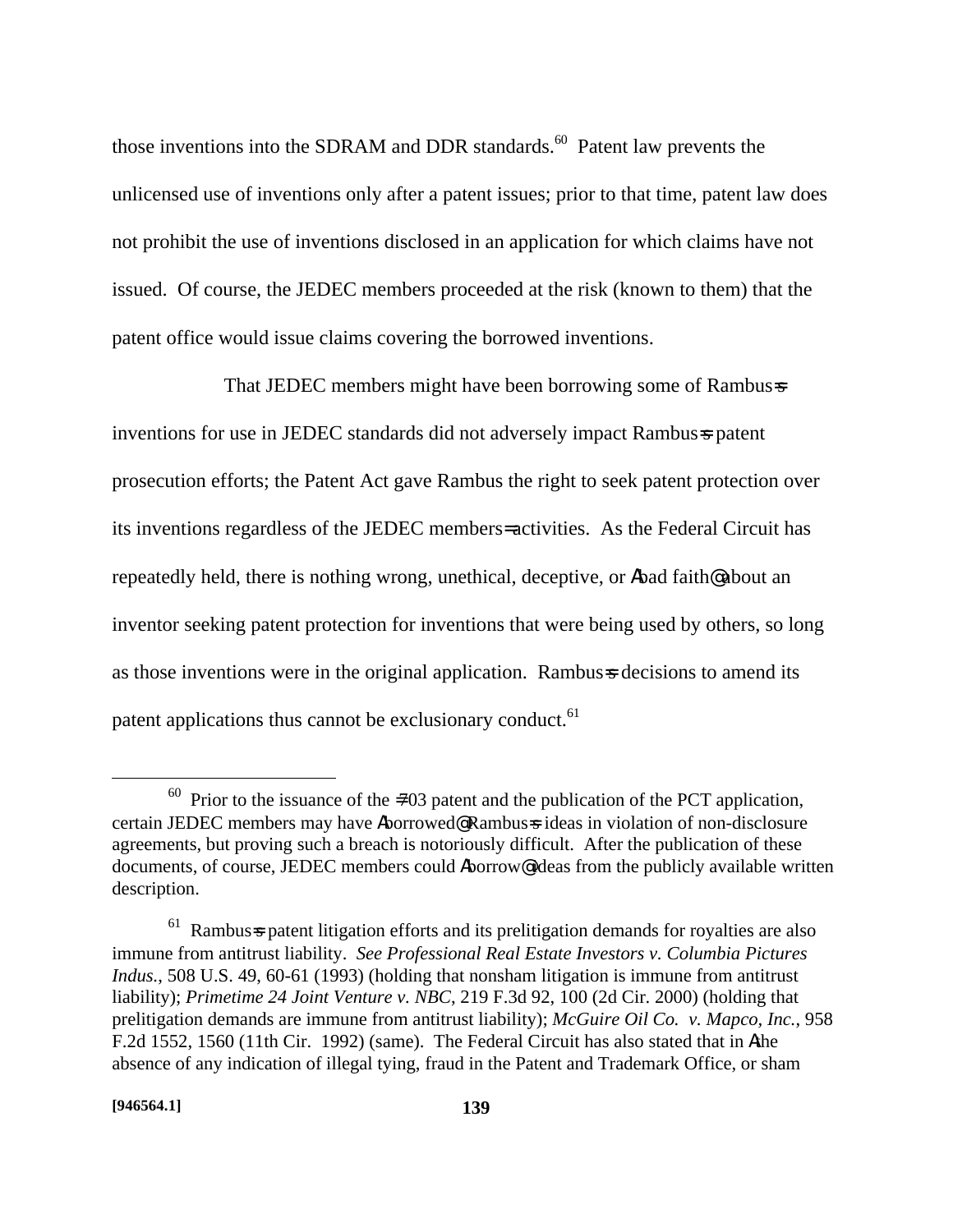those inventions into the SDRAM and DDR standards.[60] Patent law prevents the unlicensed use of inventions only after a patent issues; prior to that time, patent law does not prohibit the use of inventions disclosed in an application for which claims have not issued. Of course, the JEDEC members proceeded at the risk (known to them) that the patent office would issue claims covering the borrowed inventions.

That JEDEC members might have been borrowing some of Rambus=s inventions for use in JEDEC standards did not adversely impact Rambus=s patent prosecution efforts; the Patent Act gave Rambus the right to seek patent protection over its inventions regardless of the JEDEC members= activities. As the Federal Circuit has repeatedly held, there is nothing wrong, unethical, deceptive, or Abad faith@ about an inventor seeking patent protection for inventions that were being used by others, so long as those inventions were in the original application. Rambus=s decisions to amend its patent applications thus cannot be exclusionary conduct.[61]

---

[60] Prior to the issuance of the =703 patent and the publication of the PCT application, certain JEDEC members may have Aborrowed@ Rambus=s ideas in violation of non-disclosure agreements, but proving such a breach is notoriously difficult. After the publication of these documents, of course, JEDEC members could Aborrow@ ideas from the publicly available written description.

[61] Rambus=s patent litigation efforts and its prelitigation demands for royalties are also immune from antitrust liability. *See Professional Real Estate Investors v. Columbia Pictures Indus.*, 508 U.S. 49, 60-61 (1993) (holding that nonsham litigation is immune from antitrust liability); *Primetime 24 Joint Venture v. NBC*, 219 F.3d 92, 100 (2d Cir. 2000) (holding that prelitigation demands are immune from antitrust liability); *McGuire Oil Co. v. Mapco, Inc.*, 958 F.2d 1552, 1560 (11th Cir. 1992) (same). The Federal Circuit has also stated that in Athe absence of any indication of illegal tying, fraud in the Patent and Trademark Office, or sham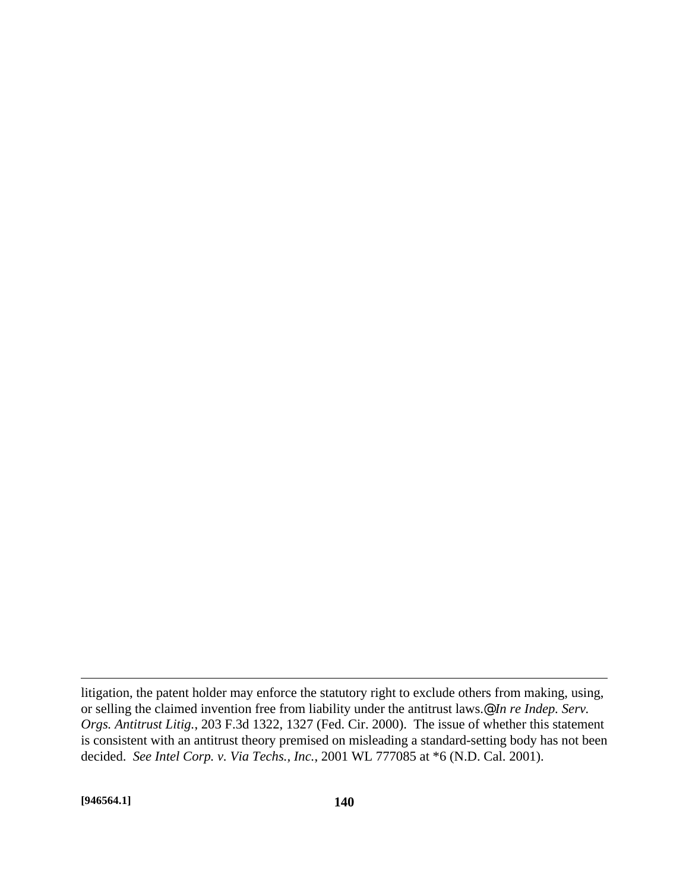litigation, the patent holder may enforce the statutory right to exclude others from making, using, or selling the claimed invention free from liability under the antitrust laws.@ *In re Indep. Serv. Orgs. Antitrust Litig.*, 203 F.3d 1322, 1327 (Fed. Cir. 2000). The issue of whether this statement is consistent with an antitrust theory premised on misleading a standard-setting body has not been decided. *See Intel Corp. v. Via Techs., Inc.*, 2001 WL 777085 at *6 (N.D. Cal. 2001).

**[946564.1]**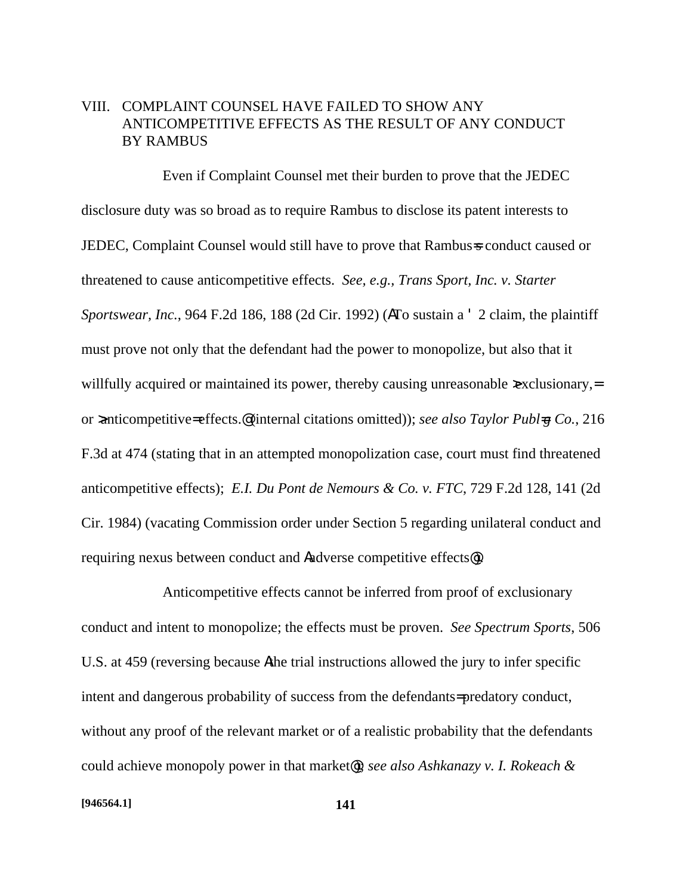## VIII. COMPLAINT COUNSEL HAVE FAILED TO SHOW ANY ANTICOMPETITIVE EFFECTS AS THE RESULT OF ANY CONDUCT BY RAMBUS

Even if Complaint Counsel met their burden to prove that the JEDEC disclosure duty was so broad as to require Rambus to disclose its patent interests to JEDEC, Complaint Counsel would still have to prove that Rambus=s conduct caused or threatened to cause anticompetitive effects. *See, e.g., Trans Sport, Inc. v. Starter Sportswear, Inc.*, 964 F.2d 186, 188 (2d Cir. 1992) (ATo sustain a ' 2 claim, the plaintiff must prove not only that the defendant had the power to monopolize, but also that it willfully acquired or maintained its power, thereby causing unreasonable >exclusionary,= or >anticompetitive= effects.@ (internal citations omitted)); *see also Taylor Publ=g Co.*, 216 F.3d at 474 (stating that in an attempted monopolization case, court must find threatened anticompetitive effects); *E.I. Du Pont de Nemours & Co. v. FTC*, 729 F.2d 128, 141 (2d Cir. 1984) (vacating Commission order under Section 5 regarding unilateral conduct and requiring nexus between conduct and Aadverse competitive effects@).

Anticompetitive effects cannot be inferred from proof of exclusionary conduct and intent to monopolize; the effects must be proven. *See Spectrum Sports*, 506 U.S. at 459 (reversing because Athe trial instructions allowed the jury to infer specific intent and dangerous probability of success from the defendants= predatory conduct, without any proof of the relevant market or of a realistic probability that the defendants could achieve monopoly power in that market@); *see also Ashkanazy v. I. Rokeach &*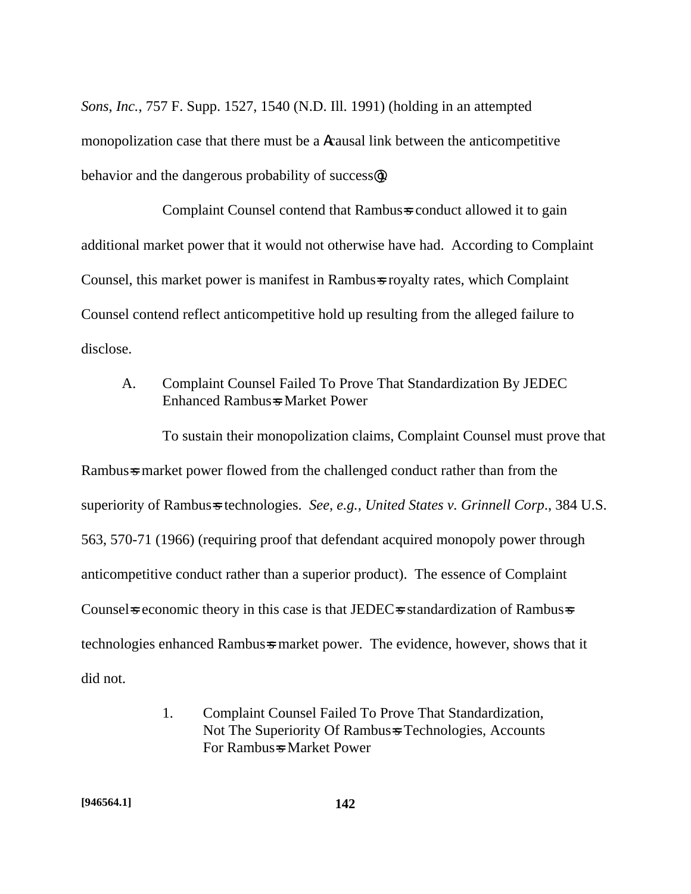*Sons*, *Inc.*, 757 F. Supp. 1527, 1540 (N.D. Ill. 1991) (holding in an attempted monopolization case that there must be a Acausal link between the anticompetitive behavior and the dangerous probability of success@).

Complaint Counsel contend that Rambus=s conduct allowed it to gain additional market power that it would not otherwise have had. According to Complaint Counsel, this market power is manifest in Rambus=s royalty rates, which Complaint Counsel contend reflect anticompetitive hold up resulting from the alleged failure to disclose.

## A. Complaint Counsel Failed To Prove That Standardization By JEDEC Enhanced Rambus=s Market Power

To sustain their monopolization claims, Complaint Counsel must prove that Rambus=s market power flowed from the challenged conduct rather than from the superiority of Rambus=s technologies. *See, e.g., United States v. Grinnell Corp.*, 384 U.S. 563, 570-71 (1966) (requiring proof that defendant acquired monopoly power through anticompetitive conduct rather than a superior product). The essence of Complaint Counsel=s economic theory in this case is that JEDEC=s standardization of Rambus=s technologies enhanced Rambus=s market power. The evidence, however, shows that it did not.

### 1. Complaint Counsel Failed To Prove That Standardization, Not The Superiority Of Rambus=s Technologies, Accounts For Rambus=s Market Power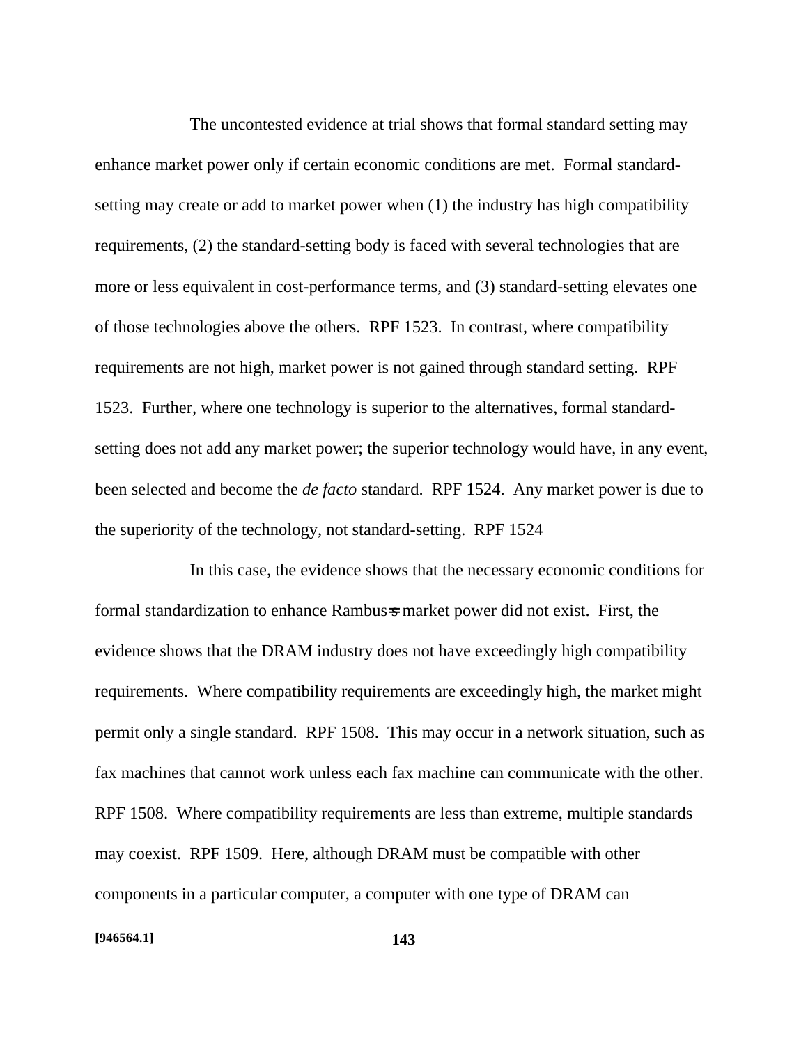The uncontested evidence at trial shows that formal standard setting may enhance market power only if certain economic conditions are met. Formal standard-setting may create or add to market power when (1) the industry has high compatibility requirements, (2) the standard-setting body is faced with several technologies that are more or less equivalent in cost-performance terms, and (3) standard-setting elevates one of those technologies above the others. RPF 1523. In contrast, where compatibility requirements are not high, market power is not gained through standard setting. RPF 1523. Further, where one technology is superior to the alternatives, formal standard-setting does not add any market power; the superior technology would have, in any event, been selected and become the *de facto* standard. RPF 1524. Any market power is due to the superiority of the technology, not standard-setting. RPF 1524

In this case, the evidence shows that the necessary economic conditions for formal standardization to enhance Rambus's market power did not exist. First, the evidence shows that the DRAM industry does not have exceedingly high compatibility requirements. Where compatibility requirements are exceedingly high, the market might permit only a single standard. RPF 1508. This may occur in a network situation, such as fax machines that cannot work unless each fax machine can communicate with the other. RPF 1508. Where compatibility requirements are less than extreme, multiple standards may coexist. RPF 1509. Here, although DRAM must be compatible with other components in a particular computer, a computer with one type of DRAM can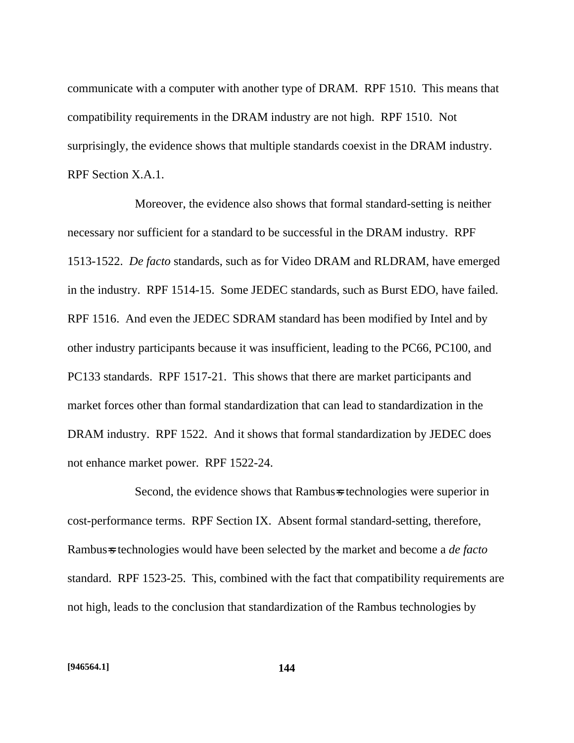communicate with a computer with another type of DRAM. RPF 1510. This means that compatibility requirements in the DRAM industry are not high. RPF 1510. Not surprisingly, the evidence shows that multiple standards coexist in the DRAM industry. RPF Section X.A.1.

Moreover, the evidence also shows that formal standard-setting is neither necessary nor sufficient for a standard to be successful in the DRAM industry. RPF 1513-1522. *De facto* standards, such as for Video DRAM and RLDRAM, have emerged in the industry. RPF 1514-15. Some JEDEC standards, such as Burst EDO, have failed. RPF 1516. And even the JEDEC SDRAM standard has been modified by Intel and by other industry participants because it was insufficient, leading to the PC66, PC100, and PC133 standards. RPF 1517-21. This shows that there are market participants and market forces other than formal standardization that can lead to standardization in the DRAM industry. RPF 1522. And it shows that formal standardization by JEDEC does not enhance market power. RPF 1522-24.

Second, the evidence shows that Rambus's technologies were superior in cost-performance terms. RPF Section IX. Absent formal standard-setting, therefore, Rambus's technologies would have been selected by the market and become a *de facto* standard. RPF 1523-25. This, combined with the fact that compatibility requirements are not high, leads to the conclusion that standardization of the Rambus technologies by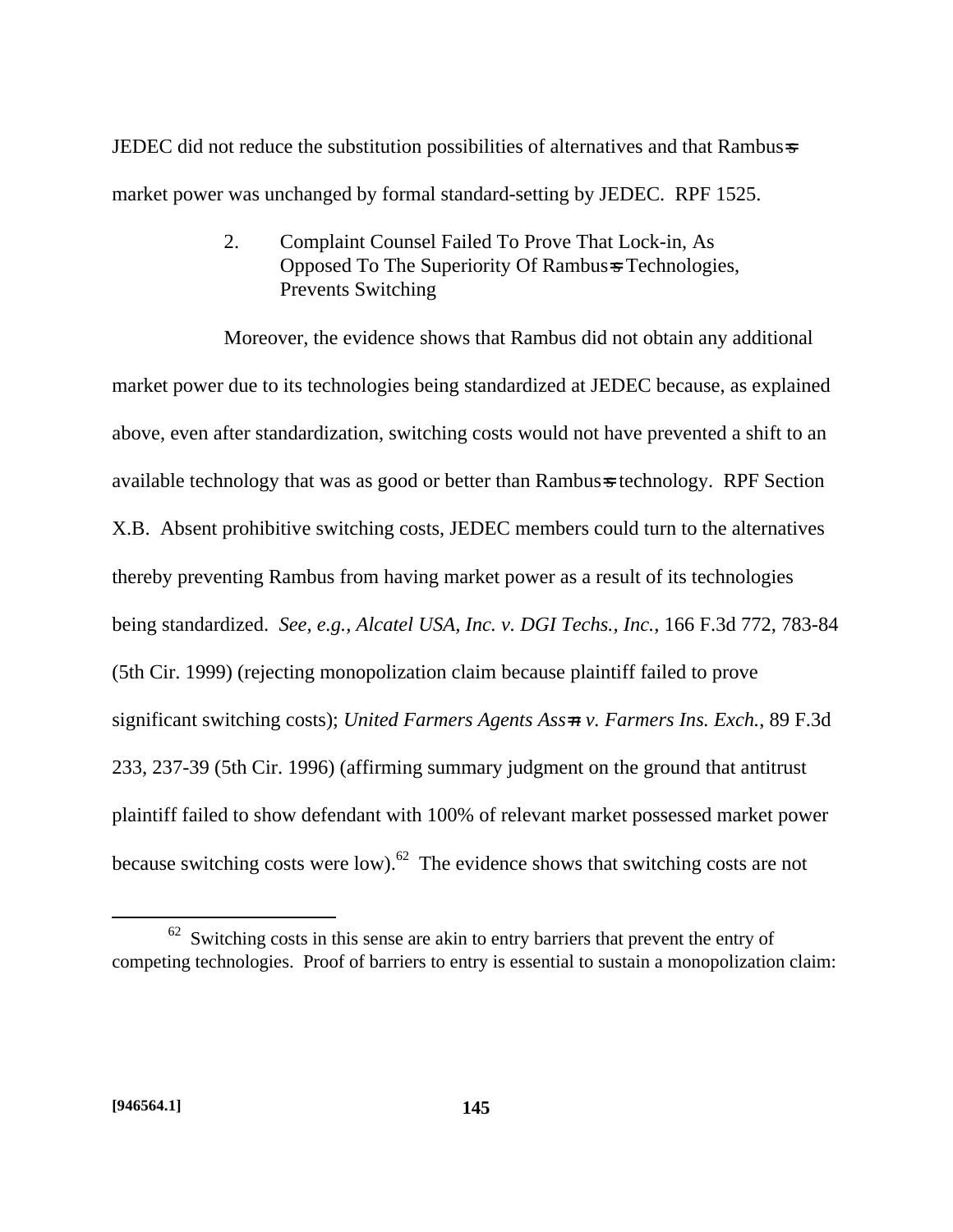JEDEC did not reduce the substitution possibilities of alternatives and that Rambus=s market power was unchanged by formal standard-setting by JEDEC. RPF 1525.

### 2. Complaint Counsel Failed To Prove That Lock-in, As Opposed To The Superiority Of Rambus=s Technologies, Prevents Switching

Moreover, the evidence shows that Rambus did not obtain any additional market power due to its technologies being standardized at JEDEC because, as explained above, even after standardization, switching costs would not have prevented a shift to an available technology that was as good or better than Rambus=s technology. RPF Section X.B. Absent prohibitive switching costs, JEDEC members could turn to the alternatives thereby preventing Rambus from having market power as a result of its technologies being standardized. *See, e.g., Alcatel USA, Inc. v. DGI Techs., Inc.*, 166 F.3d 772, 783-84 (5th Cir. 1999) (rejecting monopolization claim because plaintiff failed to prove significant switching costs); *United Farmers Agents Ass=n v. Farmers Ins. Exch.*, 89 F.3d 233, 237-39 (5th Cir. 1996) (affirming summary judgment on the ground that antitrust plaintiff failed to show defendant with 100% of relevant market possessed market power because switching costs were low).[62] The evidence shows that switching costs are not

[62] Switching costs in this sense are akin to entry barriers that prevent the entry of competing technologies. Proof of barriers to entry is essential to sustain a monopolization claim: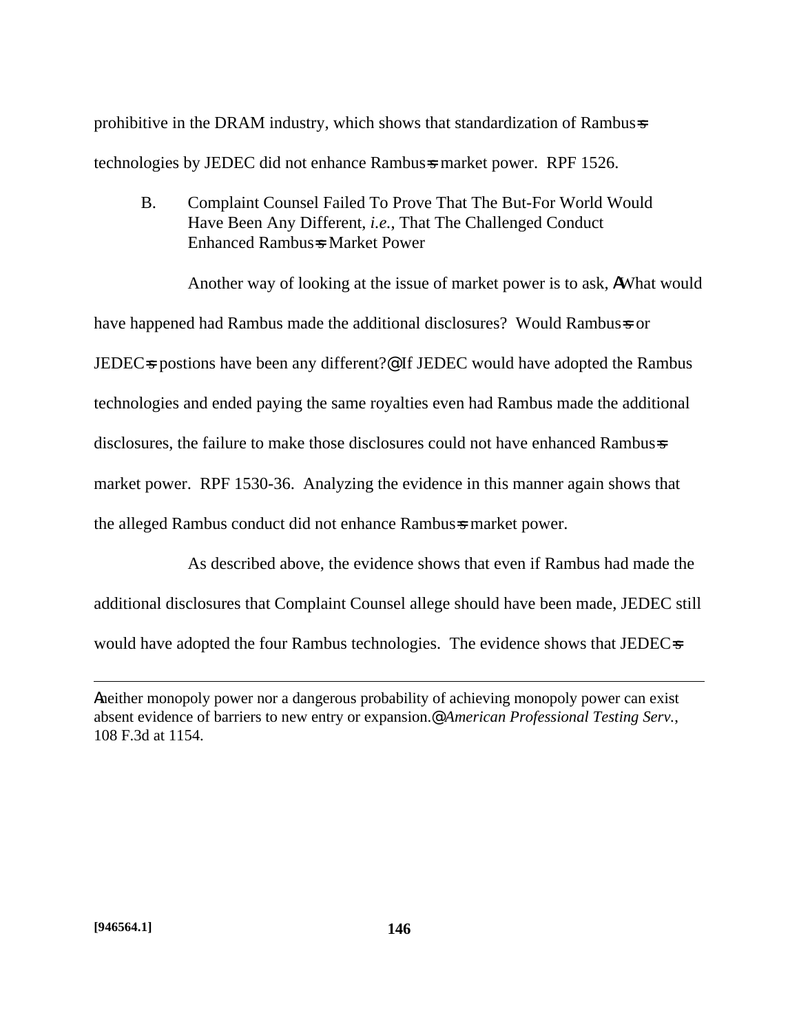prohibitive in the DRAM industry, which shows that standardization of Rambus=s technologies by JEDEC did not enhance Rambus=s market power. RPF 1526.

B. Complaint Counsel Failed To Prove That The But-For World Would Have Been Any Different, *i.e.*, That The Challenged Conduct Enhanced Rambus=s Market Power

Another way of looking at the issue of market power is to ask, AWhat would have happened had Rambus made the additional disclosures? Would Rambus=s or JEDEC=s postions have been any different?@ If JEDEC would have adopted the Rambus technologies and ended paying the same royalties even had Rambus made the additional disclosures, the failure to make those disclosures could not have enhanced Rambus=s market power. RPF 1530-36. Analyzing the evidence in this manner again shows that the alleged Rambus conduct did not enhance Rambus=s market power.

As described above, the evidence shows that even if Rambus had made the additional disclosures that Complaint Counsel allege should have been made, JEDEC still would have adopted the four Rambus technologies. The evidence shows that JEDEC=s

---

Aneither monopoly power nor a dangerous probability of achieving monopoly power can exist absent evidence of barriers to new entry or expansion.@ *American Professional Testing Serv.*, 108 F.3d at 1154.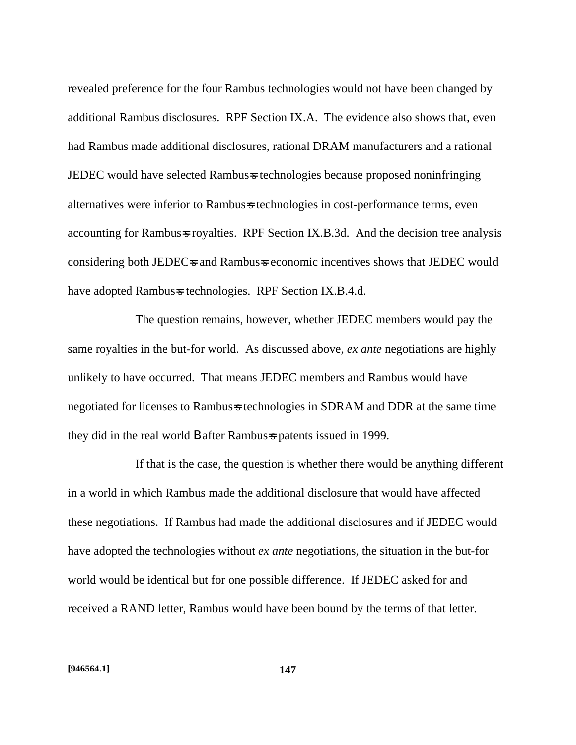revealed preference for the four Rambus technologies would not have been changed by additional Rambus disclosures. RPF Section IX.A. The evidence also shows that, even had Rambus made additional disclosures, rational DRAM manufacturers and a rational JEDEC would have selected Rambus=s technologies because proposed noninfringing alternatives were inferior to Rambus=s technologies in cost-performance terms, even accounting for Rambus=s royalties. RPF Section IX.B.3d. And the decision tree analysis considering both JEDEC=s and Rambus=s economic incentives shows that JEDEC would have adopted Rambus=s technologies. RPF Section IX.B.4.d.

The question remains, however, whether JEDEC members would pay the same royalties in the but-for world. As discussed above, *ex ante* negotiations are highly unlikely to have occurred. That means JEDEC members and Rambus would have negotiated for licenses to Rambus=s technologies in SDRAM and DDR at the same time they did in the real world B after Rambus=s patents issued in 1999.

If that is the case, the question is whether there would be anything different in a world in which Rambus made the additional disclosure that would have affected these negotiations. If Rambus had made the additional disclosures and if JEDEC would have adopted the technologies without *ex ante* negotiations, the situation in the but-for world would be identical but for one possible difference. If JEDEC asked for and received a RAND letter, Rambus would have been bound by the terms of that letter.

[946564.1]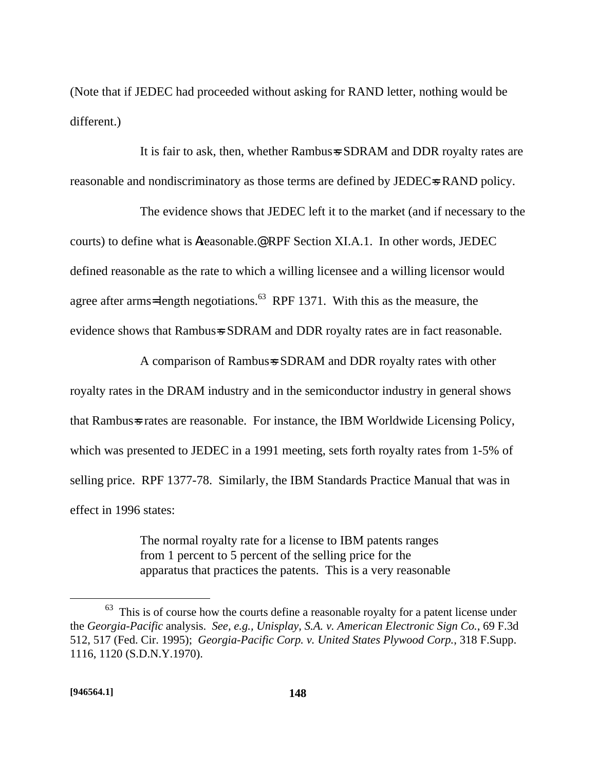(Note that if JEDEC had proceeded without asking for RAND letter, nothing would be different.)

It is fair to ask, then, whether Rambus=s SDRAM and DDR royalty rates are reasonable and nondiscriminatory as those terms are defined by JEDEC=s RAND policy.

The evidence shows that JEDEC left it to the market (and if necessary to the courts) to define what is Areasonable.@ RPF Section XI.A.1. In other words, JEDEC defined reasonable as the rate to which a willing licensee and a willing licensor would agree after arms=length negotiations.[63] RPF 1371. With this as the measure, the evidence shows that Rambus=s SDRAM and DDR royalty rates are in fact reasonable.

A comparison of Rambus=s SDRAM and DDR royalty rates with other royalty rates in the DRAM industry and in the semiconductor industry in general shows that Rambus=s rates are reasonable. For instance, the IBM Worldwide Licensing Policy, which was presented to JEDEC in a 1991 meeting, sets forth royalty rates from 1-5% of selling price. RPF 1377-78. Similarly, the IBM Standards Practice Manual that was in effect in 1996 states:

> The normal royalty rate for a license to IBM patents ranges from 1 percent to 5 percent of the selling price for the apparatus that practices the patents. This is a very reasonable

---

[63] This is of course how the courts define a reasonable royalty for a patent license under the *Georgia-Pacific* analysis. *See, e.g., Unisplay, S.A. v. American Electronic Sign Co.*, 69 F.3d 512, 517 (Fed. Cir. 1995); *Georgia-Pacific Corp. v. United States Plywood Corp.*, 318 F.Supp. 1116, 1120 (S.D.N.Y.1970).

**[946564.1]**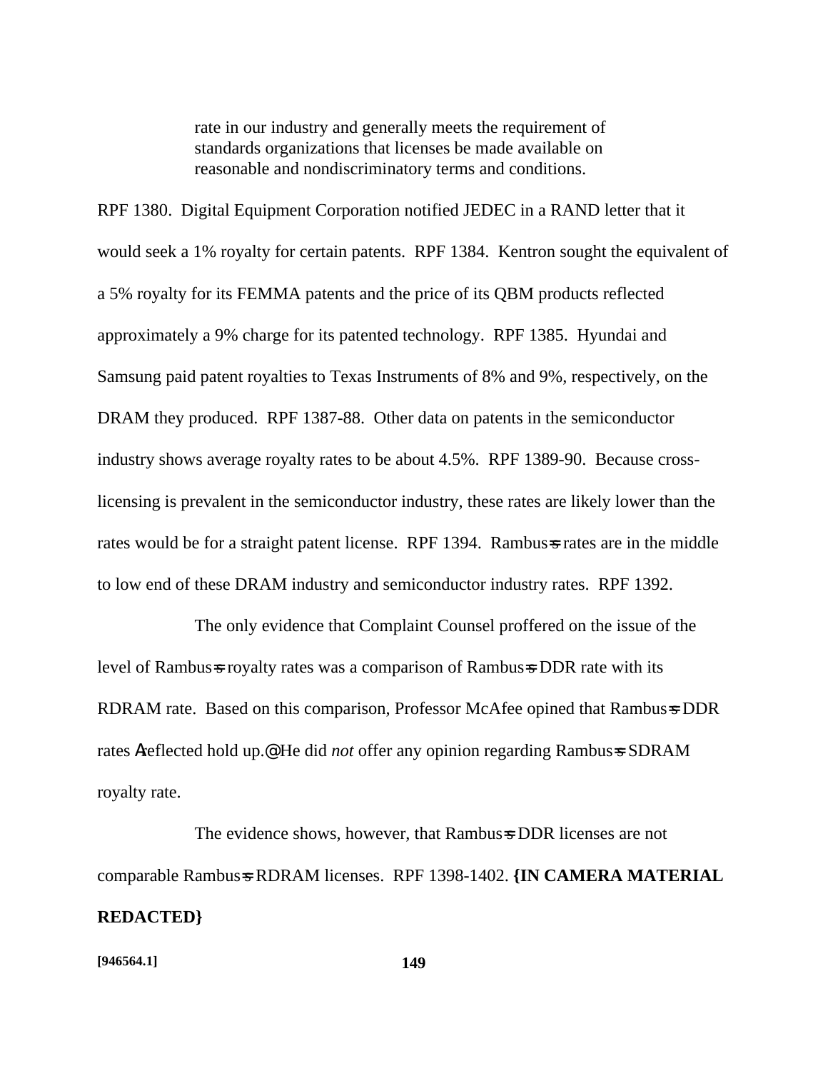> rate in our industry and generally meets the requirement of standards organizations that licenses be made available on reasonable and nondiscriminatory terms and conditions.

RPF 1380. Digital Equipment Corporation notified JEDEC in a RAND letter that it would seek a 1% royalty for certain patents. RPF 1384. Kentron sought the equivalent of a 5% royalty for its FEMMA patents and the price of its QBM products reflected approximately a 9% charge for its patented technology. RPF 1385. Hyundai and Samsung paid patent royalties to Texas Instruments of 8% and 9%, respectively, on the DRAM they produced. RPF 1387-88. Other data on patents in the semiconductor industry shows average royalty rates to be about 4.5%. RPF 1389-90. Because cross-licensing is prevalent in the semiconductor industry, these rates are likely lower than the rates would be for a straight patent license. RPF 1394. Rambus=s rates are in the middle to low end of these DRAM industry and semiconductor industry rates. RPF 1392.

The only evidence that Complaint Counsel proffered on the issue of the level of Rambus=s royalty rates was a comparison of Rambus=s DDR rate with its RDRAM rate. Based on this comparison, Professor McAfee opined that Rambus=s DDR rates Areflected hold up.@ He did *not* offer any opinion regarding Rambus=s SDRAM royalty rate.

The evidence shows, however, that Rambus=s DDR licenses are not comparable Rambus=s RDRAM licenses. RPF 1398-1402. **{IN CAMERA MATERIAL REDACTED}**

**[946564.1]**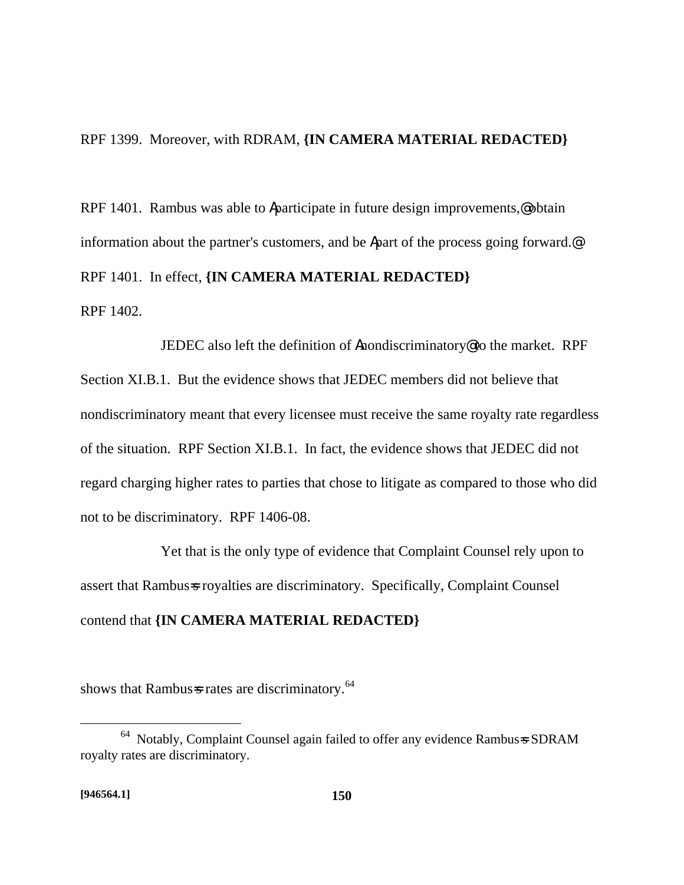RPF 1399. Moreover, with RDRAM, **{IN CAMERA MATERIAL REDACTED}**

RPF 1401. Rambus was able to Aparticipate in future design improvements,@ obtain information about the partner's customers, and be Apart of the process going forward.@ RPF 1401. In effect, **{IN CAMERA MATERIAL REDACTED}**

RPF 1402.

JEDEC also left the definition of Anondiscriminatory@ to the market. RPF Section XI.B.1. But the evidence shows that JEDEC members did not believe that nondiscriminatory meant that every licensee must receive the same royalty rate regardless of the situation. RPF Section XI.B.1. In fact, the evidence shows that JEDEC did not regard charging higher rates to parties that chose to litigate as compared to those who did not to be discriminatory. RPF 1406-08.

Yet that is the only type of evidence that Complaint Counsel rely upon to assert that Rambus=s royalties are discriminatory. Specifically, Complaint Counsel contend that **{IN CAMERA MATERIAL REDACTED}**

shows that Rambus=s rates are discriminatory.[64]

---

[64] Notably, Complaint Counsel again failed to offer any evidence Rambus=s SDRAM royalty rates are discriminatory.

**[946564.1]**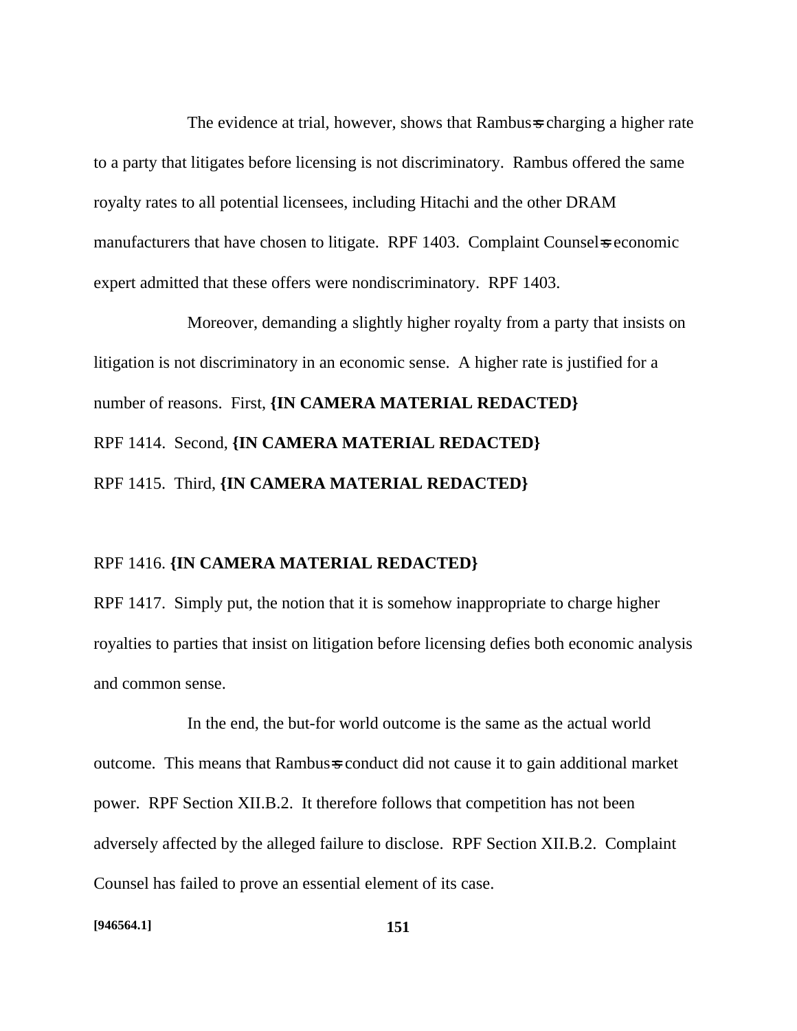The evidence at trial, however, shows that Rambus=s charging a higher rate to a party that litigates before licensing is not discriminatory. Rambus offered the same royalty rates to all potential licensees, including Hitachi and the other DRAM manufacturers that have chosen to litigate. RPF 1403. Complaint Counsel=s economic expert admitted that these offers were nondiscriminatory. RPF 1403.

Moreover, demanding a slightly higher royalty from a party that insists on litigation is not discriminatory in an economic sense. A higher rate is justified for a number of reasons. First, **{IN CAMERA MATERIAL REDACTED}** RPF 1414. Second, **{IN CAMERA MATERIAL REDACTED}** RPF 1415. Third, **{IN CAMERA MATERIAL REDACTED}**

RPF 1416. **{IN CAMERA MATERIAL REDACTED}**
RPF 1417. Simply put, the notion that it is somehow inappropriate to charge higher royalties to parties that insist on litigation before licensing defies both economic analysis and common sense.

In the end, the but-for world outcome is the same as the actual world outcome. This means that Rambus=s conduct did not cause it to gain additional market power. RPF Section XII.B.2. It therefore follows that competition has not been adversely affected by the alleged failure to disclose. RPF Section XII.B.2. Complaint Counsel has failed to prove an essential element of its case.

[946564.1]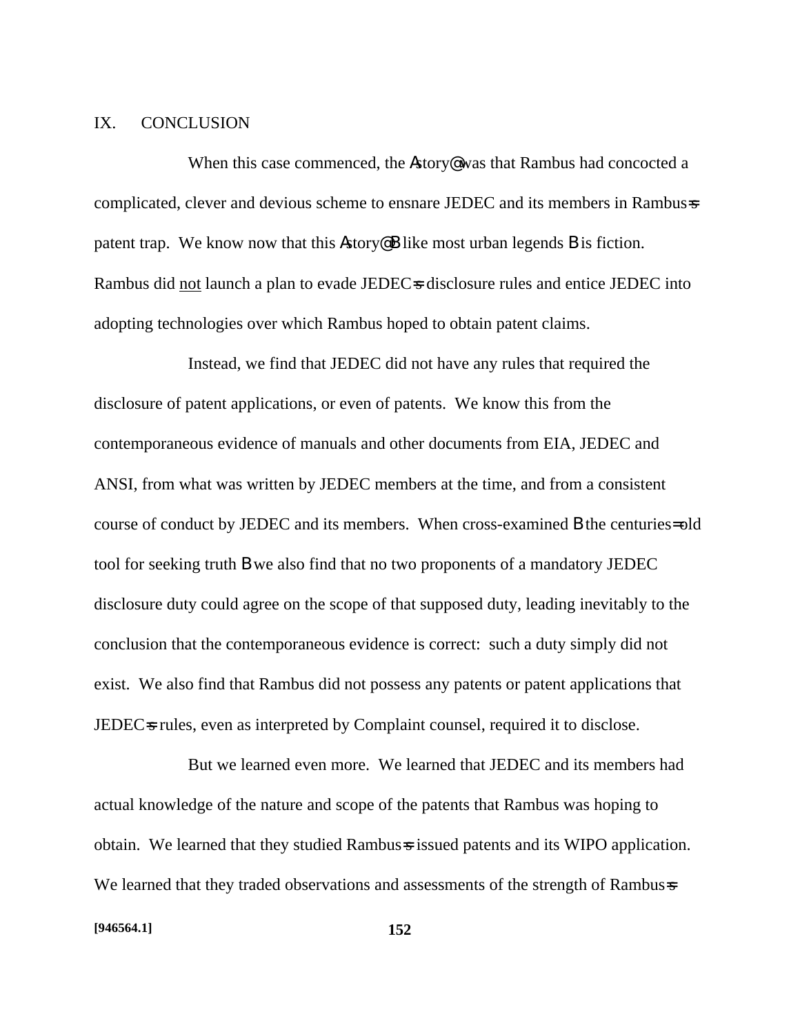## IX. CONCLUSION

When this case commenced, the "story" was that Rambus had concocted a complicated, clever and devious scheme to ensnare JEDEC and its members in Rambus's patent trap. We know now that this "story" – like most urban legends – is fiction. Rambus did <u>not</u> launch a plan to evade JEDEC's disclosure rules and entice JEDEC into adopting technologies over which Rambus hoped to obtain patent claims.

Instead, we find that JEDEC did not have any rules that required the disclosure of patent applications, or even of patents. We know this from the contemporaneous evidence of manuals and other documents from EIA, JEDEC and ANSI, from what was written by JEDEC members at the time, and from a consistent course of conduct by JEDEC and its members. When cross-examined – the centuries-old tool for seeking truth – we also find that no two proponents of a mandatory JEDEC disclosure duty could agree on the scope of that supposed duty, leading inevitably to the conclusion that the contemporaneous evidence is correct: such a duty simply did not exist. We also find that Rambus did not possess any patents or patent applications that JEDEC's rules, even as interpreted by Complaint counsel, required it to disclose.

But we learned even more. We learned that JEDEC and its members had actual knowledge of the nature and scope of the patents that Rambus was hoping to obtain. We learned that they studied Rambus's issued patents and its WIPO application. We learned that they traded observations and assessments of the strength of Rambus's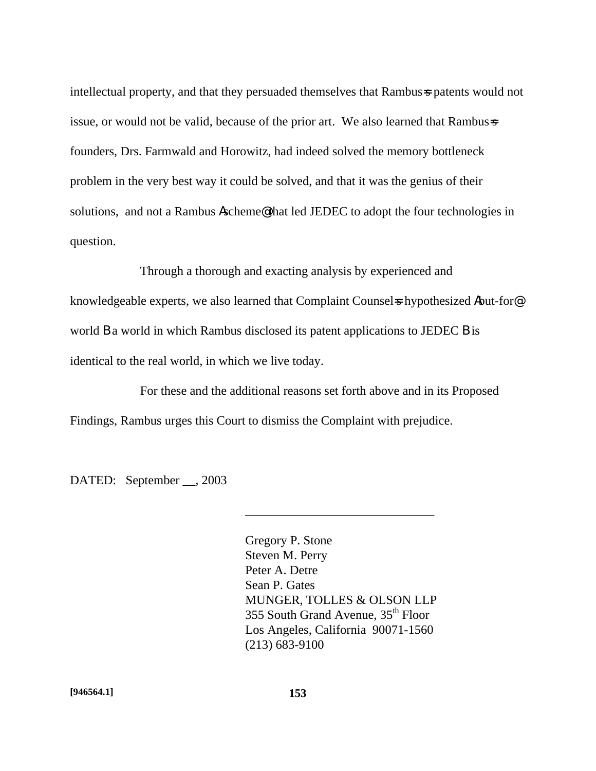intellectual property, and that they persuaded themselves that Rambus=s patents would not issue, or would not be valid, because of the prior art. We also learned that Rambus=s founders, Drs. Farmwald and Horowitz, had indeed solved the memory bottleneck problem in the very best way it could be solved, and that it was the genius of their solutions, and not a Rambus Ascheme@ that led JEDEC to adopt the four technologies in question.

Through a thorough and exacting analysis by experienced and knowledgeable experts, we also learned that Complaint Counsel=s hypothesized Abut-for@ world B a world in which Rambus disclosed its patent applications to JEDEC B is identical to the real world, in which we live today.

For these and the additional reasons set forth above and in its Proposed Findings, Rambus urges this Court to dismiss the Complaint with prejudice.

DATED: September __, 2003

______________________________

Gregory P. Stone
Steven M. Perry
Peter A. Detre
Sean P. Gates
MUNGER, TOLLES & OLSON LLP
355 South Grand Avenue, 35th Floor
Los Angeles, California 90071-1560
(213) 683-9100

[946564.1]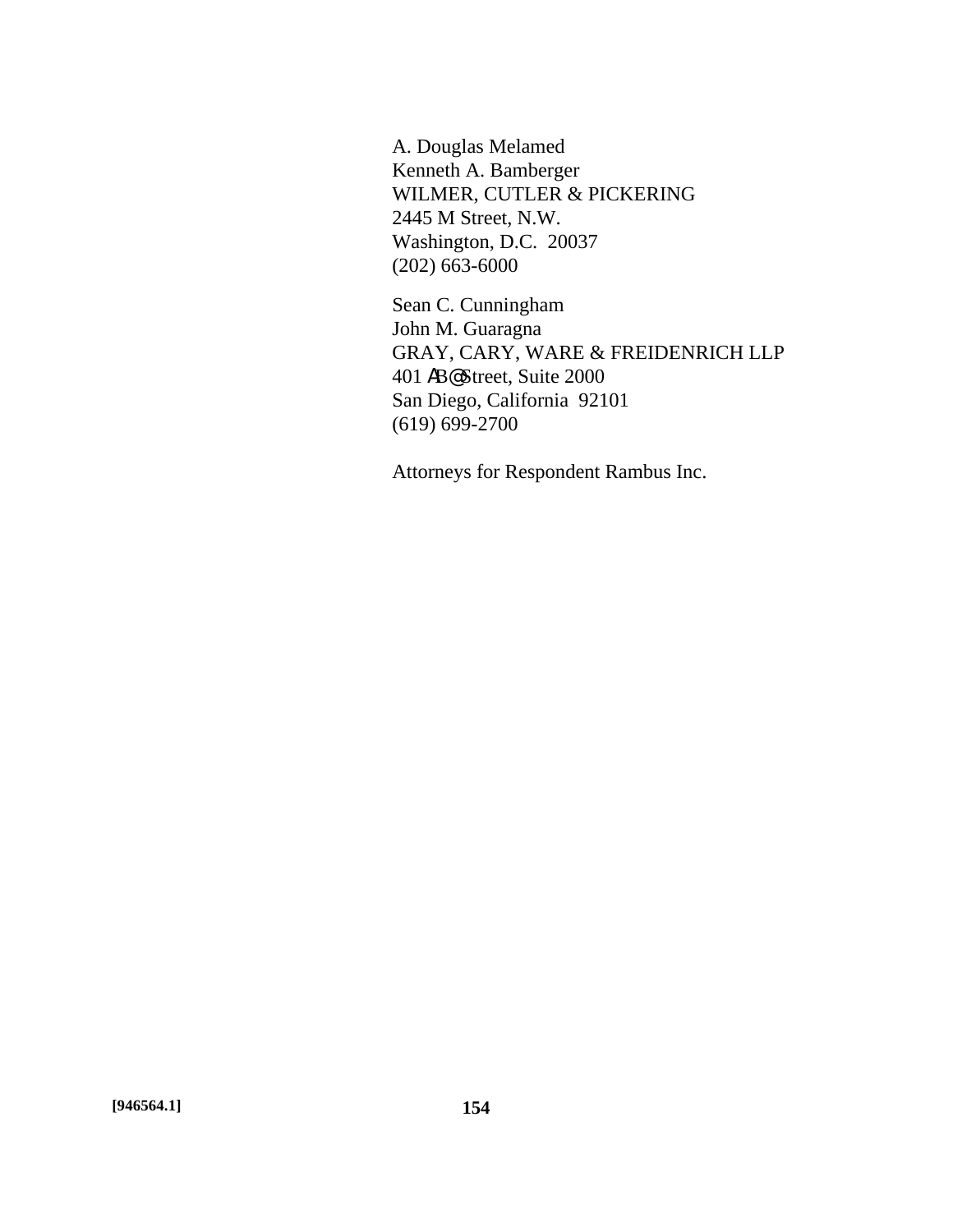A. Douglas Melamed
Kenneth A. Bamberger
WILMER, CUTLER & PICKERING
2445 M Street, N.W.
Washington, D.C. 20037
(202) 663-6000

Sean C. Cunningham
John M. Guaragna
GRAY, CARY, WARE & FREIDENRICH LLP
401 ΑΒ@Street, Suite 2000
San Diego, California 92101
(619) 699-2700

Attorneys for Respondent Rambus Inc.

**[946564.1]**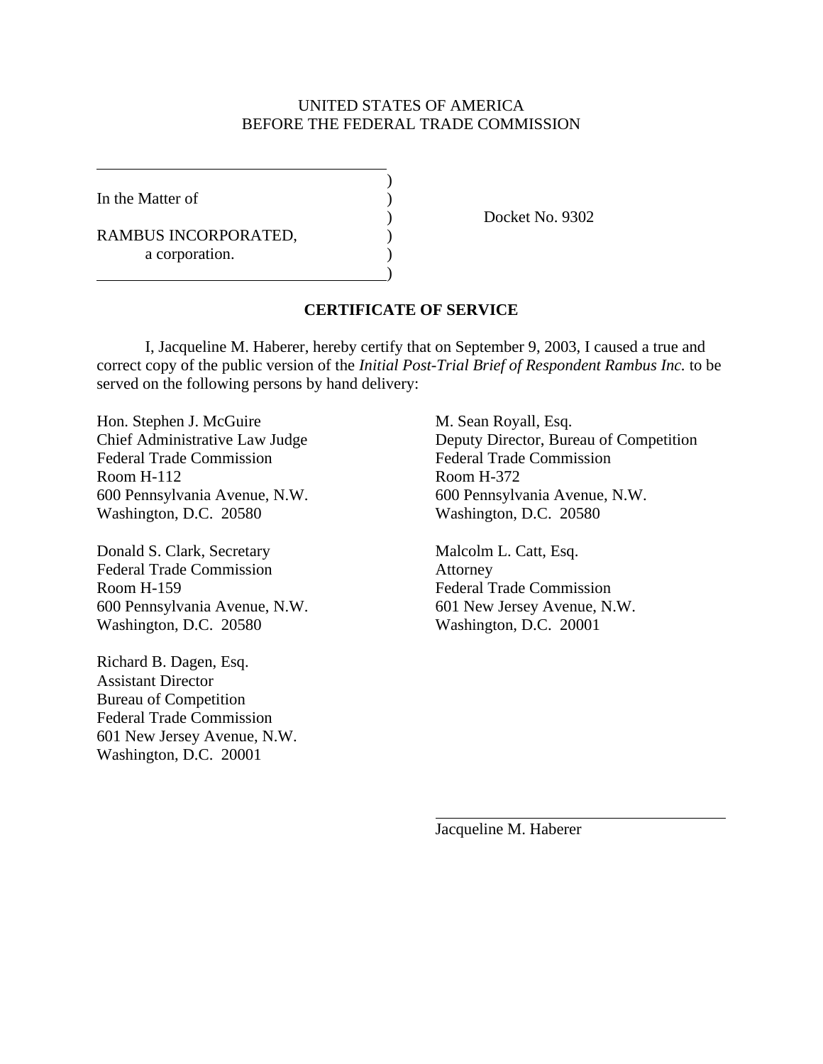UNITED STATES OF AMERICA
BEFORE THE FEDERAL TRADE COMMISSION

| | | |
|---|---|---|
| In the Matter of<br><br>RAMBUS INCORPORATED,<br>a corporation. | ) | Docket No. 9302 |

**CERTIFICATE OF SERVICE**

I, Jacqueline M. Haberer, hereby certify that on September 9, 2003, I caused a true and correct copy of the public version of the *Initial Post-Trial Brief of Respondent Rambus Inc.* to be served on the following persons by hand delivery:

Hon. Stephen J. McGuire
Chief Administrative Law Judge
Federal Trade Commission
Room H-112
600 Pennsylvania Avenue, N.W.
Washington, D.C. 20580

Donald S. Clark, Secretary
Federal Trade Commission
Room H-159
600 Pennsylvania Avenue, N.W.
Washington, D.C. 20580

Richard B. Dagen, Esq.
Assistant Director
Bureau of Competition
Federal Trade Commission
601 New Jersey Avenue, N.W.
Washington, D.C. 20001

M. Sean Royall, Esq.
Deputy Director, Bureau of Competition
Federal Trade Commission
Room H-372
600 Pennsylvania Avenue, N.W.
Washington, D.C. 20580

Malcolm L. Catt, Esq.
Attorney
Federal Trade Commission
601 New Jersey Avenue, N.W.
Washington, D.C. 20001

Jacqueline M. Haberer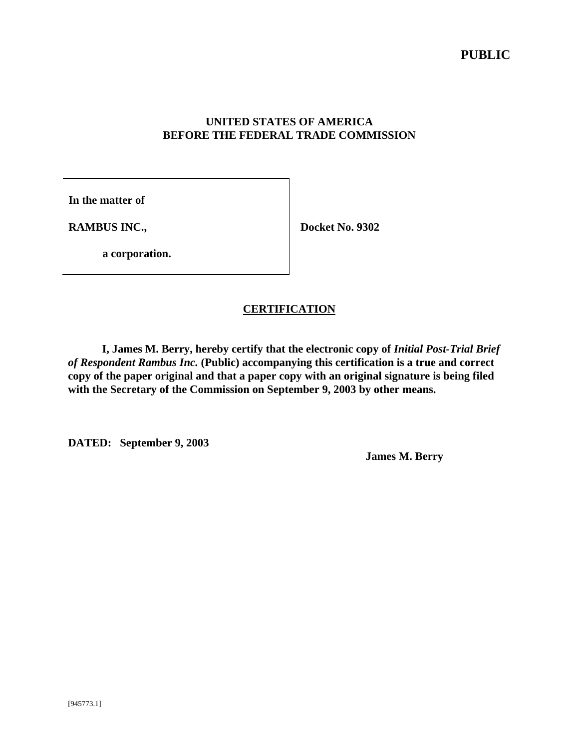**PUBLIC**

**UNITED STATES OF AMERICA**
**BEFORE THE FEDERAL TRADE COMMISSION**

| | |
|---|---|
| **In the matter of** <br> **RAMBUS INC.,** <br> **a corporation.** | **Docket No. 9302** |

## CERTIFICATION

**I, James M. Berry, hereby certify that the electronic copy of *Initial Post-Trial Brief of Respondent Rambus Inc.* (Public) accompanying this certification is a true and correct copy of the paper original and that a paper copy with an original signature is being filed with the Secretary of the Commission on September 9, 2003 by other means.**

**DATED: September 9, 2003**

**James M. Berry**

[945773.1]